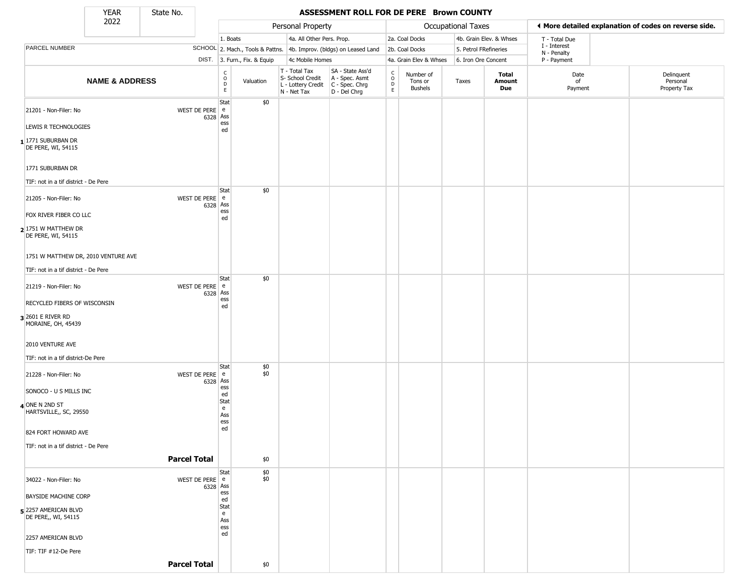# ASSESSMENT ROLL FOR DE PERE Brown COUNTY

YEAR 2022 | State No.

**Personal Property:** 1. Boats; 2. Mach., Tools & Pattns.; 3. Furn., Fix. & Equip; 4a. All Other Pers. Prop.; 4b. Improv. (bldgs) on Leased Land; 4c Mobile Homes

**Occupational Taxes:** 2a. Coal Docks; 2b. Coal Docks; 4a. Grain Elev & Whses; 4b. Grain Elev. & Whses; 5. Petrol FRefineries; 6. Iron Ore Concent

◄ More detailed explanation of codes on reverse side.

T - Total Due; I - Interest; N - Penalty; P - Payment

| | PARCEL NUMBER / NAME & ADDRESS | SCHOOL DIST. | CODE | Valuation | T - Total Tax S- School Credit L - Lottery Credit N - Net Tax | SA - State Ass'd A - Spec. Asmt C - Spec. Chrg D - Del Chrg | CODE | Number of Tons or Bushels | Taxes | Total Amount Due | Date of Payment | Delinquent Personal Property Tax |
|---|---|---|---|---|---|---|---|---|---|---|---|---|
| 1 | 21201 - Non-Filer: No<br>LEWIS R TECHNOLOGIES<br>1771 SUBURBAN DR<br>DE PERE, WI, 54115<br><br>1771 SUBURBAN DR<br>TIF: not in a tif district - De Pere | WEST DE PERE 6328 | State Assessed | $0 | | | | | | | | |
| 2 | 21205 - Non-Filer: No<br>FOX RIVER FIBER CO LLC<br>1751 W MATTHEW DR<br>DE PERE, WI, 54115<br><br>1751 W MATTHEW DR, 2010 VENTURE AVE<br>TIF: not in a tif district - De Pere | WEST DE PERE 6328 | State Assessed | $0 | | | | | | | | |
| 3 | 21219 - Non-Filer: No<br>RECYCLED FIBERS OF WISCONSIN<br>2601 E RIVER RD<br>MORAINE, OH, 45439<br><br>2010 VENTURE AVE<br>TIF: not in a tif district-De Pere | WEST DE PERE 6328 | State Assessed | $0 | | | | | | | | |
| 4 | 21228 - Non-Filer: No<br>SONOCO - U S MILLS INC<br>ONE N 2ND ST<br>HARTSVILLE,, SC, 29550<br><br>824 FORT HOWARD AVE<br>TIF: not in a tif district - De Pere | WEST DE PERE 6328 | State Assessed<br>State Assessed | $0<br>$0 | | | | | | | | |
| | **Parcel Total** | | | $0 | | | | | | | | |
| 5 | 34022 - Non-Filer: No<br>BAYSIDE MACHINE CORP<br>2257 AMERICAN BLVD<br>DE PERE,, WI, 54115<br><br>2257 AMERICAN BLVD<br>TIF: TIF #12-De Pere | WEST DE PERE 6328 | State Assessed<br>State Assessed | $0<br>$0 | | | | | | | | |
| | **Parcel Total** | | | $0 | | | | | | | | |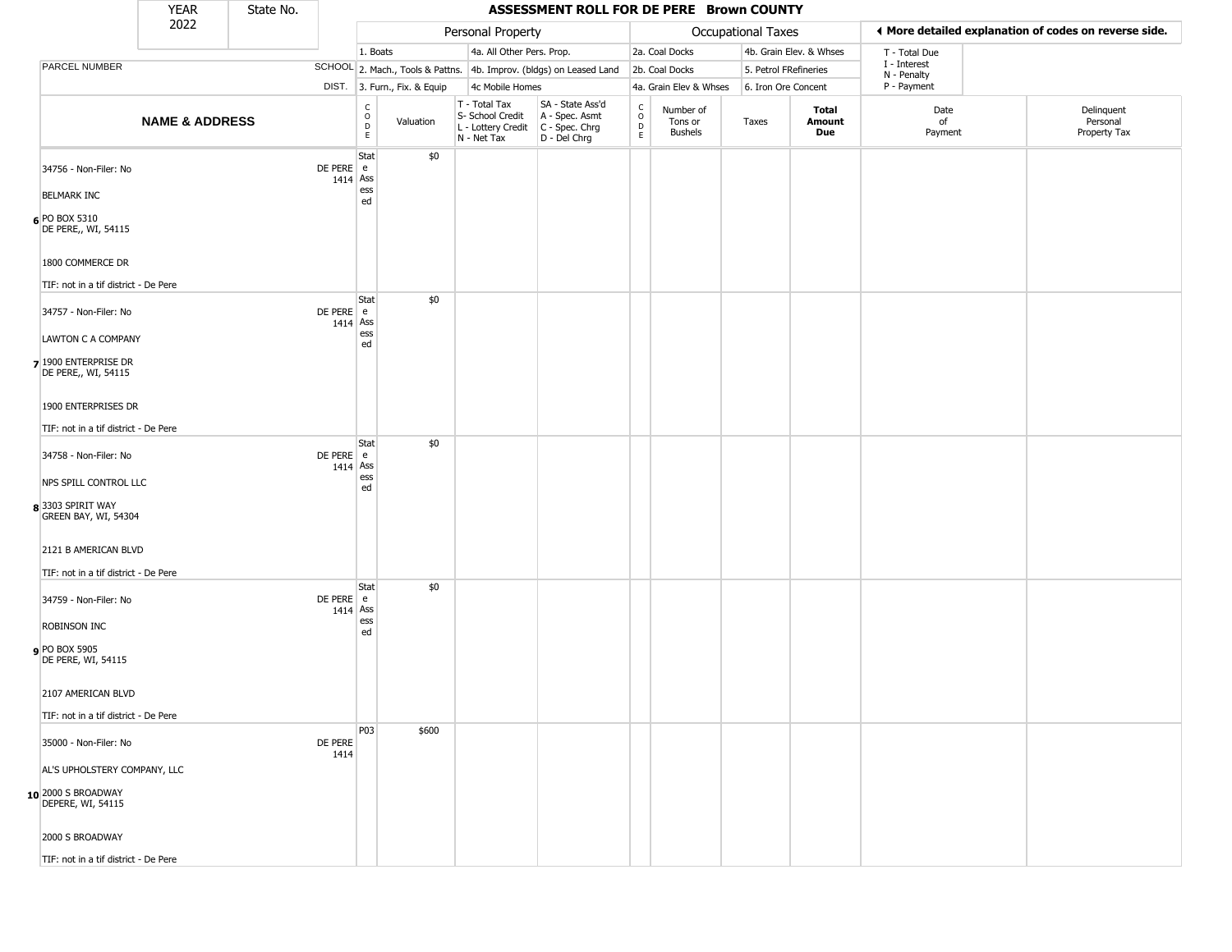| YEAR 2022 | State No. | | ASSESSMENT ROLL FOR DE PERE Brown COUNTY | | | | | | | | | | |
|---|---|---|---|---|---|---|---|---|---|---|---|---|---|

| PARCEL NUMBER | SCHOOL DIST. | Personal Property: 1. Boats; 2. Mach., Tools & Pattns.; 3. Furn., Fix. & Equip | 4a. All Other Pers. Prop.; 4b. Improv. (bldgs) on Leased Land; 4c Mobile Homes | | Occupational Taxes: 2a. Coal Docks; 2b. Coal Docks; 4a. Grain Elev & Whses | 4b. Grain Elev. & Whses; 5. Petrol FRefineries; 6. Iron Ore Concent | | | T - Total Due; I - Interest; N - Penalty; P - Payment | More detailed explanation of codes on reverse side. |
|---|---|---|---|---|---|---|---|---|---|---|

| | NAME & ADDRESS | | CODE | Valuation | T - Total Tax S- School Credit L - Lottery Credit N - Net Tax | SA - State Ass'd A - Spec. Asmt C - Spec. Chrg D - Del Chrg | CODE | Number of Tons or Bushels | Taxes | Total Amount Due | Date of Payment | Delinquent Personal Property Tax |
|---|---|---|---|---|---|---|---|---|---|---|---|---|
| 6 | 34756 - Non-Filer: No<br>BELMARK INC<br>PO BOX 5310<br>DE PERE,, WI, 54115<br>1800 COMMERCE DR<br>TIF: not in a tif district - De Pere | DE PERE 1414 | State Assessed | $0 | | | | | | | | |
| 7 | 34757 - Non-Filer: No<br>LAWTON C A COMPANY<br>1900 ENTERPRISE DR<br>DE PERE,, WI, 54115<br>1900 ENTERPRISES DR<br>TIF: not in a tif district - De Pere | DE PERE 1414 | State Assessed | $0 | | | | | | | | |
| 8 | 34758 - Non-Filer: No<br>NPS SPILL CONTROL LLC<br>3303 SPIRIT WAY<br>GREEN BAY, WI, 54304<br>2121 B AMERICAN BLVD<br>TIF: not in a tif district - De Pere | DE PERE 1414 | State Assessed | $0 | | | | | | | | |
| 9 | 34759 - Non-Filer: No<br>ROBINSON INC<br>PO BOX 5905<br>DE PERE, WI, 54115<br>2107 AMERICAN BLVD<br>TIF: not in a tif district - De Pere | DE PERE 1414 | State Assessed | $0 | | | | | | | | |
| 10 | 35000 - Non-Filer: No<br>AL'S UPHOLSTERY COMPANY, LLC<br>2000 S BROADWAY<br>DEPERE, WI, 54115<br>2000 S BROADWAY<br>TIF: not in a tif district - De Pere | DE PERE 1414 | P03 | $600 | | | | | | | | |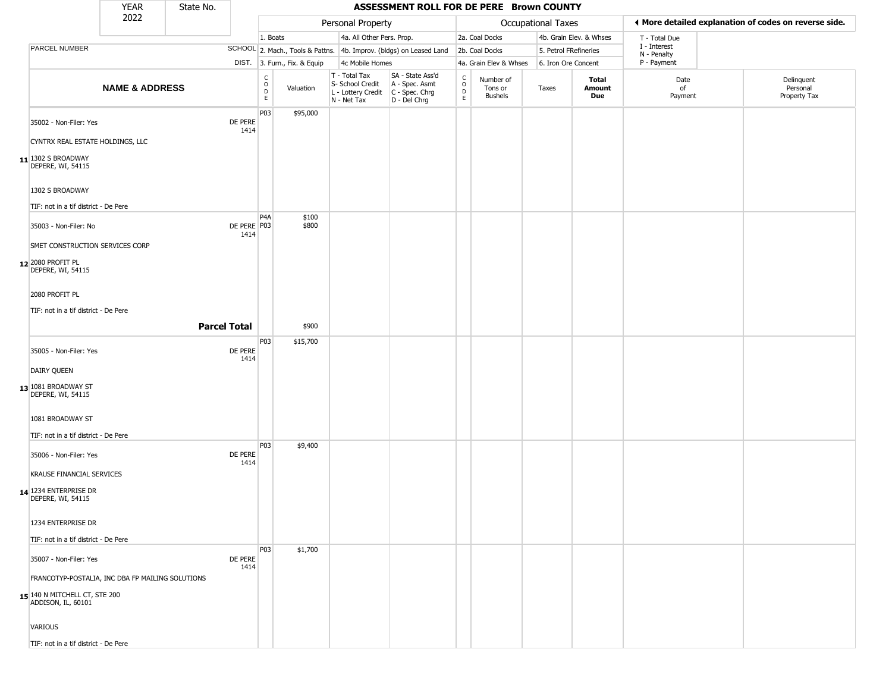| YEAR 2022 | State No. | | **ASSESSMENT ROLL FOR DE PERE Brown COUNTY** | | | | | | | | | | | |
|---|---|---|---|---|---|---|---|---|---|---|---|---|---|---|
| | | | Personal Property | | | | Occupational Taxes | | | | | ◄ More detailed explanation of codes on reverse side. | | |
| | | | 1. Boats | | 4a. All Other Pers. Prop. | | 2a. Coal Docks | | 4b. Grain Elev. & Whses | | | T - Total Due | | |
| PARCEL NUMBER | | SCHOOL | 2. Mach., Tools & Pattns. | | 4b. Improv. (bldgs) on Leased Land | | 2b. Coal Docks | | 5. Petrol FRefineries | | | I - Interest | N - Penalty | |
| | | DIST. | 3. Furn., Fix. & Equip | | 4c Mobile Homes | | 4a. Grain Elev & Whses | | 6. Iron Ore Concent | | | P - Payment | | |
| | **NAME & ADDRESS** | | CODE | Valuation | T - Total Tax S- School Credit L - Lottery Credit N - Net Tax | SA - State Ass'd A - Spec. Asmt C - Spec. Chrg D - Del Chrg | CODE | Number of Tons or Bushels | Taxes | **Total Amount Due** | | Date of Payment | | Delinquent Personal Property Tax |
| 11 | 35002 - Non-Filer: Yes<br>CYNTRX REAL ESTATE HOLDINGS, LLC<br>1302 S BROADWAY<br>DEPERE, WI, 54115<br>1302 S BROADWAY<br>TIF: not in a tif district - De Pere | DE PERE 1414 | P03 | $95,000 | | | | | | | | | | |
| 12 | 35003 - Non-Filer: No<br>SMET CONSTRUCTION SERVICES CORP<br>2080 PROFIT PL<br>DEPERE, WI, 54115<br>2080 PROFIT PL<br>TIF: not in a tif district - De Pere | DE PERE 1414 | P4A<br>P03 | $100<br>$800 | | | | | | | | | | |
| | **Parcel Total** | | | $900 | | | | | | | | | | |
| 13 | 35005 - Non-Filer: Yes<br>DAIRY QUEEN<br>1081 BROADWAY ST<br>DEPERE, WI, 54115<br>1081 BROADWAY ST<br>TIF: not in a tif district - De Pere | DE PERE 1414 | P03 | $15,700 | | | | | | | | | | |
| 14 | 35006 - Non-Filer: Yes<br>KRAUSE FINANCIAL SERVICES<br>1234 ENTERPRISE DR<br>DEPERE, WI, 54115<br>1234 ENTERPRISE DR<br>TIF: not in a tif district - De Pere | DE PERE 1414 | P03 | $9,400 | | | | | | | | | | |
| 15 | 35007 - Non-Filer: Yes<br>FRANCOTYP-POSTALIA, INC DBA FP MAILING SOLUTIONS<br>140 N MITCHELL CT, STE 200<br>ADDISON, IL, 60101<br>VARIOUS<br>TIF: not in a tif district - De Pere | DE PERE 1414 | P03 | $1,700 | | | | | | | | | | |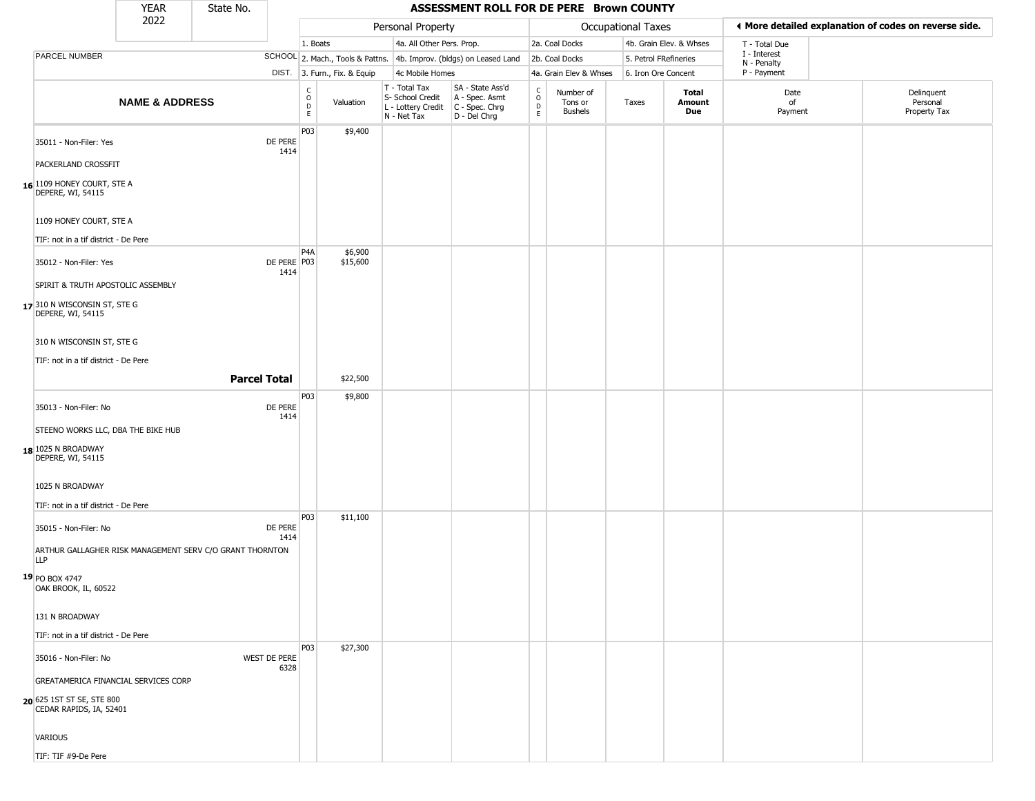# ASSESSMENT ROLL FOR DE PERE Brown COUNTY

| YEAR | State No. |
|---|---|
| 2022 | |

**Personal Property:** 1. Boats; 2. Mach., Tools & Pattns.; 3. Furn., Fix. & Equip; 4a. All Other Pers. Prop.; 4b. Improv. (bldgs) on Leased Land; 4c Mobile Homes

**Occupational Taxes:** 2a. Coal Docks; 2b. Coal Docks; 4a. Grain Elev & Whses; 4b. Grain Elev. & Whses; 5. Petrol FRefineries; 6. Iron Ore Concent

◄ More detailed explanation of codes on reverse side.

T - Total Due; I - Interest; N - Penalty; P - Payment

T - Total Tax; S- School Credit; L - Lottery Credit; N - Net Tax

SA - State Ass'd; A - Spec. Asmt; C - Spec. Chrg; D - Del Chrg

| | PARCEL NUMBER / NAME & ADDRESS | SCHOOL DIST. | CODE | Valuation | T/S/L/N | SA/A/C/D | CODE | Number of Tons or Bushels | Taxes | Total Amount Due | Date of Payment | Delinquent Personal Property Tax |
|---|---|---|---|---|---|---|---|---|---|---|---|---|
| 16 | 35011 - Non-Filer: Yes<br>PACKERLAND CROSSFIT<br>1109 HONEY COURT, STE A<br>DEPERE, WI, 54115<br>1109 HONEY COURT, STE A<br>TIF: not in a tif district - De Pere | DE PERE 1414 | P03 | $9,400 | | | | | | | | |
| 17 | 35012 - Non-Filer: Yes<br>SPIRIT & TRUTH APOSTOLIC ASSEMBLY<br>310 N WISCONSIN ST, STE G<br>DEPERE, WI, 54115<br>310 N WISCONSIN ST, STE G<br>TIF: not in a tif district - De Pere | DE PERE 1414 | P4A<br>P03 | $6,900<br>$15,600 | | | | | | | | |
| | **Parcel Total** | | | $22,500 | | | | | | | | |
| 18 | 35013 - Non-Filer: No<br>STEENO WORKS LLC, DBA THE BIKE HUB<br>1025 N BROADWAY<br>DEPERE, WI, 54115<br>1025 N BROADWAY<br>TIF: not in a tif district - De Pere | DE PERE 1414 | P03 | $9,800 | | | | | | | | |
| 19 | 35015 - Non-Filer: No<br>ARTHUR GALLAGHER RISK MANAGEMENT SERV C/O GRANT THORNTON LLP<br>PO BOX 4747<br>OAK BROOK, IL, 60522<br>131 N BROADWAY<br>TIF: not in a tif district - De Pere | DE PERE 1414 | P03 | $11,100 | | | | | | | | |
| 20 | 35016 - Non-Filer: No<br>GREATAMERICA FINANCIAL SERVICES CORP<br>625 1ST ST SE, STE 800<br>CEDAR RAPIDS, IA, 52401<br>VARIOUS<br>TIF: TIF #9-De Pere | WEST DE PERE 6328 | P03 | $27,300 | | | | | | | | |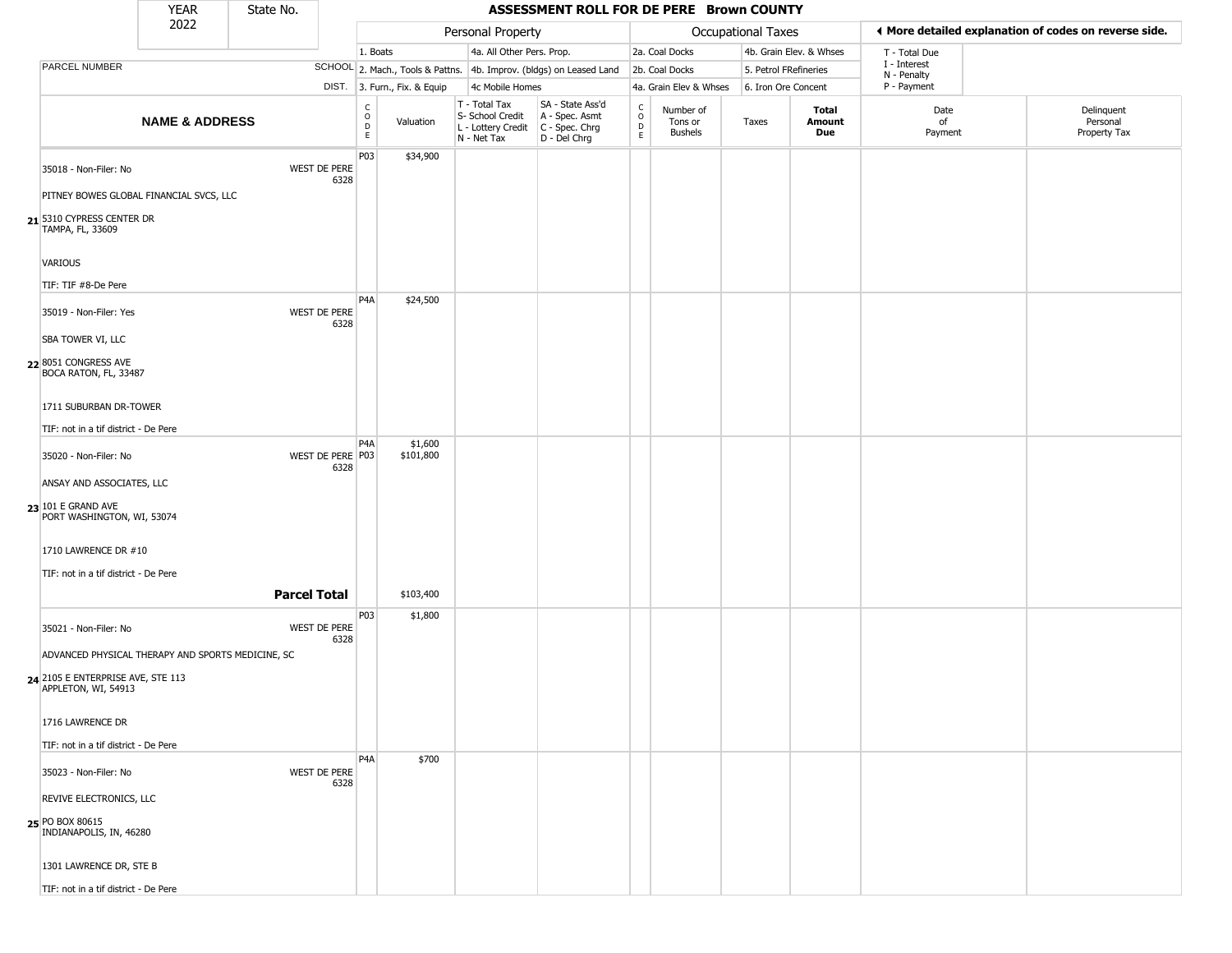# ASSESSMENT ROLL FOR DE PERE Brown COUNTY

YEAR 2022 | State No.

| | | Personal Property | | | | Occupational Taxes | | | | ◄ More detailed explanation of codes on reverse side. | |
|---|---|---|---|---|---|---|---|---|---|---|---|
| PARCEL NUMBER | SCHOOL DIST. | 1. Boats<br>2. Mach., Tools & Pattns.<br>3. Furn., Fix. & Equip | | 4a. All Other Pers. Prop.<br>4b. Improv. (bldgs) on Leased Land<br>4c Mobile Homes | | 2a. Coal Docks<br>2b. Coal Docks<br>4a. Grain Elev & Whses | | 4b. Grain Elev. & Whses<br>5. Petrol FRefineries<br>6. Iron Ore Concent | | T - Total Due<br>I - Interest<br>N - Penalty<br>P - Payment | |
| **NAME & ADDRESS** | | CODE | Valuation | T - Total Tax<br>S- School Credit<br>L - Lottery Credit<br>N - Net Tax | SA - State Ass'd<br>A - Spec. Asmt<br>C - Spec. Chrg<br>D - Del Chrg | CODE | Number of Tons or Bushels | Taxes | **Total Amount Due** | Date of Payment | Delinquent Personal Property Tax |
| 21 35018 - Non-Filer: No<br>PITNEY BOWES GLOBAL FINANCIAL SVCS, LLC<br>5310 CYPRESS CENTER DR<br>TAMPA, FL, 33609<br>VARIOUS<br>TIF: TIF #8-De Pere | WEST DE PERE 6328 | P03 | $34,900 | | | | | | | | |
| 22 35019 - Non-Filer: Yes<br>SBA TOWER VI, LLC<br>8051 CONGRESS AVE<br>BOCA RATON, FL, 33487<br>1711 SUBURBAN DR-TOWER<br>TIF: not in a tif district - De Pere | WEST DE PERE 6328 | P4A | $24,500 | | | | | | | | |
| 23 35020 - Non-Filer: No<br>ANSAY AND ASSOCIATES, LLC<br>101 E GRAND AVE<br>PORT WASHINGTON, WI, 53074<br>1710 LAWRENCE DR #10<br>TIF: not in a tif district - De Pere | WEST DE PERE 6328 | P4A<br>P03 | $1,600<br>$101,800 | | | | | | | | |
| | **Parcel Total** | | $103,400 | | | | | | | | |
| 24 35021 - Non-Filer: No<br>ADVANCED PHYSICAL THERAPY AND SPORTS MEDICINE, SC<br>2105 E ENTERPRISE AVE, STE 113<br>APPLETON, WI, 54913<br>1716 LAWRENCE DR<br>TIF: not in a tif district - De Pere | WEST DE PERE 6328 | P03 | $1,800 | | | | | | | | |
| 25 35023 - Non-Filer: No<br>REVIVE ELECTRONICS, LLC<br>PO BOX 80615<br>INDIANAPOLIS, IN, 46280<br>1301 LAWRENCE DR, STE B<br>TIF: not in a tif district - De Pere | WEST DE PERE 6328 | P4A | $700 | | | | | | | | |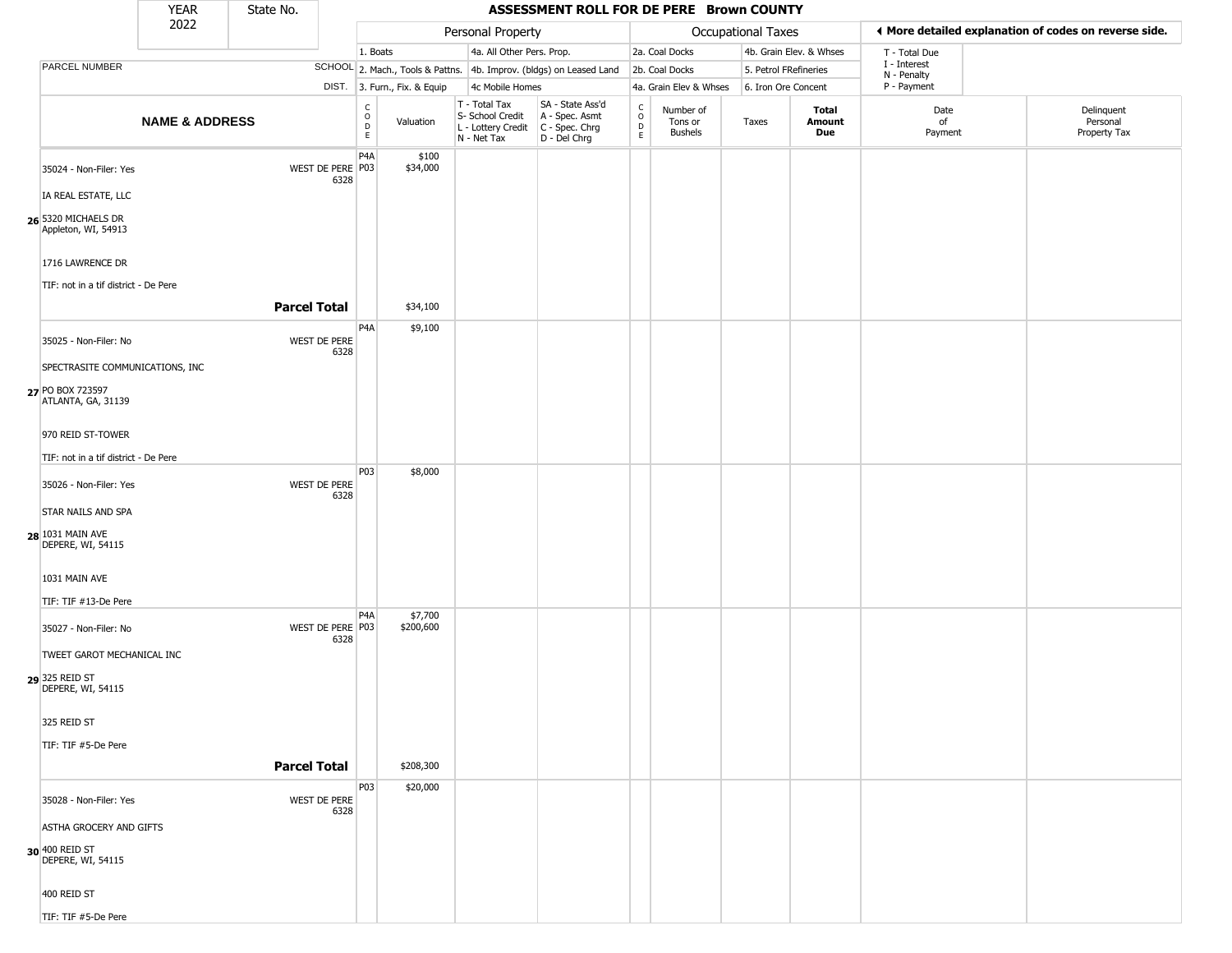# ASSESSMENT ROLL FOR DE PERE Brown COUNTY

| YEAR 2022 | State No. |
|---|---|

| | | Personal Property | | | | Occupational Taxes | | | | More detailed explanation of codes on reverse side. | |
|---|---|---|---|---|---|---|---|---|---|---|---|
| PARCEL NUMBER | SCHOOL DIST. | 1. Boats / 2. Mach., Tools & Pattns. / 3. Furn., Fix. & Equip | | 4a. All Other Pers. Prop. / 4b. Improv. (bldgs) on Leased Land / 4c Mobile Homes | | 2a. Coal Docks / 2b. Coal Docks / 4a. Grain Elev & Whses | | 4b. Grain Elev. & Whses / 5. Petrol FRefineries / 6. Iron Ore Concent | | T - Total Due / I - Interest / N - Penalty / P - Payment | |
| **NAME & ADDRESS** | | CODE | Valuation | T - Total Tax / S- School Credit / L - Lottery Credit / N - Net Tax | SA - State Ass'd / A - Spec. Asmt / C - Spec. Chrg / D - Del Chrg | CODE | Number of Tons or Bushels | Taxes | **Total Amount Due** | Date of Payment | Delinquent Personal Property Tax |
| 35024 - Non-Filer: Yes<br>IA REAL ESTATE, LLC<br>**26** 5320 MICHAELS DR<br>Appleton, WI, 54913<br>1716 LAWRENCE DR<br>TIF: not in a tif district - De Pere | WEST DE PERE 6328 | P4A<br>P03 | $100<br>$34,000 | | | | | | | | |
| | **Parcel Total** | | $34,100 | | | | | | | | |
| 35025 - Non-Filer: No<br>SPECTRASITE COMMUNICATIONS, INC<br>**27** PO BOX 723597<br>ATLANTA, GA, 31139<br>970 REID ST-TOWER<br>TIF: not in a tif district - De Pere | WEST DE PERE 6328 | P4A | $9,100 | | | | | | | | |
| 35026 - Non-Filer: Yes<br>STAR NAILS AND SPA<br>**28** 1031 MAIN AVE<br>DEPERE, WI, 54115<br>1031 MAIN AVE<br>TIF: TIF #13-De Pere | WEST DE PERE 6328 | P03 | $8,000 | | | | | | | | |
| 35027 - Non-Filer: No<br>TWEET GAROT MECHANICAL INC<br>**29** 325 REID ST<br>DEPERE, WI, 54115<br>325 REID ST<br>TIF: TIF #5-De Pere | WEST DE PERE 6328 | P4A<br>P03 | $7,700<br>$200,600 | | | | | | | | |
| | **Parcel Total** | | $208,300 | | | | | | | | |
| 35028 - Non-Filer: Yes<br>ASTHA GROCERY AND GIFTS<br>**30** 400 REID ST<br>DEPERE, WI, 54115<br>400 REID ST<br>TIF: TIF #5-De Pere | WEST DE PERE 6328 | P03 | $20,000 | | | | | | | | |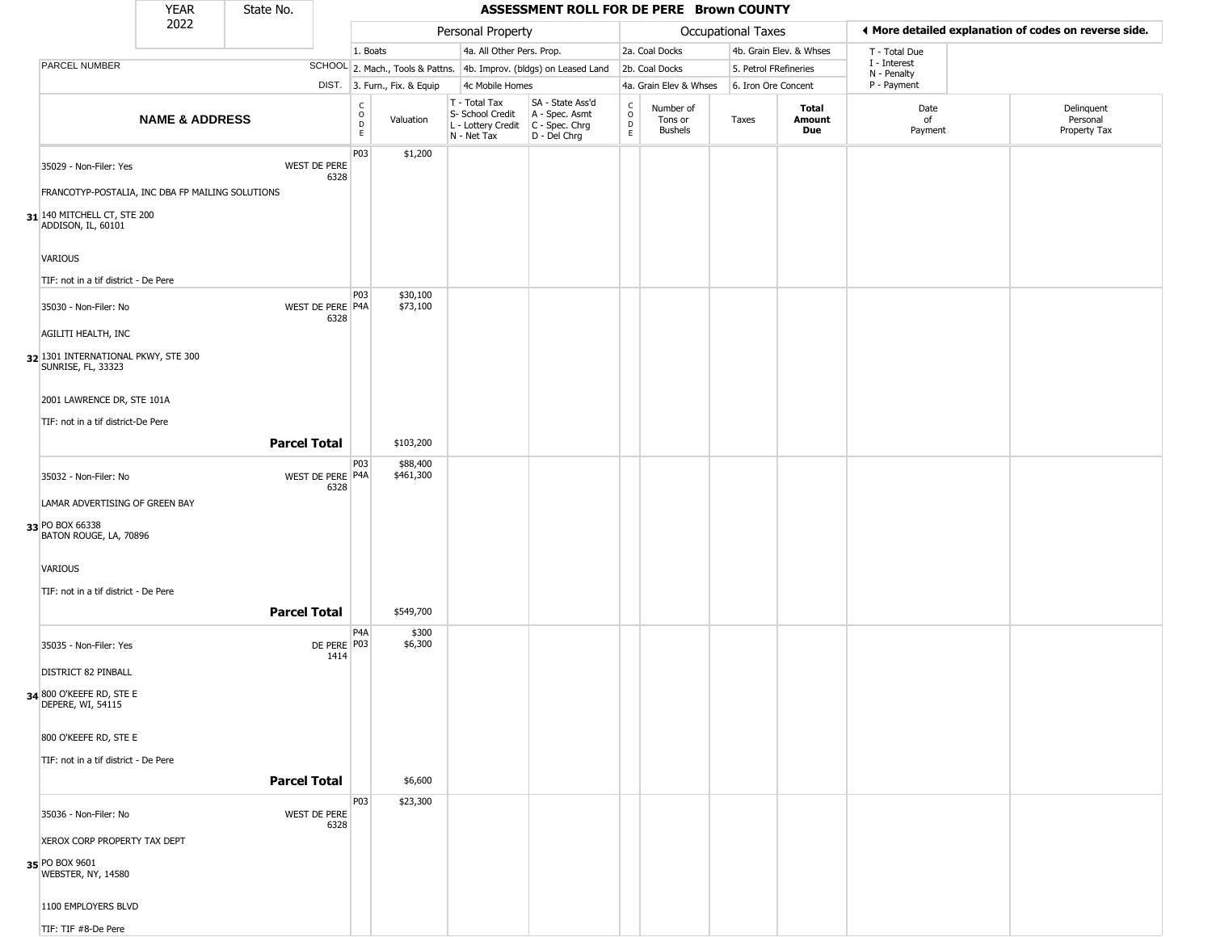| YEAR | State No. |
|---|---|
| 2022 | |

# ASSESSMENT ROLL FOR DE PERE Brown COUNTY

| | | Personal Property | | | | | Occupational Taxes | | | | ◀ More detailed explanation of codes on reverse side. | |
|---|---|---|---|---|---|---|---|---|---|---|---|---|
| | | 1. Boats | | 4a. All Other Pers. Prop. | | | 2a. Coal Docks | | 4b. Grain Elev. & Whses | | T - Total Due<br>I - Interest<br>N - Penalty<br>P - Payment | |
| PARCEL NUMBER | SCHOOL | 2. Mach., Tools & Pattns. | | 4b. Improv. (bldgs) on Leased Land | | | 2b. Coal Docks | | 5. Petrol FRefineries | | | |
| | DIST. | 3. Furn., Fix. & Equip | | 4c Mobile Homes | | | 4a. Grain Elev & Whses | | 6. Iron Ore Concent | | | |
| NAME & ADDRESS | | CODE | Valuation | T - Total Tax<br>S- School Credit<br>L - Lottery Credit<br>N - Net Tax | SA - State Ass'd<br>A - Spec. Asmt<br>C - Spec. Chrg<br>D - Del Chrg | CODE | Number of Tons or Bushels | Taxes | Total Amount Due | | Date of Payment | Delinquent Personal Property Tax |
| 31 35029 - Non-Filer: Yes<br>FRANCOTYP-POSTALIA, INC DBA FP MAILING SOLUTIONS<br>140 MITCHELL CT, STE 200<br>ADDISON, IL, 60101<br>VARIOUS<br>TIF: not in a tif district - De Pere | WEST DE PERE 6328 | P03 | $1,200 | | | | | | | | | |
| 32 35030 - Non-Filer: No<br>AGILITI HEALTH, INC<br>1301 INTERNATIONAL PKWY, STE 300<br>SUNRISE, FL, 33323<br>2001 LAWRENCE DR, STE 101A<br>TIF: not in a tif district-De Pere | WEST DE PERE 6328 | P03<br>P4A | $30,100<br>$73,100 | | | | | | | | | |
| **Parcel Total** | | | $103,200 | | | | | | | | | |
| 33 35032 - Non-Filer: No<br>LAMAR ADVERTISING OF GREEN BAY<br>PO BOX 66338<br>BATON ROUGE, LA, 70896<br>VARIOUS<br>TIF: not in a tif district - De Pere | WEST DE PERE 6328 | P03<br>P4A | $88,400<br>$461,300 | | | | | | | | | |
| **Parcel Total** | | | $549,700 | | | | | | | | | |
| 34 35035 - Non-Filer: Yes<br>DISTRICT 82 PINBALL<br>800 O'KEEFE RD, STE E<br>DEPERE, WI, 54115<br>800 O'KEEFE RD, STE E<br>TIF: not in a tif district - De Pere | DE PERE 1414 | P4A<br>P03 | $300<br>$6,300 | | | | | | | | | |
| **Parcel Total** | | | $6,600 | | | | | | | | | |
| 35 35036 - Non-Filer: No<br>XEROX CORP PROPERTY TAX DEPT<br>PO BOX 9601<br>WEBSTER, NY, 14580<br>1100 EMPLOYERS BLVD<br>TIF: TIF #8-De Pere | WEST DE PERE 6328 | P03 | $23,300 | | | | | | | | | |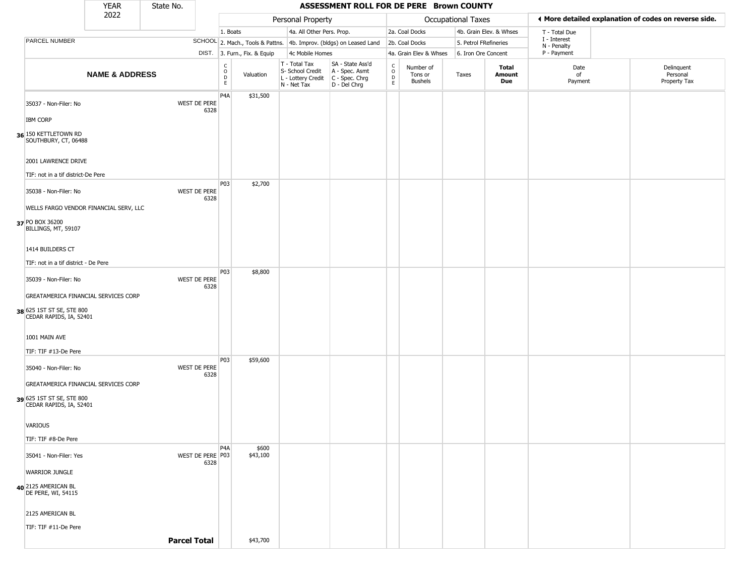| YEAR | State No. |
|---|---|
| 2022 | |

# ASSESSMENT ROLL FOR DE PERE Brown COUNTY

| | | Personal Property | | | | Occupational Taxes | | | | ◄ More detailed explanation of codes on reverse side. | |
|---|---|---|---|---|---|---|---|---|---|---|---|
| PARCEL NUMBER | SCHOOL DIST. | 1. Boats<br>2. Mach., Tools & Pattns.<br>3. Furn., Fix. & Equip | | 4a. All Other Pers. Prop.<br>4b. Improv. (bldgs) on Leased Land<br>4c Mobile Homes | | 2a. Coal Docks<br>2b. Coal Docks<br>4a. Grain Elev & Whses | | 4b. Grain Elev. & Whses<br>5. Petrol FRefineries<br>6. Iron Ore Concent | | T - Total Due<br>I - Interest<br>N - Penalty<br>P - Payment | |
| **NAME & ADDRESS** | | CODE | Valuation | T - Total Tax<br>S- School Credit<br>L - Lottery Credit<br>N - Net Tax | SA - State Ass'd<br>A - Spec. Asmt<br>C - Spec. Chrg<br>D - Del Chrg | CODE | Number of Tons or Bushels | Taxes | **Total Amount Due** | Date of Payment | Delinquent Personal Property Tax |
| 36 35037 - Non-Filer: No<br>IBM CORP<br>150 KETTLETOWN RD<br>SOUTHBURY, CT, 06488<br>2001 LAWRENCE DRIVE<br>TIF: not in a tif district-De Pere | WEST DE PERE 6328 | P4A | $31,500 | | | | | | | | |
| 37 35038 - Non-Filer: No<br>WELLS FARGO VENDOR FINANCIAL SERV, LLC<br>PO BOX 36200<br>BILLINGS, MT, 59107<br>1414 BUILDERS CT<br>TIF: not in a tif district - De Pere | WEST DE PERE 6328 | P03 | $2,700 | | | | | | | | |
| 38 35039 - Non-Filer: No<br>GREATAMERICA FINANCIAL SERVICES CORP<br>625 1ST ST SE, STE 800<br>CEDAR RAPIDS, IA, 52401<br>1001 MAIN AVE<br>TIF: TIF #13-De Pere | WEST DE PERE 6328 | P03 | $8,800 | | | | | | | | |
| 39 35040 - Non-Filer: No<br>GREATAMERICA FINANCIAL SERVICES CORP<br>625 1ST ST SE, STE 800<br>CEDAR RAPIDS, IA, 52401<br>VARIOUS<br>TIF: TIF #8-De Pere | WEST DE PERE 6328 | P03 | $59,600 | | | | | | | | |
| 40 35041 - Non-Filer: Yes<br>WARRIOR JUNGLE<br>2125 AMERICAN BL<br>DE PERE, WI, 54115<br>2125 AMERICAN BL<br>TIF: TIF #11-De Pere | WEST DE PERE 6328 | P4A<br>P03 | $600<br>$43,100 | | | | | | | | |
| | **Parcel Total** | | $43,700 | | | | | | | | |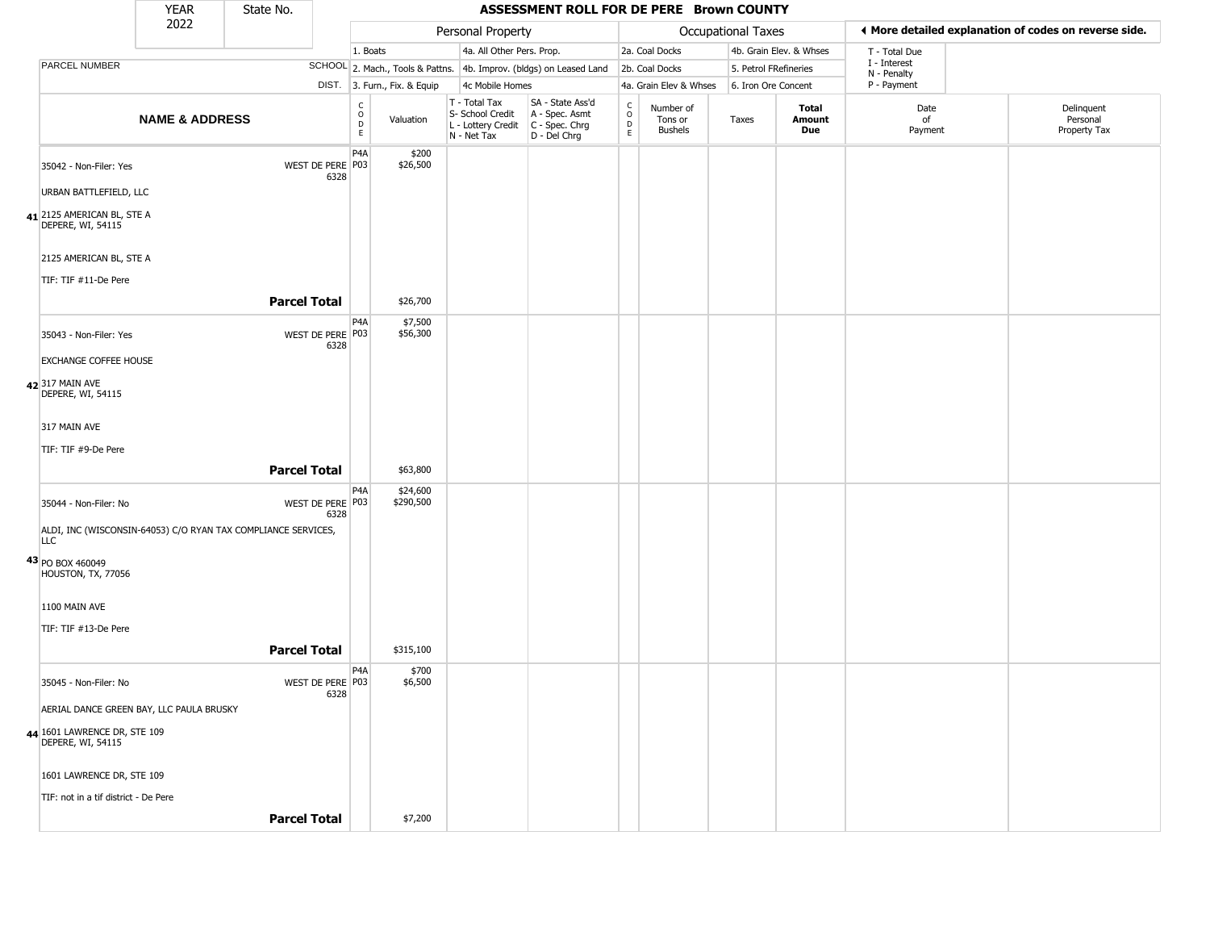| YEAR | State No. | ASSESSMENT ROLL FOR DE PERE Brown COUNTY |
|---|---|---|
| 2022 | | |

| PARCEL NUMBER | SCHOOL DIST. | Personal Property | | | | Occupational Taxes | | | | ◄ More detailed explanation of codes on reverse side. | |
|---|---|---|---|---|---|---|---|---|---|---|---|
| | | 1. Boats | | 4a. All Other Pers. Prop. | | 2a. Coal Docks | | 4b. Grain Elev. & Whses | | T - Total Due | |
| | | 2. Mach., Tools & Pattns. | | 4b. Improv. (bldgs) on Leased Land | | 2b. Coal Docks | | 5. Petrol FRefineries | | I - Interest | |
| | | 3. Furn., Fix. & Equip | | 4c Mobile Homes | | 4a. Grain Elev & Whses | | 6. Iron Ore Concent | | N - Penalty P - Payment | |
| **NAME & ADDRESS** | | CODE | Valuation | T - Total Tax S- School Credit L - Lottery Credit N - Net Tax | SA - State Ass'd A - Spec. Asmt C - Spec. Chrg D - Del Chrg | CODE | Number of Tons or Bushels | Taxes | **Total Amount Due** | Date of Payment | Delinquent Personal Property Tax |
| 35042 - Non-Filer: Yes | WEST DE PERE 6328 | P4A P03 | $200 $26,500 | | | | | | | | |
| URBAN BATTLEFIELD, LLC | | | | | | | | | | | |
| **41** 2125 AMERICAN BL, STE A DEPERE, WI, 54115 | | | | | | | | | | | |
| 2125 AMERICAN BL, STE A | | | | | | | | | | | |
| TIF: TIF #11-De Pere | | | | | | | | | | | |
| **Parcel Total** | | | $26,700 | | | | | | | | |
| 35043 - Non-Filer: Yes | WEST DE PERE 6328 | P4A P03 | $7,500 $56,300 | | | | | | | | |
| EXCHANGE COFFEE HOUSE | | | | | | | | | | | |
| **42** 317 MAIN AVE DEPERE, WI, 54115 | | | | | | | | | | | |
| 317 MAIN AVE | | | | | | | | | | | |
| TIF: TIF #9-De Pere | | | | | | | | | | | |
| **Parcel Total** | | | $63,800 | | | | | | | | |
| 35044 - Non-Filer: No | WEST DE PERE 6328 | P4A P03 | $24,600 $290,500 | | | | | | | | |
| ALDI, INC (WISCONSIN-64053) C/O RYAN TAX COMPLIANCE SERVICES, LLC | | | | | | | | | | | |
| **43** PO BOX 460049 HOUSTON, TX, 77056 | | | | | | | | | | | |
| 1100 MAIN AVE | | | | | | | | | | | |
| TIF: TIF #13-De Pere | | | | | | | | | | | |
| **Parcel Total** | | | $315,100 | | | | | | | | |
| 35045 - Non-Filer: No | WEST DE PERE 6328 | P4A P03 | $700 $6,500 | | | | | | | | |
| AERIAL DANCE GREEN BAY, LLC PAULA BRUSKY | | | | | | | | | | | |
| **44** 1601 LAWRENCE DR, STE 109 DEPERE, WI, 54115 | | | | | | | | | | | |
| 1601 LAWRENCE DR, STE 109 | | | | | | | | | | | |
| TIF: not in a tif district - De Pere | | | | | | | | | | | |
| **Parcel Total** | | | $7,200 | | | | | | | | |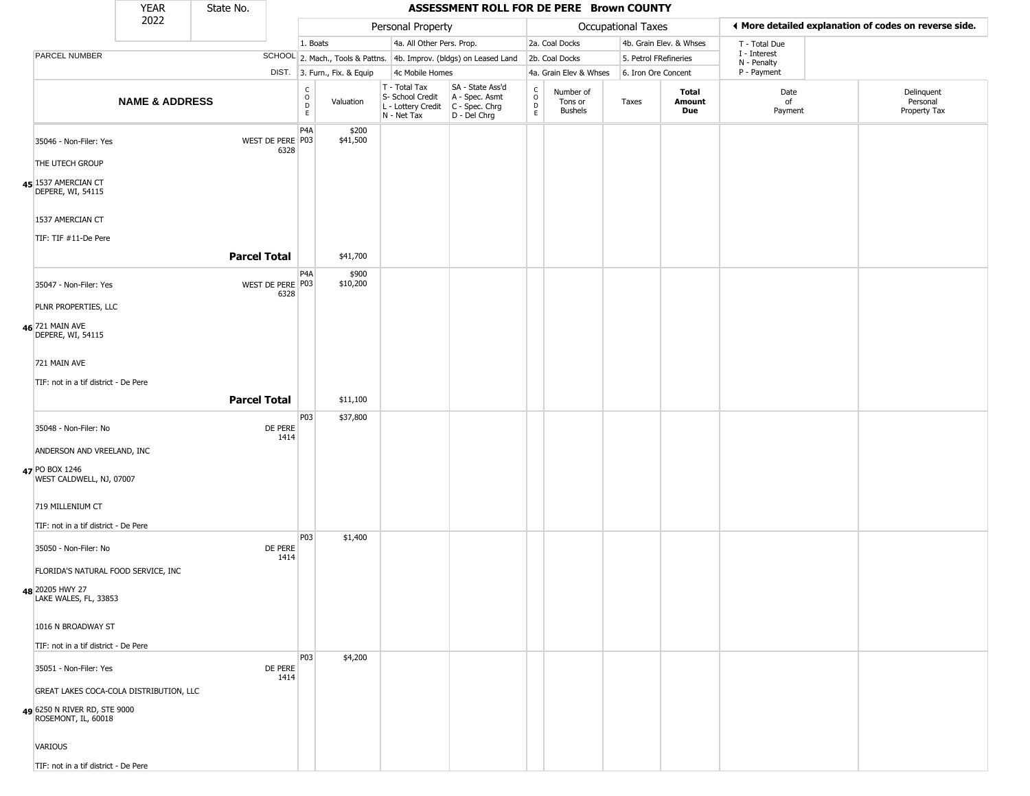YEAR 2022 | State No.

# ASSESSMENT ROLL FOR DE PERE Brown COUNTY

| | | Personal Property | | | | Occupational Taxes | | | | ◂ More detailed explanation of codes on reverse side. | |
|---|---|---|---|---|---|---|---|---|---|---|---|
| | | 1. Boats | | 4a. All Other Pers. Prop. | | 2a. Coal Docks | | 4b. Grain Elev. & Whses | | T - Total Due | |
| PARCEL NUMBER | SCHOOL | 2. Mach., Tools & Pattns. | | 4b. Improv. (bldgs) on Leased Land | | 2b. Coal Docks | | 5. Petrol FRefineries | | I - Interest<br>N - Penalty | |
| | DIST. | 3. Furn., Fix. & Equip | | 4c Mobile Homes | | 4a. Grain Elev & Whses | | 6. Iron Ore Concent | | P - Payment | |
| **NAME & ADDRESS** | | CODE | Valuation | T - Total Tax<br>S- School Credit<br>L - Lottery Credit<br>N - Net Tax | SA - State Ass'd<br>A - Spec. Asmt<br>C - Spec. Chrg<br>D - Del Chrg | CODE | Number of Tons or Bushels | Taxes | **Total Amount Due** | Date of Payment | Delinquent Personal Property Tax |
| 45 35046 - Non-Filer: Yes<br>THE UTECH GROUP<br>1537 AMERCIAN CT<br>DEPERE, WI, 54115<br>1537 AMERCIAN CT<br>TIF: TIF #11-De Pere | WEST DE PERE 6328 | P4A<br>P03 | $200<br>$41,500 | | | | | | | | |
| | **Parcel Total** | | $41,700 | | | | | | | | |
| 46 35047 - Non-Filer: Yes<br>PLNR PROPERTIES, LLC<br>721 MAIN AVE<br>DEPERE, WI, 54115<br>721 MAIN AVE<br>TIF: not in a tif district - De Pere | WEST DE PERE 6328 | P4A<br>P03 | $900<br>$10,200 | | | | | | | | |
| | **Parcel Total** | | $11,100 | | | | | | | | |
| 47 35048 - Non-Filer: No<br>ANDERSON AND VREELAND, INC<br>PO BOX 1246<br>WEST CALDWELL, NJ, 07007<br>719 MILLENIUM CT<br>TIF: not in a tif district - De Pere | DE PERE 1414 | P03 | $37,800 | | | | | | | | |
| 48 35050 - Non-Filer: No<br>FLORIDA'S NATURAL FOOD SERVICE, INC<br>20205 HWY 27<br>LAKE WALES, FL, 33853<br>1016 N BROADWAY ST<br>TIF: not in a tif district - De Pere | DE PERE 1414 | P03 | $1,400 | | | | | | | | |
| 49 35051 - Non-Filer: Yes<br>GREAT LAKES COCA-COLA DISTRIBUTION, LLC<br>6250 N RIVER RD, STE 9000<br>ROSEMONT, IL, 60018<br>VARIOUS<br>TIF: not in a tif district - De Pere | DE PERE 1414 | P03 | $4,200 | | | | | | | | |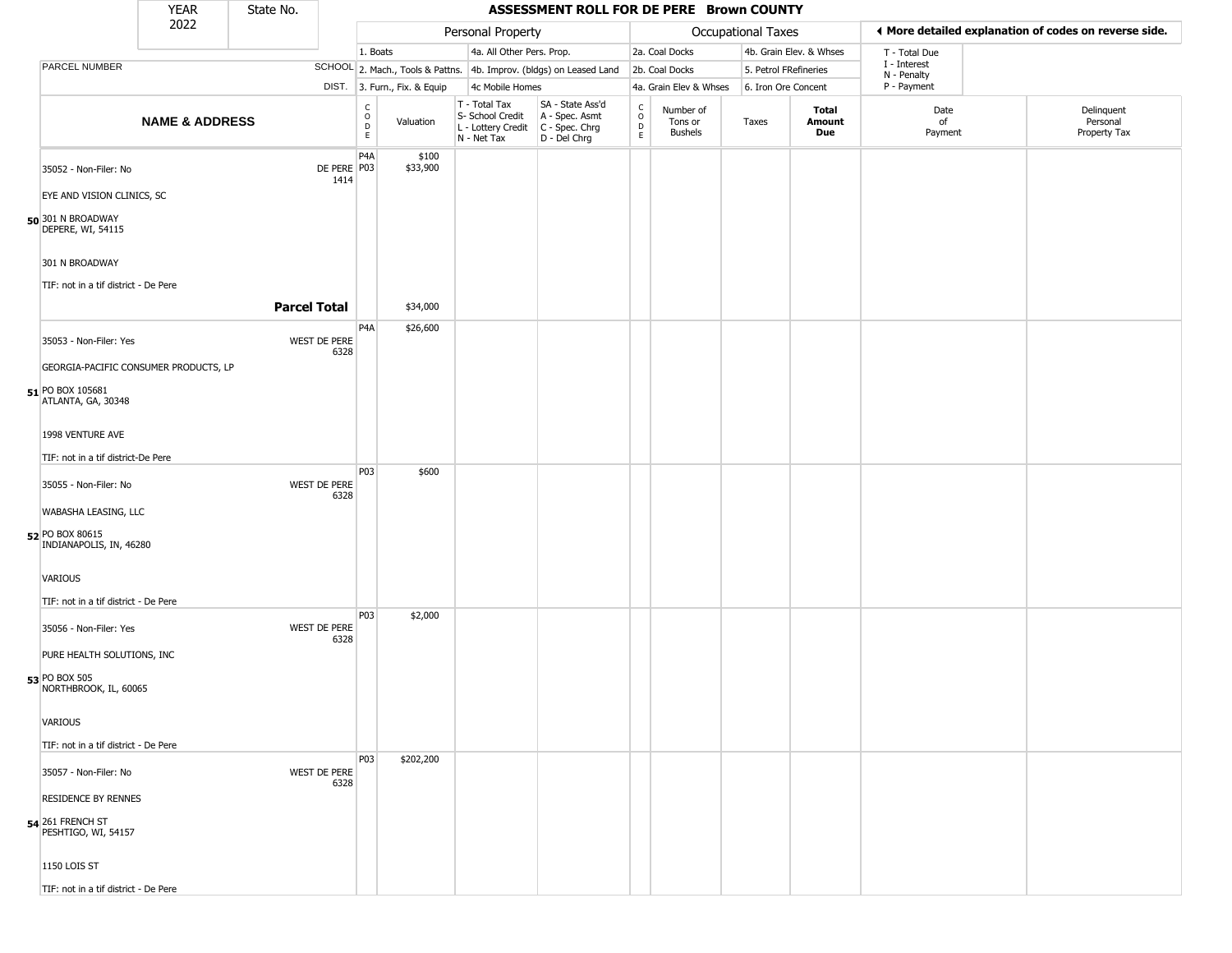# ASSESSMENT ROLL FOR DE PERE Brown COUNTY

| YEAR | State No. |
|---|---|
| 2022 | |

| Personal Property | | Occupational Taxes | | |
|---|---|---|---|---|
| 1. Boats | 4a. All Other Pers. Prop. | 2a. Coal Docks | 4b. Grain Elev. & Whses | T - Total Due |
| 2. Mach., Tools & Pattns. | 4b. Improv. (bldgs) on Leased Land | 2b. Coal Docks | 5. Petrol FRefineries | I - Interest |
| 3. Furn., Fix. & Equip | 4c Mobile Homes | 4a. Grain Elev & Whses | 6. Iron Ore Concent | N - Penalty |
| | | | | P - Payment |

◄ More detailed explanation of codes on reverse side.

| | NAME & ADDRESS | SCHOOL DIST. | CODE | Valuation | T - Total Tax S- School Credit L - Lottery Credit N - Net Tax | SA - State Ass'd A - Spec. Asmt C - Spec. Chrg D - Del Chrg | CODE | Number of Tons or Bushels | Taxes | Total Amount Due | Date of Payment | Delinquent Personal Property Tax |
|---|---|---|---|---|---|---|---|---|---|---|---|---|
| 50 | 35052 - Non-Filer: No<br>EYE AND VISION CLINICS, SC<br>301 N BROADWAY<br>DEPERE, WI, 54115<br>301 N BROADWAY<br>TIF: not in a tif district - De Pere | DE PERE 1414 | P4A<br>P03 | $100<br>$33,900 | | | | | | | | |
| | **Parcel Total** | | | $34,000 | | | | | | | | |
| 51 | 35053 - Non-Filer: Yes<br>GEORGIA-PACIFIC CONSUMER PRODUCTS, LP<br>PO BOX 105681<br>ATLANTA, GA, 30348<br>1998 VENTURE AVE<br>TIF: not in a tif district-De Pere | WEST DE PERE 6328 | P4A | $26,600 | | | | | | | | |
| 52 | 35055 - Non-Filer: No<br>WABASHA LEASING, LLC<br>PO BOX 80615<br>INDIANAPOLIS, IN, 46280<br>VARIOUS<br>TIF: not in a tif district - De Pere | WEST DE PERE 6328 | P03 | $600 | | | | | | | | |
| 53 | 35056 - Non-Filer: Yes<br>PURE HEALTH SOLUTIONS, INC<br>PO BOX 505<br>NORTHBROOK, IL, 60065<br>VARIOUS<br>TIF: not in a tif district - De Pere | WEST DE PERE 6328 | P03 | $2,000 | | | | | | | | |
| 54 | 35057 - Non-Filer: No<br>RESIDENCE BY RENNES<br>261 FRENCH ST<br>PESHTIGO, WI, 54157<br>1150 LOIS ST<br>TIF: not in a tif district - De Pere | WEST DE PERE 6328 | P03 | $202,200 | | | | | | | | |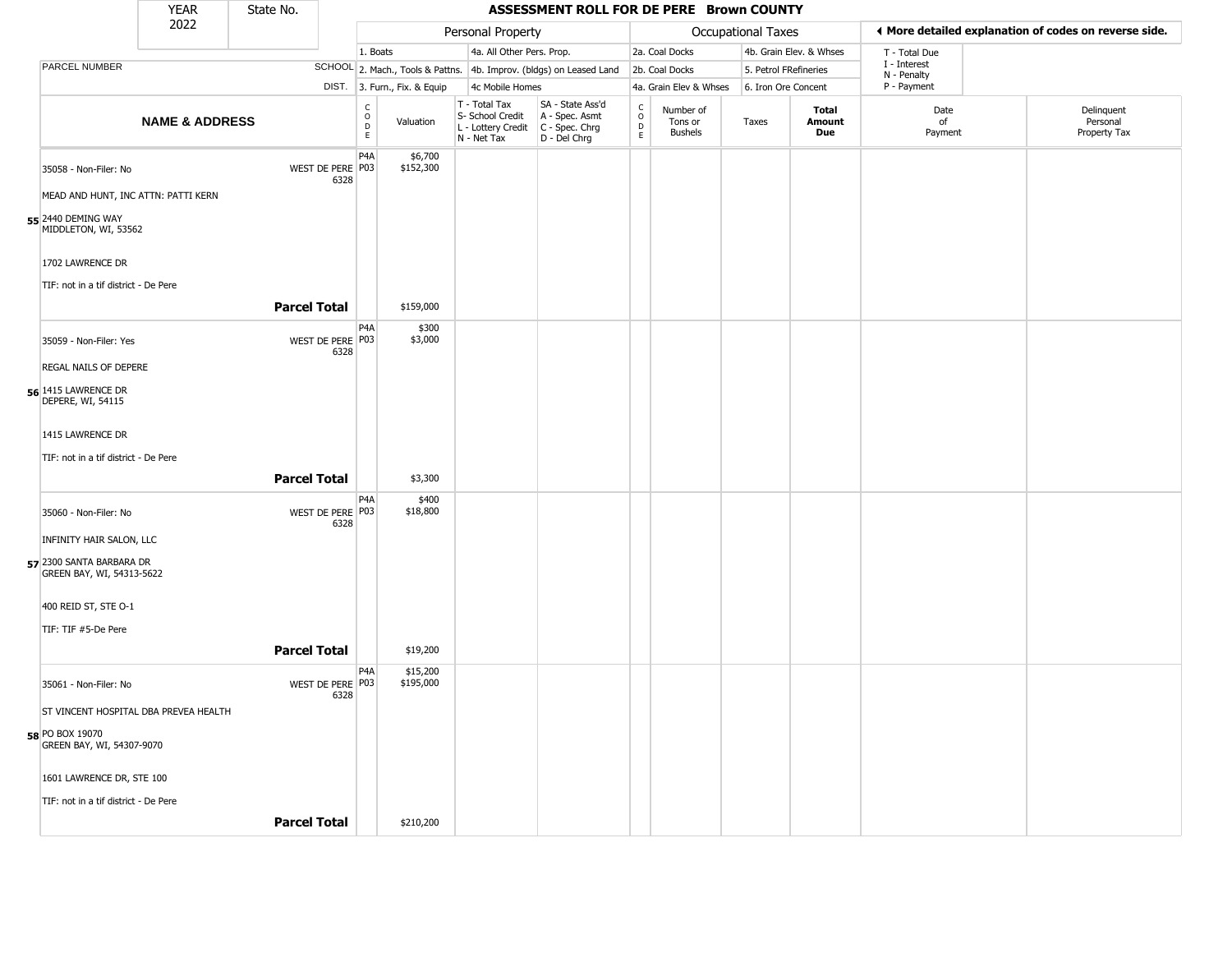| YEAR | State No. |
|---|---|
| 2022 | |

# ASSESSMENT ROLL FOR DE PERE Brown COUNTY

| | | Personal Property | | | | Occupational Taxes | | | | ◄ More detailed explanation of codes on reverse side. | |
|---|---|---|---|---|---|---|---|---|---|---|---|
| | | 1. Boats | | 4a. All Other Pers. Prop. | | 2a. Coal Docks | | 4b. Grain Elev. & Whses | | T - Total Due | |
| PARCEL NUMBER | SCHOOL | 2. Mach., Tools & Pattns. | | 4b. Improv. (bldgs) on Leased Land | | 2b. Coal Docks | | 5. Petrol FRefineries | | I - Interest N - Penalty | |
| | DIST. | 3. Furn., Fix. & Equip | | 4c Mobile Homes | | 4a. Grain Elev & Whses | | 6. Iron Ore Concent | | P - Payment | |

| NAME & ADDRESS | | CODE | Valuation | T - Total Tax S- School Credit L - Lottery Credit N - Net Tax | SA - State Ass'd A - Spec. Asmt C - Spec. Chrg D - Del Chrg | CODE | Number of Tons or Bushels | Taxes | Total Amount Due | Date of Payment | Delinquent Personal Property Tax |
|---|---|---|---|---|---|---|---|---|---|---|---|
| 35058 - Non-Filer: No | WEST DE PERE 6328 | P4A | $6,700 | | | | | | | | |
| MEAD AND HUNT, INC ATTN: PATTI KERN | | P03 | $152,300 | | | | | | | | |
| 55 2440 DEMING WAY MIDDLETON, WI, 53562 | | | | | | | | | | | |
| 1702 LAWRENCE DR | | | | | | | | | | | |
| TIF: not in a tif district - De Pere | | | | | | | | | | | |
| | **Parcel Total** | | $159,000 | | | | | | | | |
| 35059 - Non-Filer: Yes | WEST DE PERE 6328 | P4A | $300 | | | | | | | | |
| REGAL NAILS OF DEPERE | | P03 | $3,000 | | | | | | | | |
| 56 1415 LAWRENCE DR DEPERE, WI, 54115 | | | | | | | | | | | |
| 1415 LAWRENCE DR | | | | | | | | | | | |
| TIF: not in a tif district - De Pere | | | | | | | | | | | |
| | **Parcel Total** | | $3,300 | | | | | | | | |
| 35060 - Non-Filer: No | WEST DE PERE 6328 | P4A | $400 | | | | | | | | |
| INFINITY HAIR SALON, LLC | | P03 | $18,800 | | | | | | | | |
| 57 2300 SANTA BARBARA DR GREEN BAY, WI, 54313-5622 | | | | | | | | | | | |
| 400 REID ST, STE O-1 | | | | | | | | | | | |
| TIF: TIF #5-De Pere | | | | | | | | | | | |
| | **Parcel Total** | | $19,200 | | | | | | | | |
| 35061 - Non-Filer: No | WEST DE PERE 6328 | P4A | $15,200 | | | | | | | | |
| ST VINCENT HOSPITAL DBA PREVEA HEALTH | | P03 | $195,000 | | | | | | | | |
| 58 PO BOX 19070 GREEN BAY, WI, 54307-9070 | | | | | | | | | | | |
| 1601 LAWRENCE DR, STE 100 | | | | | | | | | | | |
| TIF: not in a tif district - De Pere | | | | | | | | | | | |
| | **Parcel Total** | | $210,200 | | | | | | | | |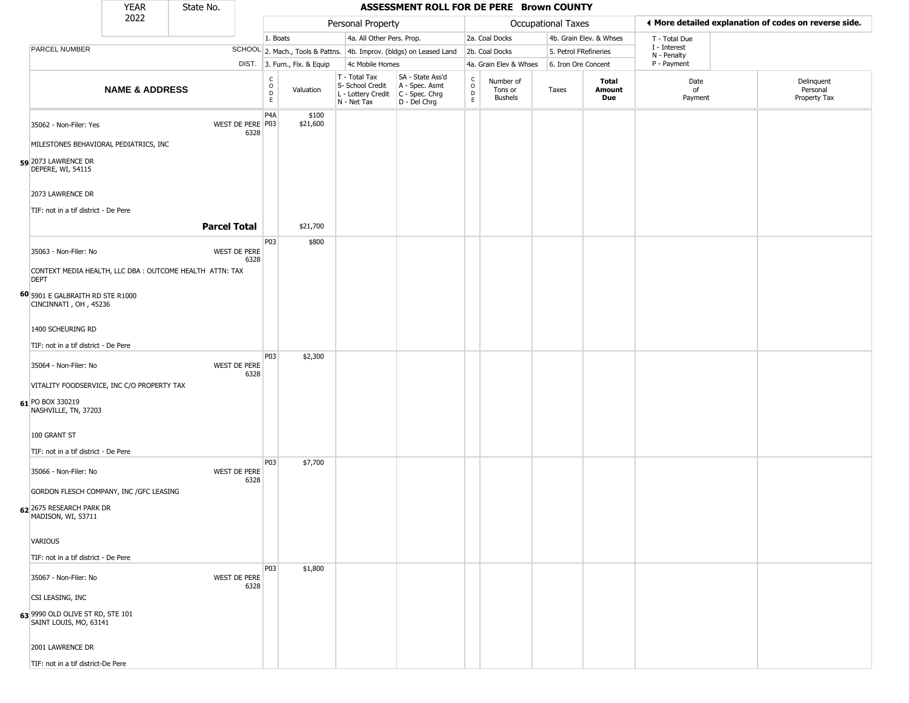| YEAR 2022 | State No. | **ASSESSMENT ROLL FOR DE PERE Brown COUNTY** | | | | | | | | | | |
|---|---|---|---|---|---|---|---|---|---|---|---|---|
| | | Personal Property | | | | Occupational Taxes | | | | ◀ More detailed explanation of codes on reverse side. | | |
| | | 1. Boats | | 4a. All Other Pers. Prop. | | 2a. Coal Docks | | 4b. Grain Elev. & Whses | | T - Total Due | | |
| PARCEL NUMBER | SCHOOL | 2. Mach., Tools & Pattns. | | 4b. Improv. (bldgs) on Leased Land | | 2b. Coal Docks | | 5. Petrol FRefineries | | I - Interest, N - Penalty | | |
| | DIST. | 3. Furn., Fix. & Equip | | 4c Mobile Homes | | 4a. Grain Elev & Whses | | 6. Iron Ore Concent | | P - Payment | | |

| NAME & ADDRESS | | CODE | Valuation | T - Total Tax, S- School Credit, L - Lottery Credit, N - Net Tax | SA - State Ass'd, A - Spec. Asmt, C - Spec. Chrg, D - Del Chrg | CODE | Number of Tons or Bushels | Taxes | Total Amount Due | Date of Payment | Delinquent Personal Property Tax |
|---|---|---|---|---|---|---|---|---|---|---|---|
| **59** 35062 - Non-Filer: Yes<br>MILESTONES BEHAVIORAL PEDIATRICS, INC<br>2073 LAWRENCE DR<br>DEPERE, WI, 54115<br><br>2073 LAWRENCE DR<br><br>TIF: not in a tif district - De Pere | WEST DE PERE 6328 | P4A<br>P03 | $100<br>$21,600 | | | | | | | | |
| | **Parcel Total** | | $21,700 | | | | | | | | |
| **60** 35063 - Non-Filer: No<br>CONTEXT MEDIA HEALTH, LLC DBA : OUTCOME HEALTH ATTN: TAX DEPT<br>5901 E GALBRAITH RD STE R1000<br>CINCINNATI , OH , 45236<br><br>1400 SCHEURING RD<br><br>TIF: not in a tif district - De Pere | WEST DE PERE 6328 | P03 | $800 | | | | | | | | |
| **61** 35064 - Non-Filer: No<br>VITALITY FOODSERVICE, INC C/O PROPERTY TAX<br>PO BOX 330219<br>NASHVILLE, TN, 37203<br><br>100 GRANT ST<br><br>TIF: not in a tif district - De Pere | WEST DE PERE 6328 | P03 | $2,300 | | | | | | | | |
| **62** 35066 - Non-Filer: No<br>GORDON FLESCH COMPANY, INC /GFC LEASING<br>2675 RESEARCH PARK DR<br>MADISON, WI, 53711<br><br>VARIOUS<br><br>TIF: not in a tif district - De Pere | WEST DE PERE 6328 | P03 | $7,700 | | | | | | | | |
| **63** 35067 - Non-Filer: No<br>CSI LEASING, INC<br>9990 OLD OLIVE ST RD, STE 101<br>SAINT LOUIS, MO, 63141<br><br>2001 LAWRENCE DR<br><br>TIF: not in a tif district-De Pere | WEST DE PERE 6328 | P03 | $1,800 | | | | | | | | |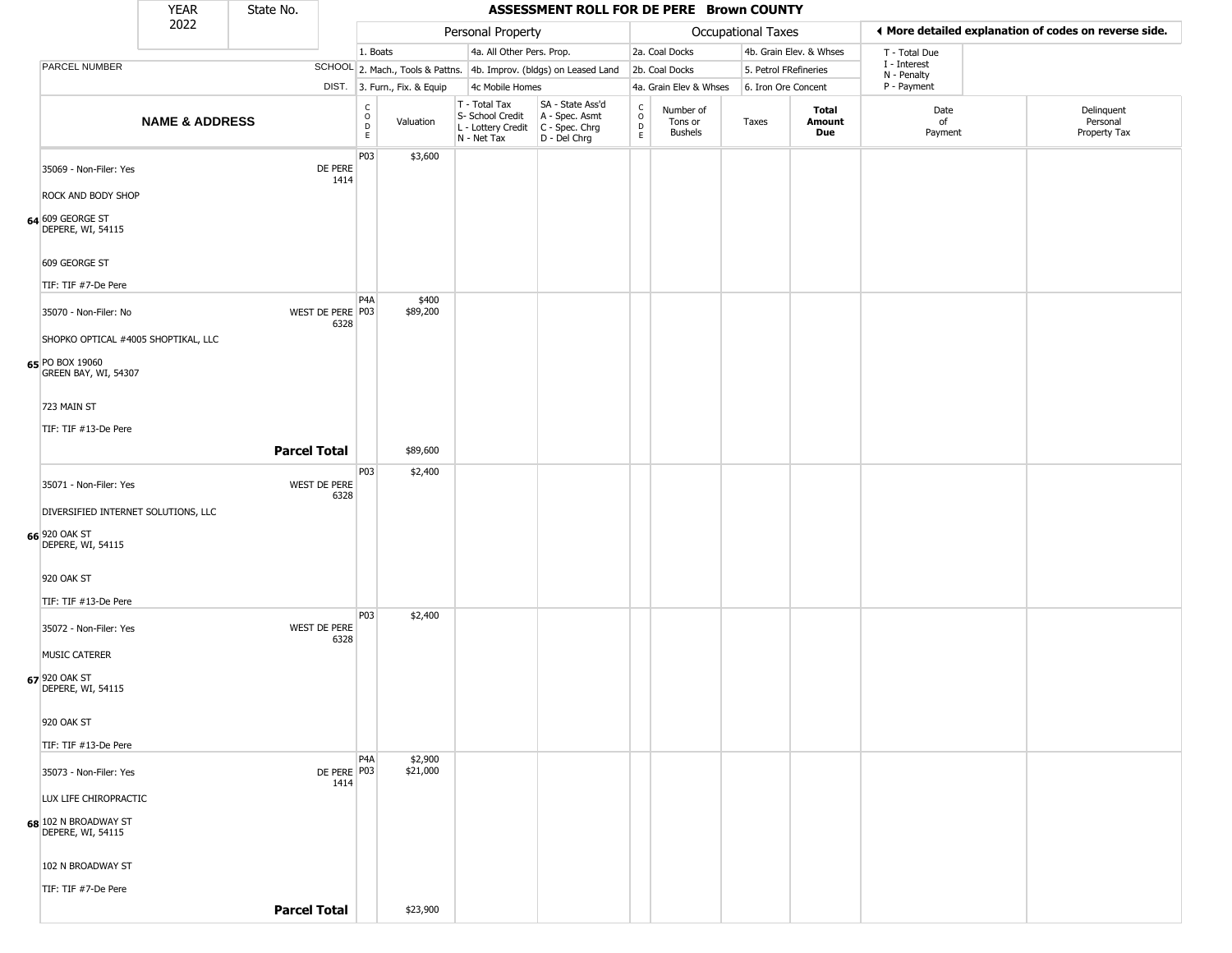| YEAR | State No. |
|---|---|
| 2022 | |

# ASSESSMENT ROLL FOR DE PERE Brown COUNTY

| | | Personal Property | | | | | Occupational Taxes | | | | | ◄ More detailed explanation of codes on reverse side. | |
|---|---|---|---|---|---|---|---|---|---|---|---|---|---|
| | | 1. Boats | | 4a. All Other Pers. Prop. | | | 2a. Coal Docks | | 4b. Grain Elev. & Whses | | | T - Total Due | |
| PARCEL NUMBER | SCHOOL | 2. Mach., Tools & Pattns. | | 4b. Improv. (bldgs) on Leased Land | | | 2b. Coal Docks | | 5. Petrol FRefineries | | | I - Interest<br>N - Penalty | |
| | DIST. | 3. Furn., Fix. & Equip | | 4c Mobile Homes | | | 4a. Grain Elev & Whses | | 6. Iron Ore Concent | | | P - Payment | |
| **NAME & ADDRESS** | | CODE | Valuation | T - Total Tax<br>S- School Credit<br>L - Lottery Credit<br>N - Net Tax | SA - State Ass'd<br>A - Spec. Asmt<br>C - Spec. Chrg<br>D - Del Chrg | CODE | Number of Tons or Bushels | Taxes | **Total Amount Due** | | | Date of Payment | Delinquent Personal Property Tax |
| 35069 - Non-Filer: Yes<br>ROCK AND BODY SHOP<br>**64** 609 GEORGE ST<br>DEPERE, WI, 54115<br>609 GEORGE ST<br>TIF: TIF #7-De Pere | DE PERE<br>1414 | P03 | $3,600 | | | | | | | | | | |
| 35070 - Non-Filer: No<br>SHOPKO OPTICAL #4005 SHOPTIKAL, LLC<br>**65** PO BOX 19060<br>GREEN BAY, WI, 54307<br>723 MAIN ST<br>TIF: TIF #13-De Pere | WEST DE PERE<br>6328 | P4A<br>P03 | $400<br>$89,200 | | | | | | | | | | |
| | **Parcel Total** | | $89,600 | | | | | | | | | | |
| 35071 - Non-Filer: Yes<br>DIVERSIFIED INTERNET SOLUTIONS, LLC<br>**66** 920 OAK ST<br>DEPERE, WI, 54115<br>920 OAK ST<br>TIF: TIF #13-De Pere | WEST DE PERE<br>6328 | P03 | $2,400 | | | | | | | | | | |
| 35072 - Non-Filer: Yes<br>MUSIC CATERER<br>**67** 920 OAK ST<br>DEPERE, WI, 54115<br>920 OAK ST<br>TIF: TIF #13-De Pere | WEST DE PERE<br>6328 | P03 | $2,400 | | | | | | | | | | |
| 35073 - Non-Filer: Yes<br>LUX LIFE CHIROPRACTIC<br>**68** 102 N BROADWAY ST<br>DEPERE, WI, 54115<br>102 N BROADWAY ST<br>TIF: TIF #7-De Pere | DE PERE<br>1414 | P4A<br>P03 | $2,900<br>$21,000 | | | | | | | | | | |
| | **Parcel Total** | | $23,900 | | | | | | | | | | |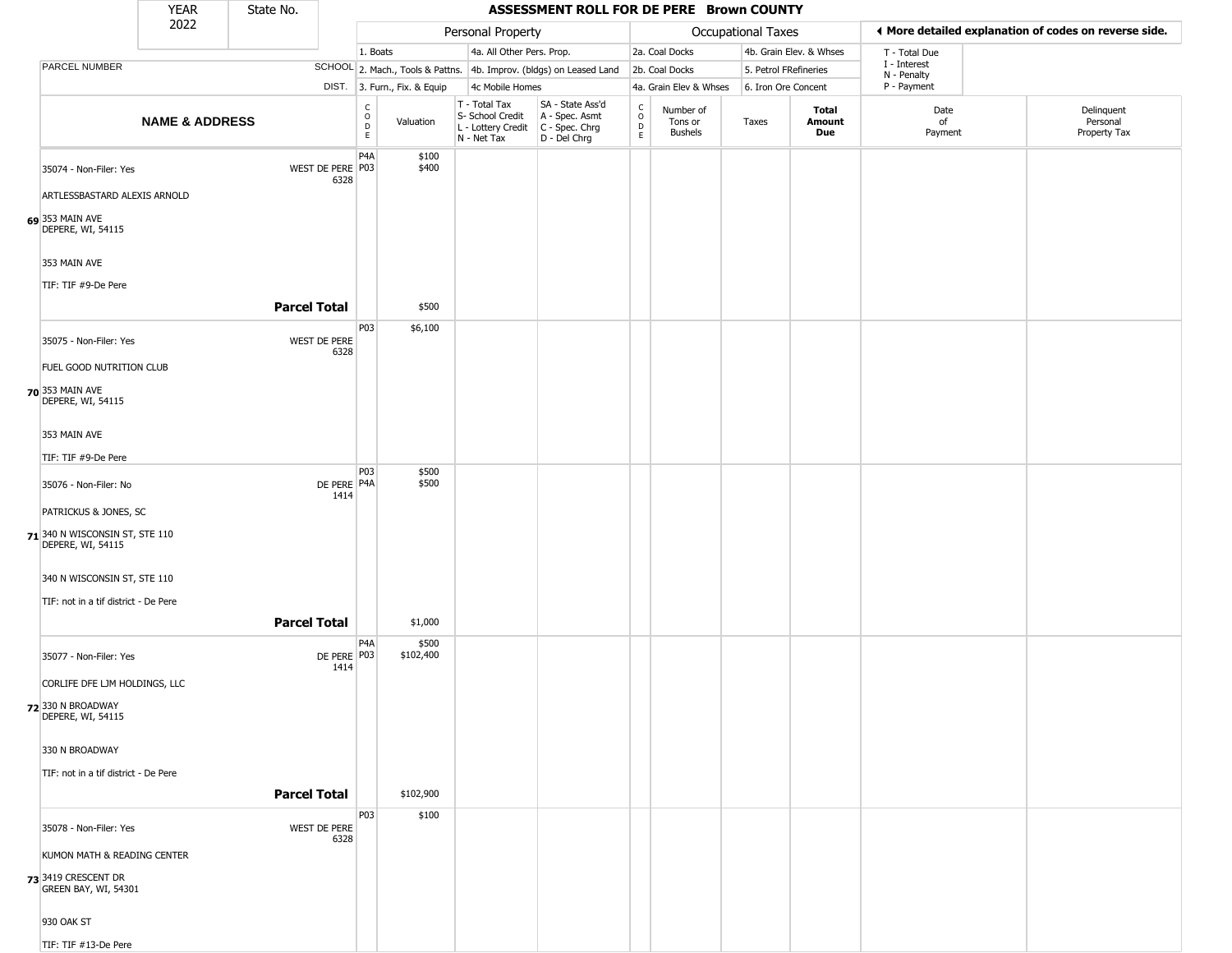# ASSESSMENT ROLL FOR DE PERE Brown COUNTY

YEAR 2022 | State No.

| | | Personal Property | | | | Occupational Taxes | | | | ◄ More detailed explanation of codes on reverse side. | |
|---|---|---|---|---|---|---|---|---|---|---|---|
| | | 1. Boats | | 4a. All Other Pers. Prop. | | 2a. Coal Docks | | 4b. Grain Elev. & Whses | | T - Total Due | |
| PARCEL NUMBER | SCHOOL | 2. Mach., Tools & Pattns. | | 4b. Improv. (bldgs) on Leased Land | | 2b. Coal Docks | | 5. Petrol FRefineries | | I - Interest, N - Penalty | |
| | DIST. | 3. Furn., Fix. & Equip | | 4c Mobile Homes | | 4a. Grain Elev & Whses | | 6. Iron Ore Concent | | P - Payment | |

| NAME & ADDRESS | SCHOOL DIST. | CODE | Valuation | T - Total Tax, S- School Credit, L - Lottery Credit, N - Net Tax | SA - State Ass'd, A - Spec. Asmt, C - Spec. Chrg, D - Del Chrg | CODE | Number of Tons or Bushels | Taxes | Total Amount Due | Date of Payment | Delinquent Personal Property Tax |
|---|---|---|---|---|---|---|---|---|---|---|---|
| **69** 35074 - Non-Filer: Yes<br>ARTLESSBASTARD ALEXIS ARNOLD<br>353 MAIN AVE<br>DEPERE, WI, 54115<br>353 MAIN AVE<br>TIF: TIF #9-De Pere | WEST DE PERE 6328 | P4A<br>P03 | $100<br>$400 | | | | | | | | |
| **Parcel Total** | | | $500 | | | | | | | | |
| **70** 35075 - Non-Filer: Yes<br>FUEL GOOD NUTRITION CLUB<br>353 MAIN AVE<br>DEPERE, WI, 54115<br>353 MAIN AVE<br>TIF: TIF #9-De Pere | WEST DE PERE 6328 | P03 | $6,100 | | | | | | | | |
| **71** 35076 - Non-Filer: No<br>PATRICKUS & JONES, SC<br>340 N WISCONSIN ST, STE 110<br>DEPERE, WI, 54115<br>340 N WISCONSIN ST, STE 110<br>TIF: not in a tif district - De Pere | DE PERE 1414 | P03<br>P4A | $500<br>$500 | | | | | | | | |
| **Parcel Total** | | | $1,000 | | | | | | | | |
| **72** 35077 - Non-Filer: Yes<br>CORLIFE DFE LJM HOLDINGS, LLC<br>330 N BROADWAY<br>DEPERE, WI, 54115<br>330 N BROADWAY<br>TIF: not in a tif district - De Pere | DE PERE 1414 | P4A<br>P03 | $500<br>$102,400 | | | | | | | | |
| **Parcel Total** | | | $102,900 | | | | | | | | |
| **73** 35078 - Non-Filer: Yes<br>KUMON MATH & READING CENTER<br>3419 CRESCENT DR<br>GREEN BAY, WI, 54301<br>930 OAK ST<br>TIF: TIF #13-De Pere | WEST DE PERE 6328 | P03 | $100 | | | | | | | | |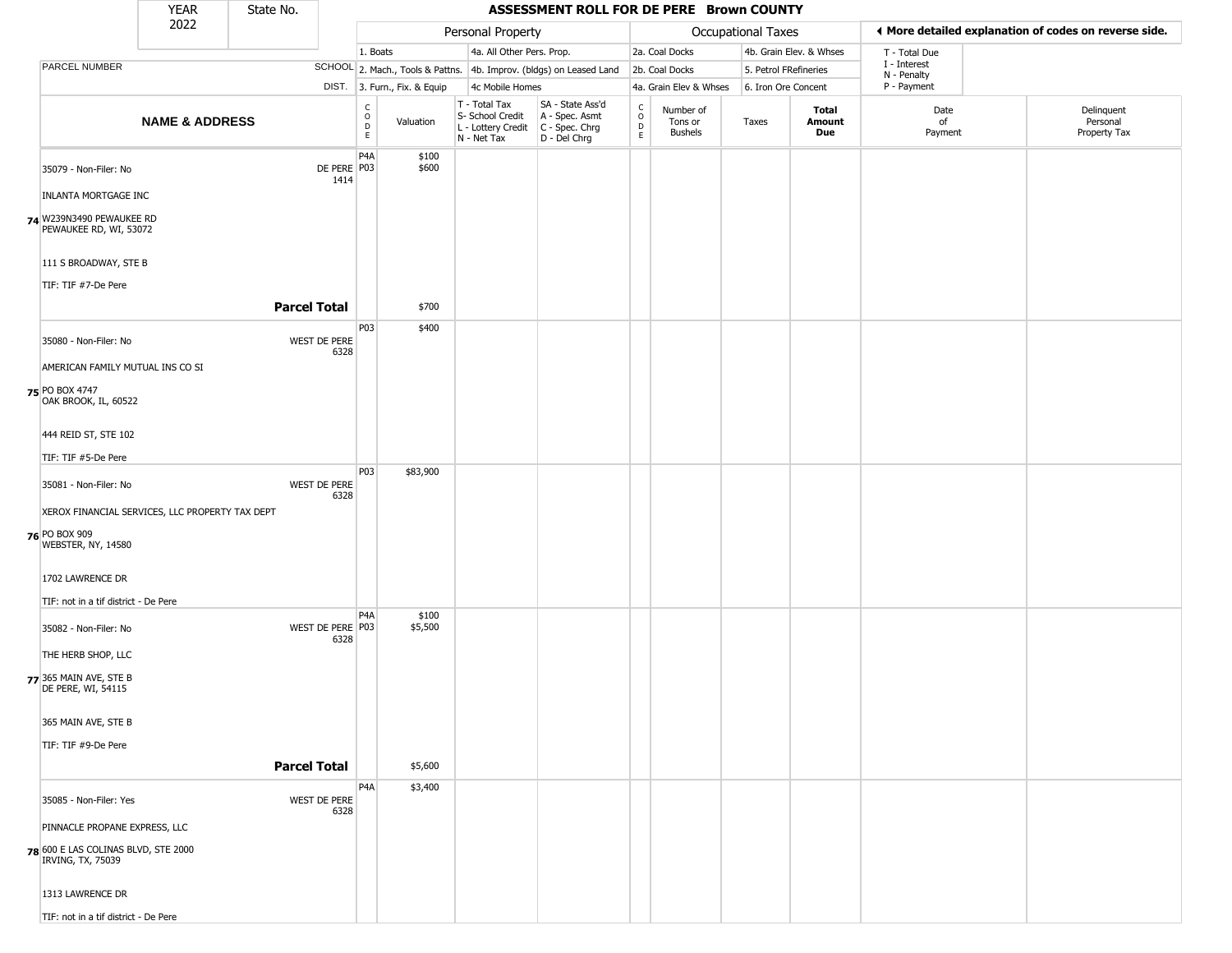| YEAR 2022 | State No. | ASSESSMENT ROLL FOR DE PERE Brown COUNTY | | | | | | | | | |
|---|---|---|---|---|---|---|---|---|---|---|---|

| | | Personal Property | | | | Occupational Taxes | | | | ◀ More detailed explanation of codes on reverse side. | |
|---|---|---|---|---|---|---|---|---|---|---|---|
| PARCEL NUMBER | SCHOOL DIST. | 1. Boats<br>2. Mach., Tools & Pattns.<br>3. Furn., Fix. & Equip | | 4a. All Other Pers. Prop.<br>4b. Improv. (bldgs) on Leased Land<br>4c Mobile Homes | | 2a. Coal Docks<br>2b. Coal Docks<br>4a. Grain Elev & Whses | | 4b. Grain Elev. & Whses<br>5. Petrol FRefineries<br>6. Iron Ore Concent | | T - Total Due<br>I - Interest<br>N - Penalty<br>P - Payment | |
| **NAME & ADDRESS** | | CODE | Valuation | T - Total Tax<br>S- School Credit<br>L - Lottery Credit<br>N - Net Tax | SA - State Ass'd<br>A - Spec. Asmt<br>C - Spec. Chrg<br>D - Del Chrg | CODE | Number of Tons or Bushels | Taxes | **Total Amount Due** | Date of Payment | Delinquent Personal Property Tax |
| 35079 - Non-Filer: No<br>INLANTA MORTGAGE INC<br>74 W239N3490 PEWAUKEE RD<br>PEWAUKEE RD, WI, 53072<br>111 S BROADWAY, STE B<br>TIF: TIF #7-De Pere | DE PERE 1414 | P4A<br>P03 | $100<br>$600 | | | | | | | | |
| **Parcel Total** | | | $700 | | | | | | | | |
| 35080 - Non-Filer: No<br>AMERICAN FAMILY MUTUAL INS CO SI<br>75 PO BOX 4747<br>OAK BROOK, IL, 60522<br>444 REID ST, STE 102<br>TIF: TIF #5-De Pere | WEST DE PERE 6328 | P03 | $400 | | | | | | | | |
| 35081 - Non-Filer: No<br>XEROX FINANCIAL SERVICES, LLC PROPERTY TAX DEPT<br>76 PO BOX 909<br>WEBSTER, NY, 14580<br>1702 LAWRENCE DR<br>TIF: not in a tif district - De Pere | WEST DE PERE 6328 | P03 | $83,900 | | | | | | | | |
| 35082 - Non-Filer: No<br>THE HERB SHOP, LLC<br>77 365 MAIN AVE, STE B<br>DE PERE, WI, 54115<br>365 MAIN AVE, STE B<br>TIF: TIF #9-De Pere | WEST DE PERE 6328 | P4A<br>P03 | $100<br>$5,500 | | | | | | | | |
| **Parcel Total** | | | $5,600 | | | | | | | | |
| 35085 - Non-Filer: Yes<br>PINNACLE PROPANE EXPRESS, LLC<br>78 600 E LAS COLINAS BLVD, STE 2000<br>IRVING, TX, 75039<br>1313 LAWRENCE DR<br>TIF: not in a tif district - De Pere | WEST DE PERE 6328 | P4A | $3,400 | | | | | | | | |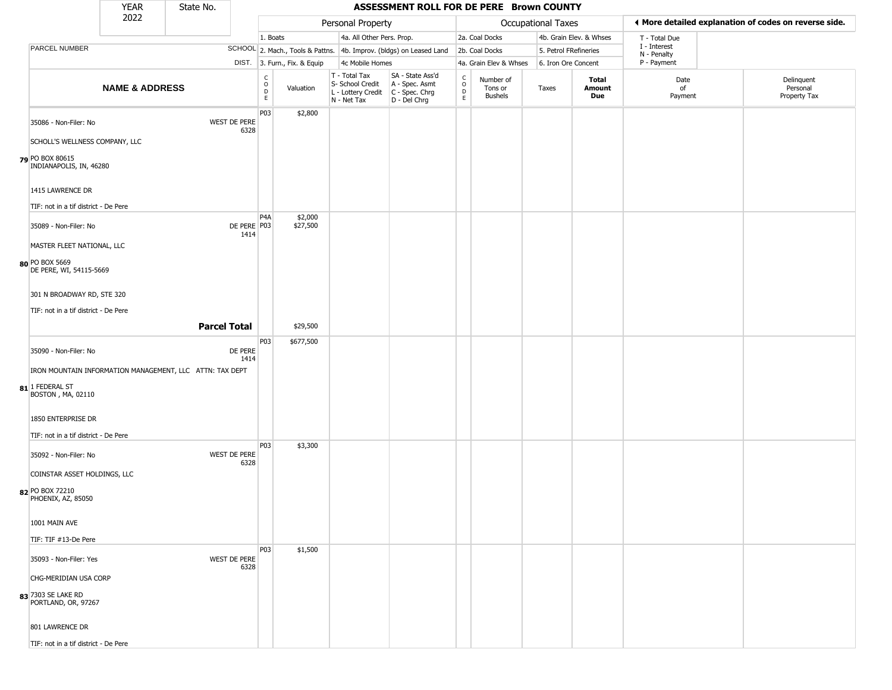# ASSESSMENT ROLL FOR DE PERE Brown COUNTY

YEAR 2022 | State No.

| | | Personal Property | | | | Occupational Taxes | | | | ◀ More detailed explanation of codes on reverse side. | |
|---|---|---|---|---|---|---|---|---|---|---|---|
| PARCEL NUMBER | SCHOOL DIST. | 1. Boats<br>2. Mach., Tools & Pattns.<br>3. Furn., Fix. & Equip | | 4a. All Other Pers. Prop.<br>4b. Improv. (bldgs) on Leased Land<br>4c Mobile Homes | | 2a. Coal Docks<br>2b. Coal Docks<br>4a. Grain Elev & Whses | | 4b. Grain Elev. & Whses<br>5. Petrol FRefineries<br>6. Iron Ore Concent | | T - Total Due<br>I - Interest<br>N - Penalty<br>P - Payment | |
| **NAME & ADDRESS** | | CODE | Valuation | T - Total Tax<br>S- School Credit<br>L - Lottery Credit<br>N - Net Tax | SA - State Ass'd<br>A - Spec. Asmt<br>C - Spec. Chrg<br>D - Del Chrg | CODE | Number of Tons or Bushels | Taxes | **Total Amount Due** | Date of Payment | Delinquent Personal Property Tax |
| **79** 35086 - Non-Filer: No<br>SCHOLL'S WELLNESS COMPANY, LLC<br>PO BOX 80615<br>INDIANAPOLIS, IN, 46280<br>1415 LAWRENCE DR<br>TIF: not in a tif district - De Pere | WEST DE PERE 6328 | P03 | $2,800 | | | | | | | | |
| **80** 35089 - Non-Filer: No<br>MASTER FLEET NATIONAL, LLC<br>PO BOX 5669<br>DE PERE, WI, 54115-5669<br>301 N BROADWAY RD, STE 320<br>TIF: not in a tif district - De Pere | DE PERE 1414 | P4A<br>P03 | $2,000<br>$27,500 | | | | | | | | |
| | **Parcel Total** | | $29,500 | | | | | | | | |
| **81** 35090 - Non-Filer: No<br>IRON MOUNTAIN INFORMATION MANAGEMENT, LLC ATTN: TAX DEPT<br>1 FEDERAL ST<br>BOSTON , MA, 02110<br>1850 ENTERPRISE DR<br>TIF: not in a tif district - De Pere | DE PERE 1414 | P03 | $677,500 | | | | | | | | |
| **82** 35092 - Non-Filer: No<br>COINSTAR ASSET HOLDINGS, LLC<br>PO BOX 72210<br>PHOENIX, AZ, 85050<br>1001 MAIN AVE<br>TIF: TIF #13-De Pere | WEST DE PERE 6328 | P03 | $3,300 | | | | | | | | |
| **83** 35093 - Non-Filer: Yes<br>CHG-MERIDIAN USA CORP<br>7303 SE LAKE RD<br>PORTLAND, OR, 97267<br>801 LAWRENCE DR<br>TIF: not in a tif district - De Pere | WEST DE PERE 6328 | P03 | $1,500 | | | | | | | | |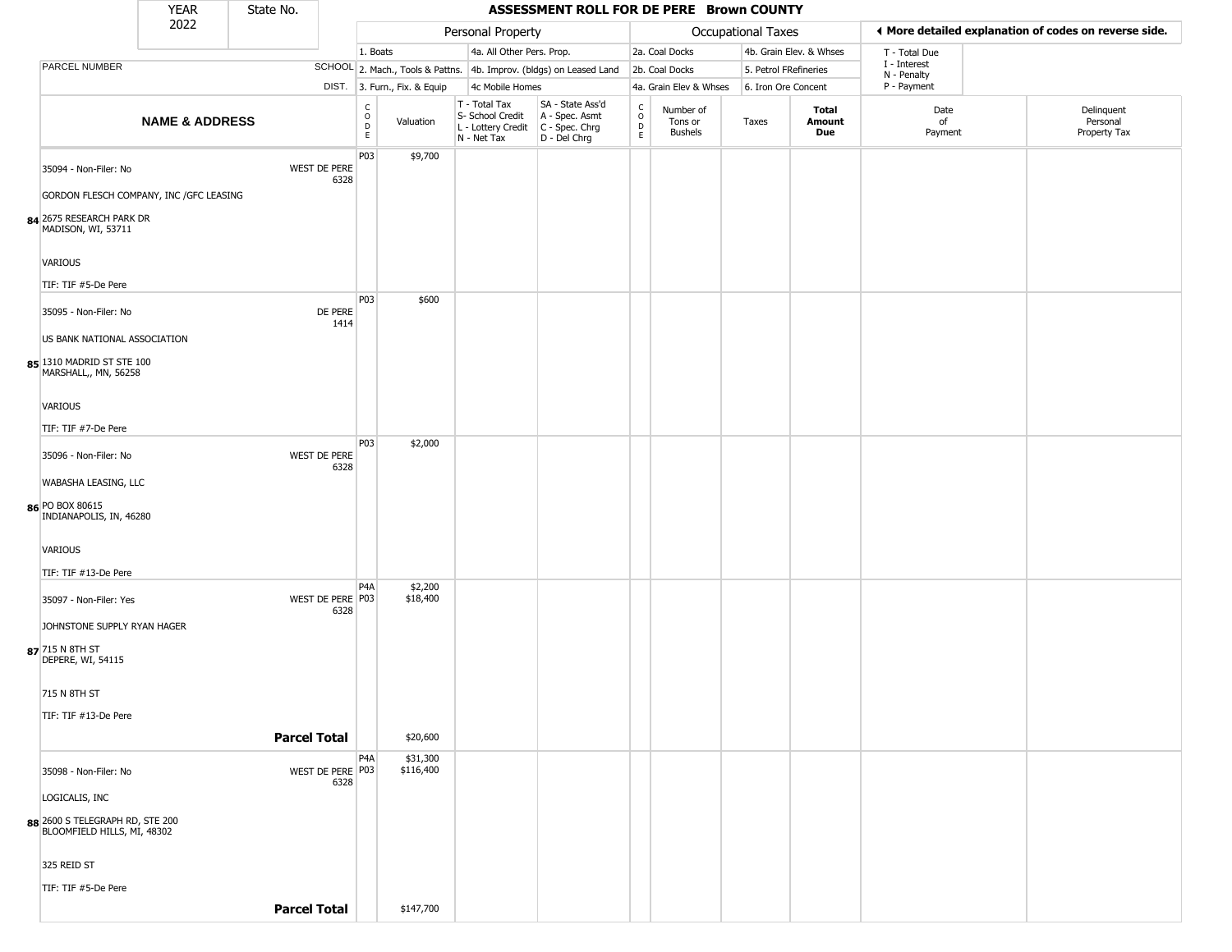| YEAR 2022 | State No. | | ASSESSMENT ROLL FOR DE PERE Brown COUNTY | | | | | | | | | |
|---|---|---|---|---|---|---|---|---|---|---|---|---|

| | | Personal Property | | | | Occupational Taxes | | | | | ◄ More detailed explanation of codes on reverse side. | |
|---|---|---|---|---|---|---|---|---|---|---|---|---|
| PARCEL NUMBER | SCHOOL DIST. | 1. Boats<br>2. Mach., Tools & Pattns.<br>3. Furn., Fix. & Equip | | 4a. All Other Pers. Prop.<br>4b. Improv. (bldgs) on Leased Land<br>4c Mobile Homes | | 2a. Coal Docks<br>2b. Coal Docks<br>4a. Grain Elev & Whses | | 4b. Grain Elev. & Whses<br>5. Petrol FRefineries<br>6. Iron Ore Concent | | | T - Total Due<br>I - Interest<br>N - Penalty<br>P - Payment | |
| **NAME & ADDRESS** | | CODE | Valuation | T - Total Tax<br>S- School Credit<br>L - Lottery Credit<br>N - Net Tax | SA - State Ass'd<br>A - Spec. Asmt<br>C - Spec. Chrg<br>D - Del Chrg | CODE | Number of Tons or Bushels | Taxes | **Total Amount Due** | Date of Payment | Delinquent Personal Property Tax |
| **84** 35094 - Non-Filer: No<br>GORDON FLESCH COMPANY, INC /GFC LEASING<br>2675 RESEARCH PARK DR<br>MADISON, WI, 53711<br>VARIOUS<br>TIF: TIF #5-De Pere | WEST DE PERE 6328 | P03 | $9,700 | | | | | | | | |
| **85** 35095 - Non-Filer: No<br>US BANK NATIONAL ASSOCIATION<br>1310 MADRID ST STE 100<br>MARSHALL,, MN, 56258<br>VARIOUS<br>TIF: TIF #7-De Pere | DE PERE 1414 | P03 | $600 | | | | | | | | |
| **86** 35096 - Non-Filer: No<br>WABASHA LEASING, LLC<br>PO BOX 80615<br>INDIANAPOLIS, IN, 46280<br>VARIOUS<br>TIF: TIF #13-De Pere | WEST DE PERE 6328 | P03 | $2,000 | | | | | | | | |
| **87** 35097 - Non-Filer: Yes<br>JOHNSTONE SUPPLY RYAN HAGER<br>715 N 8TH ST<br>DEPERE, WI, 54115<br>715 N 8TH ST<br>TIF: TIF #13-De Pere | WEST DE PERE 6328 | P4A<br>P03 | $2,200<br>$18,400 | | | | | | | | |
| **Parcel Total** | | | $20,600 | | | | | | | | |
| **88** 35098 - Non-Filer: No<br>LOGICALIS, INC<br>2600 S TELEGRAPH RD, STE 200<br>BLOOMFIELD HILLS, MI, 48302<br>325 REID ST<br>TIF: TIF #5-De Pere | WEST DE PERE 6328 | P4A<br>P03 | $31,300<br>$116,400 | | | | | | | | |
| **Parcel Total** | | | $147,700 | | | | | | | | |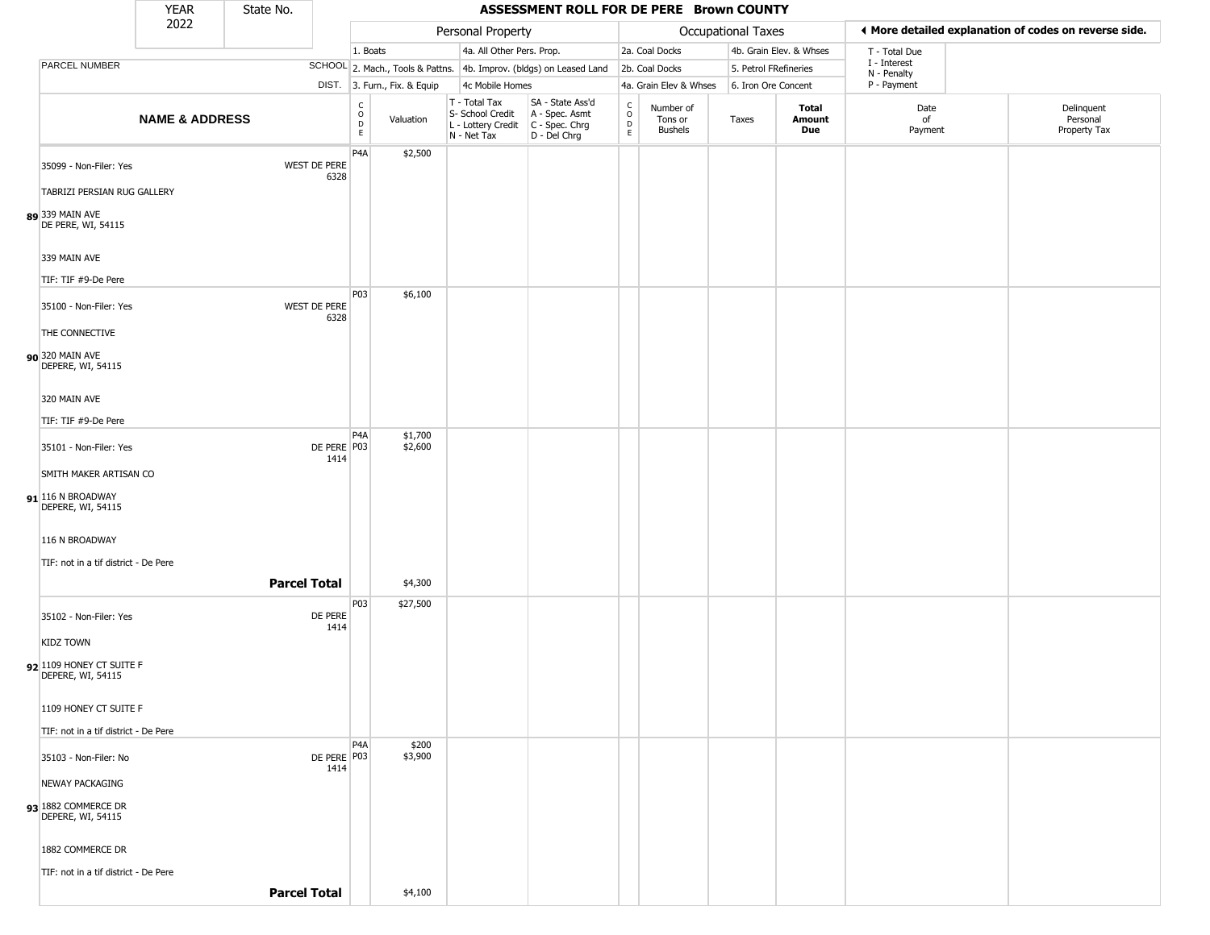# ASSESSMENT ROLL FOR DE PERE Brown COUNTY

| YEAR | State No. |
|---|---|
| 2022 | |

| PARCEL NUMBER / NAME & ADDRESS | SCHOOL DIST. | Personal Property CODE | Valuation | T - Total Tax / S- School Credit / L - Lottery Credit / N - Net Tax | SA - State Ass'd / A - Spec. Asmt / C - Spec. Chrg / D - Del Chrg | Occupational Taxes CODE | Number of Tons or Bushels | Taxes | Total Amount Due | Date of Payment | Delinquent Personal Property Tax |
|---|---|---|---|---|---|---|---|---|---|---|---|
| 35099 - Non-Filer: Yes<br>TABRIZI PERSIAN RUG GALLERY<br>**89** 339 MAIN AVE<br>DE PERE, WI, 54115<br>339 MAIN AVE<br>TIF: TIF #9-De Pere | WEST DE PERE 6328 | P4A | $2,500 | | | | | | | | |
| 35100 - Non-Filer: Yes<br>THE CONNECTIVE<br>**90** 320 MAIN AVE<br>DEPERE, WI, 54115<br>320 MAIN AVE<br>TIF: TIF #9-De Pere | WEST DE PERE 6328 | P03 | $6,100 | | | | | | | | |
| 35101 - Non-Filer: Yes<br>SMITH MAKER ARTISAN CO<br>**91** 116 N BROADWAY<br>DEPERE, WI, 54115<br>116 N BROADWAY<br>TIF: not in a tif district - De Pere | DE PERE 1414 | P4A<br>P03 | $1,700<br>$2,600 | | | | | | | | |
| **Parcel Total** | | | $4,300 | | | | | | | | |
| 35102 - Non-Filer: Yes<br>KIDZ TOWN<br>**92** 1109 HONEY CT SUITE F<br>DEPERE, WI, 54115<br>1109 HONEY CT SUITE F<br>TIF: not in a tif district - De Pere | DE PERE 1414 | P03 | $27,500 | | | | | | | | |
| 35103 - Non-Filer: No<br>NEWAY PACKAGING<br>**93** 1882 COMMERCE DR<br>DEPERE, WI, 54115<br>1882 COMMERCE DR<br>TIF: not in a tif district - De Pere | DE PERE 1414 | P4A<br>P03 | $200<br>$3,900 | | | | | | | | |
| **Parcel Total** | | | $4,100 | | | | | | | | |

Personal Property codes: 1. Boats; 2. Mach., Tools & Pattns.; 3. Furn., Fix. & Equip; 4a. All Other Pers. Prop.; 4b. Improv. (bldgs) on Leased Land; 4c Mobile Homes

Occupational Taxes codes: 2a. Coal Docks; 2b. Coal Docks; 4a. Grain Elev & Whses; 4b. Grain Elev. & Whses; 5. Petrol FRefineries; 6. Iron Ore Concent

T - Total Due; I - Interest; N - Penalty; P - Payment

◄ More detailed explanation of codes on reverse side.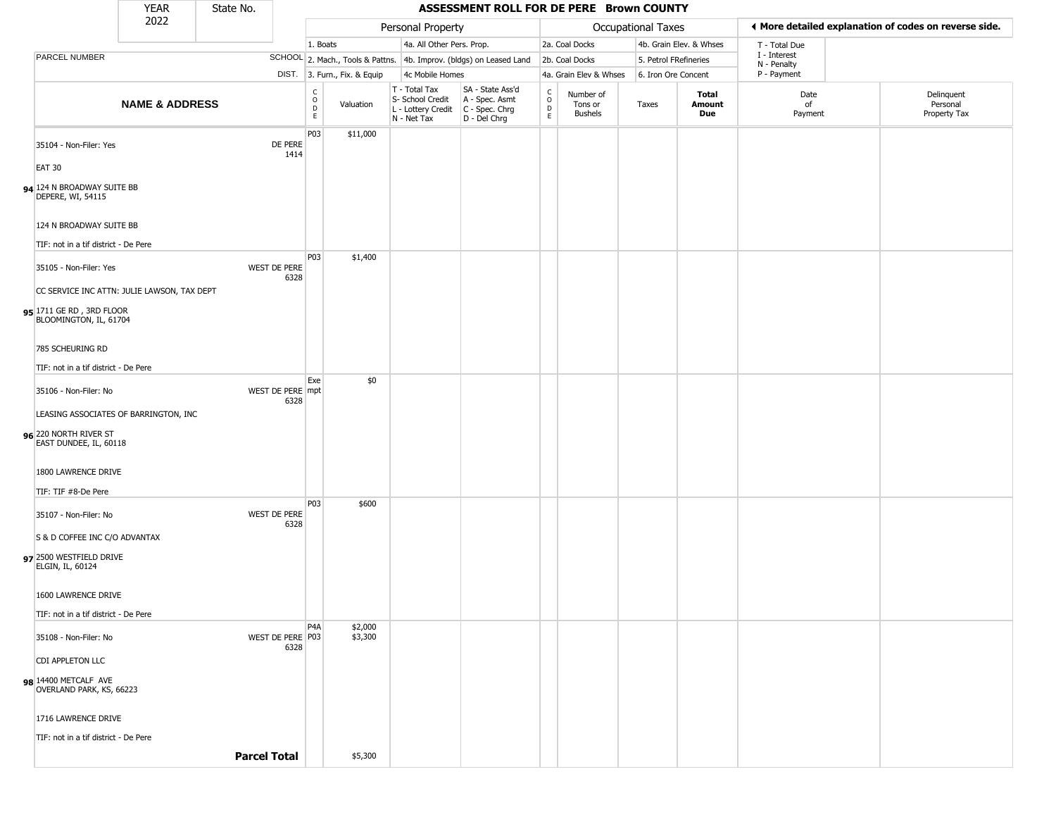# ASSESSMENT ROLL FOR DE PERE Brown COUNTY

YEAR 2022 | State No.

| | | Personal Property | | | | Occupational Taxes | | | | ◄ More detailed explanation of codes on reverse side. | |
|---|---|---|---|---|---|---|---|---|---|---|---|
| PARCEL NUMBER | SCHOOL DIST. | 1. Boats<br>2. Mach., Tools & Pattns.<br>3. Furn., Fix. & Equip | | 4a. All Other Pers. Prop.<br>4b. Improv. (bldgs) on Leased Land<br>4c Mobile Homes | | 2a. Coal Docks<br>2b. Coal Docks<br>4a. Grain Elev & Whses | | 4b. Grain Elev. & Whses<br>5. Petrol FRefineries<br>6. Iron Ore Concent | | T - Total Due<br>I - Interest<br>N - Penalty<br>P - Payment | |
| **NAME & ADDRESS** | | CODE | Valuation | T - Total Tax<br>S- School Credit<br>L - Lottery Credit<br>N - Net Tax | SA - State Ass'd<br>A - Spec. Asmt<br>C - Spec. Chrg<br>D - Del Chrg | CODE | Number of Tons or Bushels | Taxes | **Total Amount Due** | Date of Payment | Delinquent Personal Property Tax |
| **94** 35104 - Non-Filer: Yes<br>EAT 30<br>124 N BROADWAY SUITE BB<br>DEPERE, WI, 54115<br><br>124 N BROADWAY SUITE BB<br>TIF: not in a tif district - De Pere | DE PERE 1414 | P03 | $11,000 | | | | | | | | |
| **95** 35105 - Non-Filer: Yes<br>CC SERVICE INC ATTN: JULIE LAWSON, TAX DEPT<br>1711 GE RD , 3RD FLOOR<br>BLOOMINGTON, IL, 61704<br><br>785 SCHEURING RD<br>TIF: not in a tif district - De Pere | WEST DE PERE 6328 | P03 | $1,400 | | | | | | | | |
| **96** 35106 - Non-Filer: No<br>LEASING ASSOCIATES OF BARRINGTON, INC<br>220 NORTH RIVER ST<br>EAST DUNDEE, IL, 60118<br><br>1800 LAWRENCE DRIVE<br>TIF: TIF #8-De Pere | WEST DE PERE 6328 | Exempt | $0 | | | | | | | | |
| **97** 35107 - Non-Filer: No<br>S & D COFFEE INC C/O ADVANTAX<br>2500 WESTFIELD DRIVE<br>ELGIN, IL, 60124<br><br>1600 LAWRENCE DRIVE<br>TIF: not in a tif district - De Pere | WEST DE PERE 6328 | P03 | $600 | | | | | | | | |
| **98** 35108 - Non-Filer: No<br>CDI APPLETON LLC<br>14400 METCALF AVE<br>OVERLAND PARK, KS, 66223<br><br>1716 LAWRENCE DRIVE<br>TIF: not in a tif district - De Pere | WEST DE PERE 6328 | P4A<br>P03 | $2,000<br>$3,300 | | | | | | | | |
| | **Parcel Total** | | $5,300 | | | | | | | | |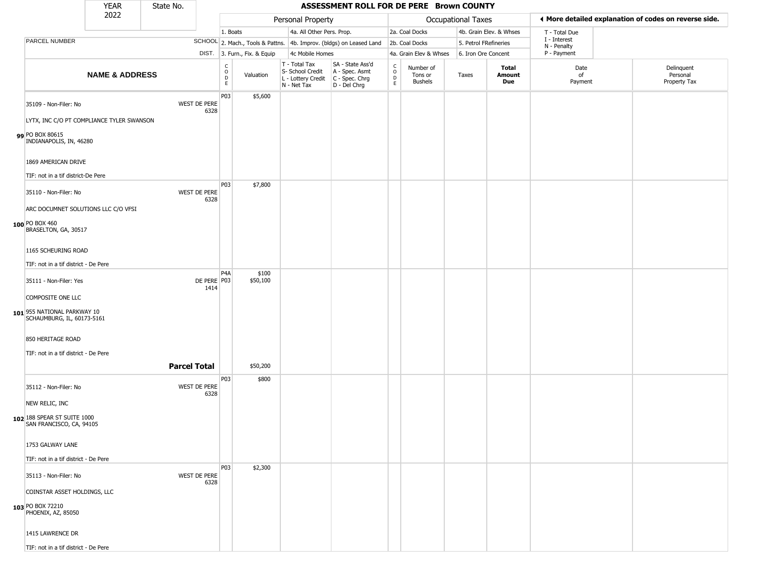# ASSESSMENT ROLL FOR DE PERE Brown COUNTY

| YEAR | State No. |
|---|---|
| 2022 | |

| | | Personal Property | | | | Occupational Taxes | | | | ◄ More detailed explanation of codes on reverse side. | |
|---|---|---|---|---|---|---|---|---|---|---|---|
| PARCEL NUMBER | SCHOOL DIST. | 1. Boats<br>2. Mach., Tools & Pattns.<br>3. Furn., Fix. & Equip | | 4a. All Other Pers. Prop.<br>4b. Improv. (bldgs) on Leased Land<br>4c Mobile Homes | | 2a. Coal Docks<br>2b. Coal Docks<br>4a. Grain Elev & Whses | | 4b. Grain Elev. & Whses<br>5. Petrol FRefineries<br>6. Iron Ore Concent | | T - Total Due<br>I - Interest<br>N - Penalty<br>P - Payment | |
| **NAME & ADDRESS** | | CODE | Valuation | T - Total Tax<br>S- School Credit<br>L - Lottery Credit<br>N - Net Tax | SA - State Ass'd<br>A - Spec. Asmt<br>C - Spec. Chrg<br>D - Del Chrg | CODE | Number of Tons or Bushels | Taxes | **Total Amount Due** | Date of Payment | Delinquent Personal Property Tax |
| **99** 35109 - Non-Filer: No<br>LYTX, INC C/O PT COMPLIANCE TYLER SWANSON<br>PO BOX 80615<br>INDIANAPOLIS, IN, 46280<br>1869 AMERICAN DRIVE<br>TIF: not in a tif district-De Pere | WEST DE PERE 6328 | P03 | $5,600 | | | | | | | | |
| **100** 35110 - Non-Filer: No<br>ARC DOCUMNET SOLUTIONS LLC C/O VFSI<br>PO BOX 460<br>BRASELTON, GA, 30517<br>1165 SCHEURING ROAD<br>TIF: not in a tif district - De Pere | WEST DE PERE 6328 | P03 | $7,800 | | | | | | | | |
| **101** 35111 - Non-Filer: Yes<br>COMPOSITE ONE LLC<br>955 NATIONAL PARKWAY 10<br>SCHAUMBURG, IL, 60173-5161<br>850 HERITAGE ROAD<br>TIF: not in a tif district - De Pere | DE PERE 1414 | P4A<br>P03 | $100<br>$50,100 | | | | | | | | |
| | **Parcel Total** | | $50,200 | | | | | | | | |
| **102** 35112 - Non-Filer: No<br>NEW RELIC, INC<br>188 SPEAR ST SUITE 1000<br>SAN FRANCISCO, CA, 94105<br>1753 GALWAY LANE<br>TIF: not in a tif district - De Pere | WEST DE PERE 6328 | P03 | $800 | | | | | | | | |
| **103** 35113 - Non-Filer: No<br>COINSTAR ASSET HOLDINGS, LLC<br>PO BOX 72210<br>PHOENIX, AZ, 85050<br>1415 LAWRENCE DR<br>TIF: not in a tif district - De Pere | WEST DE PERE 6328 | P03 | $2,300 | | | | | | | | |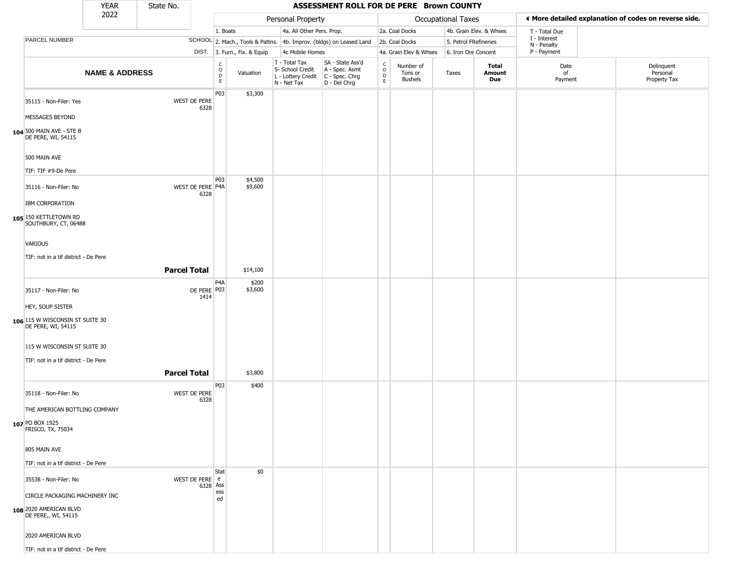| YEAR 2022 | State No. | ASSESSMENT ROLL FOR DE PERE Brown COUNTY | | | | | | | | | | |
|---|---|---|---|---|---|---|---|---|---|---|---|---|

| PARCEL NUMBER | SCHOOL DIST. | Personal Property: 1. Boats; 2. Mach., Tools & Pattns.; 3. Furn., Fix. & Equip; 4a. All Other Pers. Prop.; 4b. Improv. (bldgs) on Leased Land; 4c Mobile Homes | | | | Occupational Taxes: 2a. Coal Docks; 2b. Coal Docks; 4a. Grain Elev & Whses; 4b. Grain Elev. & Whses; 5. Petrol FRefineries; 6. Iron Ore Concent | | | | ◄ More detailed explanation of codes on reverse side. T - Total Due; I - Interest; N - Penalty; P - Payment | |
|---|---|---|---|---|---|---|---|---|---|---|---|
| **NAME & ADDRESS** | | CODE | Valuation | T - Total Tax; S- School Credit; L - Lottery Credit; N - Net Tax | SA - State Ass'd; A - Spec. Asmt; C - Spec. Chrg; D - Del Chrg | CODE | Number of Tons or Bushels | Taxes | **Total Amount Due** | Date of Payment | Delinquent Personal Property Tax |
| 35115 - Non-Filer: Yes<br>MESSAGES BEYOND<br>104 500 MAIN AVE - STE B<br>DE PERE, WI, 54115<br>500 MAIN AVE<br>TIF: TIF #9-De Pere | WEST DE PERE 6328 | P03 | $3,300 | | | | | | | | |
| 35116 - Non-Filer: No<br>IBM CORPORATION<br>105 150 KETTLETOWN RD<br>SOUTHBURY, CT, 06488<br>VARIOUS<br>TIF: not in a tif district - De Pere | WEST DE PERE 6328 | P03<br>P4A | $4,500<br>$9,600 | | | | | | | | |
| **Parcel Total** | | | $14,100 | | | | | | | | |
| 35117 - Non-Filer: No<br>HEY, SOUP SISTER<br>106 115 W WISCONSIN ST SUITE 30<br>DE PERE, WI, 54115<br>115 W WISCONSIN ST SUITE 30<br>TIF: not in a tif district - De Pere | DE PERE 1414 | P4A<br>P03 | $200<br>$3,600 | | | | | | | | |
| **Parcel Total** | | | $3,800 | | | | | | | | |
| 35118 - Non-Filer: No<br>THE AMERICAN BOTTLING COMPANY<br>107 PO BOX 1925<br>FRISCO, TX, 75034<br>805 MAIN AVE<br>TIF: not in a tif district - De Pere | WEST DE PERE 6328 | P03 | $400 | | | | | | | | |
| 35538 - Non-Filer: No<br>CIRCLE PACKAGING MACHINERY INC<br>108 2020 AMERICAN BLVD<br>DE PERE,, WI, 54115<br>2020 AMERICAN BLVD<br>TIF: not in a tif district - De Pere | WEST DE PERE 6328 | State Assessed | $0 | | | | | | | | |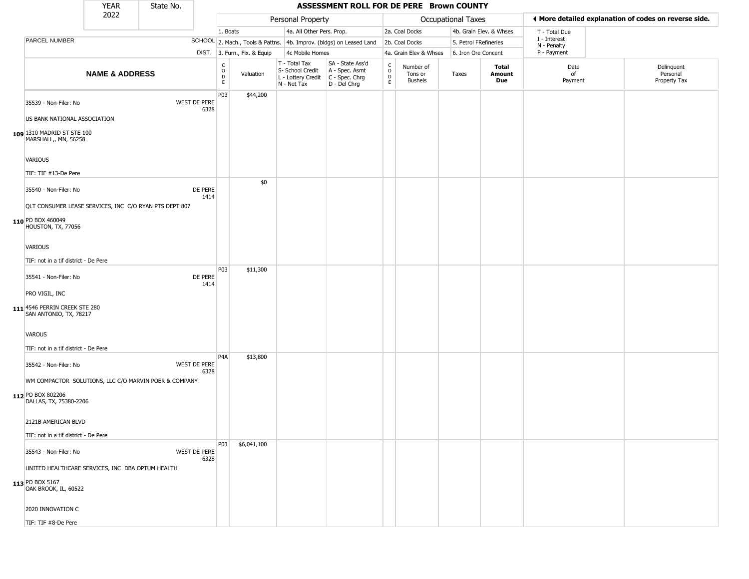# ASSESSMENT ROLL FOR DE PERE Brown COUNTY

YEAR 2022 | State No.

**Personal Property:** 1. Boats; 2. Mach., Tools & Pattns.; 3. Furn., Fix. & Equip; 4a. All Other Pers. Prop.; 4b. Improv. (bldgs) on Leased Land; 4c Mobile Homes

**Occupational Taxes:** 2a. Coal Docks; 2b. Coal Docks; 4a. Grain Elev & Whses; 4b. Grain Elev. & Whses; 5. Petrol FRefineries; 6. Iron Ore Concent

◄ More detailed explanation of codes on reverse side.
T - Total Due; I - Interest; N - Penalty; P - Payment

| | NAME & ADDRESS | PARCEL NUMBER SCHOOL DIST. | CODE | Valuation | T - Total Tax S- School Credit L - Lottery Credit N - Net Tax | SA - State Ass'd A - Spec. Asmt C - Spec. Chrg D - Del Chrg | CODE | Number of Tons or Bushels | Taxes | Total Amount Due | Date of Payment | Delinquent Personal Property Tax |
|---|---|---|---|---|---|---|---|---|---|---|---|---|
| 109 | 35539 - Non-Filer: No<br>US BANK NATIONAL ASSOCIATION<br>1310 MADRID ST STE 100<br>MARSHALL,, MN, 56258<br>VARIOUS<br>TIF: TIF #13-De Pere | WEST DE PERE 6328 | P03 | $44,200 | | | | | | | | |
| 110 | 35540 - Non-Filer: No<br>QLT CONSUMER LEASE SERVICES, INC C/O RYAN PTS DEPT 807<br>PO BOX 460049<br>HOUSTON, TX, 77056<br>VARIOUS<br>TIF: not in a tif district - De Pere | DE PERE 1414 | | $0 | | | | | | | | |
| 111 | 35541 - Non-Filer: No<br>PRO VIGIL, INC<br>4546 PERRIN CREEK STE 280<br>SAN ANTONIO, TX, 78217<br>VAROUS<br>TIF: not in a tif district - De Pere | DE PERE 1414 | P03 | $11,300 | | | | | | | | |
| 112 | 35542 - Non-Filer: No<br>WM COMPACTOR SOLUTIONS, LLC C/O MARVIN POER & COMPANY<br>PO BOX 802206<br>DALLAS, TX, 75380-2206<br>2121B AMERICAN BLVD<br>TIF: not in a tif district - De Pere | WEST DE PERE 6328 | P4A | $13,800 | | | | | | | | |
| 113 | 35543 - Non-Filer: No<br>UNITED HEALTHCARE SERVICES, INC DBA OPTUM HEALTH<br>PO BOX 5167<br>OAK BROOK, IL, 60522<br>2020 INNOVATION C<br>TIF: TIF #8-De Pere | WEST DE PERE 6328 | P03 | $6,041,100 | | | | | | | | |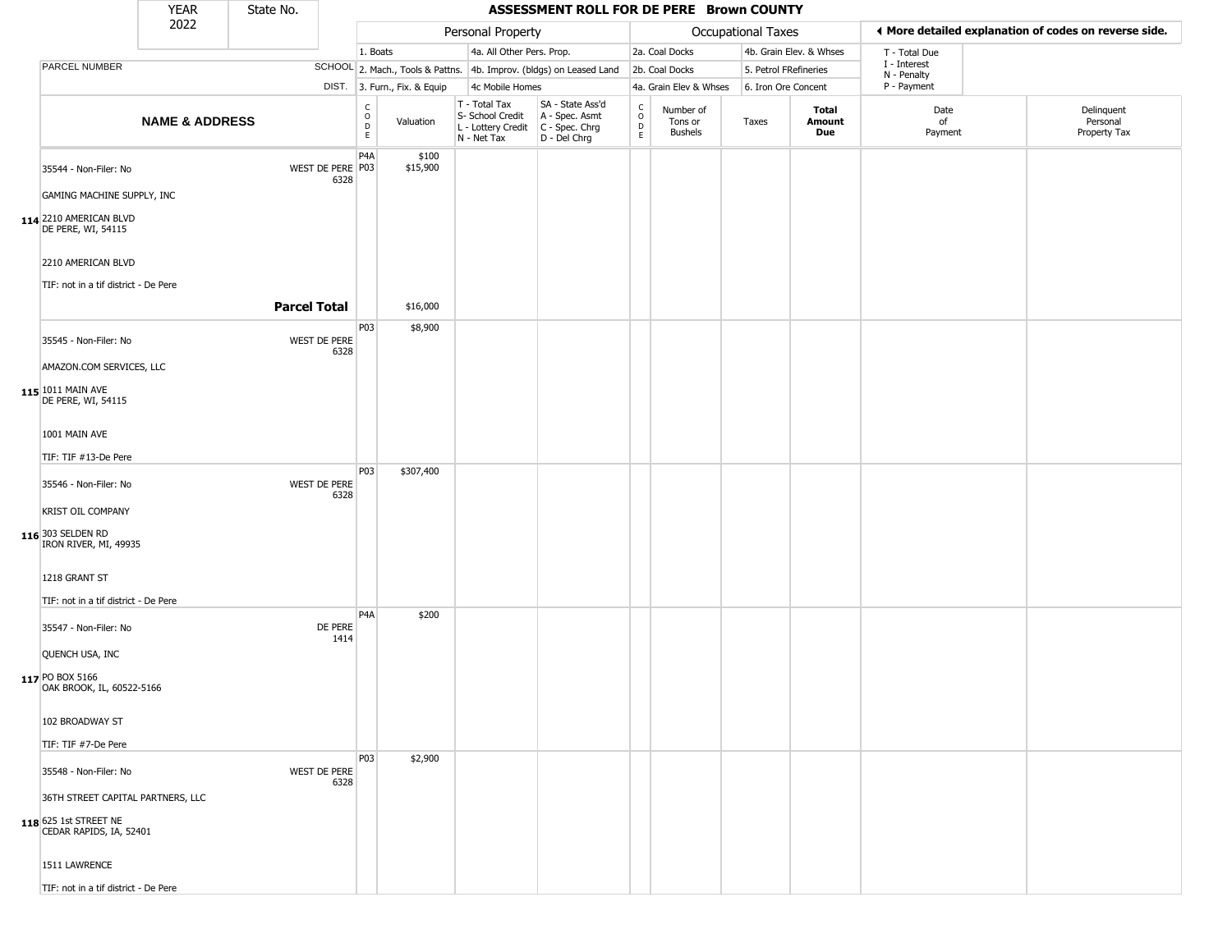| YEAR 2022 | State No. | ASSESSMENT ROLL FOR DE PERE Brown COUNTY | | | | | | | | | |
|---|---|---|---|---|---|---|---|---|---|---|---|

| PARCEL NUMBER | SCHOOL DIST. | Personal Property | | | | Occupational Taxes | | | | ◄ More detailed explanation of codes on reverse side. | |
|---|---|---|---|---|---|---|---|---|---|---|---|
| | | 1. Boats | | 4a. All Other Pers. Prop. | | 2a. Coal Docks | | 4b. Grain Elev. & Whses | | T - Total Due<br>I - Interest<br>N - Penalty<br>P - Payment | |
| | | 2. Mach., Tools & Pattns. | | 4b. Improv. (bldgs) on Leased Land | | 2b. Coal Docks | | 5. Petrol FRefineries | | | |
| | | 3. Furn., Fix. & Equip | | 4c Mobile Homes | | 4a. Grain Elev & Whses | | 6. Iron Ore Concent | | | |
| **NAME & ADDRESS** | | CODE | Valuation | T - Total Tax<br>S- School Credit<br>L - Lottery Credit<br>N - Net Tax | SA - State Ass'd<br>A - Spec. Asmt<br>C - Spec. Chrg<br>D - Del Chrg | CODE | Number of Tons or Bushels | Taxes | **Total Amount Due** | Date of Payment | Delinquent Personal Property Tax |
| 35544 - Non-Filer: No<br>GAMING MACHINE SUPPLY, INC<br>**114** 2210 AMERICAN BLVD<br>DE PERE, WI, 54115<br>2210 AMERICAN BLVD<br>TIF: not in a tif district - De Pere | WEST DE PERE 6328 | P4A<br>P03 | $100<br>$15,900 | | | | | | | | |
| | **Parcel Total** | | $16,000 | | | | | | | | |
| 35545 - Non-Filer: No<br>AMAZON.COM SERVICES, LLC<br>**115** 1011 MAIN AVE<br>DE PERE, WI, 54115<br>1001 MAIN AVE<br>TIF: TIF #13-De Pere | WEST DE PERE 6328 | P03 | $8,900 | | | | | | | | |
| 35546 - Non-Filer: No<br>KRIST OIL COMPANY<br>**116** 303 SELDEN RD<br>IRON RIVER, MI, 49935<br>1218 GRANT ST<br>TIF: not in a tif district - De Pere | WEST DE PERE 6328 | P03 | $307,400 | | | | | | | | |
| 35547 - Non-Filer: No<br>QUENCH USA, INC<br>**117** PO BOX 5166<br>OAK BROOK, IL, 60522-5166<br>102 BROADWAY ST<br>TIF: TIF #7-De Pere | DE PERE 1414 | P4A | $200 | | | | | | | | |
| 35548 - Non-Filer: No<br>36TH STREET CAPITAL PARTNERS, LLC<br>**118** 625 1st STREET NE<br>CEDAR RAPIDS, IA, 52401<br>1511 LAWRENCE<br>TIF: not in a tif district - De Pere | WEST DE PERE 6328 | P03 | $2,900 | | | | | | | | |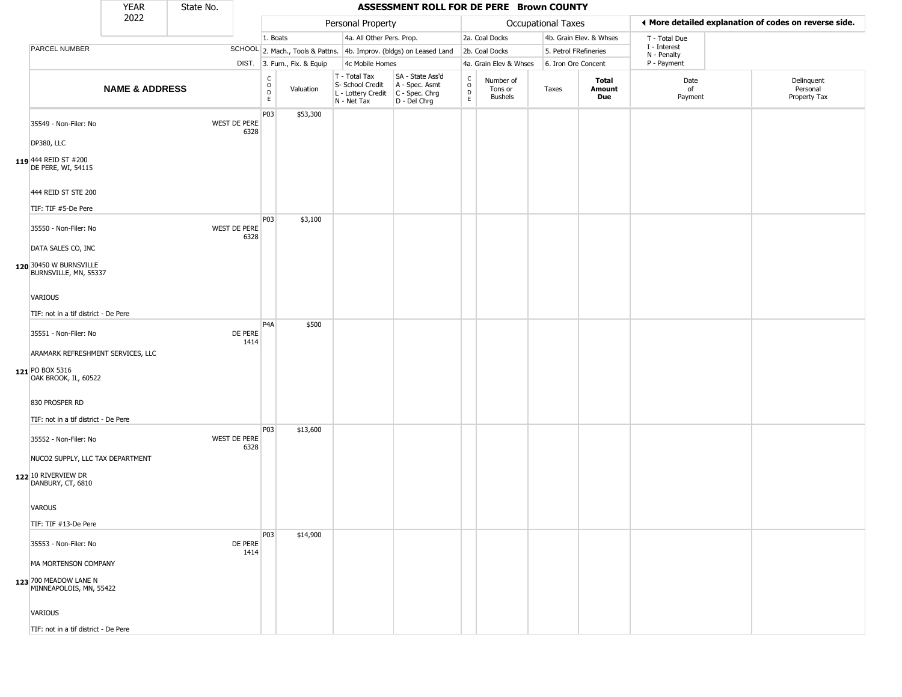| YEAR 2022 | State No. | | ASSESSMENT ROLL FOR DE PERE Brown COUNTY | | | | | | | | | | |
|---|---|---|---|---|---|---|---|---|---|---|---|---|---|
| | | | Personal Property | | | | Occupational Taxes | | | | ◄ More detailed explanation of codes on reverse side. | | |
| PARCEL NUMBER | SCHOOL DIST. | | 1. Boats<br>2. Mach., Tools & Pattns.<br>3. Furn., Fix. & Equip | | 4a. All Other Pers. Prop.<br>4b. Improv. (bldgs) on Leased Land<br>4c Mobile Homes | | 2a. Coal Docks<br>2b. Coal Docks<br>4a. Grain Elev & Whses | | 4b. Grain Elev. & Whses<br>5. Petrol FRefineries<br>6. Iron Ore Concent | | T - Total Due<br>I - Interest<br>N - Penalty<br>P - Payment | | |
| NAME & ADDRESS | | CODE | Valuation | T - Total Tax<br>S- School Credit<br>L - Lottery Credit<br>N - Net Tax | SA - State Ass'd<br>A - Spec. Asmt<br>C - Spec. Chrg<br>D - Del Chrg | CODE | Number of Tons or Bushels | Taxes | Total Amount Due | Date of Payment | Delinquent Personal Property Tax | | |
| 119 35549 - Non-Filer: No<br>DP380, LLC<br>444 REID ST #200<br>DE PERE, WI, 54115<br>444 REID ST STE 200<br>TIF: TIF #5-De Pere | WEST DE PERE 6328 | P03 | $53,300 | | | | | | | | | | |
| 120 35550 - Non-Filer: No<br>DATA SALES CO, INC<br>30450 W BURNSVILLE<br>BURNSVILLE, MN, 55337<br>VARIOUS<br>TIF: not in a tif district - De Pere | WEST DE PERE 6328 | P03 | $3,100 | | | | | | | | | | |
| 121 35551 - Non-Filer: No<br>ARAMARK REFRESHMENT SERVICES, LLC<br>PO BOX 5316<br>OAK BROOK, IL, 60522<br>830 PROSPER RD<br>TIF: not in a tif district - De Pere | DE PERE 1414 | P4A | $500 | | | | | | | | | | |
| 122 35552 - Non-Filer: No<br>NUCO2 SUPPLY, LLC TAX DEPARTMENT<br>10 RIVERVIEW DR<br>DANBURY, CT, 6810<br>VAROUS<br>TIF: TIF #13-De Pere | WEST DE PERE 6328 | P03 | $13,600 | | | | | | | | | | |
| 123 35553 - Non-Filer: No<br>MA MORTENSON COMPANY<br>700 MEADOW LANE N<br>MINNEAPOLOIS, MN, 55422<br>VARIOUS<br>TIF: not in a tif district - De Pere | DE PERE 1414 | P03 | $14,900 | | | | | | | | | | |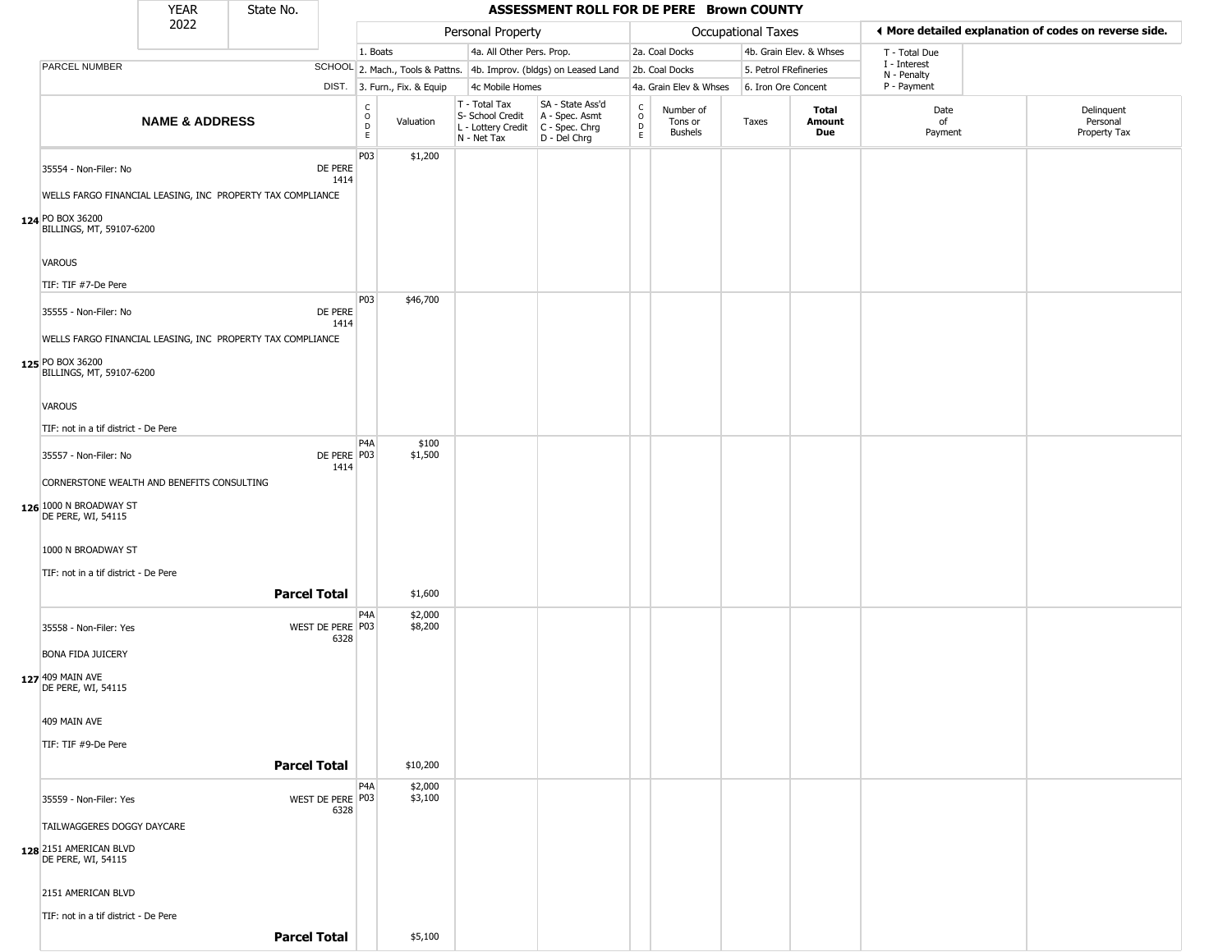| YEAR 2022 | State No. | ASSESSMENT ROLL FOR DE PERE Brown COUNTY | | | | | | | | | |
|---|---|---|---|---|---|---|---|---|---|---|---|

| | | Personal Property | | | | Occupational Taxes | | | | ◄ More detailed explanation of codes on reverse side. | |
|---|---|---|---|---|---|---|---|---|---|---|---|
| PARCEL NUMBER | SCHOOL DIST. | 1. Boats<br>2. Mach., Tools & Pattns.<br>3. Furn., Fix. & Equip | | 4a. All Other Pers. Prop.<br>4b. Improv. (bldgs) on Leased Land<br>4c Mobile Homes | | 2a. Coal Docks<br>2b. Coal Docks<br>4a. Grain Elev & Whses | | 4b. Grain Elev. & Whses<br>5. Petrol FRefineries<br>6. Iron Ore Concent | | T - Total Due<br>I - Interest<br>N - Penalty<br>P - Payment | |
| **NAME & ADDRESS** | | CODE | Valuation | T - Total Tax<br>S- School Credit<br>L - Lottery Credit<br>N - Net Tax | SA - State Ass'd<br>A - Spec. Asmt<br>C - Spec. Chrg<br>D - Del Chrg | CODE | Number of Tons or Bushels | Taxes | **Total Amount Due** | Date of Payment | Delinquent Personal Property Tax |
| **124** 35554 - Non-Filer: No<br>WELLS FARGO FINANCIAL LEASING, INC PROPERTY TAX COMPLIANCE<br>PO BOX 36200<br>BILLINGS, MT, 59107-6200<br>VAROUS<br>TIF: TIF #7-De Pere | DE PERE 1414 | P03 | $1,200 | | | | | | | | |
| **125** 35555 - Non-Filer: No<br>WELLS FARGO FINANCIAL LEASING, INC PROPERTY TAX COMPLIANCE<br>PO BOX 36200<br>BILLINGS, MT, 59107-6200<br>VAROUS<br>TIF: not in a tif district - De Pere | DE PERE 1414 | P03 | $46,700 | | | | | | | | |
| **126** 35557 - Non-Filer: No<br>CORNERSTONE WEALTH AND BENEFITS CONSULTING<br>1000 N BROADWAY ST<br>DE PERE, WI, 54115<br>1000 N BROADWAY ST<br>TIF: not in a tif district - De Pere | DE PERE 1414 | P4A<br>P03 | $100<br>$1,500 | | | | | | | | |
| **Parcel Total** | | | $1,600 | | | | | | | | |
| **127** 35558 - Non-Filer: Yes<br>BONA FIDA JUICERY<br>409 MAIN AVE<br>DE PERE, WI, 54115<br>409 MAIN AVE<br>TIF: TIF #9-De Pere | WEST DE PERE 6328 | P4A<br>P03 | $2,000<br>$8,200 | | | | | | | | |
| **Parcel Total** | | | $10,200 | | | | | | | | |
| **128** 35559 - Non-Filer: Yes<br>TAILWAGGERES DOGGY DAYCARE<br>2151 AMERICAN BLVD<br>DE PERE, WI, 54115<br>2151 AMERICAN BLVD<br>TIF: not in a tif district - De Pere | WEST DE PERE 6328 | P4A<br>P03 | $2,000<br>$3,100 | | | | | | | | |
| **Parcel Total** | | | $5,100 | | | | | | | | |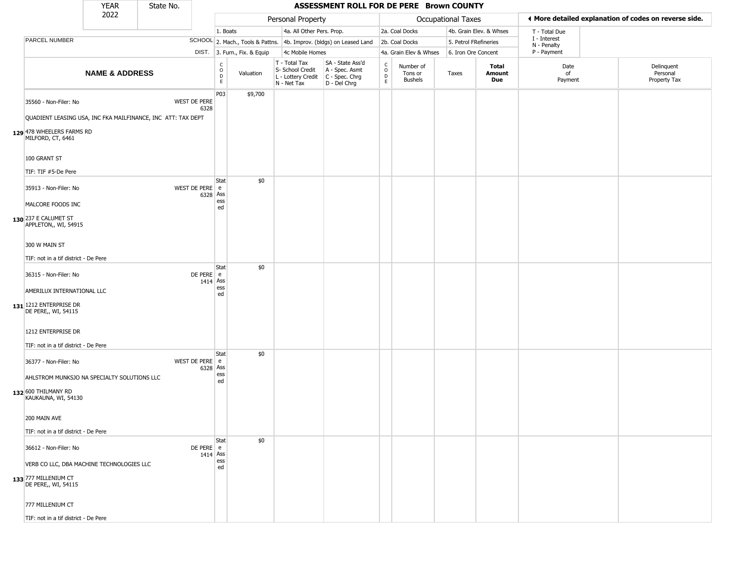| YEAR 2022 | State No. | | ASSESSMENT ROLL FOR DE PERE Brown COUNTY | | | | | | | | | |
|---|---|---|---|---|---|---|---|---|---|---|---|---|

| | | Personal Property | | | | Occupational Taxes | | | | ◄ More detailed explanation of codes on reverse side. | |
|---|---|---|---|---|---|---|---|---|---|---|---|
| PARCEL NUMBER | SCHOOL DIST. | 1. Boats<br>2. Mach., Tools & Pattns.<br>3. Furn., Fix. & Equip | | 4a. All Other Pers. Prop.<br>4b. Improv. (bldgs) on Leased Land<br>4c Mobile Homes | | 2a. Coal Docks<br>2b. Coal Docks<br>4a. Grain Elev & Whses | | 4b. Grain Elev. & Whses<br>5. Petrol FRefineries<br>6. Iron Ore Concent | | T - Total Due<br>I - Interest<br>N - Penalty<br>P - Payment | |
| **NAME & ADDRESS** | | CODE | Valuation | T - Total Tax<br>S- School Credit<br>L - Lottery Credit<br>N - Net Tax | SA - State Ass'd<br>A - Spec. Asmt<br>C - Spec. Chrg<br>D - Del Chrg | CODE | Number of Tons or Bushels | Taxes | **Total Amount Due** | Date of Payment | Delinquent Personal Property Tax |
| **129** 35560 - Non-Filer: No<br>QUADIENT LEASING USA, INC FKA MAILFINANCE, INC ATT: TAX DEPT<br>478 WHEELERS FARMS RD<br>MILFORD, CT, 6461<br>100 GRANT ST<br>TIF: TIF #5-De Pere | WEST DE PERE 6328 | P03 | $9,700 | | | | | | | | |
| **130** 35913 - Non-Filer: No<br>MALCORE FOODS INC<br>237 E CALUMET ST<br>APPLETON,, WI, 54915<br>300 W MAIN ST<br>TIF: not in a tif district - De Pere | WEST DE PERE 6328 | State Assessed | $0 | | | | | | | | |
| **131** 36315 - Non-Filer: No<br>AMERILUX INTERNATIONAL LLC<br>1212 ENTERPRISE DR<br>DE PERE,, WI, 54115<br>1212 ENTERPRISE DR<br>TIF: not in a tif district - De Pere | DE PERE 1414 | State Assessed | $0 | | | | | | | | |
| **132** 36377 - Non-Filer: No<br>AHLSTROM MUNKSJO NA SPECIALTY SOLUTIONS LLC<br>600 THILMANY RD<br>KAUKAUNA, WI, 54130<br>200 MAIN AVE<br>TIF: not in a tif district - De Pere | WEST DE PERE 6328 | State Assessed | $0 | | | | | | | | |
| **133** 36612 - Non-Filer: No<br>VERB CO LLC, DBA MACHINE TECHNOLOGIES LLC<br>777 MILLENIUM CT<br>DE PERE,, WI, 54115<br>777 MILLENIUM CT<br>TIF: not in a tif district - De Pere | DE PERE 1414 | State Assessed | $0 | | | | | | | | |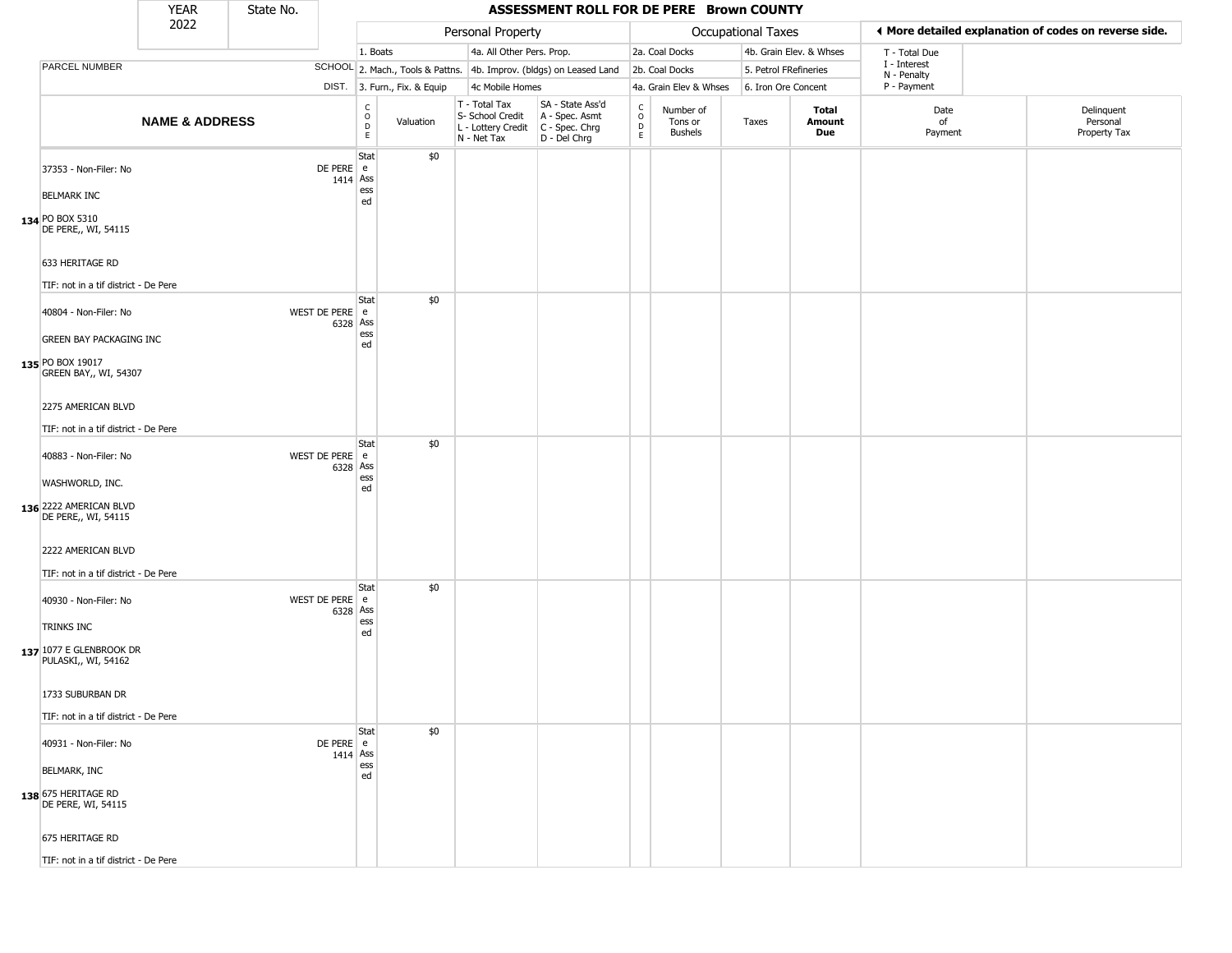| YEAR 2022 | State No. | ASSESSMENT ROLL FOR DE PERE Brown COUNTY | | | | | | | | | | |
|---|---|---|---|---|---|---|---|---|---|---|---|---|

| | | | Personal Property | | | | Occupational Taxes | | | | ◀ More detailed explanation of codes on reverse side. | |
|---|---|---|---|---|---|---|---|---|---|---|---|---|
| | | | 1. Boats | | 4a. All Other Pers. Prop. | | 2a. Coal Docks | | 4b. Grain Elev. & Whses | | T - Total Due | |
| PARCEL NUMBER | SCHOOL | | 2. Mach., Tools & Pattns. | | 4b. Improv. (bldgs) on Leased Land | | 2b. Coal Docks | | 5. Petrol FRefineries | | I - Interest | |
| | DIST. | | 3. Furn., Fix. & Equip | | 4c Mobile Homes | | 4a. Grain Elev & Whses | | 6. Iron Ore Concent | | N - Penalty / P - Payment | |
| NAME & ADDRESS | | CODE | Valuation | T - Total Tax / S- School Credit / L - Lottery Credit / N - Net Tax | SA - State Ass'd / A - Spec. Asmt / C - Spec. Chrg / D - Del Chrg | CODE | Number of Tons or Bushels | Taxes | Total Amount Due | Date of Payment | Delinquent Personal Property Tax |
| 134 37353 - Non-Filer: No<br>BELMARK INC<br>PO BOX 5310<br>DE PERE,, WI, 54115<br>633 HERITAGE RD<br>TIF: not in a tif district - De Pere | DE PERE 1414 | State Assessed | $0 | | | | | | | | |
| 135 40804 - Non-Filer: No<br>GREEN BAY PACKAGING INC<br>PO BOX 19017<br>GREEN BAY,, WI, 54307<br>2275 AMERICAN BLVD<br>TIF: not in a tif district - De Pere | WEST DE PERE 6328 | State Assessed | $0 | | | | | | | | |
| 136 40883 - Non-Filer: No<br>WASHWORLD, INC.<br>2222 AMERICAN BLVD<br>DE PERE,, WI, 54115<br>2222 AMERICAN BLVD<br>TIF: not in a tif district - De Pere | WEST DE PERE 6328 | State Assessed | $0 | | | | | | | | |
| 137 40930 - Non-Filer: No<br>TRINKS INC<br>1077 E GLENBROOK DR<br>PULASKI,, WI, 54162<br>1733 SUBURBAN DR<br>TIF: not in a tif district - De Pere | WEST DE PERE 6328 | State Assessed | $0 | | | | | | | | |
| 138 40931 - Non-Filer: No<br>BELMARK, INC<br>675 HERITAGE RD<br>DE PERE, WI, 54115<br>675 HERITAGE RD<br>TIF: not in a tif district - De Pere | DE PERE 1414 | State Assessed | $0 | | | | | | | | |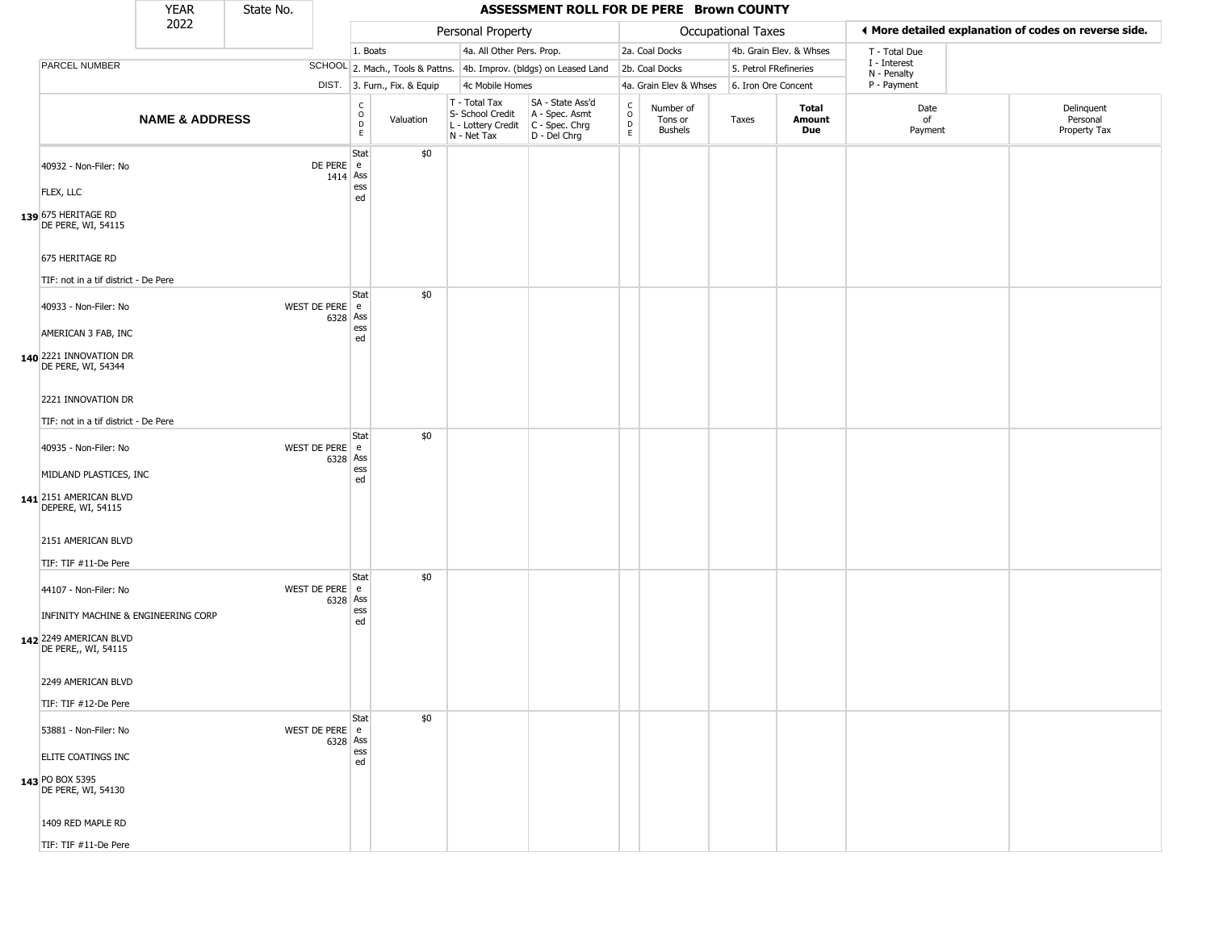# ASSESSMENT ROLL FOR DE PERE Brown COUNTY

| YEAR | State No. |
|---|---|
| 2022 | |

| | | Personal Property | | | | Occupational Taxes | | | | ◄ More detailed explanation of codes on reverse side. | |
|---|---|---|---|---|---|---|---|---|---|---|---|
| PARCEL NUMBER | SCHOOL DIST. | 1. Boats<br>2. Mach., Tools & Pattns.<br>3. Furn., Fix. & Equip | | 4a. All Other Pers. Prop.<br>4b. Improv. (bldgs) on Leased Land<br>4c Mobile Homes | | 2a. Coal Docks<br>2b. Coal Docks<br>4a. Grain Elev & Whses | | 4b. Grain Elev. & Whses<br>5. Petrol FRefineries<br>6. Iron Ore Concent | | T - Total Due<br>I - Interest<br>N - Penalty<br>P - Payment | |
| **NAME & ADDRESS** | | CODE | Valuation | T - Total Tax<br>S- School Credit<br>L - Lottery Credit<br>N - Net Tax | SA - State Ass'd<br>A - Spec. Asmt<br>C - Spec. Chrg<br>D - Del Chrg | CODE | Number of Tons or Bushels | Taxes | **Total Amount Due** | Date of Payment | Delinquent Personal Property Tax |
| 139 40932 - Non-Filer: No<br>FLEX, LLC<br>675 HERITAGE RD<br>DE PERE, WI, 54115<br>675 HERITAGE RD<br>TIF: not in a tif district - De Pere | DE PERE 1414 | State Assessed | $0 | | | | | | | | |
| 140 40933 - Non-Filer: No<br>AMERICAN 3 FAB, INC<br>2221 INNOVATION DR<br>DE PERE, WI, 54344<br>2221 INNOVATION DR<br>TIF: not in a tif district - De Pere | WEST DE PERE 6328 | State Assessed | $0 | | | | | | | | |
| 141 40935 - Non-Filer: No<br>MIDLAND PLASTICES, INC<br>2151 AMERICAN BLVD<br>DEPERE, WI, 54115<br>2151 AMERICAN BLVD<br>TIF: TIF #11-De Pere | WEST DE PERE 6328 | State Assessed | $0 | | | | | | | | |
| 142 44107 - Non-Filer: No<br>INFINITY MACHINE & ENGINEERING CORP<br>2249 AMERICAN BLVD<br>DE PERE,, WI, 54115<br>2249 AMERICAN BLVD<br>TIF: TIF #12-De Pere | WEST DE PERE 6328 | State Assessed | $0 | | | | | | | | |
| 143 53881 - Non-Filer: No<br>ELITE COATINGS INC<br>PO BOX 5395<br>DE PERE, WI, 54130<br>1409 RED MAPLE RD<br>TIF: TIF #11-De Pere | WEST DE PERE 6328 | State Assessed | $0 | | | | | | | | |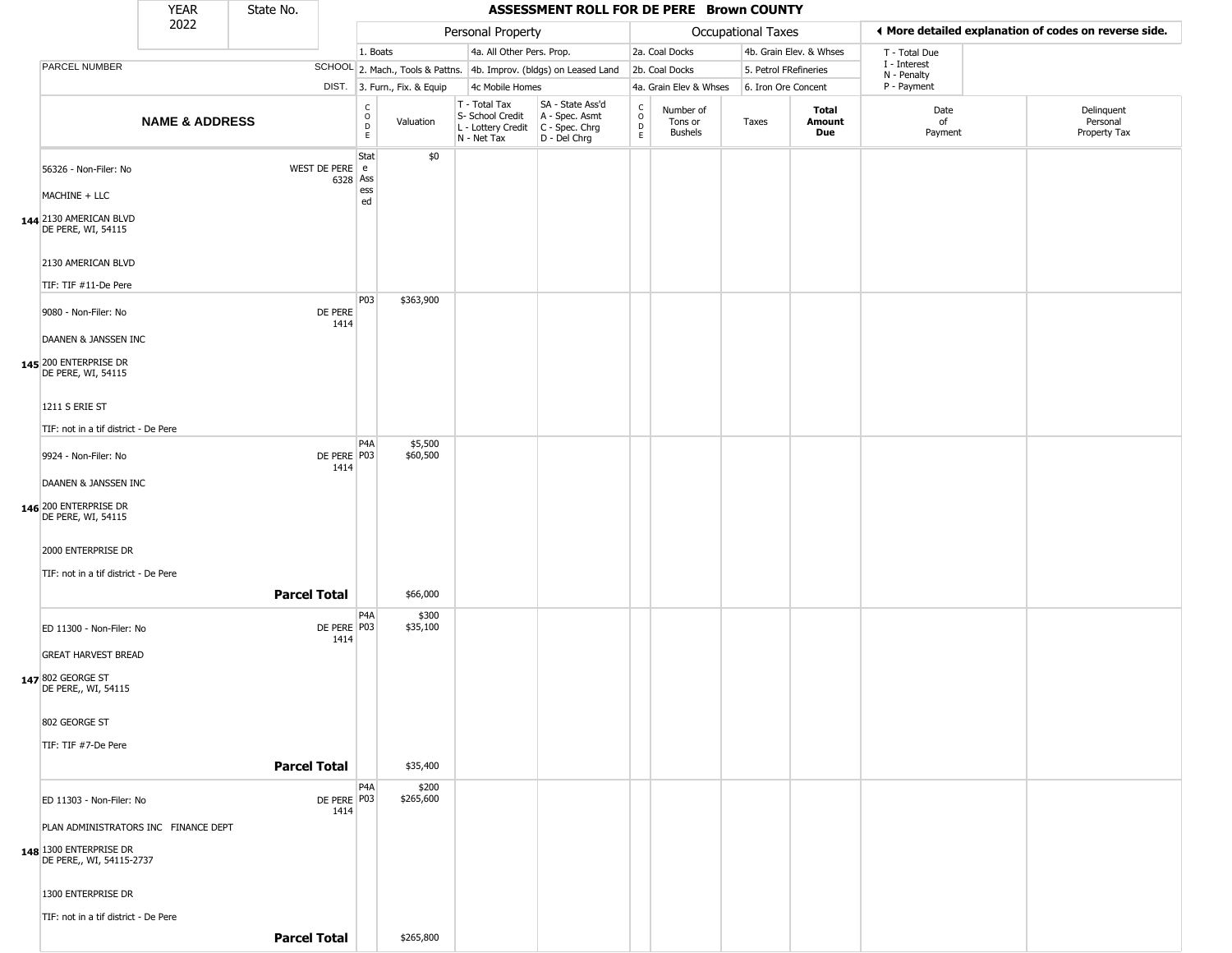# ASSESSMENT ROLL FOR DE PERE Brown COUNTY

| YEAR | State No. |
|---|---|
| 2022 | |

| PARCEL NUMBER / NAME & ADDRESS | SCHOOL DIST. | CODE | Valuation | T - Total Tax / S- School Credit / L - Lottery Credit / N - Net Tax | SA - State Ass'd / A - Spec. Asmt / C - Spec. Chrg / D - Del Chrg | CODE | Number of Tons or Bushels | Taxes | Total Amount Due | Date of Payment | Delinquent Personal Property Tax |
|---|---|---|---|---|---|---|---|---|---|---|---|
| | | Personal Property | | | | Occupational Taxes | | | | | |
| | | 1. Boats / 2. Mach., Tools & Pattns. / 3. Furn., Fix. & Equip | | 4a. All Other Pers. Prop. / 4b. Improv. (bldgs) on Leased Land / 4c Mobile Homes | | 2a. Coal Docks / 2b. Coal Docks / 4a. Grain Elev & Whses | | 4b. Grain Elev. & Whses / 5. Petrol FRefineries / 6. Iron Ore Concent | | T - Total Due / I - Interest / N - Penalty / P - Payment | |
| **144** 56326 - Non-Filer: No<br>MACHINE + LLC<br>2130 AMERICAN BLVD<br>DE PERE, WI, 54115<br><br>2130 AMERICAN BLVD<br>TIF: TIF #11-De Pere | WEST DE PERE 6328 | State Assessed | $0 | | | | | | | | |
| **145** 9080 - Non-Filer: No<br>DAANEN & JANSSEN INC<br>200 ENTERPRISE DR<br>DE PERE, WI, 54115<br><br>1211 S ERIE ST<br>TIF: not in a tif district - De Pere | DE PERE 1414 | P03 | $363,900 | | | | | | | | |
| **146** 9924 - Non-Filer: No<br>DAANEN & JANSSEN INC<br>200 ENTERPRISE DR<br>DE PERE, WI, 54115<br><br>2000 ENTERPRISE DR<br>TIF: not in a tif district - De Pere | DE PERE 1414 | P4A<br>P03 | $5,500<br>$60,500 | | | | | | | | |
| **Parcel Total** | | | $66,000 | | | | | | | | |
| **147** ED 11300 - Non-Filer: No<br>GREAT HARVEST BREAD<br>802 GEORGE ST<br>DE PERE,, WI, 54115<br><br>802 GEORGE ST<br>TIF: TIF #7-De Pere | DE PERE 1414 | P4A<br>P03 | $300<br>$35,100 | | | | | | | | |
| **Parcel Total** | | | $35,400 | | | | | | | | |
| **148** ED 11303 - Non-Filer: No<br>PLAN ADMINISTRATORS INC FINANCE DEPT<br>1300 ENTERPRISE DR<br>DE PERE,, WI, 54115-2737<br><br>1300 ENTERPRISE DR<br>TIF: not in a tif district - De Pere | DE PERE 1414 | P4A<br>P03 | $200<br>$265,600 | | | | | | | | |
| **Parcel Total** | | | $265,800 | | | | | | | | |

◄ More detailed explanation of codes on reverse side.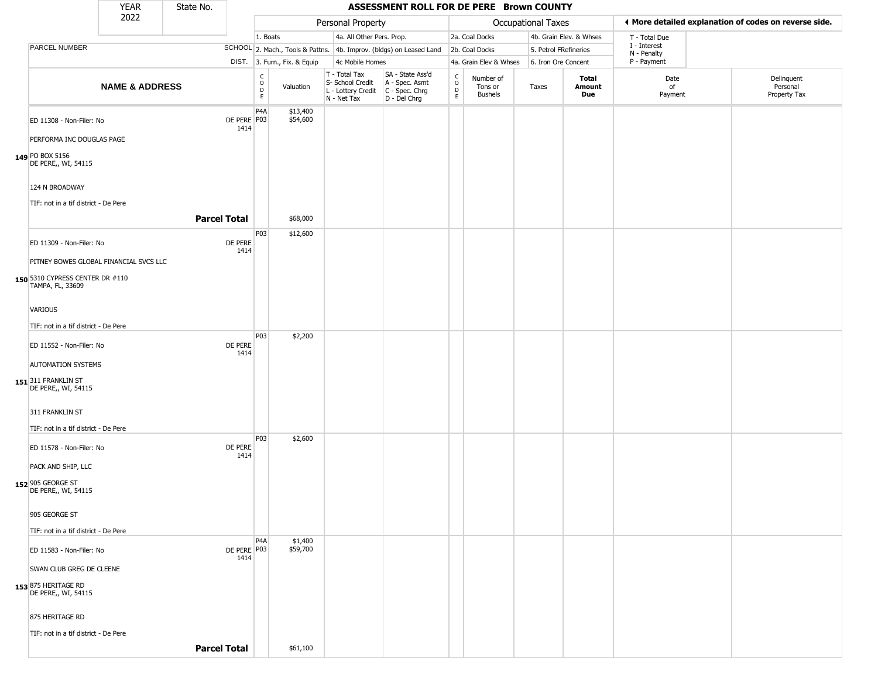| YEAR 2022 | State No. | ASSESSMENT ROLL FOR DE PERE Brown COUNTY |
|---|---|---|

| | | Personal Property | | | | Occupational Taxes | | | | ◄ More detailed explanation of codes on reverse side. |
|---|---|---|---|---|---|---|---|---|---|---|
| | | 1. Boats | | 4a. All Other Pers. Prop. | | 2a. Coal Docks | | 4b. Grain Elev. & Whses | | T - Total Due |
| PARCEL NUMBER | SCHOOL | 2. Mach., Tools & Pattns. | | 4b. Improv. (bldgs) on Leased Land | | 2b. Coal Docks | | 5. Petrol FRefineries | | I - Interest<br>N - Penalty |
| | DIST. | 3. Furn., Fix. & Equip | | 4c Mobile Homes | | 4a. Grain Elev & Whses | | 6. Iron Ore Concent | | P - Payment |

| | NAME & ADDRESS | SCHOOL DIST. | CODE | Valuation | T - Total Tax<br>S- School Credit<br>L - Lottery Credit<br>N - Net Tax | SA - State Ass'd<br>A - Spec. Asmt<br>C - Spec. Chrg<br>D - Del Chrg | CODE | Number of Tons or Bushels | Taxes | Total Amount Due | Date of Payment | Delinquent Personal Property Tax |
|---|---|---|---|---|---|---|---|---|---|---|---|---|
| 149 | ED 11308 - Non-Filer: No<br>PERFORMA INC DOUGLAS PAGE<br>PO BOX 5156<br>DE PERE,, WI, 54115<br>124 N BROADWAY<br>TIF: not in a tif district - De Pere | DE PERE 1414 | P4A<br>P03 | $13,400<br>$54,600 | | | | | | | | |
| | **Parcel Total** | | | $68,000 | | | | | | | | |
| 150 | ED 11309 - Non-Filer: No<br>PITNEY BOWES GLOBAL FINANCIAL SVCS LLC<br>5310 CYPRESS CENTER DR #110<br>TAMPA, FL, 33609<br>VARIOUS<br>TIF: not in a tif district - De Pere | DE PERE 1414 | P03 | $12,600 | | | | | | | | |
| 151 | ED 11552 - Non-Filer: No<br>AUTOMATION SYSTEMS<br>311 FRANKLIN ST<br>DE PERE,, WI, 54115<br>311 FRANKLIN ST<br>TIF: not in a tif district - De Pere | DE PERE 1414 | P03 | $2,200 | | | | | | | | |
| 152 | ED 11578 - Non-Filer: No<br>PACK AND SHIP, LLC<br>905 GEORGE ST<br>DE PERE,, WI, 54115<br>905 GEORGE ST<br>TIF: not in a tif district - De Pere | DE PERE 1414 | P03 | $2,600 | | | | | | | | |
| 153 | ED 11583 - Non-Filer: No<br>SWAN CLUB GREG DE CLEENE<br>875 HERITAGE RD<br>DE PERE,, WI, 54115<br>875 HERITAGE RD<br>TIF: not in a tif district - De Pere | DE PERE 1414 | P4A<br>P03 | $1,400<br>$59,700 | | | | | | | | |
| | **Parcel Total** | | | $61,100 | | | | | | | | |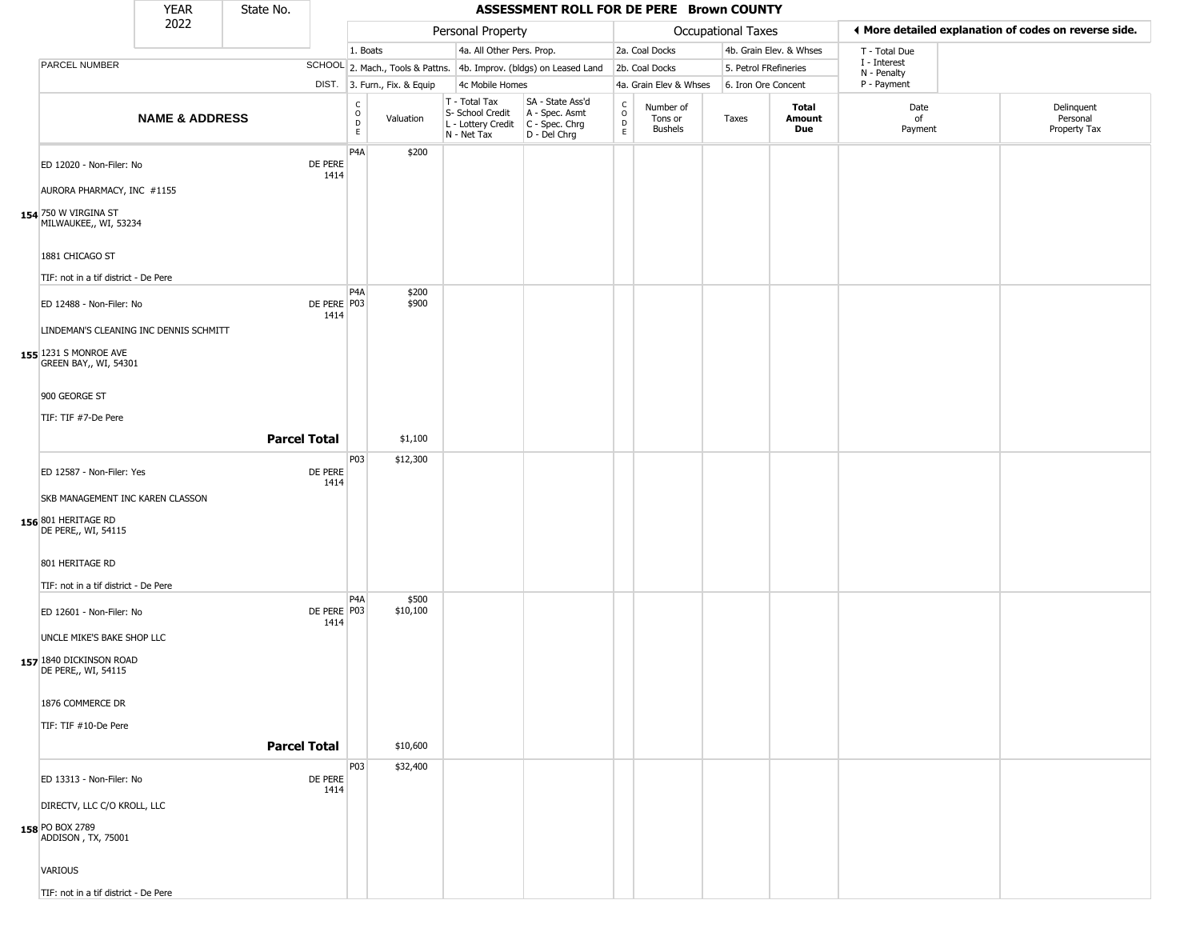# ASSESSMENT ROLL FOR DE PERE Brown COUNTY

YEAR 2022 | State No.

| PARCEL NUMBER / NAME & ADDRESS | SCHOOL DIST. | CODE | Valuation | T - Total Tax / S- School Credit / L - Lottery Credit / N - Net Tax | SA - State Ass'd / A - Spec. Asmt / C - Spec. Chrg / D - Del Chrg | CODE | Number of Tons or Bushels | Taxes | Total Amount Due | Date of Payment | Delinquent Personal Property Tax |
|---|---|---|---|---|---|---|---|---|---|---|---|
| **154** ED 12020 - Non-Filer: No<br>AURORA PHARMACY, INC #1155<br>750 W VIRGINA ST<br>MILWAUKEE,, WI, 53234<br>1881 CHICAGO ST<br>TIF: not in a tif district - De Pere | DE PERE 1414 | P4A | $200 | | | | | | | | |
| **155** ED 12488 - Non-Filer: No<br>LINDEMAN'S CLEANING INC DENNIS SCHMITT<br>1231 S MONROE AVE<br>GREEN BAY,, WI, 54301<br>900 GEORGE ST<br>TIF: TIF #7-De Pere | DE PERE 1414 | P4A<br>P03 | $200<br>$900 | | | | | | | | |
| **Parcel Total** | | | $1,100 | | | | | | | | |
| **156** ED 12587 - Non-Filer: Yes<br>SKB MANAGEMENT INC KAREN CLASSON<br>801 HERITAGE RD<br>DE PERE,, WI, 54115<br>801 HERITAGE RD<br>TIF: not in a tif district - De Pere | DE PERE 1414 | P03 | $12,300 | | | | | | | | |
| **157** ED 12601 - Non-Filer: No<br>UNCLE MIKE'S BAKE SHOP LLC<br>1840 DICKINSON ROAD<br>DE PERE,, WI, 54115<br>1876 COMMERCE DR<br>TIF: TIF #10-De Pere | DE PERE 1414 | P4A<br>P03 | $500<br>$10,100 | | | | | | | | |
| **Parcel Total** | | | $10,600 | | | | | | | | |
| **158** ED 13313 - Non-Filer: No<br>DIRECTV, LLC C/O KROLL, LLC<br>PO BOX 2789<br>ADDISON , TX, 75001<br>VARIOUS<br>TIF: not in a tif district - De Pere | DE PERE 1414 | P03 | $32,400 | | | | | | | | |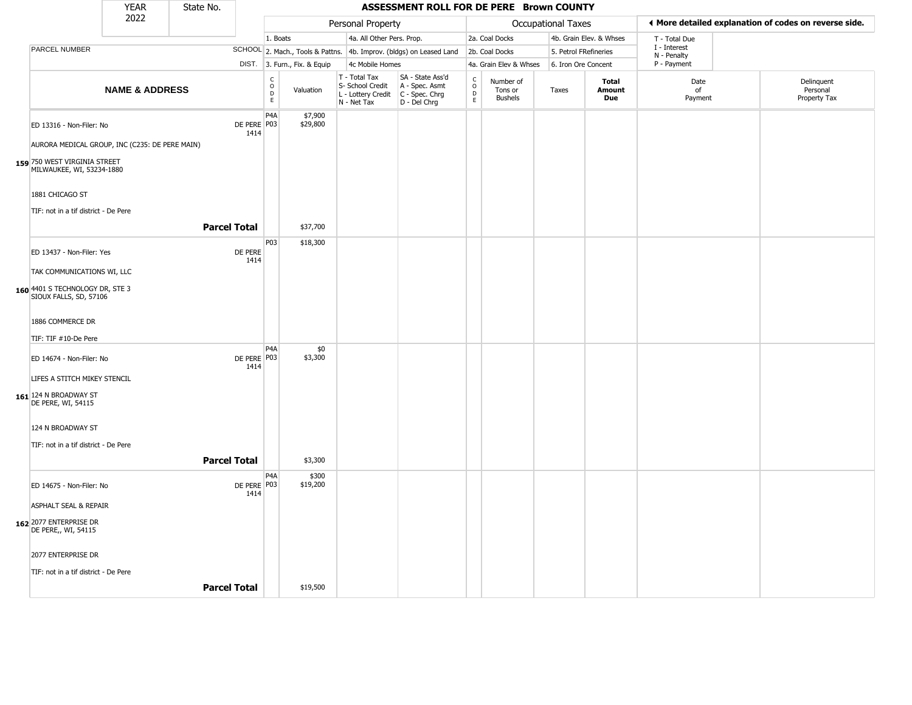| YEAR 2022 | State No. | ASSESSMENT ROLL FOR DE PERE Brown COUNTY |
|---|---|---|

| | | Personal Property | | | | Occupational Taxes | | | | ◄ More detailed explanation of codes on reverse side. | |
|---|---|---|---|---|---|---|---|---|---|---|---|
| PARCEL NUMBER | SCHOOL DIST. | 1. Boats<br>2. Mach., Tools & Pattns.<br>3. Furn., Fix. & Equip | | 4a. All Other Pers. Prop.<br>4b. Improv. (bldgs) on Leased Land<br>4c Mobile Homes | | 2a. Coal Docks<br>2b. Coal Docks<br>4a. Grain Elev & Whses | | 4b. Grain Elev. & Whses<br>5. Petrol FRefineries<br>6. Iron Ore Concent | | T - Total Due<br>I - Interest<br>N - Penalty<br>P - Payment | |
| **NAME & ADDRESS** | | CODE | Valuation | T - Total Tax<br>S- School Credit<br>L - Lottery Credit<br>N - Net Tax | SA - State Ass'd<br>A - Spec. Asmt<br>C - Spec. Chrg<br>D - Del Chrg | CODE | Number of Tons or Bushels | Taxes | **Total Amount Due** | Date of Payment | Delinquent Personal Property Tax |
| ED 13316 - Non-Filer: No | DE PERE 1414 | P4A<br>P03 | $7,900<br>$29,800 | | | | | | | | |
| AURORA MEDICAL GROUP, INC (C235: DE PERE MAIN) | | | | | | | | | | | |
| 159 750 WEST VIRGINIA STREET MILWAUKEE, WI, 53234-1880 | | | | | | | | | | | |
| 1881 CHICAGO ST | | | | | | | | | | | |
| TIF: not in a tif district - De Pere | | | | | | | | | | | |
| **Parcel Total** | | | $37,700 | | | | | | | | |
| ED 13437 - Non-Filer: Yes | DE PERE 1414 | P03 | $18,300 | | | | | | | | |
| TAK COMMUNICATIONS WI, LLC | | | | | | | | | | | |
| 160 4401 S TECHNOLOGY DR, STE 3 SIOUX FALLS, SD, 57106 | | | | | | | | | | | |
| 1886 COMMERCE DR | | | | | | | | | | | |
| TIF: TIF #10-De Pere | | | | | | | | | | | |
| ED 14674 - Non-Filer: No | DE PERE 1414 | P4A<br>P03 | $0<br>$3,300 | | | | | | | | |
| LIFES A STITCH MIKEY STENCIL | | | | | | | | | | | |
| 161 124 N BROADWAY ST DE PERE, WI, 54115 | | | | | | | | | | | |
| 124 N BROADWAY ST | | | | | | | | | | | |
| TIF: not in a tif district - De Pere | | | | | | | | | | | |
| **Parcel Total** | | | $3,300 | | | | | | | | |
| ED 14675 - Non-Filer: No | DE PERE 1414 | P4A<br>P03 | $300<br>$19,200 | | | | | | | | |
| ASPHALT SEAL & REPAIR | | | | | | | | | | | |
| 162 2077 ENTERPRISE DR DE PERE,, WI, 54115 | | | | | | | | | | | |
| 2077 ENTERPRISE DR | | | | | | | | | | | |
| TIF: not in a tif district - De Pere | | | | | | | | | | | |
| **Parcel Total** | | | $19,500 | | | | | | | | |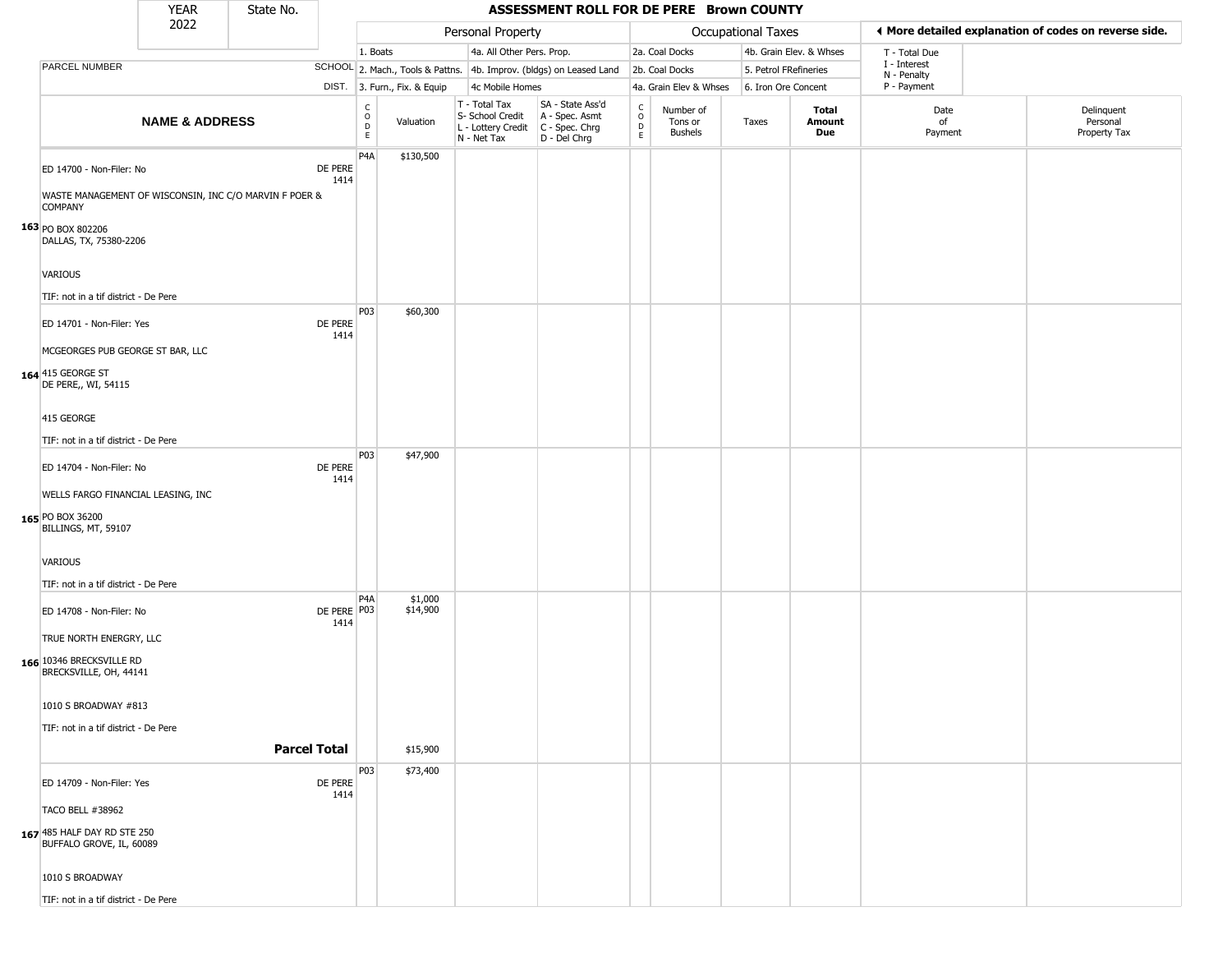# ASSESSMENT ROLL FOR DE PERE Brown COUNTY

YEAR 2022 | State No.

| PARCEL NUMBER / NAME & ADDRESS | SCHOOL DIST. | CODE | Valuation | T - Total Tax / S- School Credit / L - Lottery Credit / N - Net Tax | SA - State Ass'd / A - Spec. Asmt / C - Spec. Chrg / D - Del Chrg | CODE | Number of Tons or Bushels | Taxes | Total Amount Due | Date of Payment | Delinquent Personal Property Tax |
|---|---|---|---|---|---|---|---|---|---|---|---|
| **163** ED 14700 - Non-Filer: No<br>WASTE MANAGEMENT OF WISCONSIN, INC C/O MARVIN F POER & COMPANY<br>PO BOX 802206<br>DALLAS, TX, 75380-2206<br>VARIOUS<br>TIF: not in a tif district - De Pere | DE PERE 1414 | P4A | $130,500 | | | | | | | | |
| **164** ED 14701 - Non-Filer: Yes<br>MCGEORGES PUB GEORGE ST BAR, LLC<br>415 GEORGE ST<br>DE PERE,, WI, 54115<br>415 GEORGE<br>TIF: not in a tif district - De Pere | DE PERE 1414 | P03 | $60,300 | | | | | | | | |
| **165** ED 14704 - Non-Filer: No<br>WELLS FARGO FINANCIAL LEASING, INC<br>PO BOX 36200<br>BILLINGS, MT, 59107<br>VARIOUS<br>TIF: not in a tif district - De Pere | DE PERE 1414 | P03 | $47,900 | | | | | | | | |
| **166** ED 14708 - Non-Filer: No<br>TRUE NORTH ENRGRY, LLC<br>10346 BRECKSVILLE RD<br>BRECKSVILLE, OH, 44141<br>1010 S BROADWAY #813<br>TIF: not in a tif district - De Pere | DE PERE 1414 | P4A<br>P03 | $1,000<br>$14,900 | | | | | | | | |
| **Parcel Total** | | | $15,900 | | | | | | | | |
| **167** ED 14709 - Non-Filer: Yes<br>TACO BELL #38962<br>485 HALF DAY RD STE 250<br>BUFFALO GROVE, IL, 60089<br>1010 S BROADWAY<br>TIF: not in a tif district - De Pere | DE PERE 1414 | P03 | $73,400 | | | | | | | | |

Personal Property codes: 1. Boats; 2. Mach., Tools & Pattns.; 3. Furn., Fix. & Equip; 4a. All Other Pers. Prop.; 4b. Improv. (bldgs) on Leased Land; 4c Mobile Homes

Occupational Taxes codes: 2a. Coal Docks; 2b. Coal Docks; 4a. Grain Elev & Whses; 4b. Grain Elev. & Whses; 5. Petrol FRefineries; 6. Iron Ore Concent

T - Total Due; I - Interest; N - Penalty; P - Payment

◀ More detailed explanation of codes on reverse side.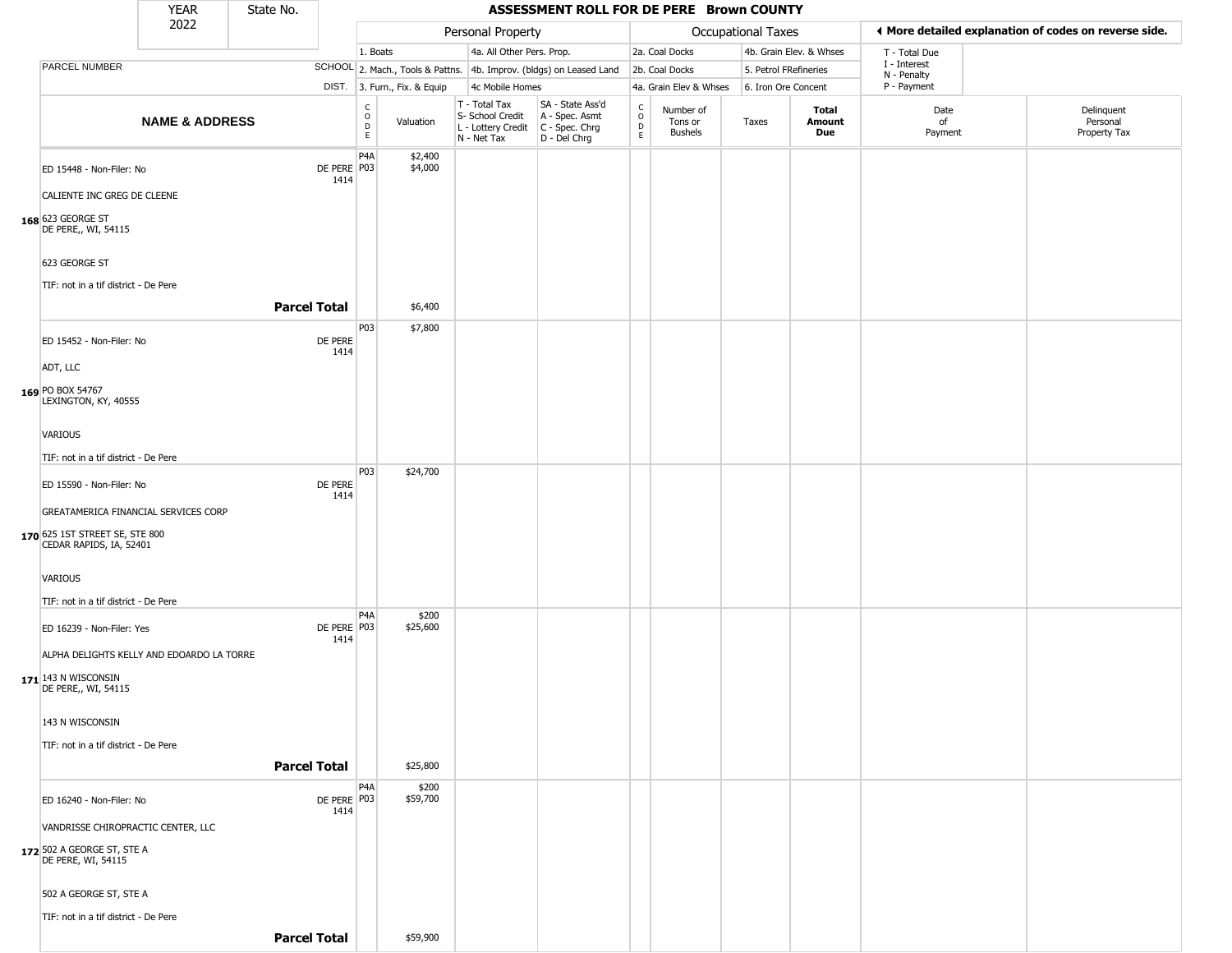| YEAR 2022 | State No. | ASSESSMENT ROLL FOR DE PERE Brown COUNTY |
|---|---|---|

| | Personal Property | | | Occupational Taxes | | More detailed explanation of codes on reverse side. |
|---|---|---|---|---|---|---|
| | 1. Boats | 4a. All Other Pers. Prop. | 2a. Coal Docks | 4b. Grain Elev. & Whses | T - Total Due |
| PARCEL NUMBER SCHOOL | 2. Mach., Tools & Pattns. | 4b. Improv. (bldgs) on Leased Land | 2b. Coal Docks | 5. Petrol FRefineries | I - Interest N - Penalty |
| DIST. | 3. Furn., Fix. & Equip | 4c Mobile Homes | 4a. Grain Elev & Whses | 6. Iron Ore Concent | P - Payment |

| | NAME & ADDRESS | SCHOOL DIST. | CODE | Valuation | T - Total Tax S- School Credit L - Lottery Credit N - Net Tax | SA - State Ass'd A - Spec. Asmt C - Spec. Chrg D - Del Chrg | CODE | Number of Tons or Bushels | Taxes | Total Amount Due | Date of Payment | Delinquent Personal Property Tax |
|---|---|---|---|---|---|---|---|---|---|---|---|---|
| 168 | ED 15448 - Non-Filer: No<br>CALIENTE INC GREG DE CLEENE<br>623 GEORGE ST<br>DE PERE,, WI, 54115<br>623 GEORGE ST<br>TIF: not in a tif district - De Pere | DE PERE 1414 | P4A<br>P03 | $2,400<br>$4,000 | | | | | | | | |
| | **Parcel Total** | | | $6,400 | | | | | | | | |
| 169 | ED 15452 - Non-Filer: No<br>ADT, LLC<br>PO BOX 54767<br>LEXINGTON, KY, 40555<br>VARIOUS<br>TIF: not in a tif district - De Pere | DE PERE 1414 | P03 | $7,800 | | | | | | | | |
| 170 | ED 15590 - Non-Filer: No<br>GREATAMERICA FINANCIAL SERVICES CORP<br>625 1ST STREET SE, STE 800<br>CEDAR RAPIDS, IA, 52401<br>VARIOUS<br>TIF: not in a tif district - De Pere | DE PERE 1414 | P03 | $24,700 | | | | | | | | |
| 171 | ED 16239 - Non-Filer: Yes<br>ALPHA DELIGHTS KELLY AND EDOARDO LA TORRE<br>143 N WISCONSIN<br>DE PERE,, WI, 54115<br>143 N WISCONSIN<br>TIF: not in a tif district - De Pere | DE PERE 1414 | P4A<br>P03 | $200<br>$25,600 | | | | | | | | |
| | **Parcel Total** | | | $25,800 | | | | | | | | |
| 172 | ED 16240 - Non-Filer: No<br>VANDRISSE CHIROPRACTIC CENTER, LLC<br>502 A GEORGE ST, STE A<br>DE PERE, WI, 54115<br>502 A GEORGE ST, STE A<br>TIF: not in a tif district - De Pere | DE PERE 1414 | P4A<br>P03 | $200<br>$59,700 | | | | | | | | |
| | **Parcel Total** | | | $59,900 | | | | | | | | |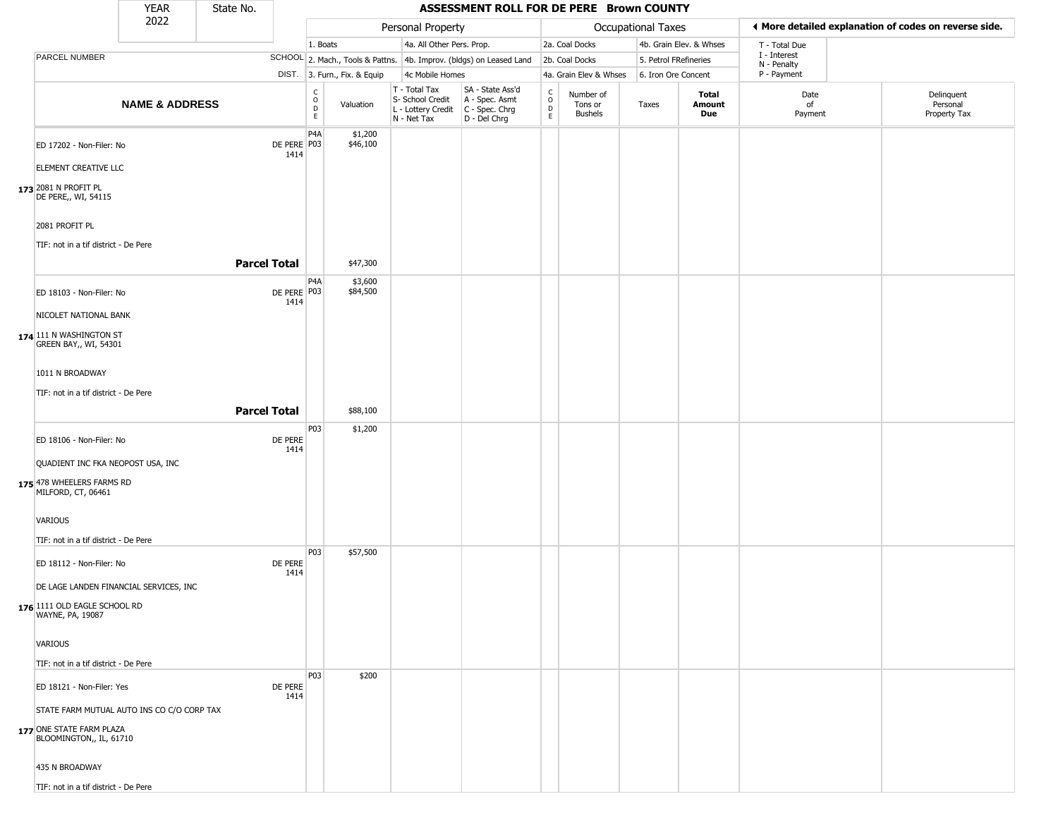| YEAR | State No. |
|---|---|
| 2022 | |

# ASSESSMENT ROLL FOR DE PERE Brown COUNTY

| PARCEL NUMBER | SCHOOL DIST. | Personal Property | | | | | Occupational Taxes | | | | ◄ More detailed explanation of codes on reverse side. | |
|---|---|---|---|---|---|---|---|---|---|---|---|---|
| | | 1. Boats / 2. Mach., Tools & Pattns. / 3. Furn., Fix. & Equip | | 4a. All Other Pers. Prop. / 4b. Improv. (bldgs) on Leased Land / 4c Mobile Homes | | | 2a. Coal Docks / 2b. Coal Docks / 4a. Grain Elev & Whses | | 4b. Grain Elev. & Whses / 5. Petrol FRefineries / 6. Iron Ore Concent | | T - Total Due / I - Interest / N - Penalty / P - Payment | |
| **NAME & ADDRESS** | | CODE | Valuation | T - Total Tax / S- School Credit / L - Lottery Credit / N - Net Tax | SA - State Ass'd / A - Spec. Asmt / C - Spec. Chrg / D - Del Chrg | CODE | Number of Tons or Bushels | Taxes | **Total Amount Due** | Date of Payment | Delinquent Personal Property Tax |
| **173** ED 17202 - Non-Filer: No<br>ELEMENT CREATIVE LLC<br>2081 N PROFIT PL<br>DE PERE,, WI, 54115<br>2081 PROFIT PL<br>TIF: not in a tif district - De Pere | DE PERE 1414 | P4A<br>P03 | $1,200<br>$46,100 | | | | | | | | |
| | **Parcel Total** | | $47,300 | | | | | | | | |
| **174** ED 18103 - Non-Filer: No<br>NICOLET NATIONAL BANK<br>111 N WASHINGTON ST<br>GREEN BAY,, WI, 54301<br>1011 N BROADWAY<br>TIF: not in a tif district - De Pere | DE PERE 1414 | P4A<br>P03 | $3,600<br>$84,500 | | | | | | | | |
| | **Parcel Total** | | $88,100 | | | | | | | | |
| **175** ED 18106 - Non-Filer: No<br>QUADIENT INC FKA NEOPOST USA, INC<br>478 WHEELERS FARMS RD<br>MILFORD, CT, 06461<br>VARIOUS<br>TIF: not in a tif district - De Pere | DE PERE 1414 | P03 | $1,200 | | | | | | | | |
| **176** ED 18112 - Non-Filer: No<br>DE LAGE LANDEN FINANCIAL SERVICES, INC<br>1111 OLD EAGLE SCHOOL RD<br>WAYNE, PA, 19087<br>VARIOUS<br>TIF: not in a tif district - De Pere | DE PERE 1414 | P03 | $57,500 | | | | | | | | |
| **177** ED 18121 - Non-Filer: Yes<br>STATE FARM MUTUAL AUTO INS CO C/O CORP TAX<br>ONE STATE FARM PLAZA<br>BLOOMINGTON,, IL, 61710<br>435 N BROADWAY<br>TIF: not in a tif district - De Pere | DE PERE 1414 | P03 | $200 | | | | | | | | |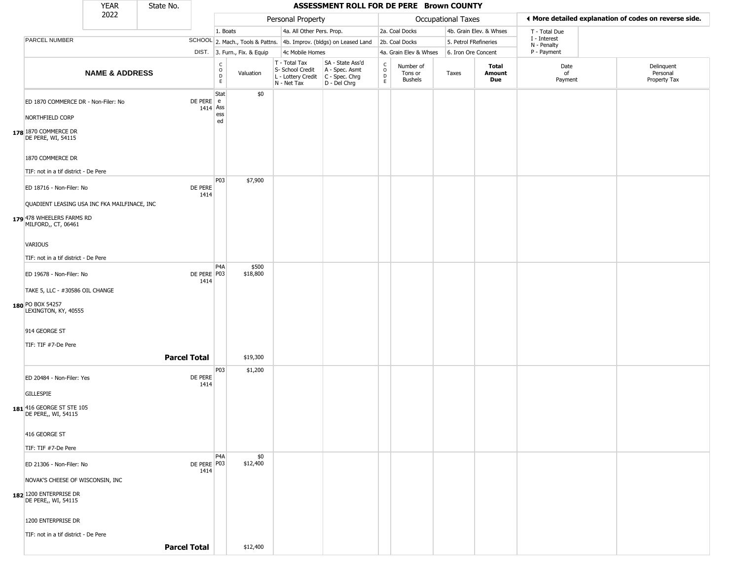# ASSESSMENT ROLL FOR DE PERE Brown COUNTY

YEAR 2022 | State No.

**Personal Property:** 1. Boats; 2. Mach., Tools & Pattns.; 3. Furn., Fix. & Equip; 4a. All Other Pers. Prop.; 4b. Improv. (bldgs) on Leased Land; 4c Mobile Homes

**Occupational Taxes:** 2a. Coal Docks; 2b. Coal Docks; 4a. Grain Elev & Whses; 4b. Grain Elev. & Whses; 5. Petrol FRefineries; 6. Iron Ore Concent

◀ More detailed explanation of codes on reverse side.

T - Total Due; I - Interest; N - Penalty; P - Payment

| | NAME & ADDRESS | SCHOOL DIST. | CODE | Valuation | T - Total Tax / S- School Credit / L - Lottery Credit / N - Net Tax | SA - State Ass'd / A - Spec. Asmt / C - Spec. Chrg / D - Del Chrg | CODE | Number of Tons or Bushels | Taxes | Total Amount Due | Date of Payment | Delinquent Personal Property Tax |
|---|---|---|---|---|---|---|---|---|---|---|---|---|
| 178 | ED 1870 COMMERCE DR - Non-Filer: No<br>NORTHFIELD CORP<br>1870 COMMERCE DR<br>DE PERE, WI, 54115<br>1870 COMMERCE DR<br>TIF: not in a tif district - De Pere | DE PERE 1414 | State Assessed | $0 | | | | | | | | |
| 179 | ED 18716 - Non-Filer: No<br>QUADIENT LEASING USA INC FKA MAILFINACE, INC<br>478 WHEELERS FARMS RD<br>MILFORD,, CT, 06461<br>VARIOUS<br>TIF: not in a tif district - De Pere | DE PERE 1414 | P03 | $7,900 | | | | | | | | |
| 180 | ED 19678 - Non-Filer: No<br>TAKE 5, LLC - #30586 OIL CHANGE<br>PO BOX 54257<br>LEXINGTON, KY, 40555<br>914 GEORGE ST<br>TIF: TIF #7-De Pere | DE PERE 1414 | P4A<br>P03 | $500<br>$18,800 | | | | | | | | |
| | **Parcel Total** | | | $19,300 | | | | | | | | |
| 181 | ED 20484 - Non-Filer: Yes<br>GILLESPIE<br>416 GEORGE ST STE 105<br>DE PERE,, WI, 54115<br>416 GEORGE ST<br>TIF: TIF #7-De Pere | DE PERE 1414 | P03 | $1,200 | | | | | | | | |
| 182 | ED 21306 - Non-Filer: No<br>NOVAK'S CHEESE OF WISCONSIN, INC<br>1200 ENTERPRISE DR<br>DE PERE,, WI, 54115<br>1200 ENTERPRISE DR<br>TIF: not in a tif district - De Pere | DE PERE 1414 | P4A<br>P03 | $0<br>$12,400 | | | | | | | | |
| | **Parcel Total** | | | $12,400 | | | | | | | | |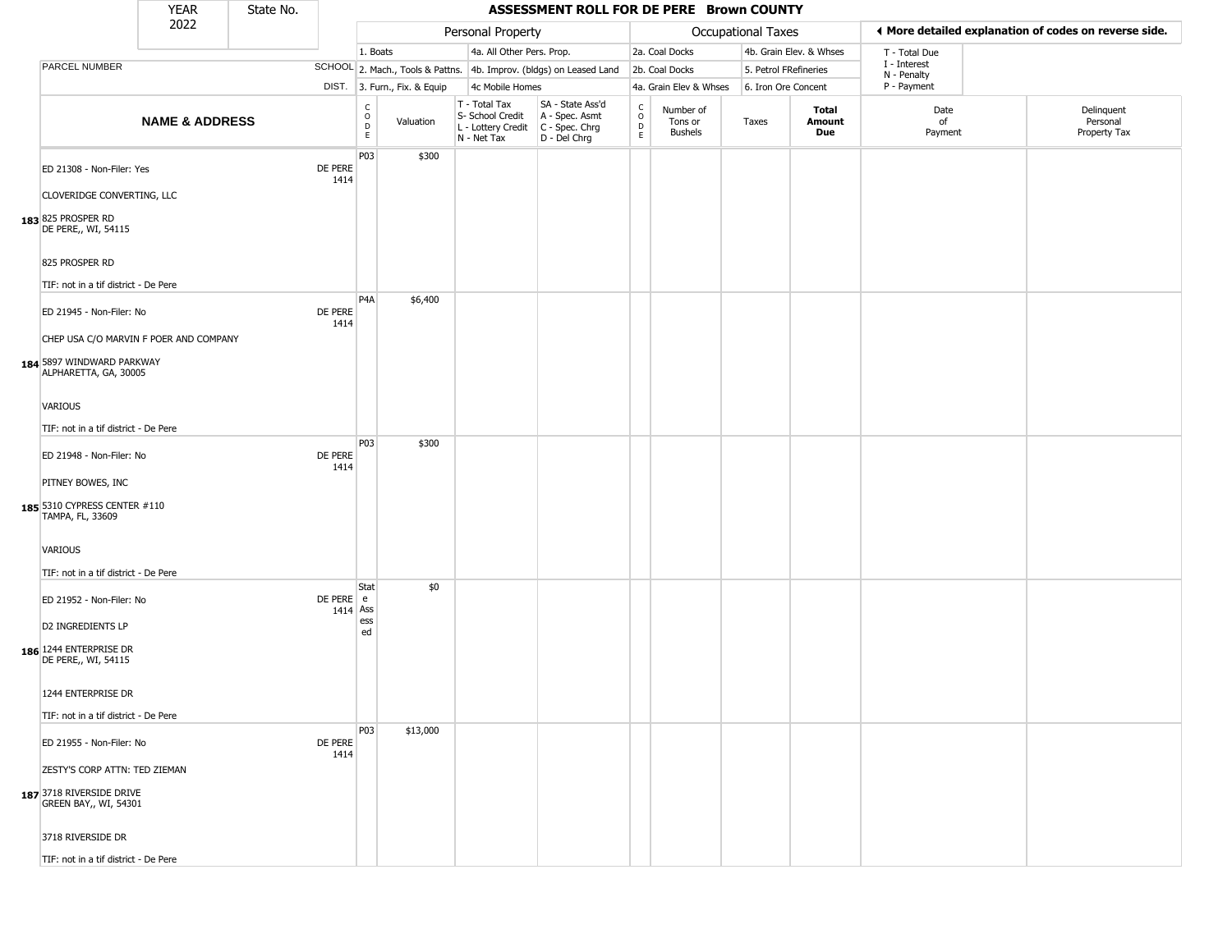| YEAR 2022 | State No. | ASSESSMENT ROLL FOR DE PERE Brown COUNTY |
|---|---|---|

| | | | Personal Property | | | | Occupational Taxes | | | | ◄ More detailed explanation of codes on reverse side. | |
|---|---|---|---|---|---|---|---|---|---|---|---|---|
| | | | 1. Boats | | 4a. All Other Pers. Prop. | | 2a. Coal Docks | | 4b. Grain Elev. & Whses | | T - Total Due | |
| PARCEL NUMBER | SCHOOL | | 2. Mach., Tools & Pattns. | | 4b. Improv. (bldgs) on Leased Land | | 2b. Coal Docks | | 5. Petrol FRefineries | | I - Interest N - Penalty | |
| | DIST. | | 3. Furn., Fix. & Equip | | 4c Mobile Homes | | 4a. Grain Elev & Whses | | 6. Iron Ore Concent | | P - Payment | |
| NAME & ADDRESS | | CODE | Valuation | T - Total Tax S- School Credit L - Lottery Credit N - Net Tax | SA - State Ass'd A - Spec. Asmt C - Spec. Chrg D - Del Chrg | CODE | Number of Tons or Bushels | Taxes | Total Amount Due | Date of Payment | Delinquent Personal Property Tax |
| 183 ED 21308 - Non-Filer: Yes<br>CLOVERIDGE CONVERTING, LLC<br>825 PROSPER RD<br>DE PERE,, WI, 54115<br>825 PROSPER RD<br>TIF: not in a tif district - De Pere | DE PERE 1414 | P03 | $300 | | | | | | | | |
| 184 ED 21945 - Non-Filer: No<br>CHEP USA C/O MARVIN F POER AND COMPANY<br>5897 WINDWARD PARKWAY<br>ALPHARETTA, GA, 30005<br>VARIOUS<br>TIF: not in a tif district - De Pere | DE PERE 1414 | P4A | $6,400 | | | | | | | | |
| 185 ED 21948 - Non-Filer: No<br>PITNEY BOWES, INC<br>5310 CYPRESS CENTER #110<br>TAMPA, FL, 33609<br>VARIOUS<br>TIF: not in a tif district - De Pere | DE PERE 1414 | P03 | $300 | | | | | | | | |
| 186 ED 21952 - Non-Filer: No<br>D2 INGREDIENTS LP<br>1244 ENTERPRISE DR<br>DE PERE,, WI, 54115<br>1244 ENTERPRISE DR<br>TIF: not in a tif district - De Pere | DE PERE 1414 | State Assessed | $0 | | | | | | | | |
| 187 ED 21955 - Non-Filer: No<br>ZESTY'S CORP ATTN: TED ZIEMAN<br>3718 RIVERSIDE DRIVE<br>GREEN BAY,, WI, 54301<br>3718 RIVERSIDE DR<br>TIF: not in a tif district - De Pere | DE PERE 1414 | P03 | $13,000 | | | | | | | | |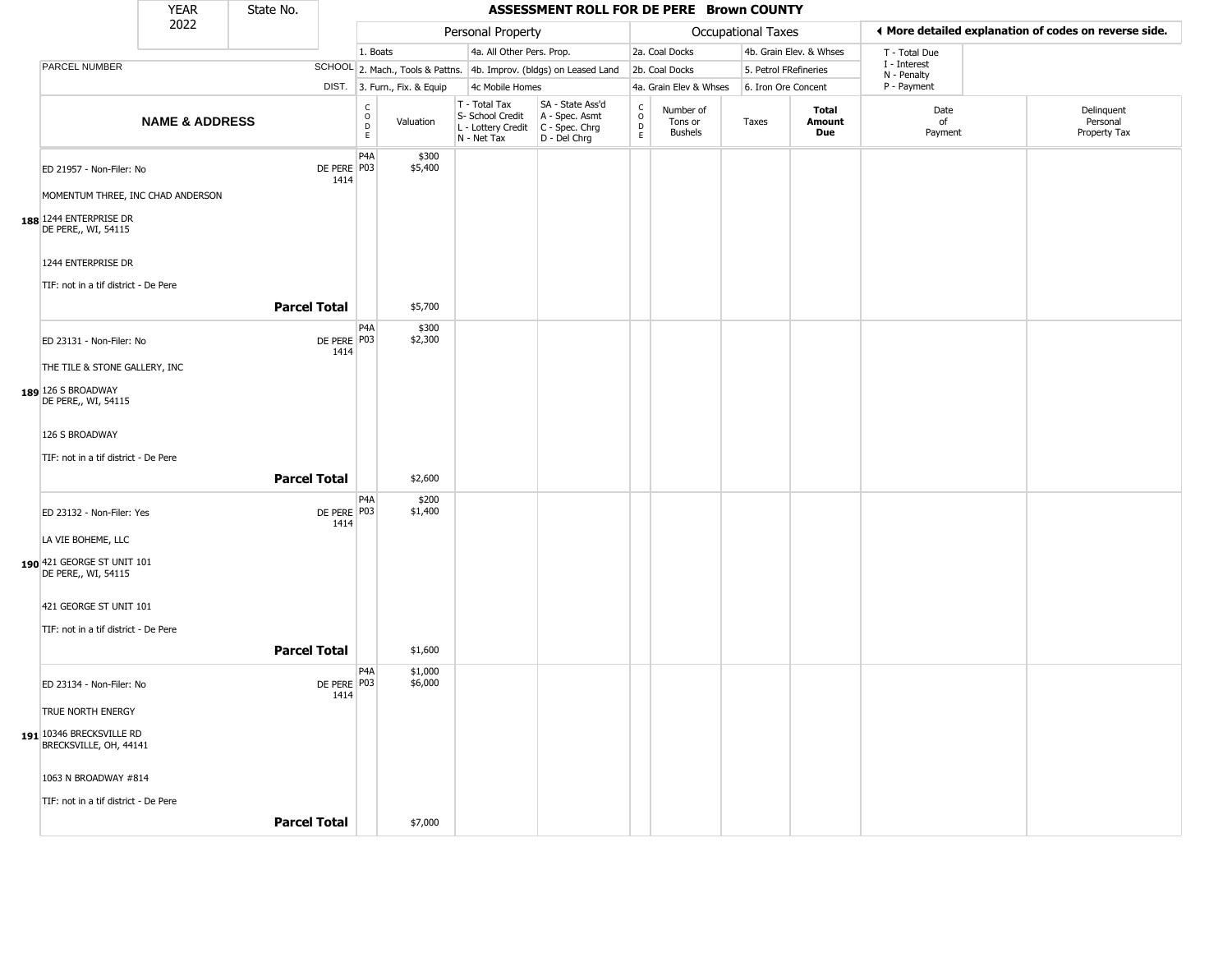# ASSESSMENT ROLL FOR DE PERE Brown COUNTY

YEAR 2022 | State No.

| | | Personal Property | | | | Occupational Taxes | | | | ◂ More detailed explanation of codes on reverse side. | |
|---|---|---|---|---|---|---|---|---|---|---|---|
| PARCEL NUMBER | SCHOOL DIST. | 1. Boats<br>2. Mach., Tools & Pattns.<br>3. Furn., Fix. & Equip | | 4a. All Other Pers. Prop.<br>4b. Improv. (bldgs) on Leased Land<br>4c Mobile Homes | | 2a. Coal Docks<br>2b. Coal Docks<br>4a. Grain Elev & Whses | | 4b. Grain Elev. & Whses<br>5. Petrol FRefineries<br>6. Iron Ore Concent | | T - Total Due<br>I - Interest<br>N - Penalty<br>P - Payment | |

| NAME & ADDRESS | | CODE | Valuation | T - Total Tax<br>S- School Credit<br>L - Lottery Credit<br>N - Net Tax | SA - State Ass'd<br>A - Spec. Asmt<br>C - Spec. Chrg<br>D - Del Chrg | CODE | Number of Tons or Bushels | Taxes | Total Amount Due | Date of Payment | Delinquent Personal Property Tax |
|---|---|---|---|---|---|---|---|---|---|---|---|
| ED 21957 - Non-Filer: No<br>MOMENTUM THREE, INC CHAD ANDERSON<br>188 1244 ENTERPRISE DR<br>DE PERE,, WI, 54115<br>1244 ENTERPRISE DR<br>TIF: not in a tif district - De Pere | DE PERE 1414 | P4A<br>P03 | $300<br>$5,400 | | | | | | | | |
| | **Parcel Total** | | $5,700 | | | | | | | | |
| ED 23131 - Non-Filer: No<br>THE TILE & STONE GALLERY, INC<br>189 126 S BROADWAY<br>DE PERE,, WI, 54115<br>126 S BROADWAY<br>TIF: not in a tif district - De Pere | DE PERE 1414 | P4A<br>P03 | $300<br>$2,300 | | | | | | | | |
| | **Parcel Total** | | $2,600 | | | | | | | | |
| ED 23132 - Non-Filer: Yes<br>LA VIE BOHEME, LLC<br>190 421 GEORGE ST UNIT 101<br>DE PERE,, WI, 54115<br>421 GEORGE ST UNIT 101<br>TIF: not in a tif district - De Pere | DE PERE 1414 | P4A<br>P03 | $200<br>$1,400 | | | | | | | | |
| | **Parcel Total** | | $1,600 | | | | | | | | |
| ED 23134 - Non-Filer: No<br>TRUE NORTH ENERGY<br>191 10346 BRECKSVILLE RD<br>BRECKSVILLE, OH, 44141<br>1063 N BROADWAY #814<br>TIF: not in a tif district - De Pere | DE PERE 1414 | P4A<br>P03 | $1,000<br>$6,000 | | | | | | | | |
| | **Parcel Total** | | $7,000 | | | | | | | | |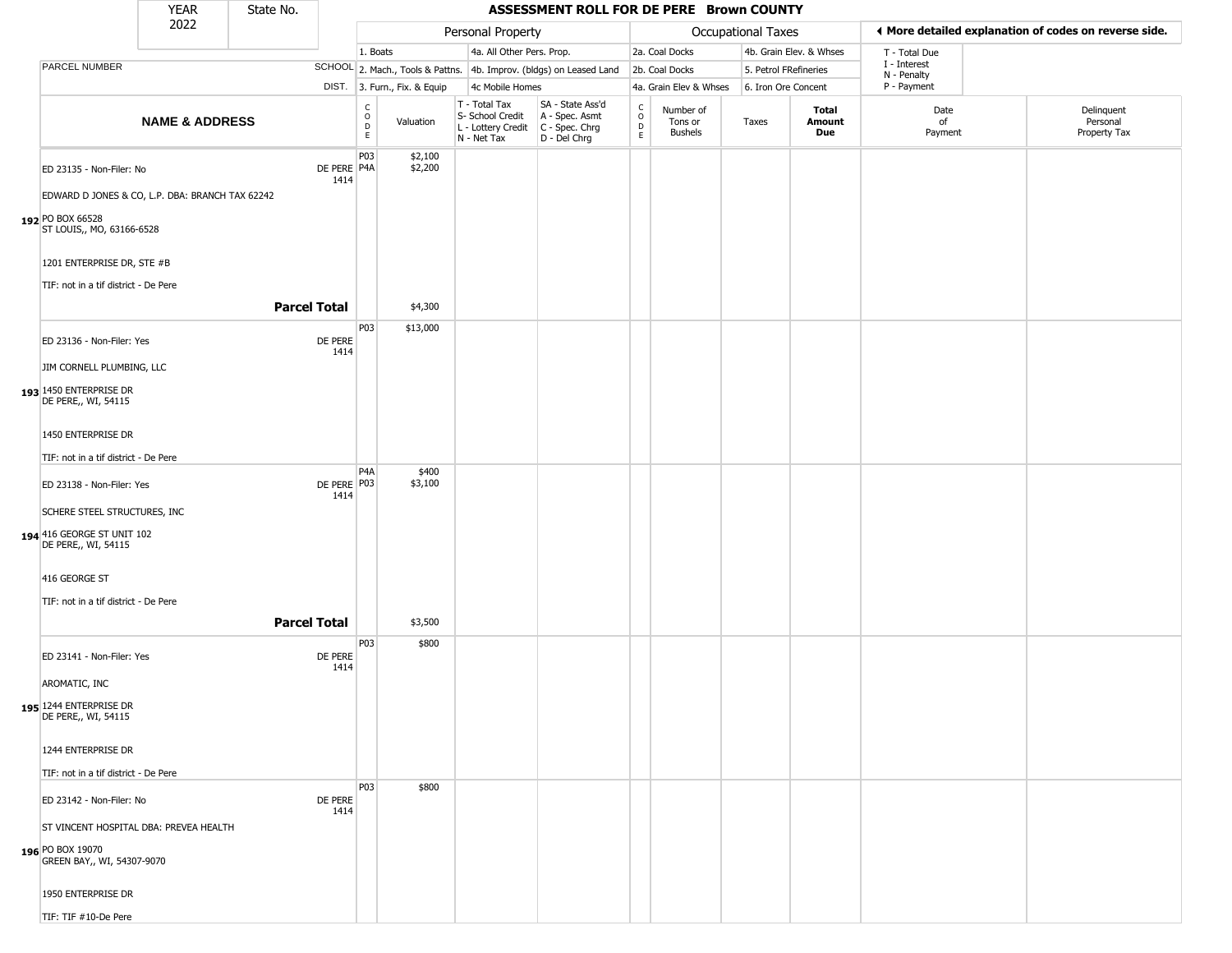# ASSESSMENT ROLL FOR DE PERE Brown COUNTY

YEAR 2022 | State No.

| PARCEL NUMBER / NAME & ADDRESS | SCHOOL DIST. | CODE | Valuation | T - Total Tax / S- School Credit / L - Lottery Credit / N - Net Tax | SA - State Ass'd / A - Spec. Asmt / C - Spec. Chrg / D - Del Chrg | CODE | Number of Tons or Bushels | Taxes | Total Amount Due | Date of Payment | Delinquent Personal Property Tax |
|---|---|---|---|---|---|---|---|---|---|---|---|
| **Personal Property:** 1. Boats; 2. Mach., Tools & Pattns.; 3. Furn., Fix. & Equip; 4a. All Other Pers. Prop.; 4b. Improv. (bldgs) on Leased Land; 4c Mobile Homes | | | | | | | | | | | |
| **Occupational Taxes:** 2a. Coal Docks; 2b. Coal Docks; 4a. Grain Elev & Whses; 4b. Grain Elev. & Whses; 5. Petrol FRefineries; 6. Iron Ore Concent | | | | | | | | | | | |
| **◄ More detailed explanation of codes on reverse side.** T - Total Due; I - Interest; N - Penalty; P - Payment | | | | | | | | | | | |
| 192 ED 23135 - Non-Filer: No<br>EDWARD D JONES & CO, L.P. DBA: BRANCH TAX 62242<br>PO BOX 66528<br>ST LOUIS,, MO, 63166-6528<br>1201 ENTERPRISE DR, STE #B<br>TIF: not in a tif district - De Pere | DE PERE 1414 | P03<br>P4A | $2,100<br>$2,200 | | | | | | | | |
| **Parcel Total** | | | $4,300 | | | | | | | | |
| 193 ED 23136 - Non-Filer: Yes<br>JIM CORNELL PLUMBING, LLC<br>1450 ENTERPRISE DR<br>DE PERE,, WI, 54115<br>1450 ENTERPRISE DR<br>TIF: not in a tif district - De Pere | DE PERE 1414 | P03 | $13,000 | | | | | | | | |
| 194 ED 23138 - Non-Filer: Yes<br>SCHERE STEEL STRUCTURES, INC<br>416 GEORGE ST UNIT 102<br>DE PERE,, WI, 54115<br>416 GEORGE ST<br>TIF: not in a tif district - De Pere | DE PERE 1414 | P4A<br>P03 | $400<br>$3,100 | | | | | | | | |
| **Parcel Total** | | | $3,500 | | | | | | | | |
| 195 ED 23141 - Non-Filer: Yes<br>AROMATIC, INC<br>1244 ENTERPRISE DR<br>DE PERE,, WI, 54115<br>1244 ENTERPRISE DR<br>TIF: not in a tif district - De Pere | DE PERE 1414 | P03 | $800 | | | | | | | | |
| 196 ED 23142 - Non-Filer: No<br>ST VINCENT HOSPITAL DBA: PREVEA HEALTH<br>PO BOX 19070<br>GREEN BAY,, WI, 54307-9070<br>1950 ENTERPRISE DR<br>TIF: TIF #10-De Pere | DE PERE 1414 | P03 | $800 | | | | | | | | |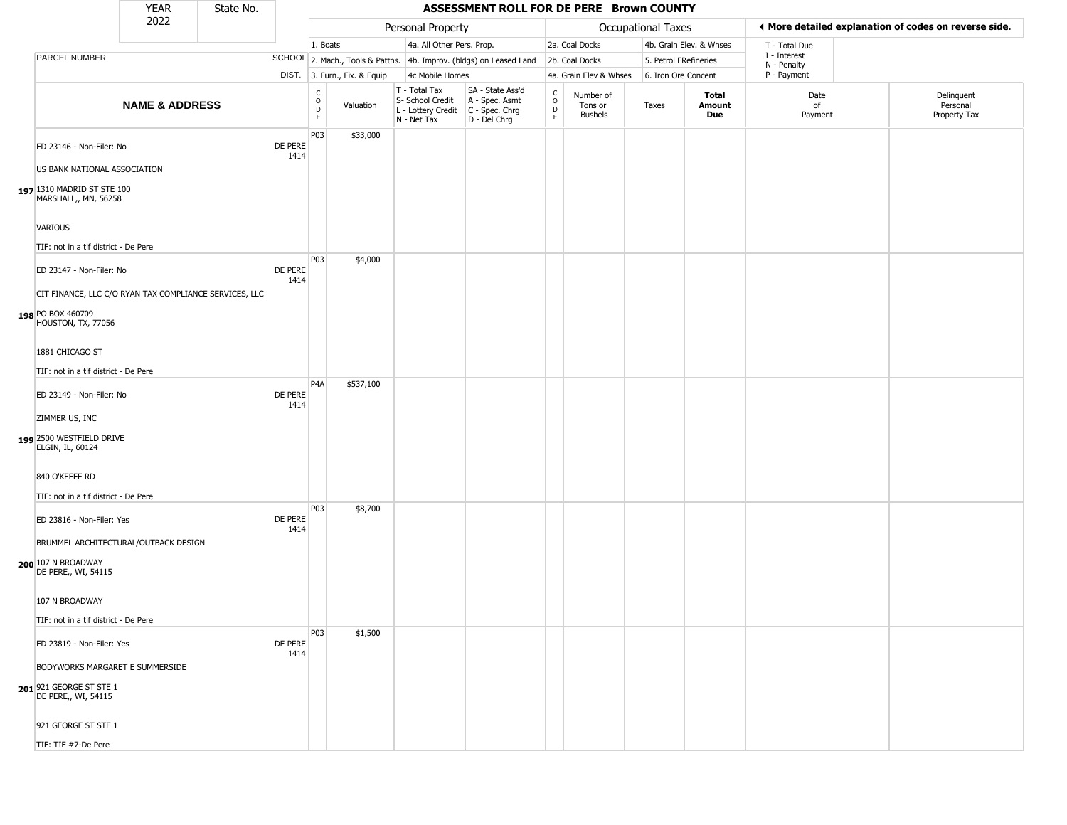| YEAR | State No. |
|---|---|
| 2022 | |

# ASSESSMENT ROLL FOR DE PERE Brown COUNTY

| | | | Personal Property | | | | Occupational Taxes | | | | ◀ More detailed explanation of codes on reverse side. | |
|---|---|---|---|---|---|---|---|---|---|---|---|---|
| | | 1. Boats | | 4a. All Other Pers. Prop. | | 2a. Coal Docks | | 4b. Grain Elev. & Whses | | T - Total Due | | |
| PARCEL NUMBER | SCHOOL | 2. Mach., Tools & Pattns. | | 4b. Improv. (bldgs) on Leased Land | | 2b. Coal Docks | | 5. Petrol FRefineries | | I - Interest<br>N - Penalty | | |
| | DIST. | 3. Furn., Fix. & Equip | | 4c Mobile Homes | | 4a. Grain Elev & Whses | | 6. Iron Ore Concent | | P - Payment | | |
| **NAME & ADDRESS** | | CODE | Valuation | T - Total Tax<br>S- School Credit<br>L - Lottery Credit<br>N - Net Tax | SA - State Ass'd<br>A - Spec. Asmt<br>C - Spec. Chrg<br>D - Del Chrg | CODE | Number of Tons or Bushels | Taxes | **Total Amount Due** | Date of Payment | Delinquent Personal Property Tax | |
| 197 ED 23146 - Non-Filer: No<br>US BANK NATIONAL ASSOCIATION<br>1310 MADRID ST STE 100<br>MARSHALL,, MN, 56258<br>VARIOUS<br>TIF: not in a tif district - De Pere | DE PERE 1414 | P03 | $33,000 | | | | | | | | | |
| 198 ED 23147 - Non-Filer: No<br>CIT FINANCE, LLC C/O RYAN TAX COMPLIANCE SERVICES, LLC<br>PO BOX 460709<br>HOUSTON, TX, 77056<br>1881 CHICAGO ST<br>TIF: not in a tif district - De Pere | DE PERE 1414 | P03 | $4,000 | | | | | | | | | |
| 199 ED 23149 - Non-Filer: No<br>ZIMMER US, INC<br>2500 WESTFIELD DRIVE<br>ELGIN, IL, 60124<br>840 O'KEEFE RD<br>TIF: not in a tif district - De Pere | DE PERE 1414 | P4A | $537,100 | | | | | | | | | |
| 200 ED 23816 - Non-Filer: Yes<br>BRUMMEL ARCHITECTURAL/OUTBACK DESIGN<br>107 N BROADWAY<br>DE PERE,, WI, 54115<br>107 N BROADWAY<br>TIF: not in a tif district - De Pere | DE PERE 1414 | P03 | $8,700 | | | | | | | | | |
| 201 ED 23819 - Non-Filer: Yes<br>BODYWORKS MARGARET E SUMMERSIDE<br>921 GEORGE ST STE 1<br>DE PERE,, WI, 54115<br>921 GEORGE ST STE 1<br>TIF: TIF #7-De Pere | DE PERE 1414 | P03 | $1,500 | | | | | | | | | |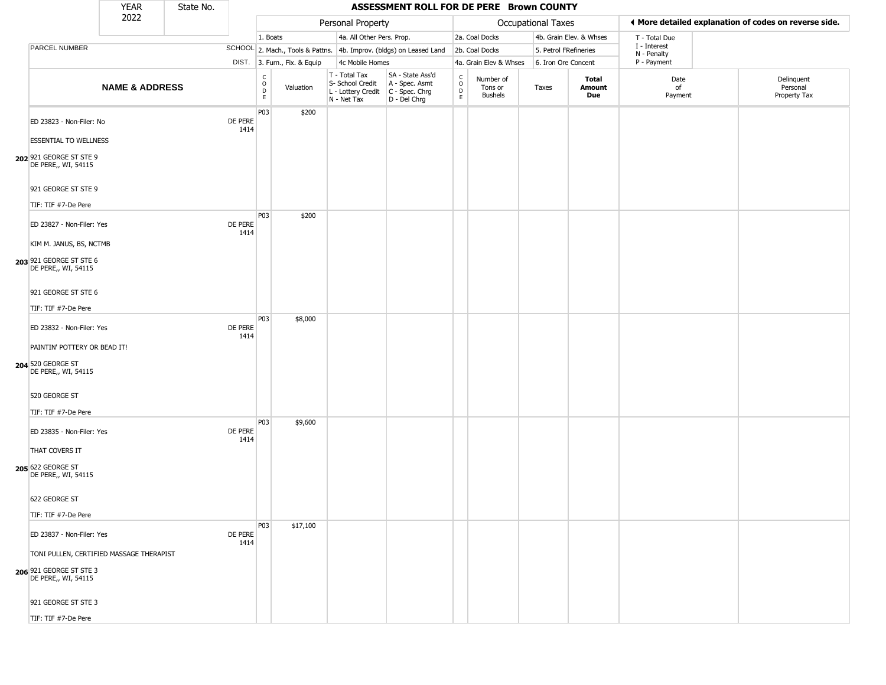| YEAR | State No. |
| --- | --- |
| 2022 | |

# ASSESSMENT ROLL FOR DE PERE Brown COUNTY

| | | Personal Property | | | | | Occupational Taxes | | | | ◀ More detailed explanation of codes on reverse side. | |
| --- | --- | --- | --- | --- | --- | --- | --- | --- | --- | --- | --- | --- |
| | | 1. Boats | | 4a. All Other Pers. Prop. | | | 2a. Coal Docks | | 4b. Grain Elev. & Whses | | T - Total Due | |
| PARCEL NUMBER | SCHOOL | 2. Mach., Tools & Pattns. | | 4b. Improv. (bldgs) on Leased Land | | | 2b. Coal Docks | | 5. Petrol FRefineries | | I - Interest<br>N - Penalty | |
| | DIST. | 3. Furn., Fix. & Equip | | 4c Mobile Homes | | | 4a. Grain Elev & Whses | | 6. Iron Ore Concent | | P - Payment | |
| **NAME & ADDRESS** | | CODE | Valuation | T - Total Tax<br>S- School Credit<br>L - Lottery Credit<br>N - Net Tax | SA - State Ass'd<br>A - Spec. Asmt<br>C - Spec. Chrg<br>D - Del Chrg | CODE | Number of Tons or Bushels | Taxes | **Total Amount Due** | Date of Payment | Delinquent Personal Property Tax | |
| ED 23823 - Non-Filer: No<br>ESSENTIAL TO WELLNESS<br>**202** 921 GEORGE ST STE 9<br>DE PERE,, WI, 54115<br>921 GEORGE ST STE 9<br>TIF: TIF #7-De Pere | DE PERE 1414 | P03 | $200 | | | | | | | | | |
| ED 23827 - Non-Filer: Yes<br>KIM M. JANUS, BS, NCTMB<br>**203** 921 GEORGE ST STE 6<br>DE PERE,, WI, 54115<br>921 GEORGE ST STE 6<br>TIF: TIF #7-De Pere | DE PERE 1414 | P03 | $200 | | | | | | | | | |
| ED 23832 - Non-Filer: Yes<br>PAINTIN' POTTERY OR BEAD IT!<br>**204** 520 GEORGE ST<br>DE PERE,, WI, 54115<br>520 GEORGE ST<br>TIF: TIF #7-De Pere | DE PERE 1414 | P03 | $8,000 | | | | | | | | | |
| ED 23835 - Non-Filer: Yes<br>THAT COVERS IT<br>**205** 622 GEORGE ST<br>DE PERE,, WI, 54115<br>622 GEORGE ST<br>TIF: TIF #7-De Pere | DE PERE 1414 | P03 | $9,600 | | | | | | | | | |
| ED 23837 - Non-Filer: Yes<br>TONI PULLEN, CERTIFIED MASSAGE THERAPIST<br>**206** 921 GEORGE ST STE 3<br>DE PERE,, WI, 54115<br>921 GEORGE ST STE 3<br>TIF: TIF #7-De Pere | DE PERE 1414 | P03 | $17,100 | | | | | | | | | |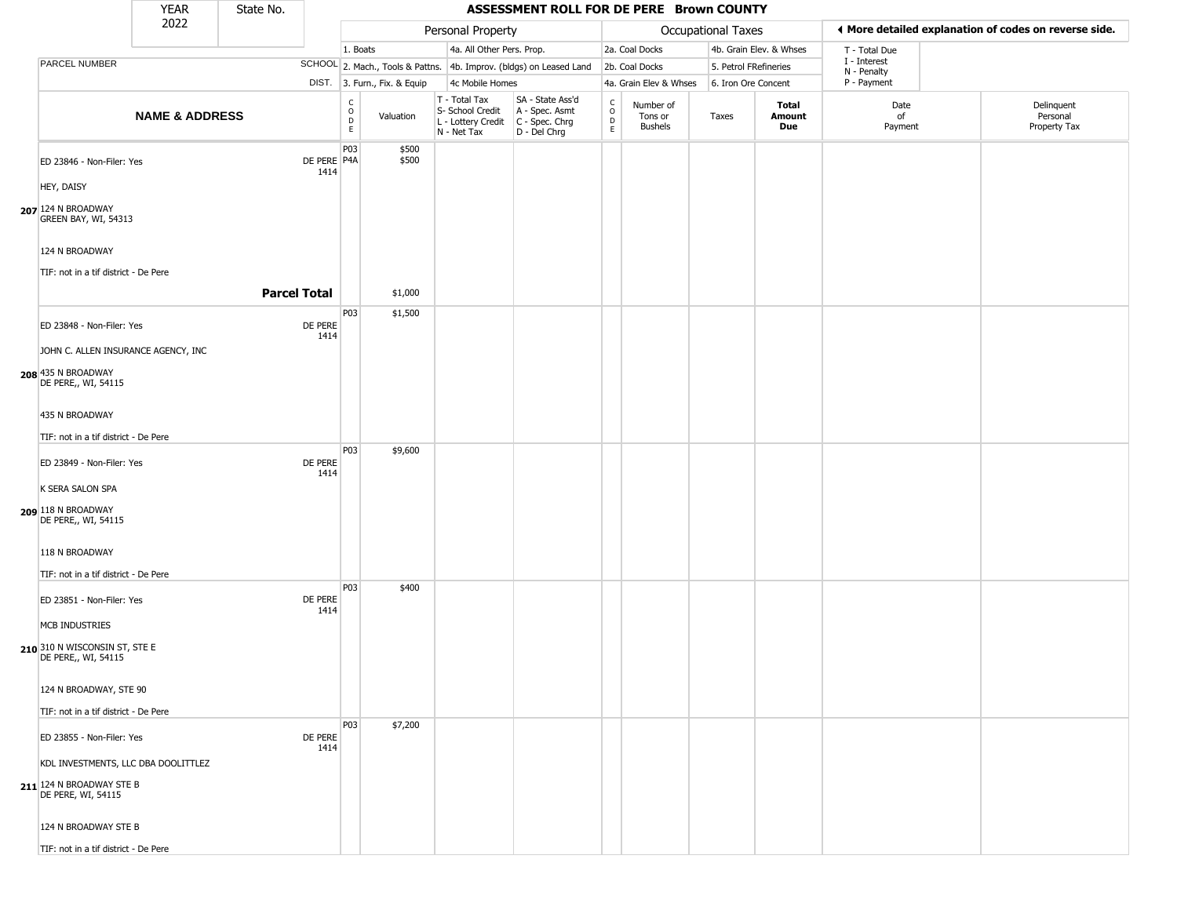| YEAR 2022 | State No. | ASSESSMENT ROLL FOR DE PERE Brown COUNTY | | | | | | | | | | |
|---|---|---|---|---|---|---|---|---|---|---|---|---|

| PARCEL NUMBER / NAME & ADDRESS | SCHOOL DIST. | CODE | Valuation | T - Total Tax / S- School Credit / L - Lottery Credit / N - Net Tax | SA - State Ass'd / A - Spec. Asmt / C - Spec. Chrg / D - Del Chrg | CODE | Number of Tons or Bushels | Taxes | Total Amount Due | Date of Payment | Delinquent Personal Property Tax |
|---|---|---|---|---|---|---|---|---|---|---|---|
| **Personal Property:** 1. Boats; 2. Mach., Tools & Pattns.; 3. Furn., Fix. & Equip; 4a. All Other Pers. Prop.; 4b. Improv. (bldgs) on Leased Land; 4c Mobile Homes | | | | | | **Occupational Taxes:** 2a. Coal Docks; 2b. Coal Docks; 4a. Grain Elev & Whses; 4b. Grain Elev. & Whses; 5. Petrol FRefineries; 6. Iron Ore Concent | | | | T - Total Due; I - Interest; N - Penalty; P - Payment | ◂ More detailed explanation of codes on reverse side. |
| ED 23846 - Non-Filer: Yes<br>HEY, DAISY<br>207 124 N BROADWAY<br>GREEN BAY, WI, 54313<br>124 N BROADWAY<br>TIF: not in a tif district - De Pere | DE PERE 1414 | P03<br>P4A | $500<br>$500 | | | | | | | | |
| **Parcel Total** | | | $1,000 | | | | | | | | |
| ED 23848 - Non-Filer: Yes<br>JOHN C. ALLEN INSURANCE AGENCY, INC<br>208 435 N BROADWAY<br>DE PERE,, WI, 54115<br>435 N BROADWAY<br>TIF: not in a tif district - De Pere | DE PERE 1414 | P03 | $1,500 | | | | | | | | |
| ED 23849 - Non-Filer: Yes<br>K SERA SALON SPA<br>209 118 N BROADWAY<br>DE PERE,, WI, 54115<br>118 N BROADWAY<br>TIF: not in a tif district - De Pere | DE PERE 1414 | P03 | $9,600 | | | | | | | | |
| ED 23851 - Non-Filer: Yes<br>MCB INDUSTRIES<br>210 310 N WISCONSIN ST, STE E<br>DE PERE,, WI, 54115<br>124 N BROADWAY, STE 90<br>TIF: not in a tif district - De Pere | DE PERE 1414 | P03 | $400 | | | | | | | | |
| ED 23855 - Non-Filer: Yes<br>KDL INVESTMENTS, LLC DBA DOOLITTLEZ<br>211 124 N BROADWAY STE B<br>DE PERE, WI, 54115<br>124 N BROADWAY STE B<br>TIF: not in a tif district - De Pere | DE PERE 1414 | P03 | $7,200 | | | | | | | | |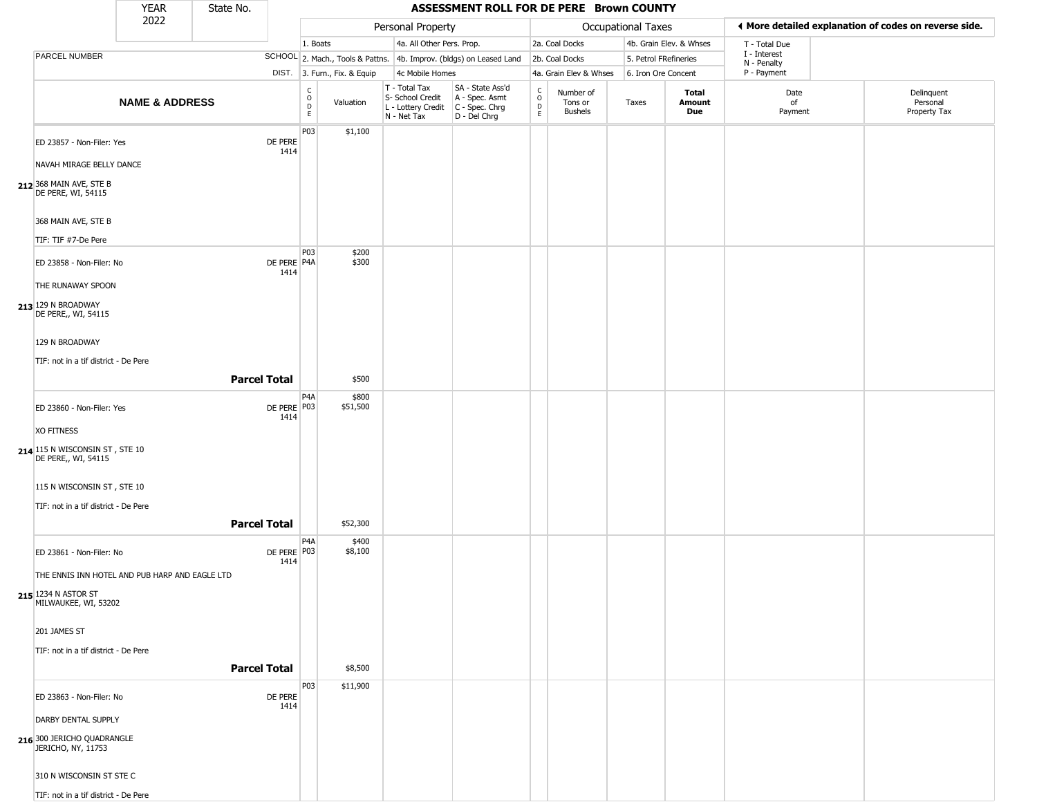| YEAR | State No. |
|---|---|
| 2022 | |

# ASSESSMENT ROLL FOR DE PERE Brown COUNTY

| | | Personal Property | | | | Occupational Taxes | | | | ◄ More detailed explanation of codes on reverse side. | |
|---|---|---|---|---|---|---|---|---|---|---|---|
| | | 1. Boats | | 4a. All Other Pers. Prop. | | 2a. Coal Docks | | 4b. Grain Elev. & Whses | | T - Total Due | |
| PARCEL NUMBER | SCHOOL | 2. Mach., Tools & Pattns. | | 4b. Improv. (bldgs) on Leased Land | | 2b. Coal Docks | | 5. Petrol FRefineries | | I - Interest<br>N - Penalty | |
| | DIST. | 3. Furn., Fix. & Equip | | 4c Mobile Homes | | 4a. Grain Elev & Whses | | 6. Iron Ore Concent | | P - Payment | |

| | NAME & ADDRESS | | CODE | Valuation | T - Total Tax<br>S- School Credit<br>L - Lottery Credit<br>N - Net Tax | SA - State Ass'd<br>A - Spec. Asmt<br>C - Spec. Chrg<br>D - Del Chrg | CODE | Number of Tons or Bushels | Taxes | Total Amount Due | Date of Payment | Delinquent Personal Property Tax |
|---|---|---|---|---|---|---|---|---|---|---|---|---|
| 212 | ED 23857 - Non-Filer: Yes<br>NAVAH MIRAGE BELLY DANCE<br>368 MAIN AVE, STE B<br>DE PERE, WI, 54115<br>368 MAIN AVE, STE B<br>TIF: TIF #7-De Pere | DE PERE<br>1414 | P03 | $1,100 | | | | | | | | |
| 213 | ED 23858 - Non-Filer: No<br>THE RUNAWAY SPOON<br>129 N BROADWAY<br>DE PERE,, WI, 54115<br>129 N BROADWAY<br>TIF: not in a tif district - De Pere | DE PERE<br>1414 | P03<br>P4A | $200<br>$300 | | | | | | | | |
| | | **Parcel Total** | | $500 | | | | | | | | |
| 214 | ED 23860 - Non-Filer: Yes<br>XO FITNESS<br>115 N WISCONSIN ST , STE 10<br>DE PERE,, WI, 54115<br>115 N WISCONSIN ST , STE 10<br>TIF: not in a tif district - De Pere | DE PERE<br>1414 | P4A<br>P03 | $800<br>$51,500 | | | | | | | | |
| | | **Parcel Total** | | $52,300 | | | | | | | | |
| 215 | ED 23861 - Non-Filer: No<br>THE ENNIS INN HOTEL AND PUB HARP AND EAGLE LTD<br>1234 N ASTOR ST<br>MILWAUKEE, WI, 53202<br>201 JAMES ST<br>TIF: not in a tif district - De Pere | DE PERE<br>1414 | P4A<br>P03 | $400<br>$8,100 | | | | | | | | |
| | | **Parcel Total** | | $8,500 | | | | | | | | |
| 216 | ED 23863 - Non-Filer: No<br>DARBY DENTAL SUPPLY<br>300 JERICHO QUADRANGLE<br>JERICHO, NY, 11753<br>310 N WISCONSIN ST STE C<br>TIF: not in a tif district - De Pere | DE PERE<br>1414 | P03 | $11,900 | | | | | | | | |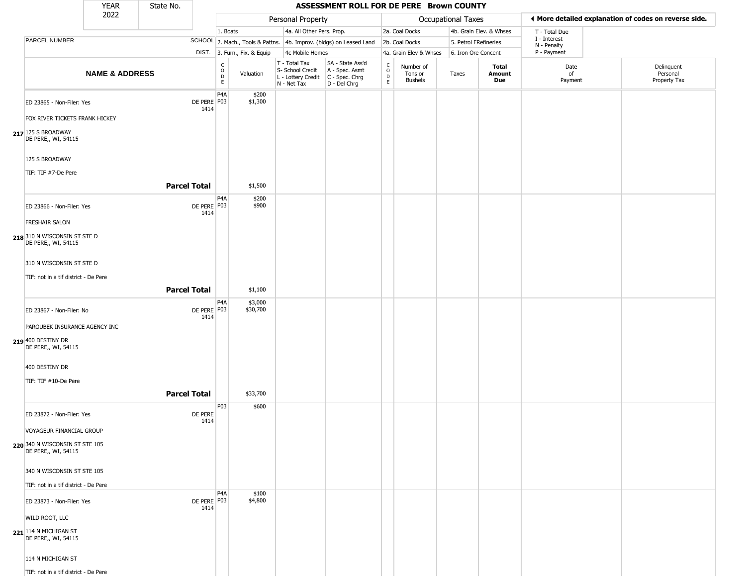# ASSESSMENT ROLL FOR DE PERE Brown COUNTY

| YEAR | State No. |
|---|---|
| 2022 | |

**Personal Property**
- 1. Boats
- 2. Mach., Tools & Pattns.
- 3. Furn., Fix. & Equip
- 4a. All Other Pers. Prop.
- 4b. Improv. (bldgs) on Leased Land
- 4c Mobile Homes

**Occupational Taxes**
- 2a. Coal Docks
- 2b. Coal Docks
- 4a. Grain Elev & Whses
- 4b. Grain Elev. & Whses
- 5. Petrol FRefineries
- 6. Iron Ore Concent

◄ More detailed explanation of codes on reverse side.

T - Total Due
I - Interest
N - Penalty
P - Payment

| | NAME & ADDRESS | SCHOOL DIST. | CODE | Valuation | T - Total Tax S- School Credit L - Lottery Credit N - Net Tax | SA - State Ass'd A - Spec. Asmt C - Spec. Chrg D - Del Chrg | CODE | Number of Tons or Bushels | Taxes | Total Amount Due | Date of Payment | Delinquent Personal Property Tax |
|---|---|---|---|---|---|---|---|---|---|---|---|---|
| 217 | ED 23865 - Non-Filer: Yes<br>FOX RIVER TICKETS FRANK HICKEY<br>125 S BROADWAY<br>DE PERE,, WI, 54115<br>125 S BROADWAY<br>TIF: TIF #7-De Pere | DE PERE 1414 | P4A<br>P03 | $200<br>$1,300 | | | | | | | | |
| | **Parcel Total** | | | $1,500 | | | | | | | | |
| 218 | ED 23866 - Non-Filer: Yes<br>FRESHAIR SALON<br>310 N WISCONSIN ST STE D<br>DE PERE,, WI, 54115<br>310 N WISCONSIN ST STE D<br>TIF: not in a tif district - De Pere | DE PERE 1414 | P4A<br>P03 | $200<br>$900 | | | | | | | | |
| | **Parcel Total** | | | $1,100 | | | | | | | | |
| 219 | ED 23867 - Non-Filer: No<br>PAROUBEK INSURANCE AGENCY INC<br>400 DESTINY DR<br>DE PERE,, WI, 54115<br>400 DESTINY DR<br>TIF: TIF #10-De Pere | DE PERE 1414 | P4A<br>P03 | $3,000<br>$30,700 | | | | | | | | |
| | **Parcel Total** | | | $33,700 | | | | | | | | |
| 220 | ED 23872 - Non-Filer: Yes<br>VOYAGEUR FINANCIAL GROUP<br>340 N WISCONSIN ST STE 105<br>DE PERE,, WI, 54115<br>340 N WISCONSIN ST STE 105<br>TIF: not in a tif district - De Pere | DE PERE 1414 | P03 | $600 | | | | | | | | |
| 221 | ED 23873 - Non-Filer: Yes<br>WILD ROOT, LLC<br>114 N MICHIGAN ST<br>DE PERE,, WI, 54115<br>114 N MICHIGAN ST<br>TIF: not in a tif district - De Pere | DE PERE 1414 | P4A<br>P03 | $100<br>$4,800 | | | | | | | | |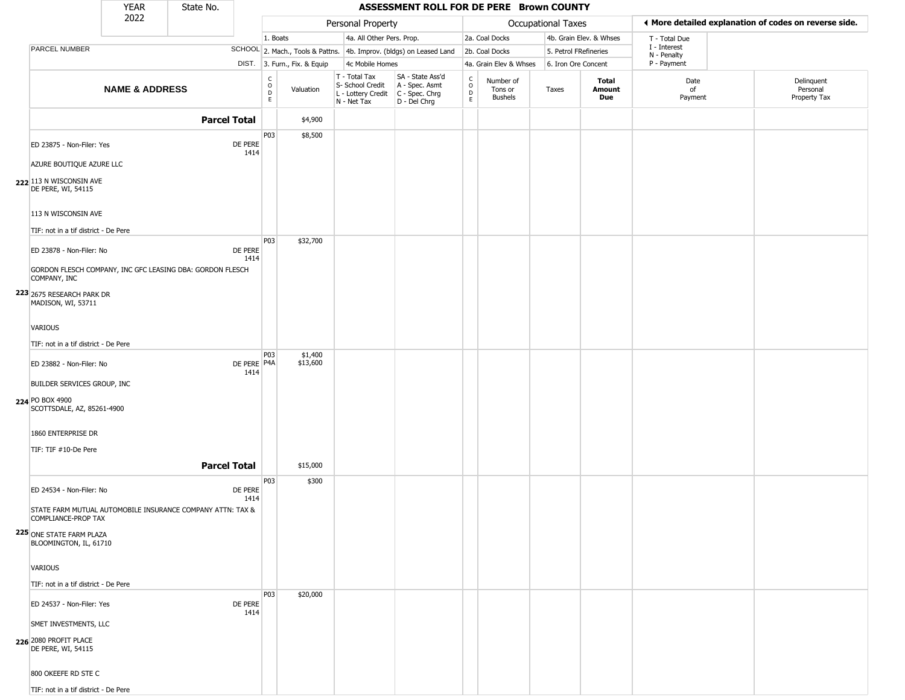| YEAR 2022 | State No. | ASSESSMENT ROLL FOR DE PERE Brown COUNTY | | | | | | | | | |
|---|---|---|---|---|---|---|---|---|---|---|---|
| | | Personal Property | | | | Occupational Taxes | | | | ◄ More detailed explanation of codes on reverse side. | |
| | | 1. Boats | | 4a. All Other Pers. Prop. | | 2a. Coal Docks | | 4b. Grain Elev. & Whses | | T - Total Due<br>I - Interest<br>N - Penalty<br>P - Payment | |
| PARCEL NUMBER | SCHOOL | 2. Mach., Tools & Pattns. | | 4b. Improv. (bldgs) on Leased Land | | 2b. Coal Docks | | 5. Petrol FRefineries | | | |
| | DIST. | 3. Furn., Fix. & Equip | | 4c Mobile Homes | | 4a. Grain Elev & Whses | | 6. Iron Ore Concent | | | |
| **NAME & ADDRESS** | | CODE | Valuation | T - Total Tax<br>S- School Credit<br>L - Lottery Credit<br>N - Net Tax | SA - State Ass'd<br>A - Spec. Asmt<br>C - Spec. Chrg<br>D - Del Chrg | CODE | Number of Tons or Bushels | Taxes | **Total Amount Due** | Date of Payment | Delinquent Personal Property Tax |
| **Parcel Total** | | | $4,900 | | | | | | | | |
| 222 ED 23875 - Non-Filer: Yes<br>AZURE BOUTIQUE AZURE LLC<br>113 N WISCONSIN AVE<br>DE PERE, WI, 54115<br><br>113 N WISCONSIN AVE<br>TIF: not in a tif district - De Pere | DE PERE 1414 | P03 | $8,500 | | | | | | | | |
| 223 ED 23878 - Non-Filer: No<br>GORDON FLESCH COMPANY, INC GFC LEASING DBA: GORDON FLESCH COMPANY, INC<br>2675 RESEARCH PARK DR<br>MADISON, WI, 53711<br><br>VARIOUS<br>TIF: not in a tif district - De Pere | DE PERE 1414 | P03 | $32,700 | | | | | | | | |
| 224 ED 23882 - Non-Filer: No<br>BUILDER SERVICES GROUP, INC<br>PO BOX 4900<br>SCOTTSDALE, AZ, 85261-4900<br><br>1860 ENTERPRISE DR<br>TIF: TIF #10-De Pere | DE PERE 1414 | P03<br>P4A | $1,400<br>$13,600 | | | | | | | | |
| **Parcel Total** | | | $15,000 | | | | | | | | |
| 225 ED 24534 - Non-Filer: No<br>STATE FARM MUTUAL AUTOMOBILE INSURANCE COMPANY ATTN: TAX & COMPLIANCE-PROP TAX<br>ONE STATE FARM PLAZA<br>BLOOMINGTON, IL, 61710<br><br>VARIOUS<br>TIF: not in a tif district - De Pere | DE PERE 1414 | P03 | $300 | | | | | | | | |
| 226 ED 24537 - Non-Filer: Yes<br>SMET INVESTMENTS, LLC<br>2080 PROFIT PLACE<br>DE PERE, WI, 54115<br><br>800 OKEEFE RD STE C<br>TIF: not in a tif district - De Pere | DE PERE 1414 | P03 | $20,000 | | | | | | | | |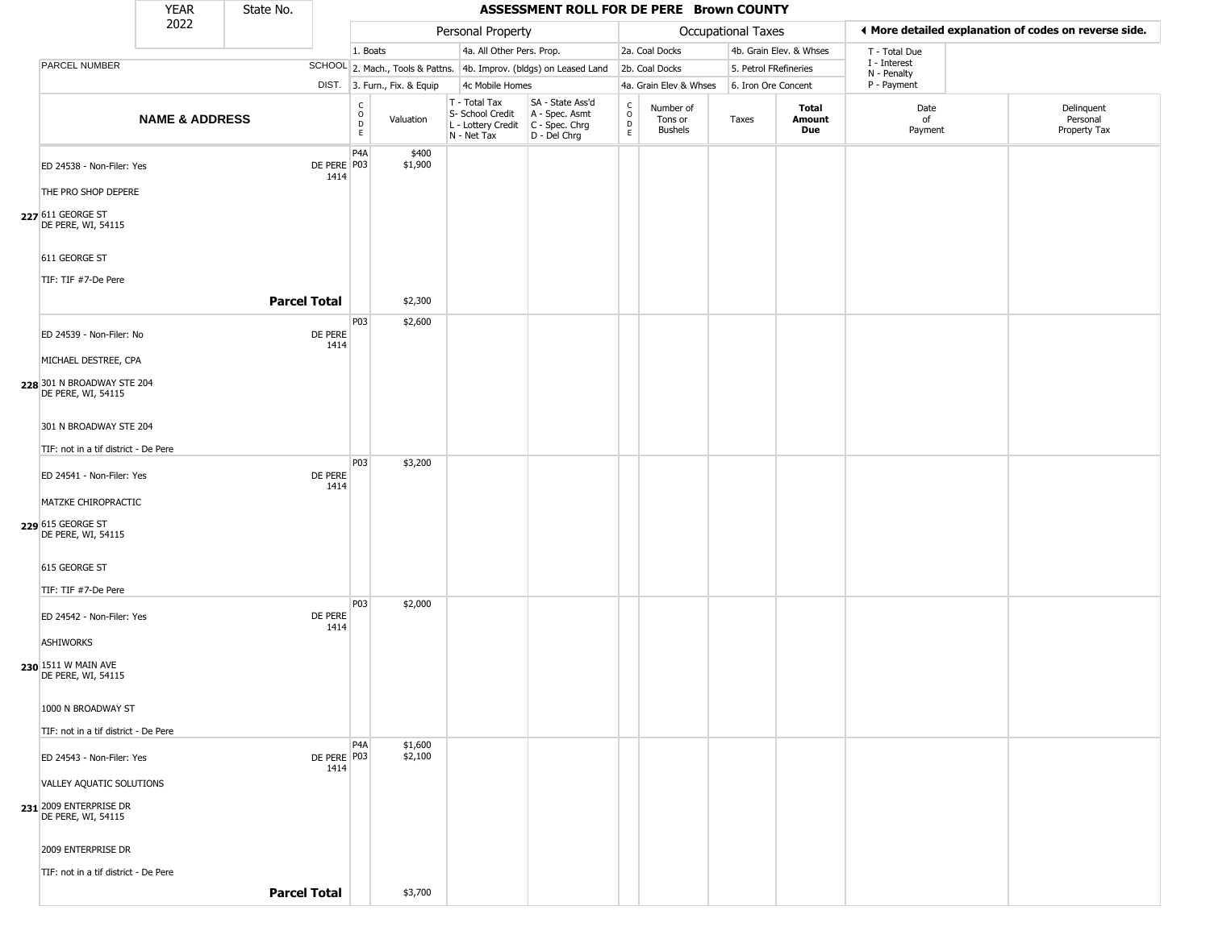| YEAR | State No. | ASSESSMENT ROLL FOR DE PERE Brown COUNTY |
|---|---|---|
| 2022 | | |

| PARCEL NUMBER / NAME & ADDRESS | SCHOOL DIST. | CODE | Valuation | T - Total Tax / S- School Credit / L - Lottery Credit / N - Net Tax | SA - State Ass'd / A - Spec. Asmt / C - Spec. Chrg / D - Del Chrg | CODE | Number of Tons or Bushels | Taxes | Total Amount Due | Date of Payment | Delinquent Personal Property Tax |
|---|---|---|---|---|---|---|---|---|---|---|---|
| **227** ED 24538 - Non-Filer: Yes<br>THE PRO SHOP DEPERE<br>611 GEORGE ST<br>DE PERE, WI, 54115<br><br>611 GEORGE ST<br>TIF: TIF #7-De Pere | DE PERE 1414 | P4A<br>P03 | $400<br>$1,900 | | | | | | | | |
| **Parcel Total** | | | $2,300 | | | | | | | | |
| **228** ED 24539 - Non-Filer: No<br>MICHAEL DESTREE, CPA<br>301 N BROADWAY STE 204<br>DE PERE, WI, 54115<br><br>301 N BROADWAY STE 204<br>TIF: not in a tif district - De Pere | DE PERE 1414 | P03 | $2,600 | | | | | | | | |
| **229** ED 24541 - Non-Filer: Yes<br>MATZKE CHIROPRACTIC<br>615 GEORGE ST<br>DE PERE, WI, 54115<br><br>615 GEORGE ST<br>TIF: TIF #7-De Pere | DE PERE 1414 | P03 | $3,200 | | | | | | | | |
| **230** ED 24542 - Non-Filer: Yes<br>ASHIWORKS<br>1511 W MAIN AVE<br>DE PERE, WI, 54115<br><br>1000 N BROADWAY ST<br>TIF: not in a tif district - De Pere | DE PERE 1414 | P03 | $2,000 | | | | | | | | |
| **231** ED 24543 - Non-Filer: Yes<br>VALLEY AQUATIC SOLUTIONS<br>2009 ENTERPRISE DR<br>DE PERE, WI, 54115<br><br>2009 ENTERPRISE DR<br>TIF: not in a tif district - De Pere | DE PERE 1414 | P4A<br>P03 | $1,600<br>$2,100 | | | | | | | | |
| **Parcel Total** | | | $3,700 | | | | | | | | |

Personal Property: 1. Boats; 2. Mach., Tools & Pattns.; 3. Furn., Fix. & Equip; 4a. All Other Pers. Prop.; 4b. Improv. (bldgs) on Leased Land; 4c Mobile Homes

Occupational Taxes: 2a. Coal Docks; 2b. Coal Docks; 4a. Grain Elev & Whses; 4b. Grain Elev. & Whses; 5. Petrol FRefineries; 6. Iron Ore Concent

◄ More detailed explanation of codes on reverse side.

T - Total Due; I - Interest; N - Penalty; P - Payment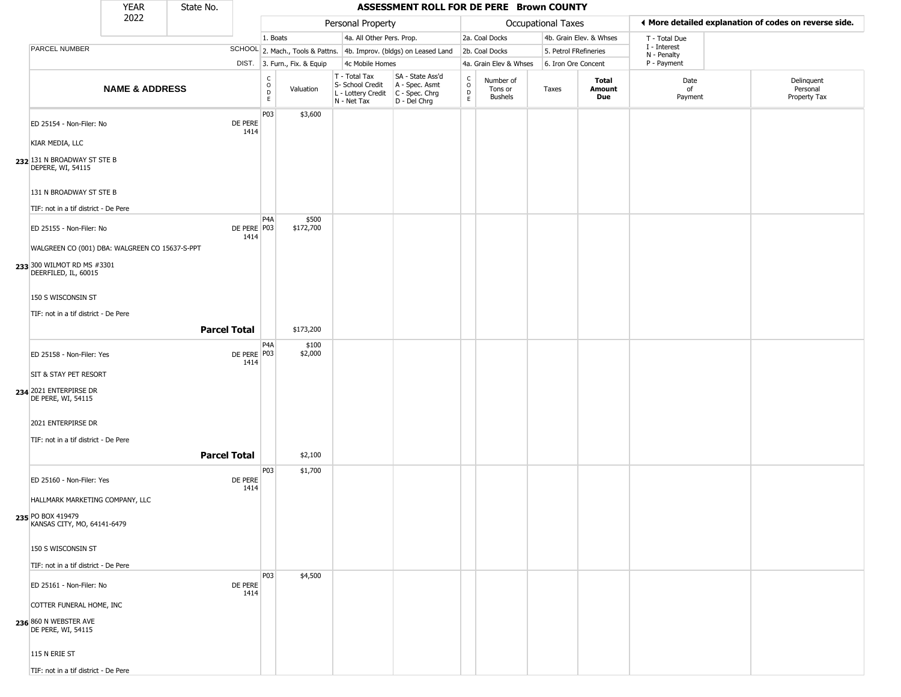# ASSESSMENT ROLL FOR DE PERE Brown COUNTY

| YEAR | State No. |
|---|---|
| 2022 | |

| PARCEL NUMBER | SCHOOL DIST. | Personal Property | | | | Occupational Taxes | | | | More detailed explanation of codes on reverse side. | |
|---|---|---|---|---|---|---|---|---|---|---|---|
| | | 1. Boats | | 4a. All Other Pers. Prop. | | 2a. Coal Docks | | 4b. Grain Elev. & Whses | | T - Total Due | |
| | | 2. Mach., Tools & Pattns. | | 4b. Improv. (bldgs) on Leased Land | | 2b. Coal Docks | | 5. Petrol FRefineries | | I - Interest, N - Penalty | |
| | | 3. Furn., Fix. & Equip | | 4c Mobile Homes | | 4a. Grain Elev & Whses | | 6. Iron Ore Concent | | P - Payment | |
| **NAME & ADDRESS** | | CODE | Valuation | T - Total Tax, S- School Credit, L - Lottery Credit, N - Net Tax | SA - State Ass'd, A - Spec. Asmt, C - Spec. Chrg, D - Del Chrg | CODE | Number of Tons or Bushels | Taxes | **Total Amount Due** | Date of Payment | Delinquent Personal Property Tax |
| 232 ED 25154 - Non-Filer: No<br>KIAR MEDIA, LLC<br>131 N BROADWAY ST STE B<br>DEPERE, WI, 54115<br>131 N BROADWAY ST STE B<br>TIF: not in a tif district - De Pere | DE PERE 1414 | P03 | $3,600 | | | | | | | | |
| 233 ED 25155 - Non-Filer: No<br>WALGREEN CO (001) DBA: WALGREEN CO 15637-S-PPT<br>300 WILMOT RD MS #3301<br>DEERFILED, IL, 60015<br>150 S WISCONSIN ST<br>TIF: not in a tif district - De Pere | DE PERE 1414 | P4A<br>P03 | $500<br>$172,700 | | | | | | | | |
| **Parcel Total** | | | $173,200 | | | | | | | | |
| 234 ED 25158 - Non-Filer: Yes<br>SIT & STAY PET RESORT<br>2021 ENTERPIRSE DR<br>DE PERE, WI, 54115<br>2021 ENTERPIRSE DR<br>TIF: not in a tif district - De Pere | DE PERE 1414 | P4A<br>P03 | $100<br>$2,000 | | | | | | | | |
| **Parcel Total** | | | $2,100 | | | | | | | | |
| 235 ED 25160 - Non-Filer: Yes<br>HALLMARK MARKETING COMPANY, LLC<br>PO BOX 419479<br>KANSAS CITY, MO, 64141-6479<br>150 S WISCONSIN ST<br>TIF: not in a tif district - De Pere | DE PERE 1414 | P03 | $1,700 | | | | | | | | |
| 236 ED 25161 - Non-Filer: No<br>COTTER FUNERAL HOME, INC<br>860 N WEBSTER AVE<br>DE PERE, WI, 54115<br>115 N ERIE ST<br>TIF: not in a tif district - De Pere | DE PERE 1414 | P03 | $4,500 | | | | | | | | |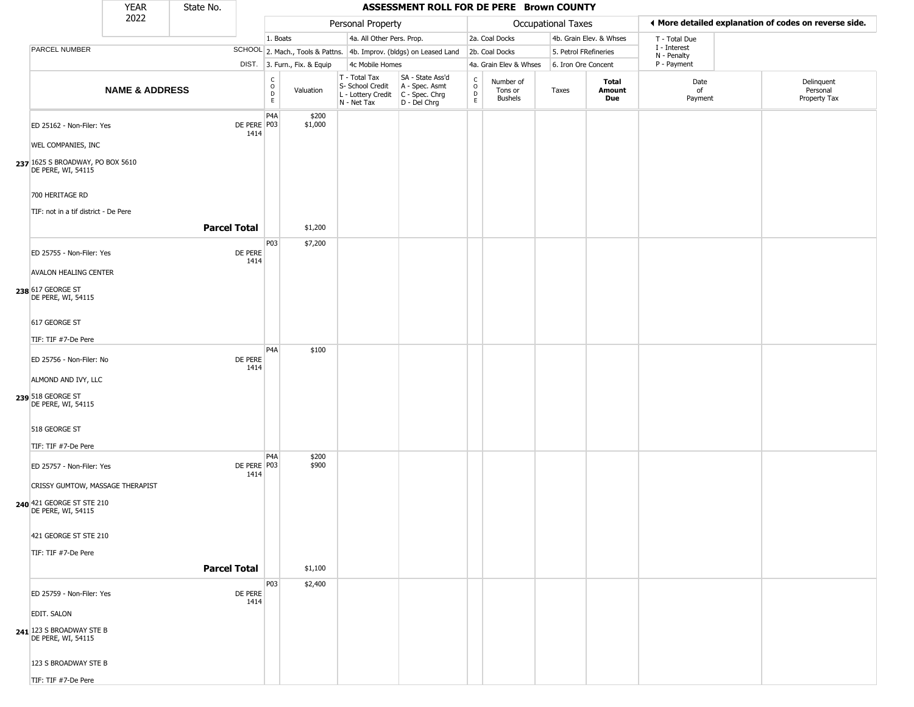# ASSESSMENT ROLL FOR DE PERE Brown COUNTY

YEAR 2022 | State No.

| NAME & ADDRESS | SCHOOL DIST. | CODE | Valuation | T - Total Tax / S- School Credit / L - Lottery Credit / N - Net Tax | SA - State Ass'd / A - Spec. Asmt / C - Spec. Chrg / D - Del Chrg | CODE | Number of Tons or Bushels | Taxes | Total Amount Due | Date of Payment | Delinquent Personal Property Tax |
|---|---|---|---|---|---|---|---|---|---|---|---|
| ED 25162 - Non-Filer: Yes | DE PERE 1414 | P4A | $200 | | | | | | | | |
| WEL COMPANIES, INC | | P03 | $1,000 | | | | | | | | |
| 237 1625 S BROADWAY, PO BOX 5610 DE PERE, WI, 54115 | | | | | | | | | | | |
| 700 HERITAGE RD | | | | | | | | | | | |
| TIF: not in a tif district - De Pere | | | | | | | | | | | |
| **Parcel Total** | | | $1,200 | | | | | | | | |
| ED 25755 - Non-Filer: Yes | DE PERE 1414 | P03 | $7,200 | | | | | | | | |
| AVALON HEALING CENTER | | | | | | | | | | | |
| 238 617 GEORGE ST DE PERE, WI, 54115 | | | | | | | | | | | |
| 617 GEORGE ST | | | | | | | | | | | |
| TIF: TIF #7-De Pere | | | | | | | | | | | |
| ED 25756 - Non-Filer: No | DE PERE 1414 | P4A | $100 | | | | | | | | |
| ALMOND AND IVY, LLC | | | | | | | | | | | |
| 239 518 GEORGE ST DE PERE, WI, 54115 | | | | | | | | | | | |
| 518 GEORGE ST | | | | | | | | | | | |
| TIF: TIF #7-De Pere | | | | | | | | | | | |
| ED 25757 - Non-Filer: Yes | DE PERE 1414 | P4A | $200 | | | | | | | | |
| CRISSY GUMTOW, MASSAGE THERAPIST | | P03 | $900 | | | | | | | | |
| 240 421 GEORGE ST STE 210 DE PERE, WI, 54115 | | | | | | | | | | | |
| 421 GEORGE ST STE 210 | | | | | | | | | | | |
| TIF: TIF #7-De Pere | | | | | | | | | | | |
| **Parcel Total** | | | $1,100 | | | | | | | | |
| ED 25759 - Non-Filer: Yes | DE PERE 1414 | P03 | $2,400 | | | | | | | | |
| EDIT. SALON | | | | | | | | | | | |
| 241 123 S BROADWAY STE B DE PERE, WI, 54115 | | | | | | | | | | | |
| 123 S BROADWAY STE B | | | | | | | | | | | |
| TIF: TIF #7-De Pere | | | | | | | | | | | |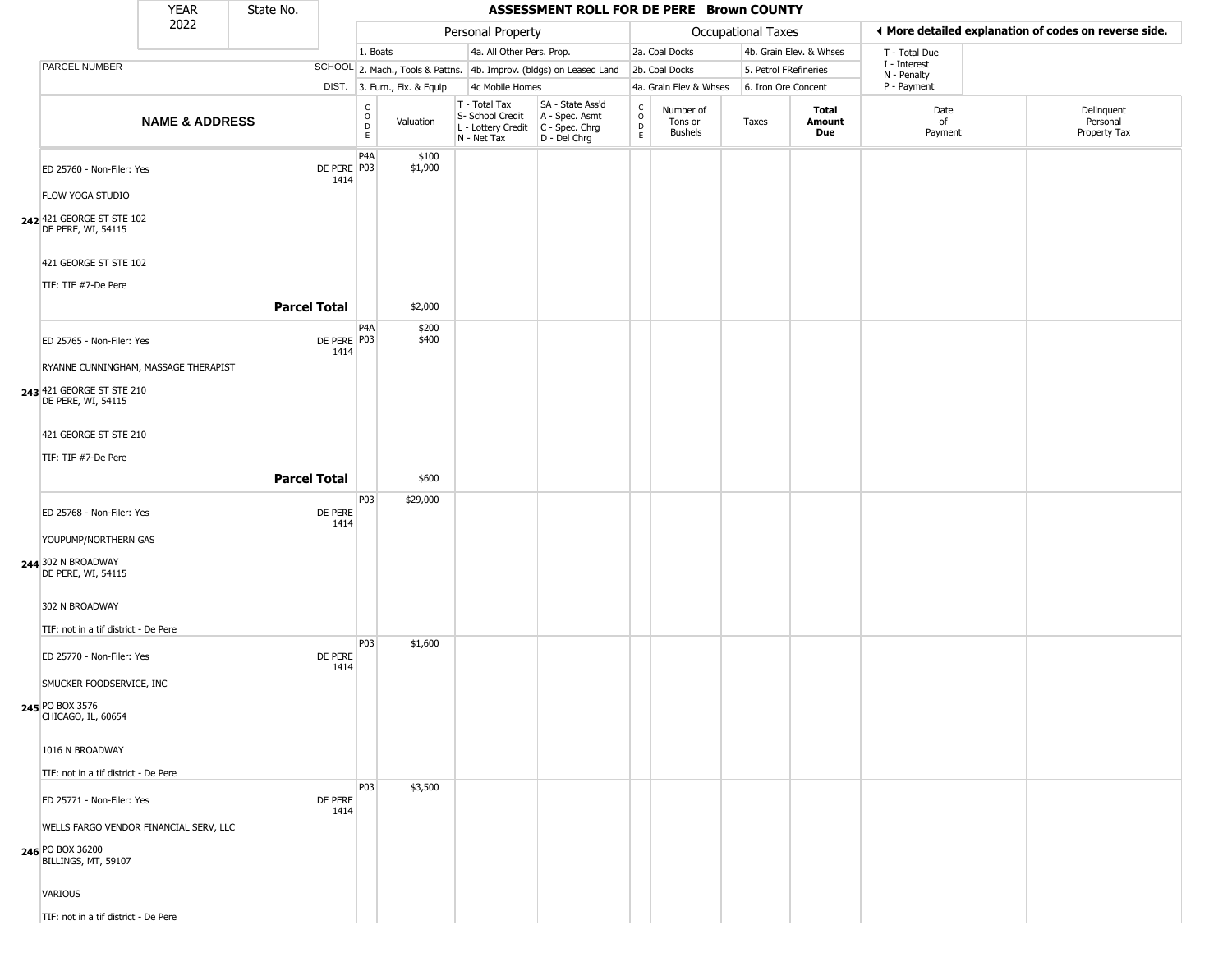| YEAR 2022 | State No. | ASSESSMENT ROLL FOR DE PERE Brown COUNTY | | | | | | | | | | |
|---|---|---|---|---|---|---|---|---|---|---|---|---|

| | | Personal Property | | | | Occupational Taxes | | | | More detailed explanation of codes on reverse side. | |
|---|---|---|---|---|---|---|---|---|---|---|---|
| PARCEL NUMBER | SCHOOL DIST. | 1. Boats / 2. Mach., Tools & Pattns. / 3. Furn., Fix. & Equip | | 4a. All Other Pers. Prop. / 4b. Improv. (bldgs) on Leased Land / 4c Mobile Homes | | 2a. Coal Docks / 2b. Coal Docks / 4a. Grain Elev & Whses | | 4b. Grain Elev. & Whses / 5. Petrol FRefineries / 6. Iron Ore Concent | | T - Total Due / I - Interest / N - Penalty / P - Payment | |
| **NAME & ADDRESS** | | CODE | Valuation | T - Total Tax / S- School Credit / L - Lottery Credit / N - Net Tax | SA - State Ass'd / A - Spec. Asmt / C - Spec. Chrg / D - Del Chrg | CODE | Number of Tons or Bushels | Taxes | **Total Amount Due** | Date of Payment | Delinquent Personal Property Tax |
| **242** ED 25760 - Non-Filer: Yes<br>FLOW YOGA STUDIO<br>421 GEORGE ST STE 102<br>DE PERE, WI, 54115<br>421 GEORGE ST STE 102<br>TIF: TIF #7-De Pere | DE PERE 1414 | P4A<br>P03 | $100<br>$1,900 | | | | | | | | |
| **Parcel Total** | | | $2,000 | | | | | | | | |
| **243** ED 25765 - Non-Filer: Yes<br>RYANNE CUNNINGHAM, MASSAGE THERAPIST<br>421 GEORGE ST STE 210<br>DE PERE, WI, 54115<br>421 GEORGE ST STE 210<br>TIF: TIF #7-De Pere | DE PERE 1414 | P4A<br>P03 | $200<br>$400 | | | | | | | | |
| **Parcel Total** | | | $600 | | | | | | | | |
| **244** ED 25768 - Non-Filer: Yes<br>YOUPUMP/NORTHERN GAS<br>302 N BROADWAY<br>DE PERE, WI, 54115<br>302 N BROADWAY<br>TIF: not in a tif district - De Pere | DE PERE 1414 | P03 | $29,000 | | | | | | | | |
| **245** ED 25770 - Non-Filer: Yes<br>SMUCKER FOODSERVICE, INC<br>PO BOX 3576<br>CHICAGO, IL, 60654<br>1016 N BROADWAY<br>TIF: not in a tif district - De Pere | DE PERE 1414 | P03 | $1,600 | | | | | | | | |
| **246** ED 25771 - Non-Filer: Yes<br>WELLS FARGO VENDOR FINANCIAL SERV, LLC<br>PO BOX 36200<br>BILLINGS, MT, 59107<br>VARIOUS<br>TIF: not in a tif district - De Pere | DE PERE 1414 | P03 | $3,500 | | | | | | | | |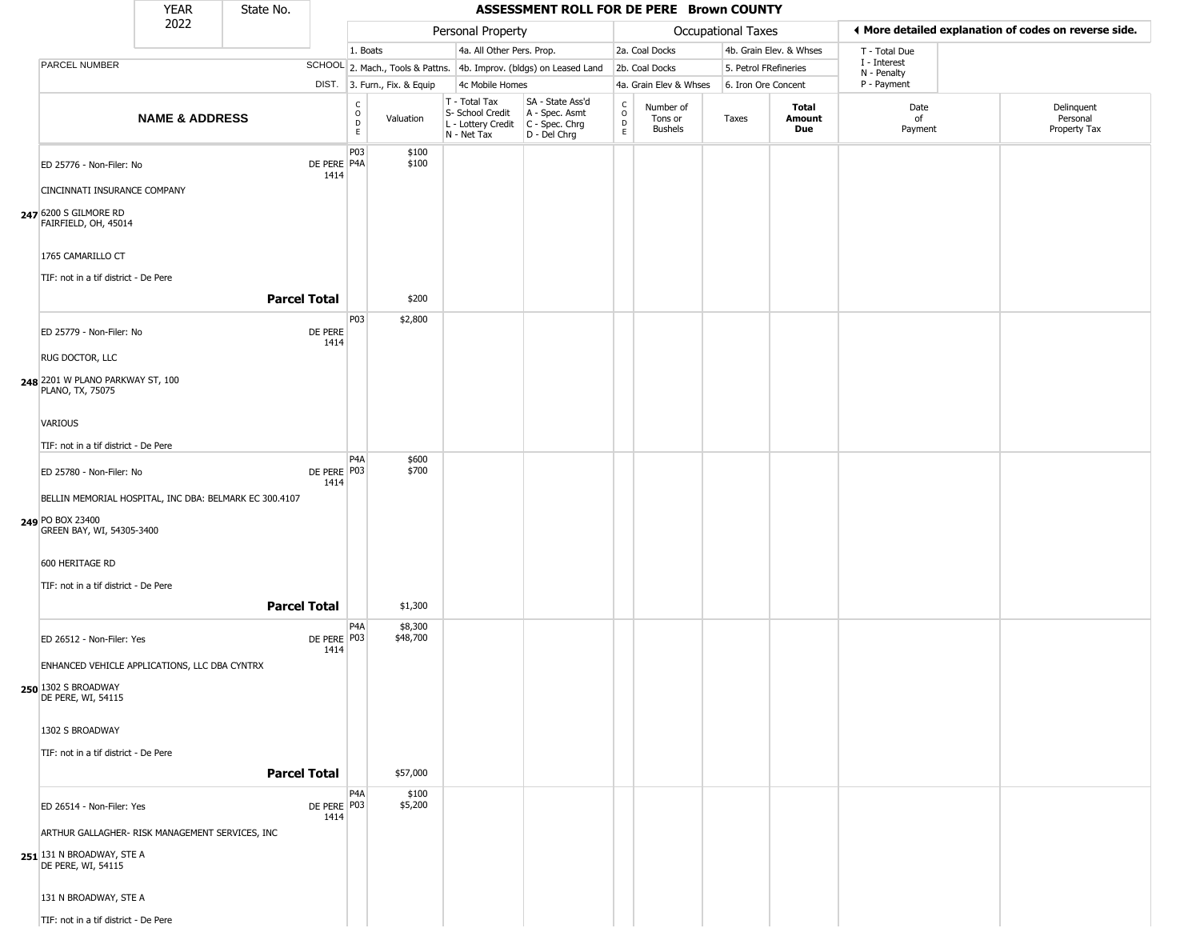| YEAR 2022 | State No. | ASSESSMENT ROLL FOR DE PERE Brown COUNTY | | | | | | | | | | |
|---|---|---|---|---|---|---|---|---|---|---|---|---|

| | | Personal Property | | | | Occupational Taxes | | | | ◀ More detailed explanation of codes on reverse side. | | |
|---|---|---|---|---|---|---|---|---|---|---|---|---|
| PARCEL NUMBER | SCHOOL DIST. | 1. Boats<br>2. Mach., Tools & Pattns.<br>3. Furn., Fix. & Equip | | 4a. All Other Pers. Prop.<br>4b. Improv. (bldgs) on Leased Land<br>4c Mobile Homes | | 2a. Coal Docks<br>2b. Coal Docks<br>4a. Grain Elev & Whses | | 4b. Grain Elev. & Whses<br>5. Petrol FRefineries<br>6. Iron Ore Concent | | T - Total Due<br>I - Interest<br>N - Penalty<br>P - Payment | | |
| NAME & ADDRESS | | CODE | Valuation | T - Total Tax<br>S- School Credit<br>L - Lottery Credit<br>N - Net Tax | SA - State Ass'd<br>A - Spec. Asmt<br>C - Spec. Chrg<br>D - Del Chrg | CODE | Number of Tons or Bushels | Taxes | Total Amount Due | Date of Payment | Delinquent Personal Property Tax | |
| **247** ED 25776 - Non-Filer: No<br>CINCINNATI INSURANCE COMPANY<br>6200 S GILMORE RD<br>FAIRFIELD, OH, 45014<br>1765 CAMARILLO CT<br>TIF: not in a tif district - De Pere | DE PERE 1414 | P03<br>P4A | $100<br>$100 | | | | | | | | | |
| **Parcel Total** | | | $200 | | | | | | | | | |
| **248** ED 25779 - Non-Filer: No<br>RUG DOCTOR, LLC<br>2201 W PLANO PARKWAY ST, 100<br>PLANO, TX, 75075<br>VARIOUS<br>TIF: not in a tif district - De Pere | DE PERE 1414 | P03 | $2,800 | | | | | | | | | |
| **249** ED 25780 - Non-Filer: No<br>BELLIN MEMORIAL HOSPITAL, INC DBA: BELMARK EC 300.4107<br>PO BOX 23400<br>GREEN BAY, WI, 54305-3400<br>600 HERITAGE RD<br>TIF: not in a tif district - De Pere | DE PERE 1414 | P4A<br>P03 | $600<br>$700 | | | | | | | | | |
| **Parcel Total** | | | $1,300 | | | | | | | | | |
| **250** ED 26512 - Non-Filer: Yes<br>ENHANCED VEHICLE APPLICATIONS, LLC DBA CYNTRX<br>1302 S BROADWAY<br>DE PERE, WI, 54115<br>1302 S BROADWAY<br>TIF: not in a tif district - De Pere | DE PERE 1414 | P4A<br>P03 | $8,300<br>$48,700 | | | | | | | | | |
| **Parcel Total** | | | $57,000 | | | | | | | | | |
| **251** ED 26514 - Non-Filer: Yes<br>ARTHUR GALLAGHER- RISK MANAGEMENT SERVICES, INC<br>131 N BROADWAY, STE A<br>DE PERE, WI, 54115<br>131 N BROADWAY, STE A<br>TIF: not in a tif district - De Pere | DE PERE 1414 | P4A<br>P03 | $100<br>$5,200 | | | | | | | | | |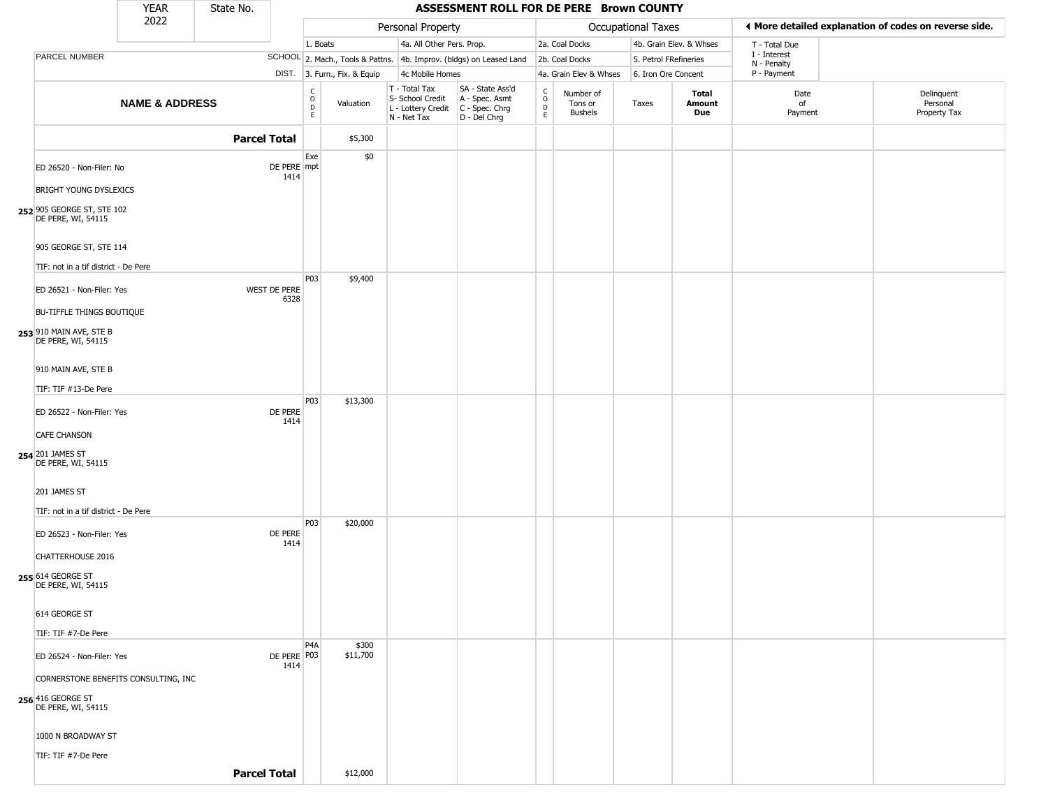| YEAR 2022 | State No. | ASSESSMENT ROLL FOR DE PERE Brown COUNTY | | | | | | | | | | |
|---|---|---|---|---|---|---|---|---|---|---|---|---|
| | | Personal Property | | | | Occupational Taxes | | | | ◀ More detailed explanation of codes on reverse side. | | |
| PARCEL NUMBER | SCHOOL DIST. | 1. Boats / 2. Mach., Tools & Pattns. / 3. Furn., Fix. & Equip | | 4a. All Other Pers. Prop. / 4b. Improv. (bldgs) on Leased Land / 4c Mobile Homes | | 2a. Coal Docks / 2b. Coal Docks / 4a. Grain Elev & Whses | | 4b. Grain Elev. & Whses / 5. Petrol FRefineries / 6. Iron Ore Concent | | T - Total Due / I - Interest / N - Penalty / P - Payment | | |
| **NAME & ADDRESS** | | CODE | Valuation | T - Total Tax / S- School Credit / L - Lottery Credit / N - Net Tax | SA - State Ass'd / A - Spec. Asmt / C - Spec. Chrg / D - Del Chrg | CODE | Number of Tons or Bushels | Taxes | **Total Amount Due** | Date of Payment | Delinquent Personal Property Tax | |
| **Parcel Total** | | | $5,300 | | | | | | | | | |
| 252 ED 26520 - Non-Filer: No<br>BRIGHT YOUNG DYSLEXICS<br>905 GEORGE ST, STE 102<br>DE PERE, WI, 54115<br>905 GEORGE ST, STE 114<br>TIF: not in a tif district - De Pere | DE PERE 1414 | Exempt | $0 | | | | | | | | | |
| 253 ED 26521 - Non-Filer: Yes<br>BU-TIFFLE THINGS BOUTIQUE<br>910 MAIN AVE, STE B<br>DE PERE, WI, 54115<br>910 MAIN AVE, STE B<br>TIF: TIF #13-De Pere | WEST DE PERE 6328 | P03 | $9,400 | | | | | | | | | |
| 254 ED 26522 - Non-Filer: Yes<br>CAFE CHANSON<br>201 JAMES ST<br>DE PERE, WI, 54115<br>201 JAMES ST<br>TIF: not in a tif district - De Pere | DE PERE 1414 | P03 | $13,300 | | | | | | | | | |
| 255 ED 26523 - Non-Filer: Yes<br>CHATTERHOUSE 2016<br>614 GEORGE ST<br>DE PERE, WI, 54115<br>614 GEORGE ST<br>TIF: TIF #7-De Pere | DE PERE 1414 | P03 | $20,000 | | | | | | | | | |
| 256 ED 26524 - Non-Filer: Yes<br>CORNERSTONE BENEFITS CONSULTING, INC<br>416 GEORGE ST<br>DE PERE, WI, 54115<br>1000 N BROADWAY ST<br>TIF: TIF #7-De Pere | DE PERE 1414 | P4A<br>P03 | $300<br>$11,700 | | | | | | | | | |
| **Parcel Total** | | | $12,000 | | | | | | | | | |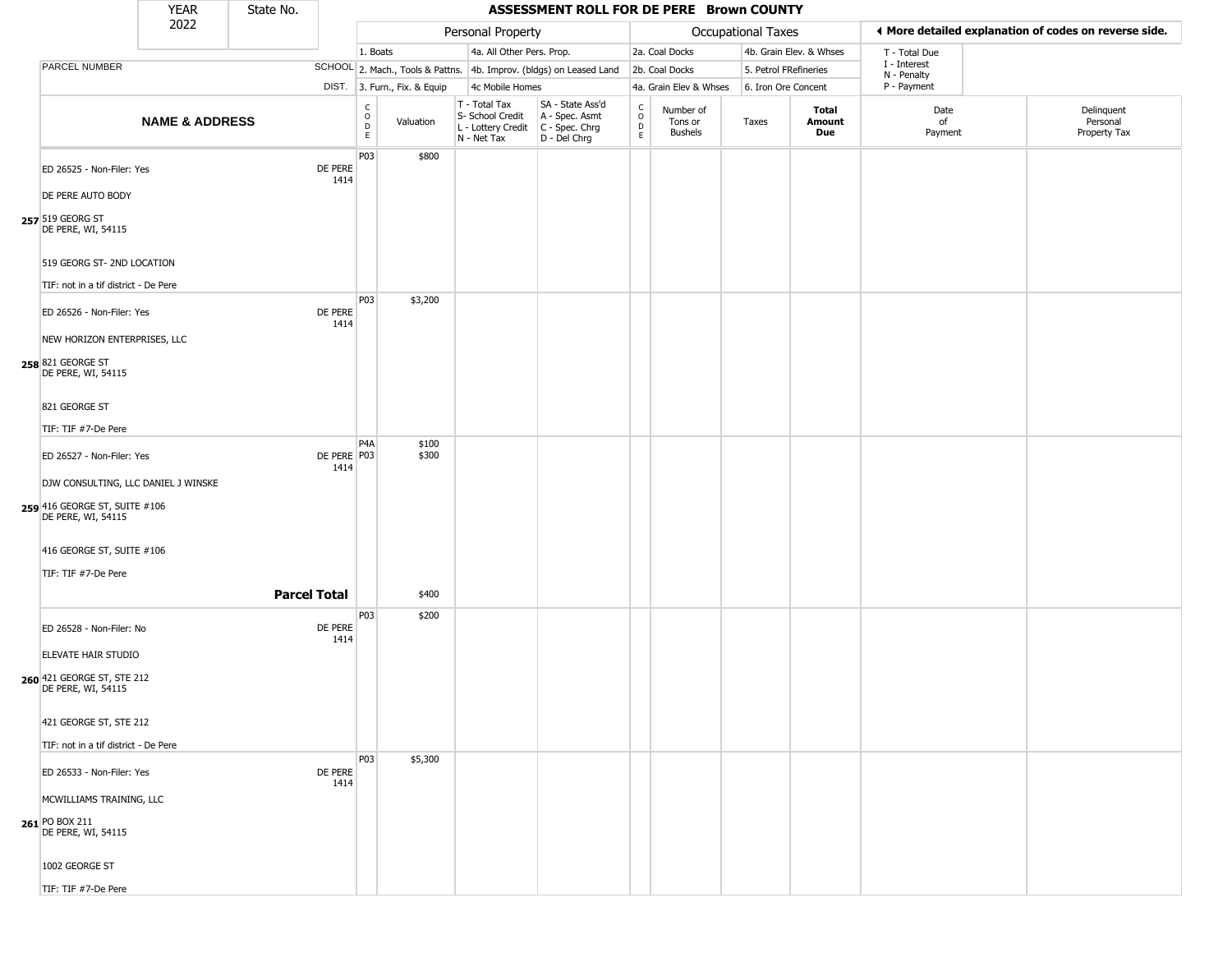# ASSESSMENT ROLL FOR DE PERE Brown COUNTY

YEAR 2022 | State No.

**Personal Property:** 1. Boats | 2. Mach., Tools & Pattns. | 3. Furn., Fix. & Equip | 4a. All Other Pers. Prop. | 4b. Improv. (bldgs) on Leased Land | 4c Mobile Homes

**Occupational Taxes:** 2a. Coal Docks | 2b. Coal Docks | 4a. Grain Elev & Whses | 4b. Grain Elev. & Whses | 5. Petrol FRefineries | 6. Iron Ore Concent

T - Total Due | I - Interest | N - Penalty | P - Payment

◀ More detailed explanation of codes on reverse side.

| | NAME & ADDRESS | SCHOOL DIST. | CODE | Valuation | T - Total Tax S- School Credit L - Lottery Credit N - Net Tax | SA - State Ass'd A - Spec. Asmt C - Spec. Chrg D - Del Chrg | CODE | Number of Tons or Bushels | Taxes | Total Amount Due | Date of Payment | Delinquent Personal Property Tax |
|---|---|---|---|---|---|---|---|---|---|---|---|---|
| 257 | ED 26525 - Non-Filer: Yes<br>DE PERE AUTO BODY<br>519 GEORG ST<br>DE PERE, WI, 54115<br>519 GEORG ST- 2ND LOCATION<br>TIF: not in a tif district - De Pere | DE PERE 1414 | P03 | $800 | | | | | | | | |
| 258 | ED 26526 - Non-Filer: Yes<br>NEW HORIZON ENTERPRISES, LLC<br>821 GEORGE ST<br>DE PERE, WI, 54115<br>821 GEORGE ST<br>TIF: TIF #7-De Pere | DE PERE 1414 | P03 | $3,200 | | | | | | | | |
| 259 | ED 26527 - Non-Filer: Yes<br>DJW CONSULTING, LLC DANIEL J WINSKE<br>416 GEORGE ST, SUITE #106<br>DE PERE, WI, 54115<br>416 GEORGE ST, SUITE #106<br>TIF: TIF #7-De Pere | DE PERE 1414 | P4A<br>P03 | $100<br>$300 | | | | | | | | |
| | **Parcel Total** | | | $400 | | | | | | | | |
| 260 | ED 26528 - Non-Filer: No<br>ELEVATE HAIR STUDIO<br>421 GEORGE ST, STE 212<br>DE PERE, WI, 54115<br>421 GEORGE ST, STE 212<br>TIF: not in a tif district - De Pere | DE PERE 1414 | P03 | $200 | | | | | | | | |
| 261 | ED 26533 - Non-Filer: Yes<br>MCWILLIAMS TRAINING, LLC<br>PO BOX 211<br>DE PERE, WI, 54115<br>1002 GEORGE ST<br>TIF: TIF #7-De Pere | DE PERE 1414 | P03 | $5,300 | | | | | | | | |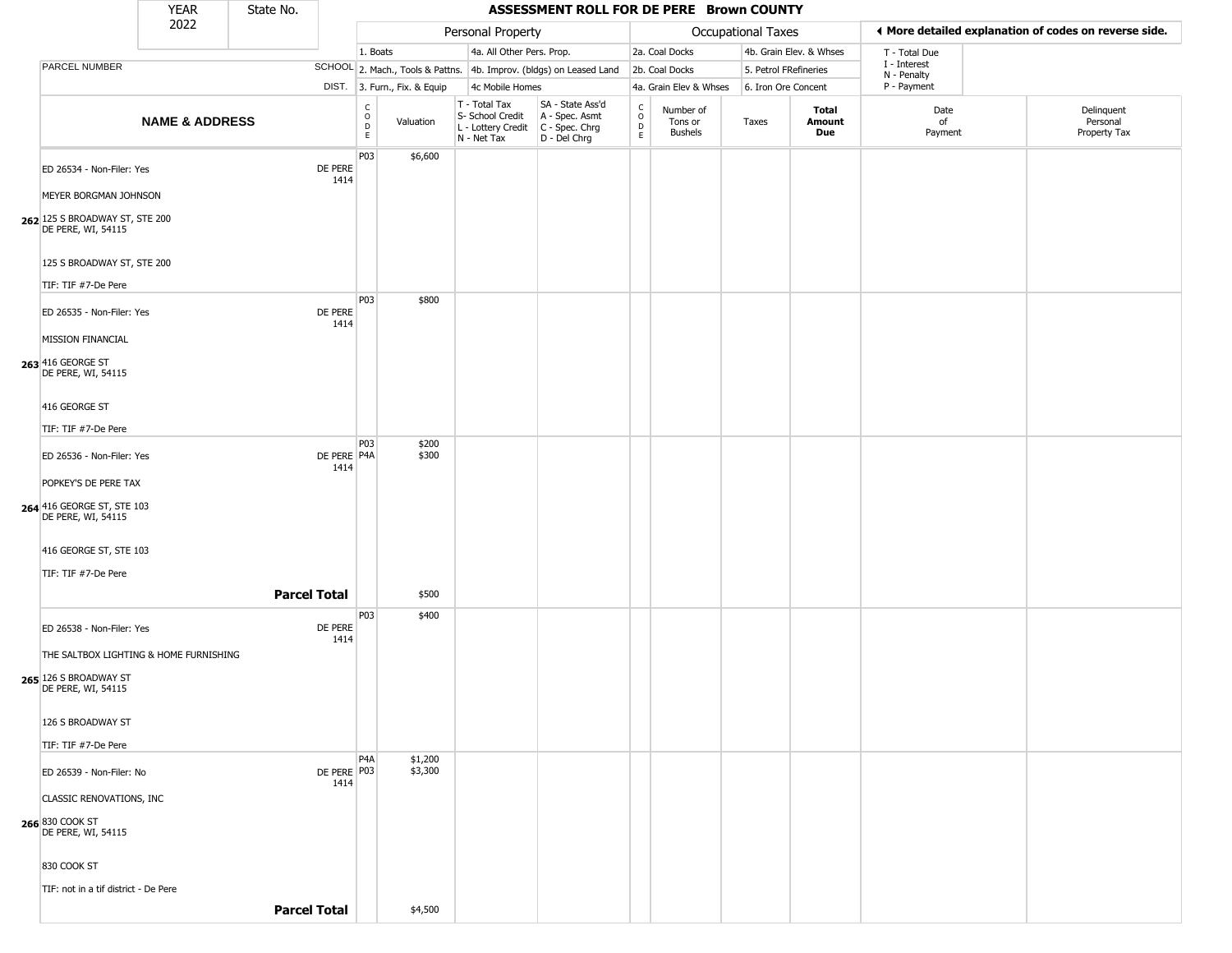# ASSESSMENT ROLL FOR DE PERE Brown COUNTY

YEAR 2022 | State No.

| | | Personal Property | | | | Occupational Taxes | | | | More detailed explanation of codes on reverse side. | |
|---|---|---|---|---|---|---|---|---|---|---|---|
| PARCEL NUMBER | SCHOOL DIST. | 1. Boats<br>2. Mach., Tools & Pattns.<br>3. Furn., Fix. & Equip | | 4a. All Other Pers. Prop.<br>4b. Improv. (bldgs) on Leased Land<br>4c Mobile Homes | | 2a. Coal Docks<br>2b. Coal Docks<br>4a. Grain Elev & Whses | | 4b. Grain Elev. & Whses<br>5. Petrol FRefineries<br>6. Iron Ore Concent | | T - Total Due<br>I - Interest<br>N - Penalty<br>P - Payment | |
| NAME & ADDRESS | | CODE | Valuation | T - Total Tax<br>S- School Credit<br>L - Lottery Credit<br>N - Net Tax | SA - State Ass'd<br>A - Spec. Asmt<br>C - Spec. Chrg<br>D - Del Chrg | CODE | Number of Tons or Bushels | Taxes | Total Amount Due | Date of Payment | Delinquent Personal Property Tax |
| 262 ED 26534 - Non-Filer: Yes<br>MEYER BORGMAN JOHNSON<br>125 S BROADWAY ST, STE 200<br>DE PERE, WI, 54115<br>125 S BROADWAY ST, STE 200<br>TIF: TIF #7-De Pere | DE PERE 1414 | P03 | $6,600 | | | | | | | | |
| 263 ED 26535 - Non-Filer: Yes<br>MISSION FINANCIAL<br>416 GEORGE ST<br>DE PERE, WI, 54115<br>416 GEORGE ST<br>TIF: TIF #7-De Pere | DE PERE 1414 | P03 | $800 | | | | | | | | |
| 264 ED 26536 - Non-Filer: Yes<br>POPKEY'S DE PERE TAX<br>416 GEORGE ST, STE 103<br>DE PERE, WI, 54115<br>416 GEORGE ST, STE 103<br>TIF: TIF #7-De Pere | DE PERE 1414 | P03<br>P4A | $200<br>$300 | | | | | | | | |
| **Parcel Total** | | | $500 | | | | | | | | |
| 265 ED 26538 - Non-Filer: Yes<br>THE SALTBOX LIGHTING & HOME FURNISHING<br>126 S BROADWAY ST<br>DE PERE, WI, 54115<br>126 S BROADWAY ST<br>TIF: TIF #7-De Pere | DE PERE 1414 | P03 | $400 | | | | | | | | |
| 266 ED 26539 - Non-Filer: No<br>CLASSIC RENOVATIONS, INC<br>830 COOK ST<br>DE PERE, WI, 54115<br>830 COOK ST<br>TIF: not in a tif district - De Pere | DE PERE 1414 | P4A<br>P03 | $1,200<br>$3,300 | | | | | | | | |
| **Parcel Total** | | | $4,500 | | | | | | | | |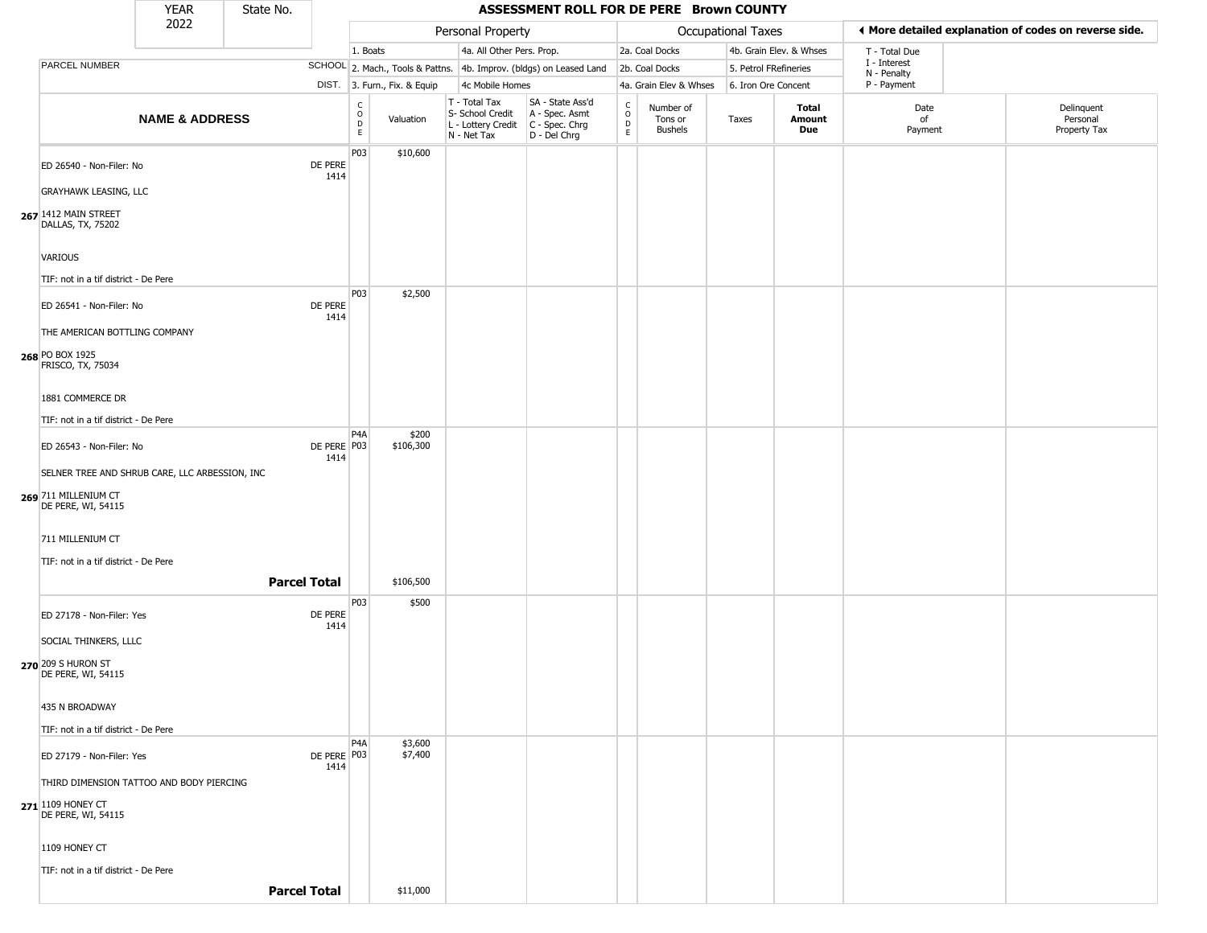# ASSESSMENT ROLL FOR DE PERE Brown COUNTY

YEAR 2022 | State No.

**Personal Property:** 1. Boats; 2. Mach., Tools & Pattns.; 3. Furn., Fix. & Equip; 4a. All Other Pers. Prop.; 4b. Improv. (bldgs) on Leased Land; 4c Mobile Homes

**Occupational Taxes:** 2a. Coal Docks; 2b. Coal Docks; 4a. Grain Elev & Whses; 4b. Grain Elev. & Whses; 5. Petrol FRefineries; 6. Iron Ore Concent

◄ More detailed explanation of codes on reverse side.

T - Total Due; I - Interest; N - Penalty; P - Payment

| | PARCEL NUMBER / NAME & ADDRESS | SCHOOL DIST. | CODE | Valuation | T - Total Tax S- School Credit L - Lottery Credit N - Net Tax | SA - State Ass'd A - Spec. Asmt C - Spec. Chrg D - Del Chrg | CODE | Number of Tons or Bushels | Taxes | Total Amount Due | Date of Payment | Delinquent Personal Property Tax |
|---|---|---|---|---|---|---|---|---|---|---|---|---|
| 267 | ED 26540 - Non-Filer: No<br>GRAYHAWK LEASING, LLC<br>1412 MAIN STREET<br>DALLAS, TX, 75202<br>VARIOUS<br>TIF: not in a tif district - De Pere | DE PERE 1414 | P03 | $10,600 | | | | | | | | |
| 268 | ED 26541 - Non-Filer: No<br>THE AMERICAN BOTTLING COMPANY<br>PO BOX 1925<br>FRISCO, TX, 75034<br>1881 COMMERCE DR<br>TIF: not in a tif district - De Pere | DE PERE 1414 | P03 | $2,500 | | | | | | | | |
| 269 | ED 26543 - Non-Filer: No<br>SELNER TREE AND SHRUB CARE, LLC ARBESSION, INC<br>711 MILLENIUM CT<br>DE PERE, WI, 54115<br>711 MILLENIUM CT<br>TIF: not in a tif district - De Pere | DE PERE 1414 | P4A<br>P03 | $200<br>$106,300 | | | | | | | | |
| | **Parcel Total** | | | $106,500 | | | | | | | | |
| 270 | ED 27178 - Non-Filer: Yes<br>SOCIAL THINKERS, LLLC<br>209 S HURON ST<br>DE PERE, WI, 54115<br>435 N BROADWAY<br>TIF: not in a tif district - De Pere | DE PERE 1414 | P03 | $500 | | | | | | | | |
| 271 | ED 27179 - Non-Filer: Yes<br>THIRD DIMENSION TATTOO AND BODY PIERCING<br>1109 HONEY CT<br>DE PERE, WI, 54115<br>1109 HONEY CT<br>TIF: not in a tif district - De Pere | DE PERE 1414 | P4A<br>P03 | $3,600<br>$7,400 | | | | | | | | |
| | **Parcel Total** | | | $11,000 | | | | | | | | |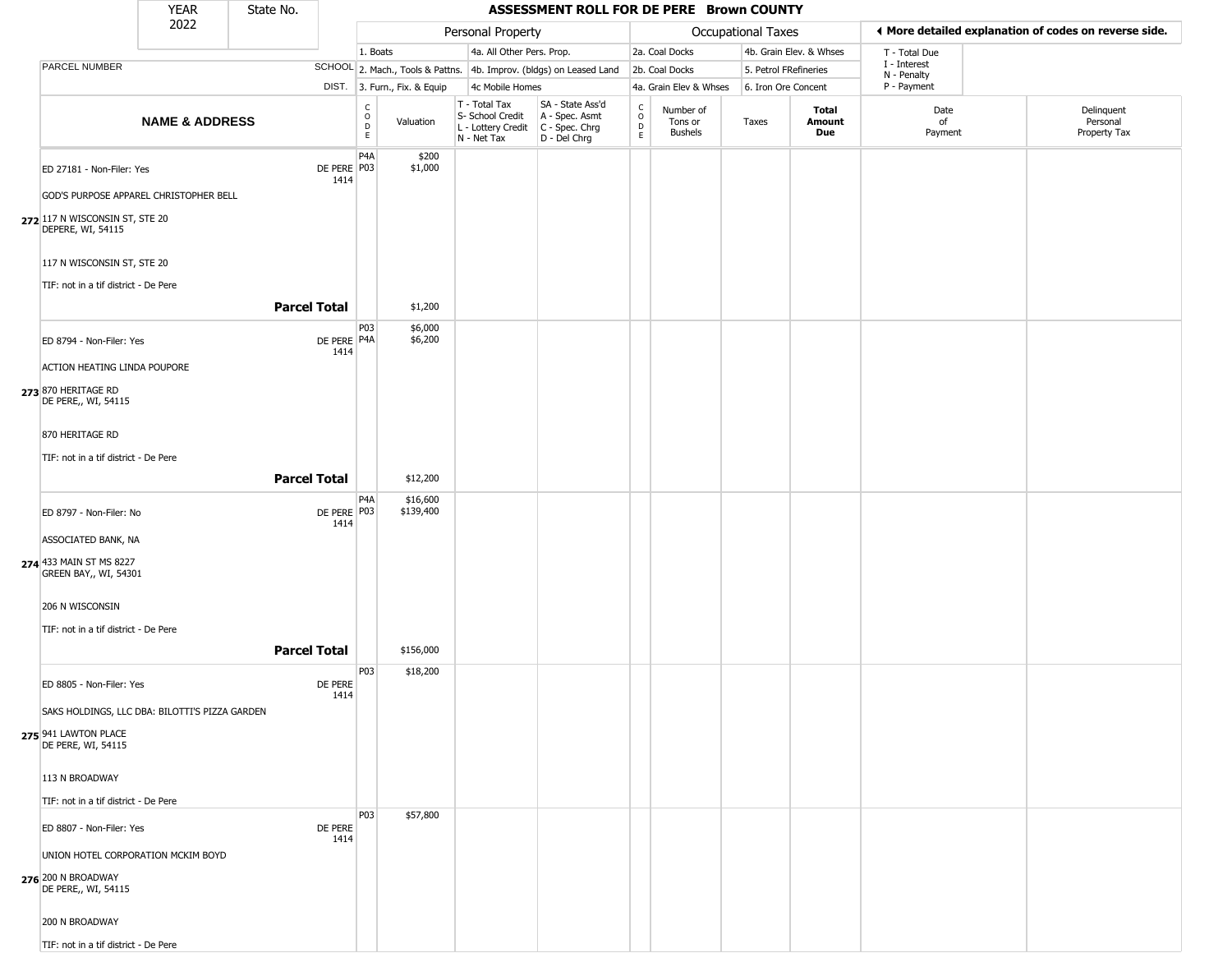# ASSESSMENT ROLL FOR DE PERE Brown COUNTY

YEAR 2022 | State No.

**Personal Property:** 1. Boats | 2. Mach., Tools & Pattns. | 3. Furn., Fix. & Equip | 4a. All Other Pers. Prop. | 4b. Improv. (bldgs) on Leased Land | 4c Mobile Homes

**Occupational Taxes:** 2a. Coal Docks | 2b. Coal Docks | 4a. Grain Elev & Whses | 4b. Grain Elev. & Whses | 5. Petrol FRefineries | 6. Iron Ore Concent

◄ More detailed explanation of codes on reverse side.

T - Total Due | I - Interest | N - Penalty | P - Payment

| | NAME & ADDRESS | SCHOOL DIST. | CODE | Valuation | T - Total Tax / S- School Credit / L - Lottery Credit / N - Net Tax | SA - State Ass'd / A - Spec. Asmt / C - Spec. Chrg / D - Del Chrg | CODE | Number of Tons or Bushels | Taxes | Total Amount Due | Date of Payment | Delinquent Personal Property Tax |
|---|---|---|---|---|---|---|---|---|---|---|---|---|
| 272 | ED 27181 - Non-Filer: Yes<br>GOD'S PURPOSE APPAREL CHRISTOPHER BELL<br>117 N WISCONSIN ST, STE 20<br>DEPERE, WI, 54115<br>117 N WISCONSIN ST, STE 20<br>TIF: not in a tif district - De Pere | DE PERE 1414 | P4A<br>P03 | $200<br>$1,000 | | | | | | | | |
| | **Parcel Total** | | | $1,200 | | | | | | | | |
| 273 | ED 8794 - Non-Filer: Yes<br>ACTION HEATING LINDA POUPORE<br>870 HERITAGE RD<br>DE PERE,, WI, 54115<br>870 HERITAGE RD<br>TIF: not in a tif district - De Pere | DE PERE 1414 | P03<br>P4A | $6,000<br>$6,200 | | | | | | | | |
| | **Parcel Total** | | | $12,200 | | | | | | | | |
| 274 | ED 8797 - Non-Filer: No<br>ASSOCIATED BANK, NA<br>433 MAIN ST MS 8227<br>GREEN BAY,, WI, 54301<br>206 N WISCONSIN<br>TIF: not in a tif district - De Pere | DE PERE 1414 | P4A<br>P03 | $16,600<br>$139,400 | | | | | | | | |
| | **Parcel Total** | | | $156,000 | | | | | | | | |
| 275 | ED 8805 - Non-Filer: Yes<br>SAKS HOLDINGS, LLC DBA: BILOTTI'S PIZZA GARDEN<br>941 LAWTON PLACE<br>DE PERE, WI, 54115<br>113 N BROADWAY<br>TIF: not in a tif district - De Pere | DE PERE 1414 | P03 | $18,200 | | | | | | | | |
| 276 | ED 8807 - Non-Filer: Yes<br>UNION HOTEL CORPORATION MCKIM BOYD<br>200 N BROADWAY<br>DE PERE,, WI, 54115<br>200 N BROADWAY<br>TIF: not in a tif district - De Pere | DE PERE 1414 | P03 | $57,800 | | | | | | | | |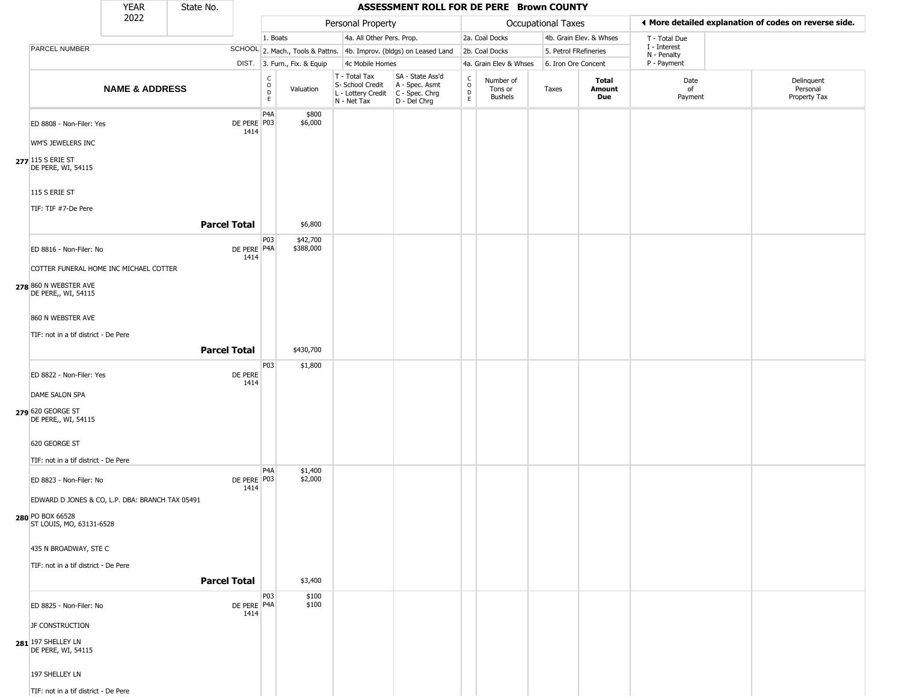# ASSESSMENT ROLL FOR DE PERE Brown COUNTY

YEAR 2022 | State No.

| PARCEL NUMBER / NAME & ADDRESS | SCHOOL DIST. | CODE | Valuation | T - Total Tax / S- School Credit / L - Lottery Credit / N - Net Tax | SA - State Ass'd / A - Spec. Asmt / C - Spec. Chrg / D - Del Chrg | CODE | Number of Tons or Bushels | Taxes | Total Amount Due | Date of Payment | Delinquent Personal Property Tax |
|---|---|---|---|---|---|---|---|---|---|---|---|
| **277** ED 8808 - Non-Filer: Yes<br>WM'S JEWELERS INC<br>115 S ERIE ST<br>DE PERE, WI, 54115<br>115 S ERIE ST<br>TIF: TIF #7-De Pere | DE PERE 1414 | P4A<br>P03 | $800<br>$6,000 | | | | | | | | |
| **Parcel Total** | | | $6,800 | | | | | | | | |
| **278** ED 8816 - Non-Filer: No<br>COTTER FUNERAL HOME INC MICHAEL COTTER<br>860 N WEBSTER AVE<br>DE PERE,, WI, 54115<br>860 N WEBSTER AVE<br>TIF: not in a tif district - De Pere | DE PERE 1414 | P03<br>P4A | $42,700<br>$388,000 | | | | | | | | |
| **Parcel Total** | | | $430,700 | | | | | | | | |
| **279** ED 8822 - Non-Filer: Yes<br>DAME SALON SPA<br>620 GEORGE ST<br>DE PERE,, WI, 54115<br>620 GEORGE ST<br>TIF: not in a tif district - De Pere | DE PERE 1414 | P03 | $1,800 | | | | | | | | |
| **280** ED 8823 - Non-Filer: No<br>EDWARD D JONES & CO, L.P. DBA: BRANCH TAX 05491<br>PO BOX 66528<br>ST LOUIS, MO, 63131-6528<br>435 N BROADWAY, STE C<br>TIF: not in a tif district - De Pere | DE PERE 1414 | P4A<br>P03 | $1,400<br>$2,000 | | | | | | | | |
| **Parcel Total** | | | $3,400 | | | | | | | | |
| **281** ED 8825 - Non-Filer: No<br>JF CONSTRUCTION<br>197 SHELLEY LN<br>DE PERE, WI, 54115<br>197 SHELLEY LN<br>TIF: not in a tif district - De Pere | DE PERE 1414 | P03<br>P4A | $100<br>$100 | | | | | | | | |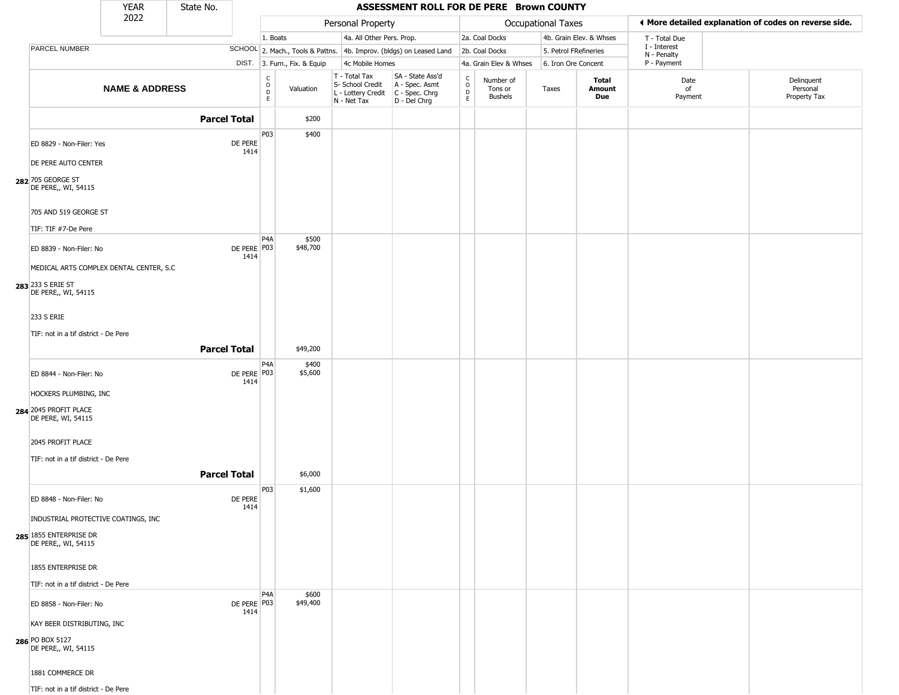| YEAR 2022 | State No. | ASSESSMENT ROLL FOR DE PERE Brown COUNTY | | | | | | | | | | | |
|---|---|---|---|---|---|---|---|---|---|---|---|---|---|

| | | Personal Property | | | | Occupational Taxes | | | | | More detailed explanation of codes on reverse side. | |
|---|---|---|---|---|---|---|---|---|---|---|---|---|
| PARCEL NUMBER | SCHOOL DIST. | 1. Boats<br>2. Mach., Tools & Pattns.<br>3. Furn., Fix. & Equip | | 4a. All Other Pers. Prop.<br>4b. Improv. (bldgs) on Leased Land<br>4c Mobile Homes | | 2a. Coal Docks<br>2b. Coal Docks<br>4a. Grain Elev & Whses | | 4b. Grain Elev. & Whses<br>5. Petrol FRefineries<br>6. Iron Ore Concent | | | T - Total Due<br>I - Interest<br>N - Penalty<br>P - Payment | |
| **NAME & ADDRESS** | | CODE | Valuation | T - Total Tax<br>S- School Credit<br>L - Lottery Credit<br>N - Net Tax | SA - State Ass'd<br>A - Spec. Asmt<br>C - Spec. Chrg<br>D - Del Chrg | CODE | Number of Tons or Bushels | Taxes | **Total Amount Due** | Date of Payment | Delinquent Personal Property Tax |
| **Parcel Total** | | | $200 | | | | | | | | |
| ED 8829 - Non-Filer: Yes<br>DE PERE AUTO CENTER<br>**282** 705 GEORGE ST<br>DE PERE,, WI, 54115<br>705 AND 519 GEORGE ST<br>TIF: TIF #7-De Pere | DE PERE 1414 | P03 | $400 | | | | | | | | |
| ED 8839 - Non-Filer: No<br>MEDICAL ARTS COMPLEX DENTAL CENTER, S.C<br>**283** 233 S ERIE ST<br>DE PERE,, WI, 54115<br>233 S ERIE<br>TIF: not in a tif district - De Pere | DE PERE 1414 | P4A<br>P03 | $500<br>$48,700 | | | | | | | | |
| **Parcel Total** | | | $49,200 | | | | | | | | |
| ED 8844 - Non-Filer: No<br>HOCKERS PLUMBING, INC<br>**284** 2045 PROFIT PLACE<br>DE PERE, WI, 54115<br>2045 PROFIT PLACE<br>TIF: not in a tif district - De Pere | DE PERE 1414 | P4A<br>P03 | $400<br>$5,600 | | | | | | | | |
| **Parcel Total** | | | $6,000 | | | | | | | | |
| ED 8848 - Non-Filer: No<br>INDUSTRIAL PROTECTIVE COATINGS, INC<br>**285** 1855 ENTERPRISE DR<br>DE PERE,, WI, 54115<br>1855 ENTERPRISE DR<br>TIF: not in a tif district - De Pere | DE PERE 1414 | P03 | $1,600 | | | | | | | | |
| ED 8858 - Non-Filer: No<br>KAY BEER DISTRIBUTING, INC<br>**286** PO BOX 5127<br>DE PERE,, WI, 54115<br>1881 COMMERCE DR<br>TIF: not in a tif district - De Pere | DE PERE 1414 | P4A<br>P03 | $600<br>$49,400 | | | | | | | | |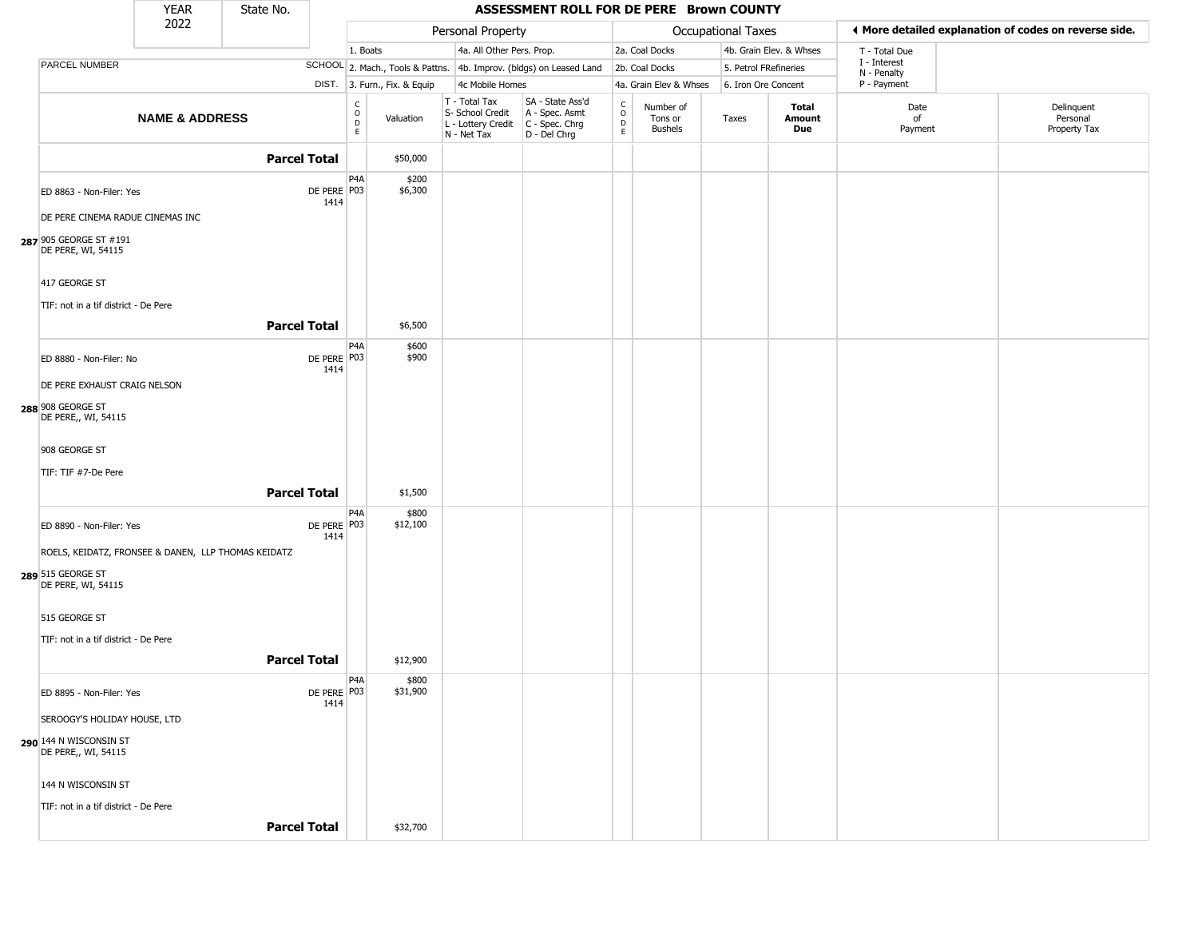# ASSESSMENT ROLL FOR DE PERE Brown COUNTY

YEAR 2022 | State No.

| PARCEL NUMBER / NAME & ADDRESS | SCHOOL DIST. | CODE | Valuation | T - Total Tax / S- School Credit / L - Lottery Credit / N - Net Tax | SA - State Ass'd / A - Spec. Asmt / C - Spec. Chrg / D - Del Chrg | CODE | Number of Tons or Bushels | Taxes | Total Amount Due | Date of Payment | Delinquent Personal Property Tax |
|---|---|---|---|---|---|---|---|---|---|---|---|
| **Parcel Total** | | | $50,000 | | | | | | | | |
| ED 8863 - Non-Filer: Yes<br>DE PERE CINEMA RADUE CINEMAS INC<br>287 905 GEORGE ST #191<br>DE PERE, WI, 54115<br>417 GEORGE ST<br>TIF: not in a tif district - De Pere | DE PERE 1414 | P4A<br>P03 | $200<br>$6,300 | | | | | | | | |
| **Parcel Total** | | | $6,500 | | | | | | | | |
| ED 8880 - Non-Filer: No<br>DE PERE EXHAUST CRAIG NELSON<br>288 908 GEORGE ST<br>DE PERE,, WI, 54115<br>908 GEORGE ST<br>TIF: TIF #7-De Pere | DE PERE 1414 | P4A<br>P03 | $600<br>$900 | | | | | | | | |
| **Parcel Total** | | | $1,500 | | | | | | | | |
| ED 8890 - Non-Filer: Yes<br>ROELS, KEIDATZ, FRONSEE & DANEN, LLP THOMAS KEIDATZ<br>289 515 GEORGE ST<br>DE PERE, WI, 54115<br>515 GEORGE ST<br>TIF: not in a tif district - De Pere | DE PERE 1414 | P4A<br>P03 | $800<br>$12,100 | | | | | | | | |
| **Parcel Total** | | | $12,900 | | | | | | | | |
| ED 8895 - Non-Filer: Yes<br>SEROOGY'S HOLIDAY HOUSE, LTD<br>290 144 N WISCONSIN ST<br>DE PERE,, WI, 54115<br>144 N WISCONSIN ST<br>TIF: not in a tif district - De Pere | DE PERE 1414 | P4A<br>P03 | $800<br>$31,900 | | | | | | | | |
| **Parcel Total** | | | $32,700 | | | | | | | | |

Personal Property codes: 1. Boats; 2. Mach., Tools & Pattns.; 3. Furn., Fix. & Equip; 4a. All Other Pers. Prop.; 4b. Improv. (bldgs) on Leased Land; 4c Mobile Homes

Occupational Taxes codes: 2a. Coal Docks; 2b. Coal Docks; 4a. Grain Elev & Whses; 4b. Grain Elev. & Whses; 5. Petrol FRefineries; 6. Iron Ore Concent

T - Total Due; I - Interest; N - Penalty; P - Payment

◄ More detailed explanation of codes on reverse side.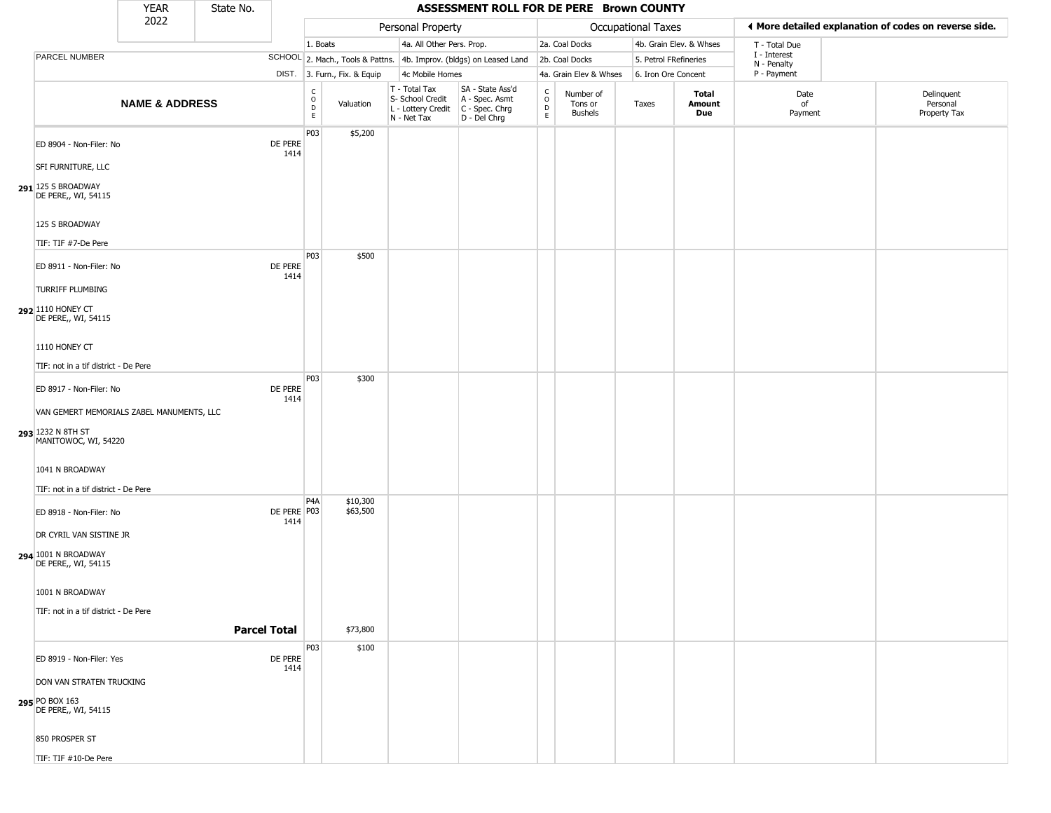| YEAR | State No. |
|---|---|
| 2022 | |

# ASSESSMENT ROLL FOR DE PERE Brown COUNTY

| | | Personal Property | | | | Occupational Taxes | | | | ◄ More detailed explanation of codes on reverse side. | |
|---|---|---|---|---|---|---|---|---|---|---|---|
| | | 1. Boats | | 4a. All Other Pers. Prop. | | 2a. Coal Docks | | 4b. Grain Elev. & Whses | | T - Total Due | |
| PARCEL NUMBER | SCHOOL | 2. Mach., Tools & Pattns. | | 4b. Improv. (bldgs) on Leased Land | | 2b. Coal Docks | | 5. Petrol FRefineries | | I - Interest<br>N - Penalty | |
| | DIST. | 3. Furn., Fix. & Equip | | 4c Mobile Homes | | 4a. Grain Elev & Whses | | 6. Iron Ore Concent | | P - Payment | |
| **NAME & ADDRESS** | | CODE | Valuation | T - Total Tax<br>S- School Credit<br>L - Lottery Credit<br>N - Net Tax | SA - State Ass'd<br>A - Spec. Asmt<br>C - Spec. Chrg<br>D - Del Chrg | CODE | Number of Tons or Bushels | Taxes | **Total Amount Due** | Date of Payment | Delinquent Personal Property Tax |
| ED 8904 - Non-Filer: No<br>SFI FURNITURE, LLC<br>**291** 125 S BROADWAY<br>DE PERE,, WI, 54115<br>125 S BROADWAY<br>TIF: TIF #7-De Pere | DE PERE 1414 | P03 | $5,200 | | | | | | | | |
| ED 8911 - Non-Filer: No<br>TURRIFF PLUMBING<br>**292** 1110 HONEY CT<br>DE PERE,, WI, 54115<br>1110 HONEY CT<br>TIF: not in a tif district - De Pere | DE PERE 1414 | P03 | $500 | | | | | | | | |
| ED 8917 - Non-Filer: No<br>VAN GEMERT MEMORIALS ZABEL MANUMENTS, LLC<br>**293** 1232 N 8TH ST<br>MANITOWOC, WI, 54220<br>1041 N BROADWAY<br>TIF: not in a tif district - De Pere | DE PERE 1414 | P03 | $300 | | | | | | | | |
| ED 8918 - Non-Filer: No<br>DR CYRIL VAN SISTINE JR<br>**294** 1001 N BROADWAY<br>DE PERE,, WI, 54115<br>1001 N BROADWAY<br>TIF: not in a tif district - De Pere | DE PERE 1414 | P4A<br>P03 | $10,300<br>$63,500 | | | | | | | | |
| **Parcel Total** | | | $73,800 | | | | | | | | |
| ED 8919 - Non-Filer: Yes<br>DON VAN STRATEN TRUCKING<br>**295** PO BOX 163<br>DE PERE,, WI, 54115<br>850 PROSPER ST<br>TIF: TIF #10-De Pere | DE PERE 1414 | P03 | $100 | | | | | | | | |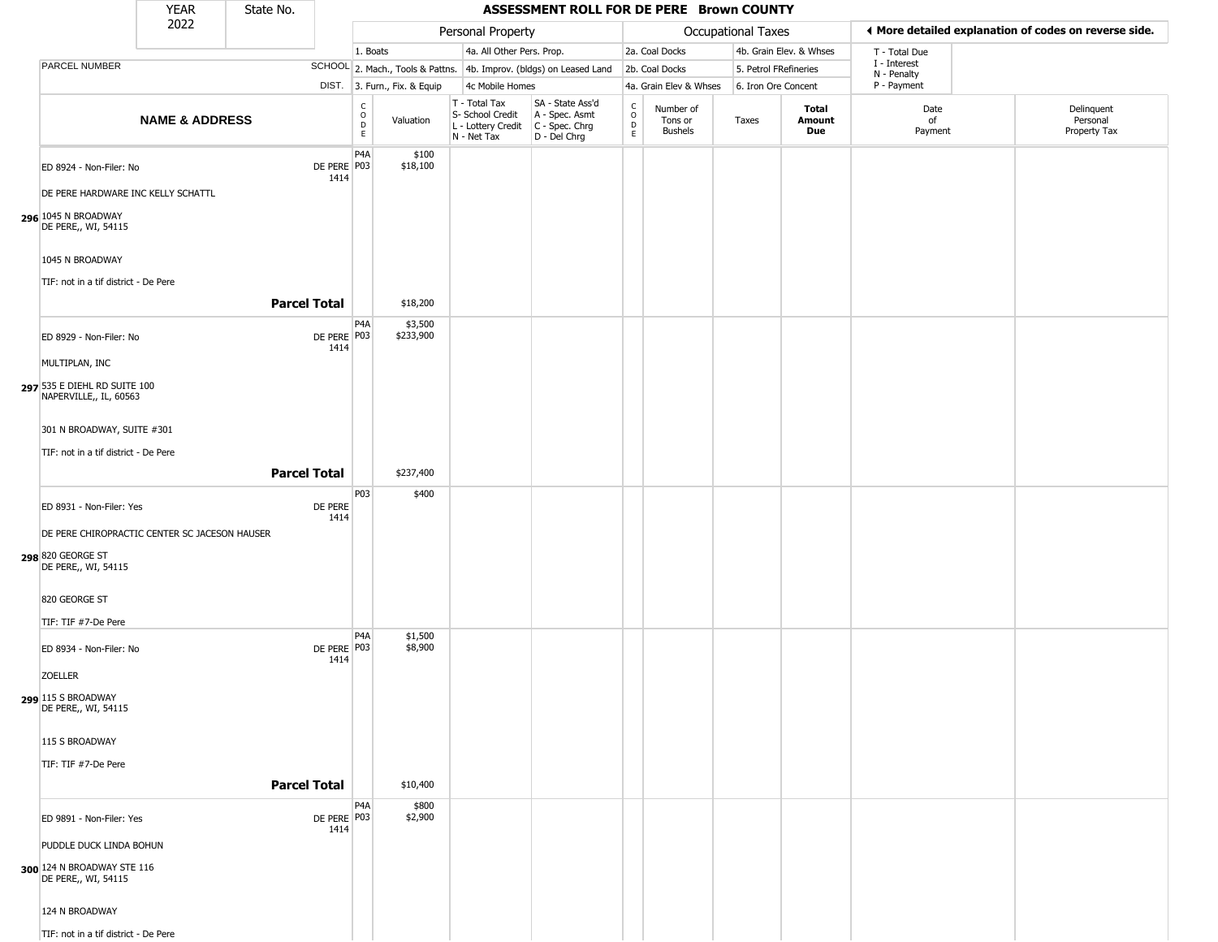| YEAR 2022 | State No. |
|---|---|

# ASSESSMENT ROLL FOR DE PERE Brown COUNTY

| | | Personal Property | | | | Occupational Taxes | | | | ◄ More detailed explanation of codes on reverse side. | |
|---|---|---|---|---|---|---|---|---|---|---|---|
| | | 1. Boats | | 4a. All Other Pers. Prop. | | 2a. Coal Docks | | 4b. Grain Elev. & Whses | | T - Total Due | |
| PARCEL NUMBER | SCHOOL | 2. Mach., Tools & Pattns. | | 4b. Improv. (bldgs) on Leased Land | | 2b. Coal Docks | | 5. Petrol FRefineries | | I - Interest N - Penalty | |
| | DIST. | 3. Furn., Fix. & Equip | | 4c Mobile Homes | | 4a. Grain Elev & Whses | | 6. Iron Ore Concent | | P - Payment | |
| **NAME & ADDRESS** | | CODE | Valuation | T - Total Tax S- School Credit L - Lottery Credit N - Net Tax | SA - State Ass'd A - Spec. Asmt C - Spec. Chrg D - Del Chrg | CODE | Number of Tons or Bushels | Taxes | **Total Amount Due** | Date of Payment | Delinquent Personal Property Tax |
| ED 8924 - Non-Filer: No | DE PERE 1414 | P4A | $100 | | | | | | | | |
| | | P03 | $18,100 | | | | | | | | |
| DE PERE HARDWARE INC KELLY SCHATTL | | | | | | | | | | | |
| **296** 1045 N BROADWAY DE PERE,, WI, 54115 | | | | | | | | | | | |
| 1045 N BROADWAY | | | | | | | | | | | |
| TIF: not in a tif district - De Pere | | | | | | | | | | | |
| **Parcel Total** | | | $18,200 | | | | | | | | |
| ED 8929 - Non-Filer: No | DE PERE 1414 | P4A | $3,500 | | | | | | | | |
| | | P03 | $233,900 | | | | | | | | |
| MULTIPLAN, INC | | | | | | | | | | | |
| **297** 535 E DIEHL RD SUITE 100 NAPERVILLE,, IL, 60563 | | | | | | | | | | | |
| 301 N BROADWAY, SUITE #301 | | | | | | | | | | | |
| TIF: not in a tif district - De Pere | | | | | | | | | | | |
| **Parcel Total** | | | $237,400 | | | | | | | | |
| ED 8931 - Non-Filer: Yes | DE PERE 1414 | P03 | $400 | | | | | | | | |
| DE PERE CHIROPRACTIC CENTER SC JACESON HAUSER | | | | | | | | | | | |
| **298** 820 GEORGE ST DE PERE,, WI, 54115 | | | | | | | | | | | |
| 820 GEORGE ST | | | | | | | | | | | |
| TIF: TIF #7-De Pere | | | | | | | | | | | |
| ED 8934 - Non-Filer: No | DE PERE 1414 | P4A | $1,500 | | | | | | | | |
| | | P03 | $8,900 | | | | | | | | |
| ZOELLER | | | | | | | | | | | |
| **299** 115 S BROADWAY DE PERE,, WI, 54115 | | | | | | | | | | | |
| 115 S BROADWAY | | | | | | | | | | | |
| TIF: TIF #7-De Pere | | | | | | | | | | | |
| **Parcel Total** | | | $10,400 | | | | | | | | |
| ED 9891 - Non-Filer: Yes | DE PERE 1414 | P4A | $800 | | | | | | | | |
| | | P03 | $2,900 | | | | | | | | |
| PUDDLE DUCK LINDA BOHUN | | | | | | | | | | | |
| **300** 124 N BROADWAY STE 116 DE PERE,, WI, 54115 | | | | | | | | | | | |
| 124 N BROADWAY | | | | | | | | | | | |
| TIF: not in a tif district - De Pere | | | | | | | | | | | |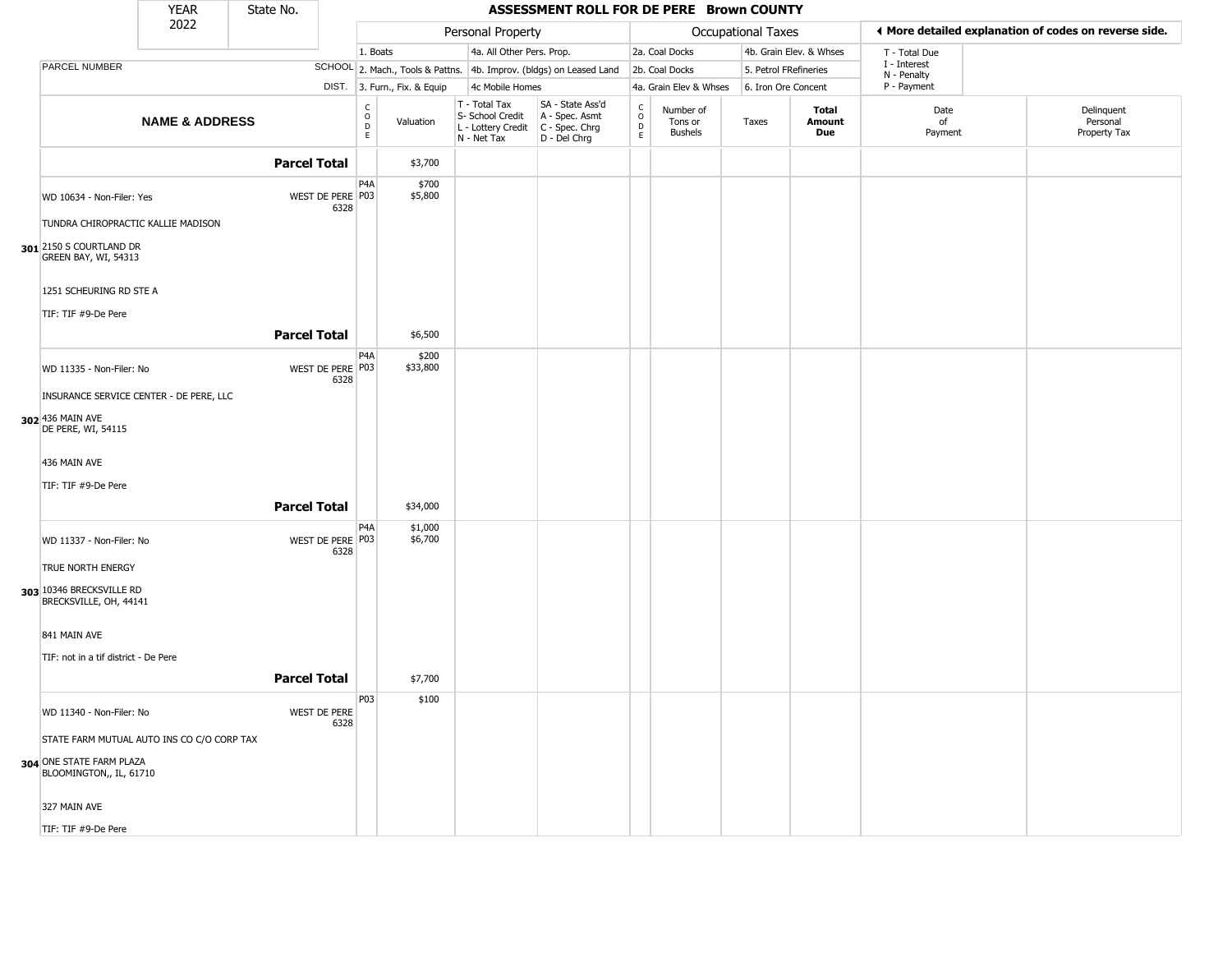| YEAR 2022 | State No. |
|---|---|

# ASSESSMENT ROLL FOR DE PERE Brown COUNTY

| | | Personal Property | | | | Occupational Taxes | | | | ◀ More detailed explanation of codes on reverse side. | |
|---|---|---|---|---|---|---|---|---|---|---|---|
| PARCEL NUMBER | SCHOOL DIST. | 1. Boats<br>2. Mach., Tools & Pattns.<br>3. Furn., Fix. & Equip | | 4a. All Other Pers. Prop.<br>4b. Improv. (bldgs) on Leased Land<br>4c Mobile Homes | | 2a. Coal Docks<br>2b. Coal Docks<br>4a. Grain Elev & Whses | | 4b. Grain Elev. & Whses<br>5. Petrol FRefineries<br>6. Iron Ore Concent | | T - Total Due<br>I - Interest<br>N - Penalty<br>P - Payment | |
| **NAME & ADDRESS** | | CODE | Valuation | T - Total Tax<br>S- School Credit<br>L - Lottery Credit<br>N - Net Tax | SA - State Ass'd<br>A - Spec. Asmt<br>C - Spec. Chrg<br>D - Del Chrg | CODE | Number of Tons or Bushels | Taxes | **Total Amount Due** | Date of Payment | Delinquent Personal Property Tax |
| | **Parcel Total** | | $3,700 | | | | | | | | |
| WD 10634 - Non-Filer: Yes<br>TUNDRA CHIROPRACTIC KALLIE MADISON<br>**301** 2150 S COURTLAND DR<br>GREEN BAY, WI, 54313<br>1251 SCHEURING RD STE A<br>TIF: TIF #9-De Pere | WEST DE PERE 6328 | P4A<br>P03 | $700<br>$5,800 | | | | | | | | |
| | **Parcel Total** | | $6,500 | | | | | | | | |
| WD 11335 - Non-Filer: No<br>INSURANCE SERVICE CENTER - DE PERE, LLC<br>**302** 436 MAIN AVE<br>DE PERE, WI, 54115<br>436 MAIN AVE<br>TIF: TIF #9-De Pere | WEST DE PERE 6328 | P4A<br>P03 | $200<br>$33,800 | | | | | | | | |
| | **Parcel Total** | | $34,000 | | | | | | | | |
| WD 11337 - Non-Filer: No<br>TRUE NORTH ENERGY<br>**303** 10346 BRECKSVILLE RD<br>BRECKSVILLE, OH, 44141<br>841 MAIN AVE<br>TIF: not in a tif district - De Pere | WEST DE PERE 6328 | P4A<br>P03 | $1,000<br>$6,700 | | | | | | | | |
| | **Parcel Total** | | $7,700 | | | | | | | | |
| WD 11340 - Non-Filer: No<br>STATE FARM MUTUAL AUTO INS CO C/O CORP TAX<br>**304** ONE STATE FARM PLAZA<br>BLOOMINGTON,, IL, 61710<br>327 MAIN AVE<br>TIF: TIF #9-De Pere | WEST DE PERE 6328 | P03 | $100 | | | | | | | | |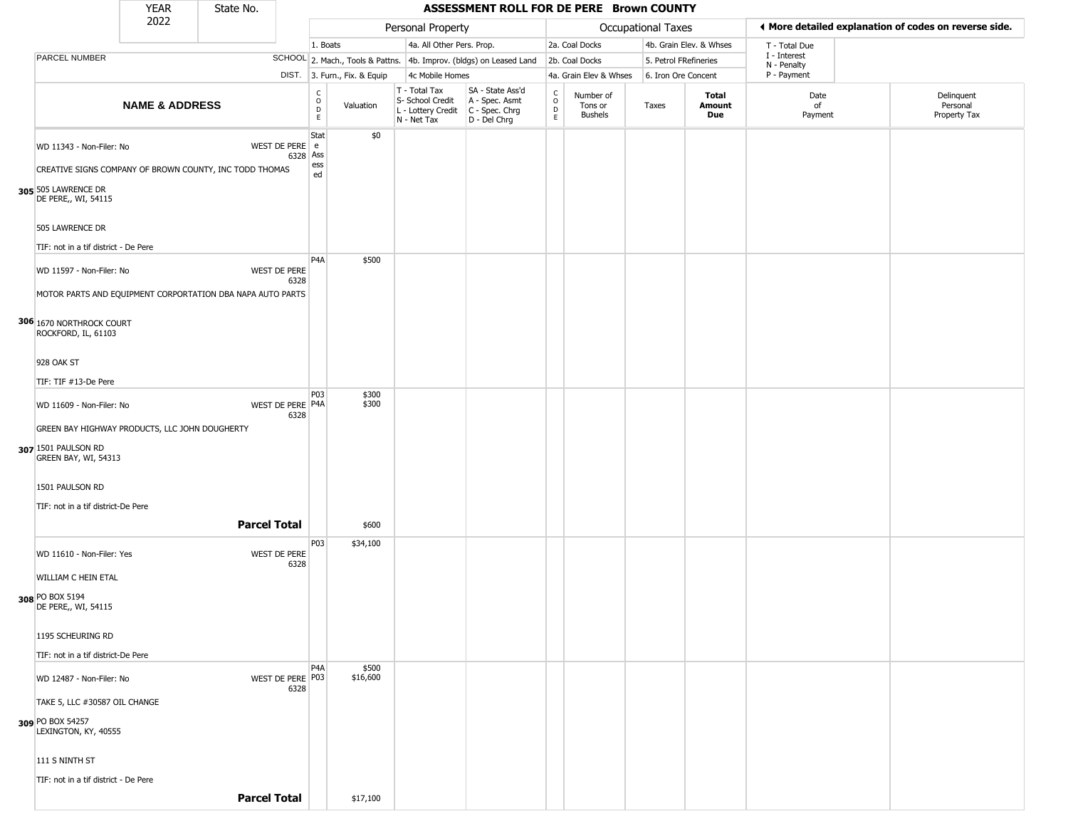| YEAR 2022 | State No. | | **ASSESSMENT ROLL FOR DE PERE Brown COUNTY** | | | | | | | | | |
|---|---|---|---|---|---|---|---|---|---|---|---|---|
| | | | Personal Property | | | | Occupational Taxes | | | | ◄ More detailed explanation of codes on reverse side. | |
| PARCEL NUMBER | SCHOOL DIST. | | 1. Boats<br>2. Mach., Tools & Pattns.<br>3. Furn., Fix. & Equip | | 4a. All Other Pers. Prop.<br>4b. Improv. (bldgs) on Leased Land<br>4c Mobile Homes | | 2a. Coal Docks<br>2b. Coal Docks<br>4a. Grain Elev & Whses | | 4b. Grain Elev. & Whses<br>5. Petrol FRefineries<br>6. Iron Ore Concent | | T - Total Due<br>I - Interest<br>N - Penalty<br>P - Payment | |
| **NAME & ADDRESS** | | CODE | Valuation | T - Total Tax<br>S- School Credit<br>L - Lottery Credit<br>N - Net Tax | SA - State Ass'd<br>A - Spec. Asmt<br>C - Spec. Chrg<br>D - Del Chrg | CODE | Number of Tons or Bushels | Taxes | **Total Amount Due** | Date of Payment | Delinquent Personal Property Tax |
| 305 WD 11343 - Non-Filer: No<br>CREATIVE SIGNS COMPANY OF BROWN COUNTY, INC TODD THOMAS<br>505 LAWRENCE DR<br>DE PERE,, WI, 54115<br>505 LAWRENCE DR<br>TIF: not in a tif district - De Pere | WEST DE PERE 6328 | State Assessed | $0 | | | | | | | | |
| 306 WD 11597 - Non-Filer: No<br>MOTOR PARTS AND EQUIPMENT CORPORTATION DBA NAPA AUTO PARTS<br>1670 NORTHROCK COURT<br>ROCKFORD, IL, 61103<br>928 OAK ST<br>TIF: TIF #13-De Pere | WEST DE PERE 6328 | P4A | $500 | | | | | | | | |
| 307 WD 11609 - Non-Filer: No<br>GREEN BAY HIGHWAY PRODUCTS, LLC JOHN DOUGHERTY<br>1501 PAULSON RD<br>GREEN BAY, WI, 54313<br>1501 PAULSON RD<br>TIF: not in a tif district-De Pere | WEST DE PERE 6328 | P03<br>P4A | $300<br>$300 | | | | | | | | |
| **Parcel Total** | | | $600 | | | | | | | | |
| 308 WD 11610 - Non-Filer: Yes<br>WILLIAM C HEIN ETAL<br>PO BOX 5194<br>DE PERE,, WI, 54115<br>1195 SCHEURING RD<br>TIF: not in a tif district-De Pere | WEST DE PERE 6328 | P03 | $34,100 | | | | | | | | |
| 309 WD 12487 - Non-Filer: No<br>TAKE 5, LLC #30587 OIL CHANGE<br>PO BOX 54257<br>LEXINGTON, KY, 40555<br>111 S NINTH ST<br>TIF: not in a tif district - De Pere | WEST DE PERE 6328 | P4A<br>P03 | $500<br>$16,600 | | | | | | | | |
| **Parcel Total** | | | $17,100 | | | | | | | | |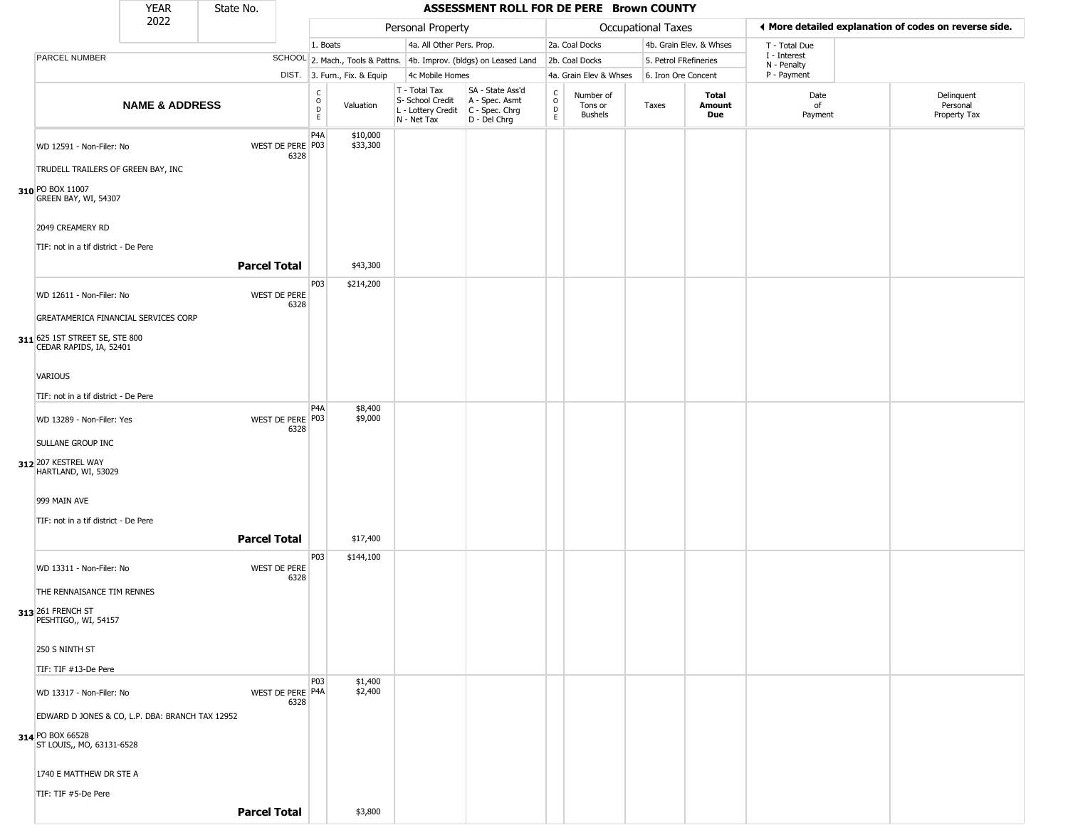# ASSESSMENT ROLL FOR DE PERE Brown COUNTY

YEAR 2022 | State No.

| | | Personal Property | | | | Occupational Taxes | | | | ◄ More detailed explanation of codes on reverse side. | |
|---|---|---|---|---|---|---|---|---|---|---|---|
| | | 1. Boats | | 4a. All Other Pers. Prop. | | 2a. Coal Docks | | 4b. Grain Elev. & Whses | | T - Total Due | |
| PARCEL NUMBER | SCHOOL | 2. Mach., Tools & Pattns. | | 4b. Improv. (bldgs) on Leased Land | | 2b. Coal Docks | | 5. Petrol FRefineries | | I - Interest, N - Penalty | |
| | DIST. | 3. Furn., Fix. & Equip | | 4c Mobile Homes | | 4a. Grain Elev & Whses | | 6. Iron Ore Concent | | P - Payment | |
| **NAME & ADDRESS** | | CODE | Valuation | T - Total Tax, S- School Credit, L - Lottery Credit, N - Net Tax | SA - State Ass'd, A - Spec. Asmt, C - Spec. Chrg, D - Del Chrg | CODE | Number of Tons or Bushels | Taxes | **Total Amount Due** | Date of Payment | Delinquent Personal Property Tax |
| **310** WD 12591 - Non-Filer: No<br>TRUDELL TRAILERS OF GREEN BAY, INC<br>PO BOX 11007<br>GREEN BAY, WI, 54307<br>2049 CREAMERY RD<br>TIF: not in a tif district - De Pere | WEST DE PERE 6328 | P4A<br>P03 | $10,000<br>$33,300 | | | | | | | | |
| | **Parcel Total** | | $43,300 | | | | | | | | |
| **311** WD 12611 - Non-Filer: No<br>GREATAMERICA FINANCIAL SERVICES CORP<br>625 1ST STREET SE, STE 800<br>CEDAR RAPIDS, IA, 52401<br>VARIOUS<br>TIF: not in a tif district - De Pere | WEST DE PERE 6328 | P03 | $214,200 | | | | | | | | |
| **312** WD 13289 - Non-Filer: Yes<br>SULLANE GROUP INC<br>207 KESTREL WAY<br>HARTLAND, WI, 53029<br>999 MAIN AVE<br>TIF: not in a tif district - De Pere | WEST DE PERE 6328 | P4A<br>P03 | $8,400<br>$9,000 | | | | | | | | |
| | **Parcel Total** | | $17,400 | | | | | | | | |
| **313** WD 13311 - Non-Filer: No<br>THE RENNAISANCE TIM RENNES<br>261 FRENCH ST<br>PESHTIGO,, WI, 54157<br>250 S NINTH ST<br>TIF: TIF #13-De Pere | WEST DE PERE 6328 | P03 | $144,100 | | | | | | | | |
| **314** WD 13317 - Non-Filer: No<br>EDWARD D JONES & CO, L.P. DBA: BRANCH TAX 12952<br>PO BOX 66528<br>ST LOUIS,, MO, 63131-6528<br>1740 E MATTHEW DR STE A<br>TIF: TIF #5-De Pere | WEST DE PERE 6328 | P03<br>P4A | $1,400<br>$2,400 | | | | | | | | |
| | **Parcel Total** | | $3,800 | | | | | | | | |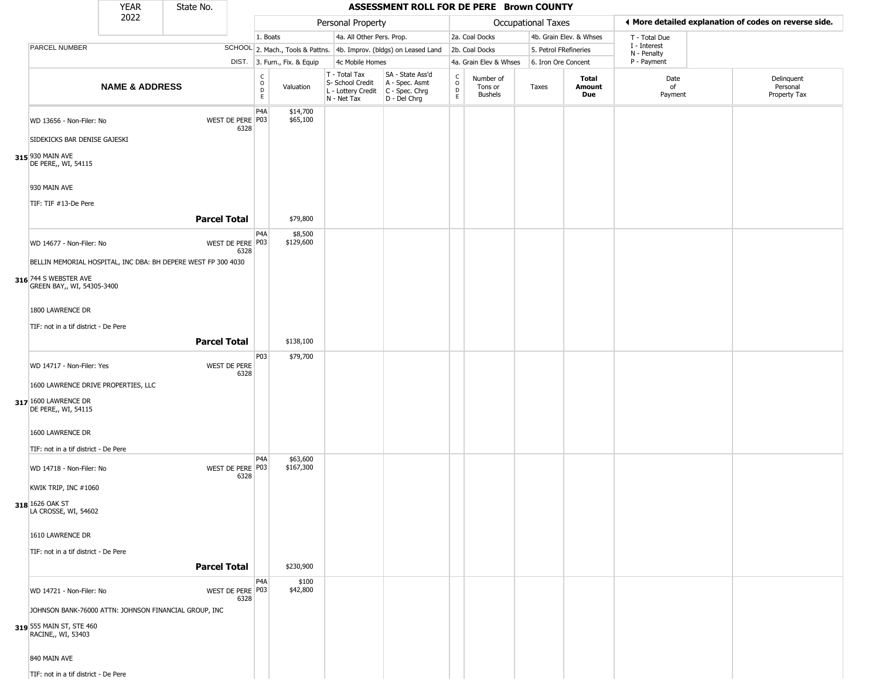| YEAR 2022 | State No. | ASSESSMENT ROLL FOR DE PERE Brown COUNTY |
|---|---|---|

| | | Personal Property | | | | Occupational Taxes | | | | ◀ More detailed explanation of codes on reverse side. | |
|---|---|---|---|---|---|---|---|---|---|---|---|
| | | 1. Boats | | 4a. All Other Pers. Prop. | | 2a. Coal Docks | | 4b. Grain Elev. & Whses | | T - Total Due<br>I - Interest<br>N - Penalty<br>P - Payment | |
| PARCEL NUMBER | SCHOOL | 2. Mach., Tools & Pattns. | | 4b. Improv. (bldgs) on Leased Land | | 2b. Coal Docks | | 5. Petrol FRefineries | | | |
| | DIST. | 3. Furn., Fix. & Equip | | 4c Mobile Homes | | 4a. Grain Elev & Whses | | 6. Iron Ore Concent | | | |
| **NAME & ADDRESS** | | CODE | Valuation | T - Total Tax<br>S- School Credit<br>L - Lottery Credit<br>N - Net Tax | SA - State Ass'd<br>A - Spec. Asmt<br>C - Spec. Chrg<br>D - Del Chrg | CODE | Number of Tons or Bushels | Taxes | **Total Amount Due** | Date of Payment | Delinquent Personal Property Tax |
| WD 13656 - Non-Filer: No<br>SIDEKICKS BAR DENISE GAJESKI<br>315 930 MAIN AVE<br>DE PERE,, WI, 54115<br>930 MAIN AVE<br>TIF: TIF #13-De Pere | WEST DE PERE 6328 | P4A<br>P03 | $14,700<br>$65,100 | | | | | | | | |
| **Parcel Total** | | | $79,800 | | | | | | | | |
| WD 14677 - Non-Filer: No<br>BELLIN MEMORIAL HOSPITAL, INC DBA: BH DEPERE WEST FP 300 4030<br>316 744 S WEBSTER AVE<br>GREEN BAY,, WI, 54305-3400<br>1800 LAWRENCE DR<br>TIF: not in a tif district - De Pere | WEST DE PERE 6328 | P4A<br>P03 | $8,500<br>$129,600 | | | | | | | | |
| **Parcel Total** | | | $138,100 | | | | | | | | |
| WD 14717 - Non-Filer: Yes<br>1600 LAWRENCE DRIVE PROPERTIES, LLC<br>317 1600 LAWRENCE DR<br>DE PERE,, WI, 54115<br>1600 LAWRENCE DR<br>TIF: not in a tif district - De Pere | WEST DE PERE 6328 | P03 | $79,700 | | | | | | | | |
| WD 14718 - Non-Filer: No<br>KWIK TRIP, INC #1060<br>318 1626 OAK ST<br>LA CROSSE, WI, 54602<br>1610 LAWRENCE DR<br>TIF: not in a tif district - De Pere | WEST DE PERE 6328 | P4A<br>P03 | $63,600<br>$167,300 | | | | | | | | |
| **Parcel Total** | | | $230,900 | | | | | | | | |
| WD 14721 - Non-Filer: No<br>JOHNSON BANK-76000 ATTN: JOHNSON FINANCIAL GROUP, INC<br>319 555 MAIN ST, STE 460<br>RACINE,, WI, 53403<br>840 MAIN AVE<br>TIF: not in a tif district - De Pere | WEST DE PERE 6328 | P4A<br>P03 | $100<br>$42,800 | | | | | | | | |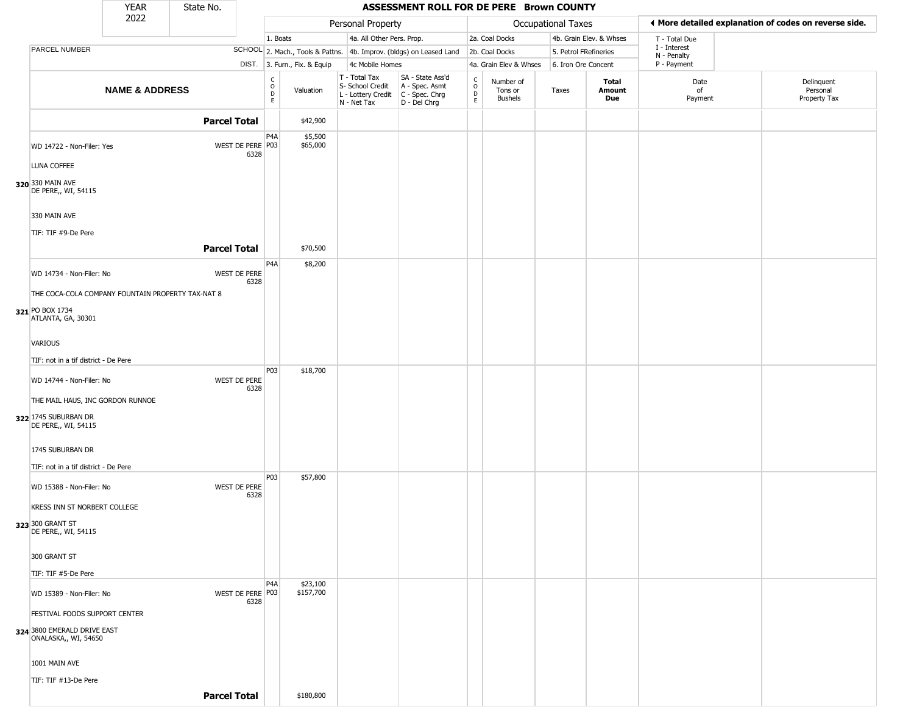| YEAR 2022 | State No. | ASSESSMENT ROLL FOR DE PERE Brown COUNTY | | | | | | | | | | |
|---|---|---|---|---|---|---|---|---|---|---|---|---|

| PARCEL NUMBER / NAME & ADDRESS | SCHOOL DIST. | CODE | Valuation | T - Total Tax / S- School Credit / L - Lottery Credit / N - Net Tax | SA - State Ass'd / A - Spec. Asmt / C - Spec. Chrg / D - Del Chrg | CODE | Number of Tons or Bushels | Taxes | Total Amount Due | Date of Payment | Delinquent Personal Property Tax |
|---|---|---|---|---|---|---|---|---|---|---|---|
| **Parcel Total** | | | $42,900 | | | | | | | | |
| WD 14722 - Non-Filer: Yes<br>LUNA COFFEE<br>**320** 330 MAIN AVE<br>DE PERE,, WI, 54115<br>330 MAIN AVE<br>TIF: TIF #9-De Pere | WEST DE PERE 6328 | P4A<br>P03 | $5,500<br>$65,000 | | | | | | | | |
| **Parcel Total** | | | $70,500 | | | | | | | | |
| WD 14734 - Non-Filer: No<br>THE COCA-COLA COMPANY FOUNTAIN PROPERTY TAX-NAT 8<br>**321** PO BOX 1734<br>ATLANTA, GA, 30301<br>VARIOUS<br>TIF: not in a tif district - De Pere | WEST DE PERE 6328 | P4A | $8,200 | | | | | | | | |
| WD 14744 - Non-Filer: No<br>THE MAIL HAUS, INC GORDON RUNNOE<br>**322** 1745 SUBURBAN DR<br>DE PERE,, WI, 54115<br>1745 SUBURBAN DR<br>TIF: not in a tif district - De Pere | WEST DE PERE 6328 | P03 | $18,700 | | | | | | | | |
| WD 15388 - Non-Filer: No<br>KRESS INN ST NORBERT COLLEGE<br>**323** 300 GRANT ST<br>DE PERE,, WI, 54115<br>300 GRANT ST<br>TIF: TIF #5-De Pere | WEST DE PERE 6328 | P03 | $57,800 | | | | | | | | |
| WD 15389 - Non-Filer: No<br>FESTIVAL FOODS SUPPORT CENTER<br>**324** 3800 EMERALD DRIVE EAST<br>ONALASKA,, WI, 54650<br>1001 MAIN AVE<br>TIF: TIF #13-De Pere | WEST DE PERE 6328 | P4A<br>P03 | $23,100<br>$157,700 | | | | | | | | |
| **Parcel Total** | | | $180,800 | | | | | | | | |

Personal Property codes: 1. Boats; 2. Mach., Tools & Pattns.; 3. Furn., Fix. & Equip; 4a. All Other Pers. Prop.; 4b. Improv. (bldgs) on Leased Land; 4c Mobile Homes

Occupational Taxes codes: 2a. Coal Docks; 2b. Coal Docks; 4a. Grain Elev & Whses; 4b. Grain Elev. & Whses; 5. Petrol FRefineries; 6. Iron Ore Concent

◄ More detailed explanation of codes on reverse side.

T - Total Due; I - Interest; N - Penalty; P - Payment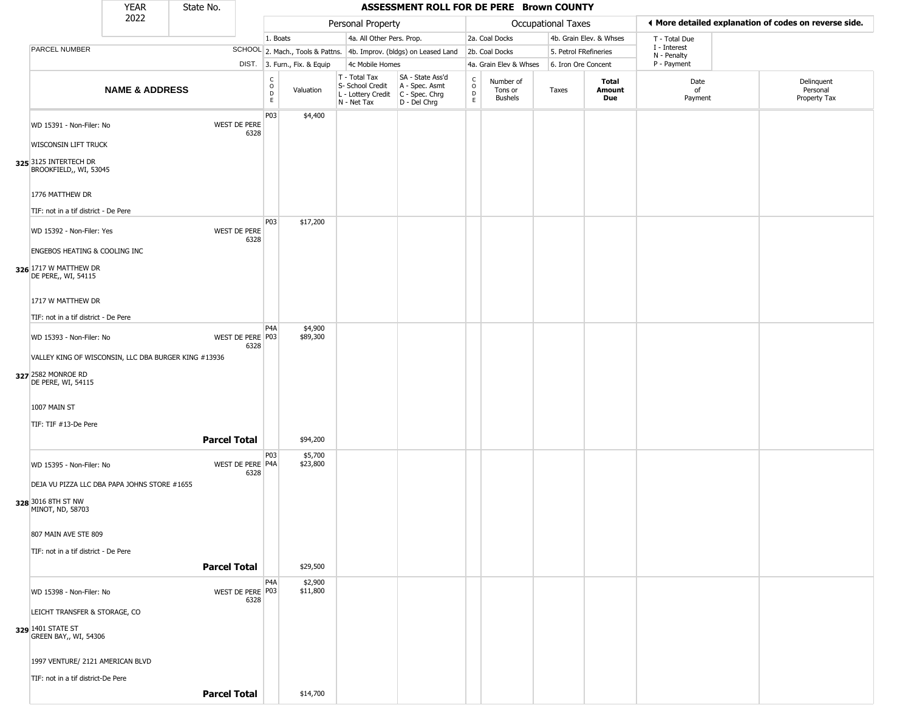# ASSESSMENT ROLL FOR DE PERE Brown COUNTY

| YEAR | State No. |
|---|---|
| 2022 | |

| | | Personal Property | | | | Occupational Taxes | | | | ◄ More detailed explanation of codes on reverse side. | |
|---|---|---|---|---|---|---|---|---|---|---|---|
| PARCEL NUMBER | SCHOOL DIST. | 1. Boats<br>2. Mach., Tools & Pattns.<br>3. Furn., Fix. & Equip | | 4a. All Other Pers. Prop.<br>4b. Improv. (bldgs) on Leased Land<br>4c Mobile Homes | | 2a. Coal Docks<br>2b. Coal Docks<br>4a. Grain Elev & Whses | | 4b. Grain Elev. & Whses<br>5. Petrol FRefineries<br>6. Iron Ore Concent | | T - Total Due<br>I - Interest<br>N - Penalty<br>P - Payment | |
| **NAME & ADDRESS** | | CODE | Valuation | T - Total Tax<br>S- School Credit<br>L - Lottery Credit<br>N - Net Tax | SA - State Ass'd<br>A - Spec. Asmt<br>C - Spec. Chrg<br>D - Del Chrg | CODE | Number of Tons or Bushels | Taxes | **Total Amount Due** | Date of Payment | Delinquent Personal Property Tax |
| **325** WD 15391 - Non-Filer: No<br>WISCONSIN LIFT TRUCK<br>3125 INTERTECH DR<br>BROOKFIELD,, WI, 53045<br>1776 MATTHEW DR<br>TIF: not in a tif district - De Pere | WEST DE PERE 6328 | P03 | $4,400 | | | | | | | | |
| **326** WD 15392 - Non-Filer: Yes<br>ENGEBOS HEATING & COOLING INC<br>1717 W MATTHEW DR<br>DE PERE,, WI, 54115<br>1717 W MATTHEW DR<br>TIF: not in a tif district - De Pere | WEST DE PERE 6328 | P03 | $17,200 | | | | | | | | |
| **327** WD 15393 - Non-Filer: No<br>VALLEY KING OF WISCONSIN, LLC DBA BURGER KING #13936<br>2582 MONROE RD<br>DE PERE, WI, 54115<br>1007 MAIN ST<br>TIF: TIF #13-De Pere | WEST DE PERE 6328 | P4A<br>P03 | $4,900<br>$89,300 | | | | | | | | |
| | **Parcel Total** | | $94,200 | | | | | | | | |
| **328** WD 15395 - Non-Filer: No<br>DEJA VU PIZZA LLC DBA PAPA JOHNS STORE #1655<br>3016 8TH ST NW<br>MINOT, ND, 58703<br>807 MAIN AVE STE 809<br>TIF: not in a tif district - De Pere | WEST DE PERE 6328 | P03<br>P4A | $5,700<br>$23,800 | | | | | | | | |
| | **Parcel Total** | | $29,500 | | | | | | | | |
| **329** WD 15398 - Non-Filer: No<br>LEICHT TRANSFER & STORAGE, CO<br>1401 STATE ST<br>GREEN BAY,, WI, 54306<br>1997 VENTURE/ 2121 AMERICAN BLVD<br>TIF: not in a tif district-De Pere | WEST DE PERE 6328 | P4A<br>P03 | $2,900<br>$11,800 | | | | | | | | |
| | **Parcel Total** | | $14,700 | | | | | | | | |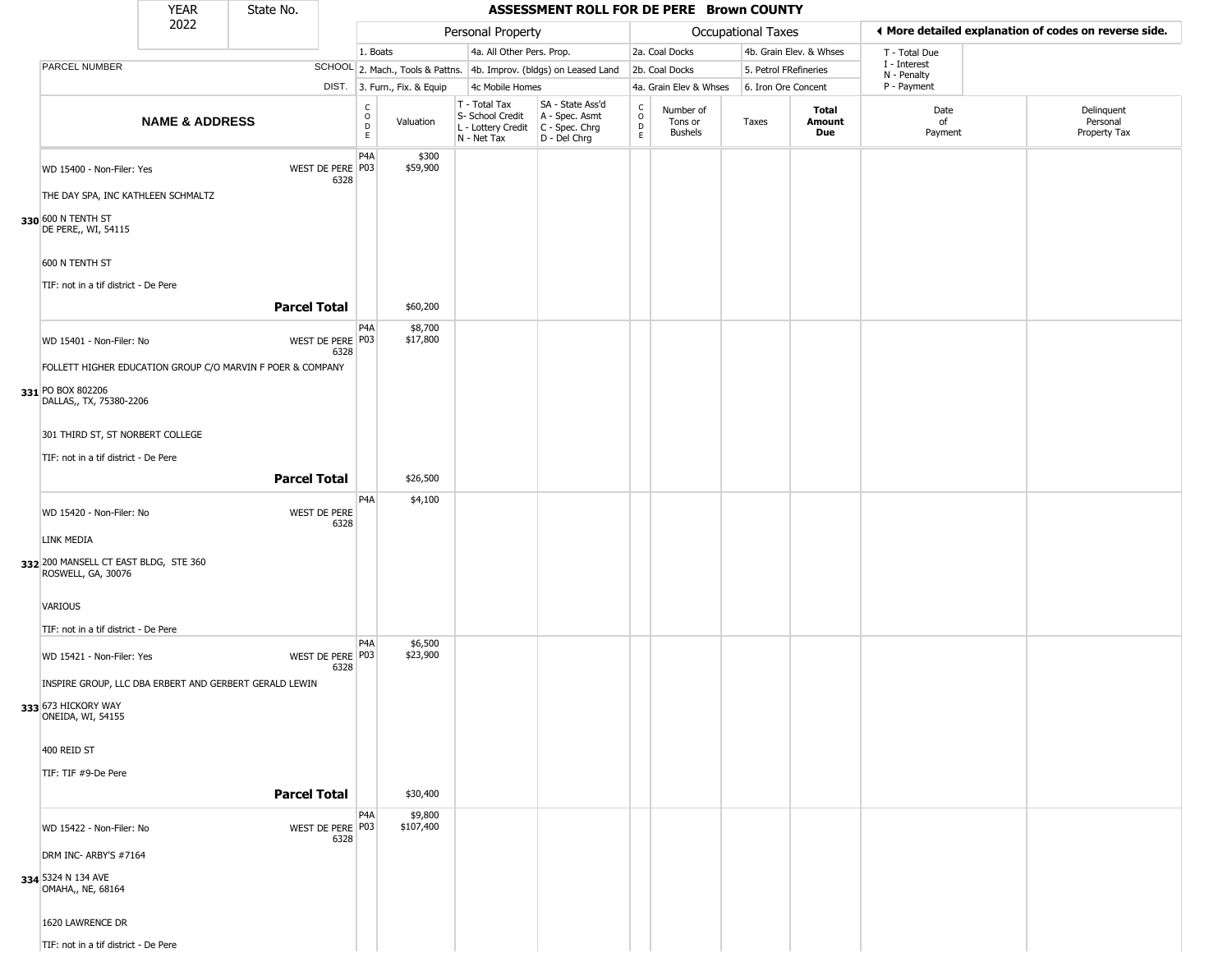# ASSESSMENT ROLL FOR DE PERE Brown COUNTY

YEAR 2022 | State No.

| PARCEL NUMBER / NAME & ADDRESS | SCHOOL DIST. | CODE | Valuation | T - Total Tax / S- School Credit / L - Lottery Credit / N - Net Tax | SA - State Ass'd / A - Spec. Asmt / C - Spec. Chrg / D - Del Chrg | CODE | Number of Tons or Bushels | Taxes | Total Amount Due | Date of Payment | Delinquent Personal Property Tax |
|---|---|---|---|---|---|---|---|---|---|---|---|
| Personal Property: 1. Boats; 2. Mach., Tools & Pattns.; 3. Furn., Fix. & Equip; 4a. All Other Pers. Prop.; 4b. Improv. (bldgs) on Leased Land; 4c Mobile Homes | | | | | | Occupational Taxes: 2a. Coal Docks; 2b. Coal Docks; 4a. Grain Elev & Whses; 4b. Grain Elev. & Whses; 5. Petrol FRefineries; 6. Iron Ore Concent | | | | T - Total Due; I - Interest; N - Penalty; P - Payment | |
| 330 WD 15400 - Non-Filer: Yes<br>THE DAY SPA, INC KATHLEEN SCHMALTZ<br>600 N TENTH ST<br>DE PERE,, WI, 54115<br>600 N TENTH ST<br>TIF: not in a tif district - De Pere | WEST DE PERE 6328 | P4A<br>P03 | $300<br>$59,900 | | | | | | | | |
| **Parcel Total** | | | $60,200 | | | | | | | | |
| 331 WD 15401 - Non-Filer: No<br>FOLLETT HIGHER EDUCATION GROUP C/O MARVIN F POER & COMPANY<br>PO BOX 802206<br>DALLAS,, TX, 75380-2206<br>301 THIRD ST, ST NORBERT COLLEGE<br>TIF: not in a tif district - De Pere | WEST DE PERE 6328 | P4A<br>P03 | $8,700<br>$17,800 | | | | | | | | |
| **Parcel Total** | | | $26,500 | | | | | | | | |
| 332 WD 15420 - Non-Filer: No<br>LINK MEDIA<br>200 MANSELL CT EAST BLDG, STE 360<br>ROSWELL, GA, 30076<br>VARIOUS<br>TIF: not in a tif district - De Pere | WEST DE PERE 6328 | P4A | $4,100 | | | | | | | | |
| 333 WD 15421 - Non-Filer: Yes<br>INSPIRE GROUP, LLC DBA ERBERT AND GERBERT GERALD LEWIN<br>673 HICKORY WAY<br>ONEIDA, WI, 54155<br>400 REID ST<br>TIF: TIF #9-De Pere | WEST DE PERE 6328 | P4A<br>P03 | $6,500<br>$23,900 | | | | | | | | |
| **Parcel Total** | | | $30,400 | | | | | | | | |
| 334 WD 15422 - Non-Filer: No<br>DRM INC- ARBY'S #7164<br>5324 N 134 AVE<br>OMAHA,, NE, 68164<br>1620 LAWRENCE DR<br>TIF: not in a tif district - De Pere | WEST DE PERE 6328 | P4A<br>P03 | $9,800<br>$107,400 | | | | | | | | |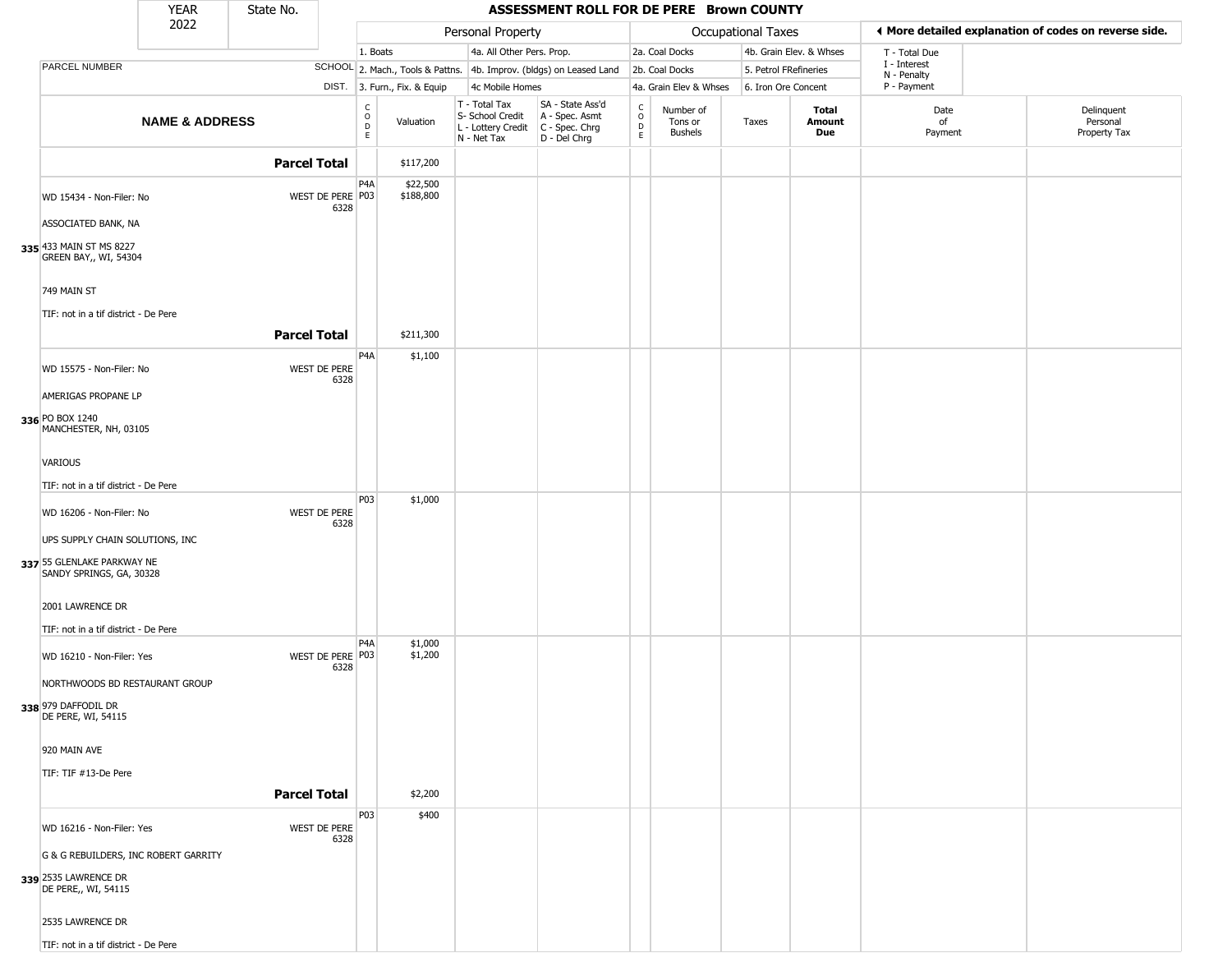# ASSESSMENT ROLL FOR DE PERE Brown COUNTY

| YEAR 2022 | State No. |
|---|---|

| | | Personal Property | | | | Occupational Taxes | | | | More detailed explanation of codes on reverse side. | |
|---|---|---|---|---|---|---|---|---|---|---|---|
| PARCEL NUMBER | SCHOOL DIST. | 1. Boats<br>2. Mach., Tools & Pattns.<br>3. Furn., Fix. & Equip | | 4a. All Other Pers. Prop.<br>4b. Improv. (bldgs) on Leased Land<br>4c Mobile Homes | | 2a. Coal Docks<br>2b. Coal Docks<br>4a. Grain Elev & Whses | | 4b. Grain Elev. & Whses<br>5. Petrol FRefineries<br>6. Iron Ore Concent | | T - Total Due<br>I - Interest<br>N - Penalty<br>P - Payment | |
| **NAME & ADDRESS** | | CODE | Valuation | T - Total Tax<br>S- School Credit<br>L - Lottery Credit<br>N - Net Tax | SA - State Ass'd<br>A - Spec. Asmt<br>C - Spec. Chrg<br>D - Del Chrg | CODE | Number of Tons or Bushels | Taxes | **Total Amount Due** | Date of Payment | Delinquent Personal Property Tax |
| **Parcel Total** | | | $117,200 | | | | | | | | |
| WD 15434 - Non-Filer: No<br>ASSOCIATED BANK, NA<br>**335** 433 MAIN ST MS 8227<br>GREEN BAY,, WI, 54304<br>749 MAIN ST<br>TIF: not in a tif district - De Pere | WEST DE PERE 6328 | P4A<br>P03 | $22,500<br>$188,800 | | | | | | | | |
| **Parcel Total** | | | $211,300 | | | | | | | | |
| WD 15575 - Non-Filer: No<br>AMERIGAS PROPANE LP<br>**336** PO BOX 1240<br>MANCHESTER, NH, 03105<br>VARIOUS<br>TIF: not in a tif district - De Pere | WEST DE PERE 6328 | P4A | $1,100 | | | | | | | | |
| WD 16206 - Non-Filer: No<br>UPS SUPPLY CHAIN SOLUTIONS, INC<br>**337** 55 GLENLAKE PARKWAY NE<br>SANDY SPRINGS, GA, 30328<br>2001 LAWRENCE DR<br>TIF: not in a tif district - De Pere | WEST DE PERE 6328 | P03 | $1,000 | | | | | | | | |
| WD 16210 - Non-Filer: Yes<br>NORTHWOODS BD RESTAURANT GROUP<br>**338** 979 DAFFODIL DR<br>DE PERE, WI, 54115<br>920 MAIN AVE<br>TIF: TIF #13-De Pere | WEST DE PERE 6328 | P4A<br>P03 | $1,000<br>$1,200 | | | | | | | | |
| **Parcel Total** | | | $2,200 | | | | | | | | |
| WD 16216 - Non-Filer: Yes<br>G & G REBUILDERS, INC ROBERT GARRITY<br>**339** 2535 LAWRENCE DR<br>DE PERE,, WI, 54115<br>2535 LAWRENCE DR<br>TIF: not in a tif district - De Pere | WEST DE PERE 6328 | P03 | $400 | | | | | | | | |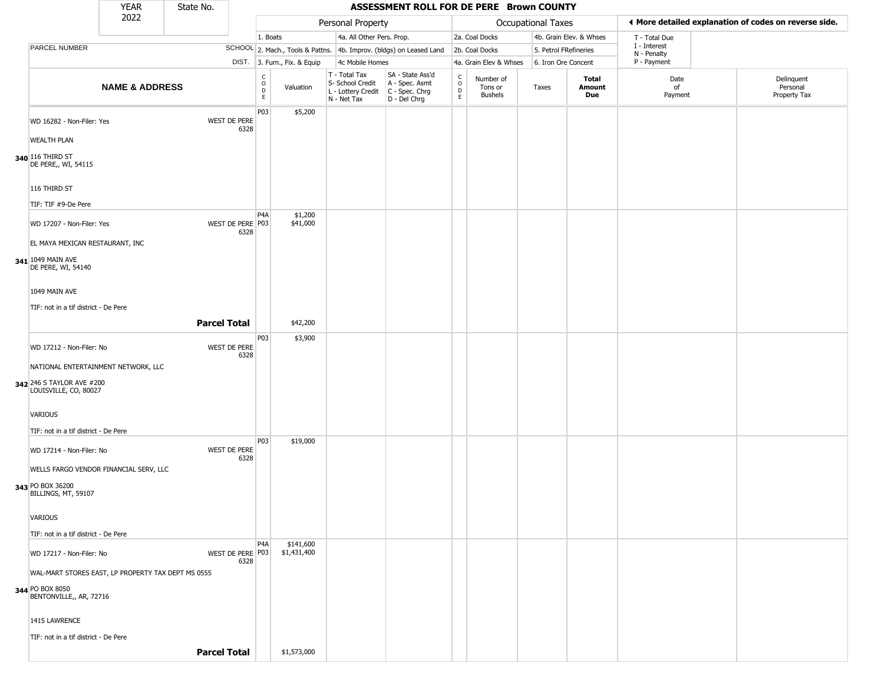# ASSESSMENT ROLL FOR DE PERE Brown COUNTY

YEAR 2022 | State No.

| | NAME & ADDRESS | SCHOOL DIST. | CODE | Valuation | T - Total Tax / S- School Credit / L - Lottery Credit / N - Net Tax | SA - State Ass'd / A - Spec. Asmt / C - Spec. Chrg / D - Del Chrg | CODE | Number of Tons or Bushels | Taxes | Total Amount Due | Date of Payment | Delinquent Personal Property Tax |
|---|---|---|---|---|---|---|---|---|---|---|---|---|
| 340 | WD 16282 - Non-Filer: Yes<br>WEALTH PLAN<br>116 THIRD ST<br>DE PERE,, WI, 54115<br>116 THIRD ST<br>TIF: TIF #9-De Pere | WEST DE PERE 6328 | P03 | $5,200 | | | | | | | | |
| 341 | WD 17207 - Non-Filer: Yes<br>EL MAYA MEXICAN RESTAURANT, INC<br>1049 MAIN AVE<br>DE PERE, WI, 54140<br>1049 MAIN AVE<br>TIF: not in a tif district - De Pere | WEST DE PERE 6328 | P4A<br>P03 | $1,200<br>$41,000 | | | | | | | | |
| | **Parcel Total** | | | $42,200 | | | | | | | | |
| 342 | WD 17212 - Non-Filer: No<br>NATIONAL ENTERTAINMENT NETWORK, LLC<br>246 S TAYLOR AVE #200<br>LOUISVILLE, CO, 80027<br>VARIOUS<br>TIF: not in a tif district - De Pere | WEST DE PERE 6328 | P03 | $3,900 | | | | | | | | |
| 343 | WD 17214 - Non-Filer: No<br>WELLS FARGO VENDOR FINANCIAL SERV, LLC<br>PO BOX 36200<br>BILLINGS, MT, 59107<br>VARIOUS<br>TIF: not in a tif district - De Pere | WEST DE PERE 6328 | P03 | $19,000 | | | | | | | | |
| 344 | WD 17217 - Non-Filer: No<br>WAL-MART STORES EAST, LP PROPERTY TAX DEPT MS 0555<br>PO BOX 8050<br>BENTONVILLE,, AR, 72716<br>1415 LAWRENCE<br>TIF: not in a tif district - De Pere | WEST DE PERE 6328 | P4A<br>P03 | $141,600<br>$1,431,400 | | | | | | | | |
| | **Parcel Total** | | | $1,573,000 | | | | | | | | |

Personal Property: 1. Boats; 2. Mach., Tools & Pattns.; 3. Furn., Fix. & Equip; 4a. All Other Pers. Prop.; 4b. Improv. (bldgs) on Leased Land; 4c Mobile Homes

Occupational Taxes: 2a. Coal Docks; 2b. Coal Docks; 4a. Grain Elev & Whses; 4b. Grain Elev. & Whses; 5. Petrol FRefineries; 6. Iron Ore Concent

T - Total Due; I - Interest; N - Penalty; P - Payment

◄ More detailed explanation of codes on reverse side.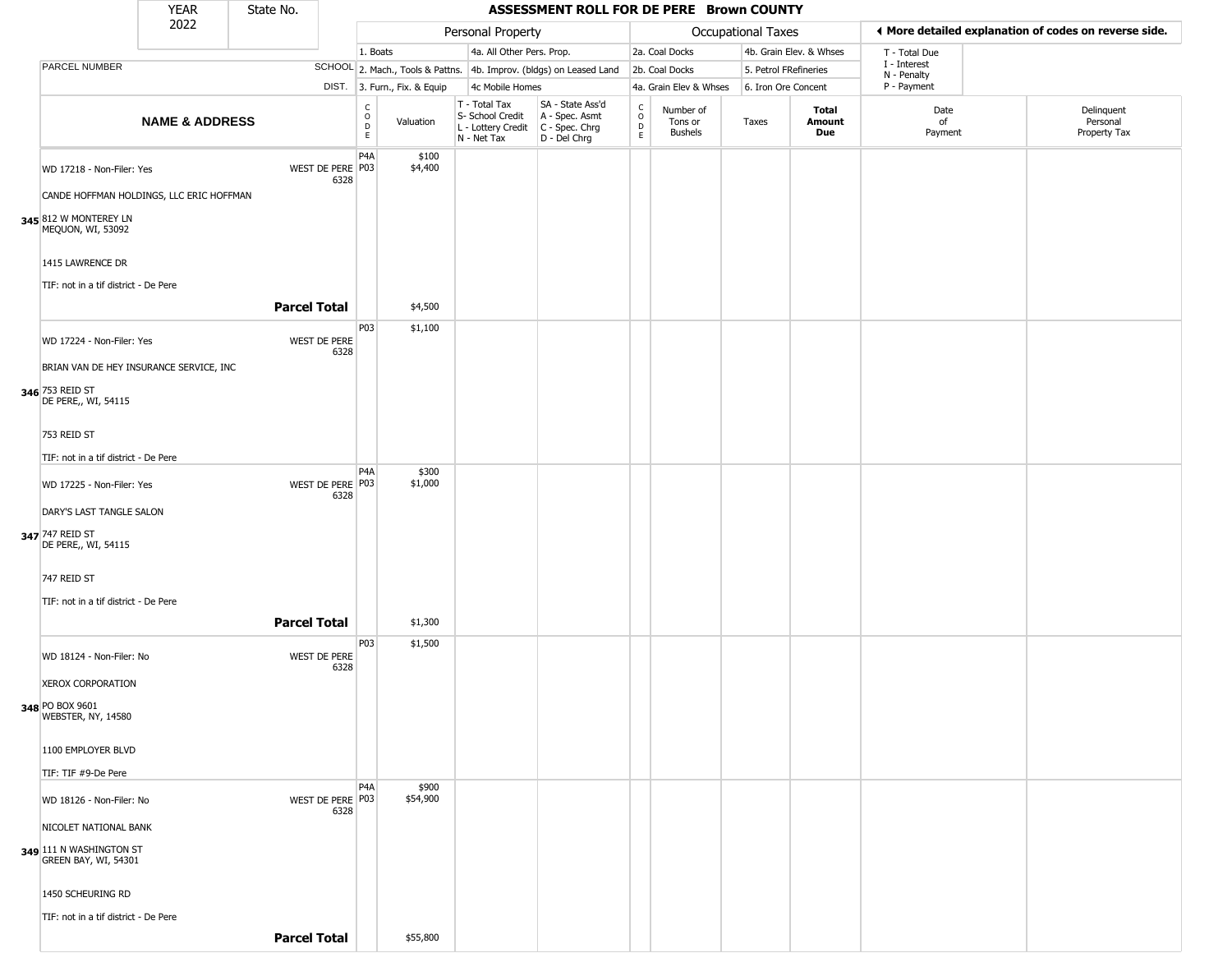# ASSESSMENT ROLL FOR DE PERE Brown COUNTY

| YEAR | State No. |
|---|---|
| 2022 | |

| | | Personal Property | | | | Occupational Taxes | | | | ◀ More detailed explanation of codes on reverse side. | |
|---|---|---|---|---|---|---|---|---|---|---|---|
| | | 1. Boats | | 4a. All Other Pers. Prop. | | 2a. Coal Docks | | 4b. Grain Elev. & Whses | | T - Total Due | |
| PARCEL NUMBER | SCHOOL | 2. Mach., Tools & Pattns. | | 4b. Improv. (bldgs) on Leased Land | | 2b. Coal Docks | | 5. Petrol FRefineries | | I - Interest<br>N - Penalty | |
| | DIST. | 3. Furn., Fix. & Equip | | 4c Mobile Homes | | 4a. Grain Elev & Whses | | 6. Iron Ore Concent | | P - Payment | |

| NAME & ADDRESS | | CODE | Valuation | T - Total Tax<br>S- School Credit<br>L - Lottery Credit<br>N - Net Tax | SA - State Ass'd<br>A - Spec. Asmt<br>C - Spec. Chrg<br>D - Del Chrg | CODE | Number of Tons or Bushels | Taxes | Total Amount Due | Date of Payment | Delinquent Personal Property Tax |
|---|---|---|---|---|---|---|---|---|---|---|---|
| WD 17218 - Non-Filer: Yes<br>CANDE HOFFMAN HOLDINGS, LLC ERIC HOFFMAN<br>**345** 812 W MONTEREY LN<br>MEQUON, WI, 53092<br>1415 LAWRENCE DR<br>TIF: not in a tif district - De Pere | WEST DE PERE 6328 | P4A<br>P03 | $100<br>$4,400 | | | | | | | | |
| | **Parcel Total** | | $4,500 | | | | | | | | |
| WD 17224 - Non-Filer: Yes<br>BRIAN VAN DE HEY INSURANCE SERVICE, INC<br>**346** 753 REID ST<br>DE PERE,, WI, 54115<br>753 REID ST<br>TIF: not in a tif district - De Pere | WEST DE PERE 6328 | P03 | $1,100 | | | | | | | | |
| WD 17225 - Non-Filer: Yes<br>DARY'S LAST TANGLE SALON<br>**347** 747 REID ST<br>DE PERE,, WI, 54115<br>747 REID ST<br>TIF: not in a tif district - De Pere | WEST DE PERE 6328 | P4A<br>P03 | $300<br>$1,000 | | | | | | | | |
| | **Parcel Total** | | $1,300 | | | | | | | | |
| WD 18124 - Non-Filer: No<br>XEROX CORPORATION<br>**348** PO BOX 9601<br>WEBSTER, NY, 14580<br>1100 EMPLOYER BLVD<br>TIF: TIF #9-De Pere | WEST DE PERE 6328 | P03 | $1,500 | | | | | | | | |
| WD 18126 - Non-Filer: No<br>NICOLET NATIONAL BANK<br>**349** 111 N WASHINGTON ST<br>GREEN BAY, WI, 54301<br>1450 SCHEURING RD<br>TIF: not in a tif district - De Pere | WEST DE PERE 6328 | P4A<br>P03 | $900<br>$54,900 | | | | | | | | |
| | **Parcel Total** | | $55,800 | | | | | | | | |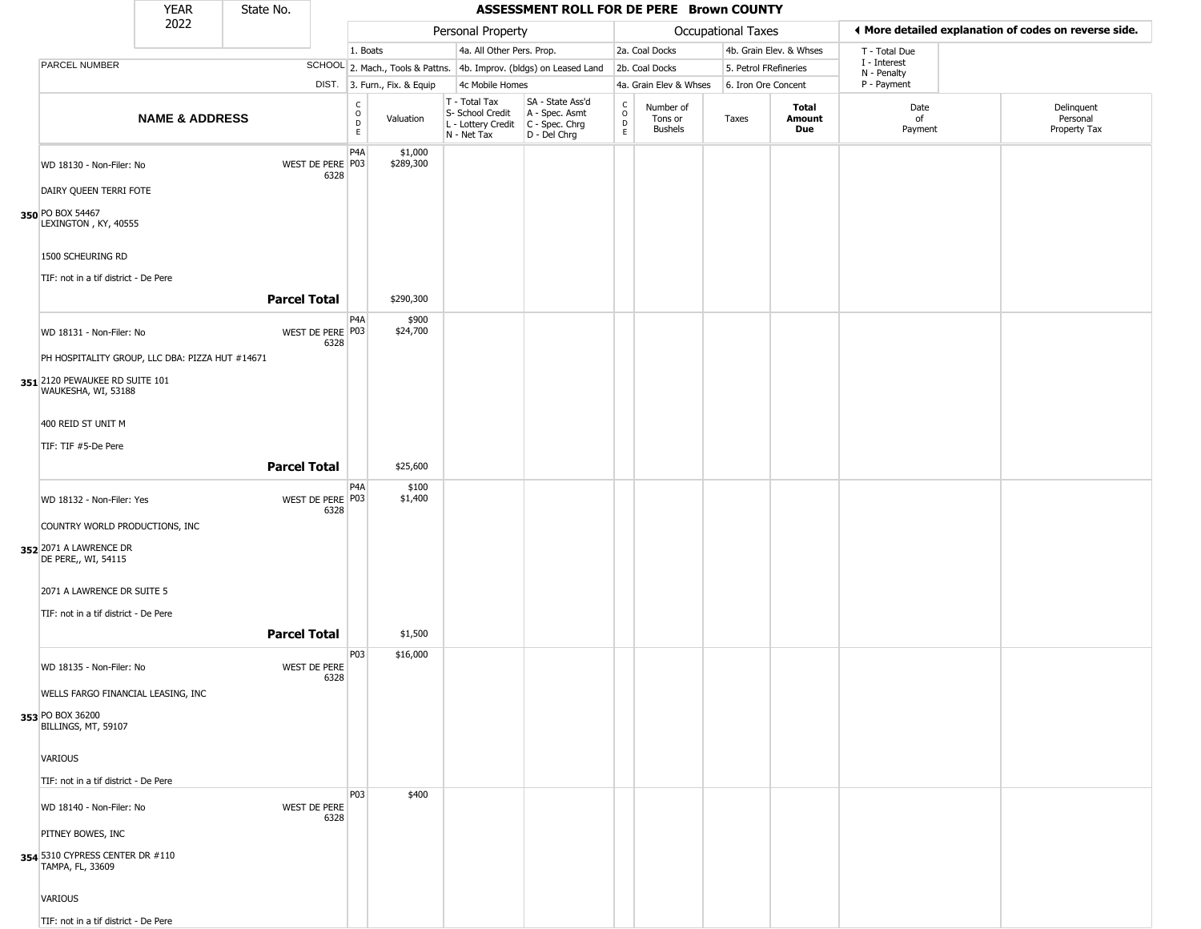# ASSESSMENT ROLL FOR DE PERE Brown COUNTY

YEAR 2022 | State No.

| | | Personal Property | | | | Occupational Taxes | | | | ◄ More detailed explanation of codes on reverse side. | |
|---|---|---|---|---|---|---|---|---|---|---|---|
| | | 1. Boats | | 4a. All Other Pers. Prop. | | 2a. Coal Docks | | 4b. Grain Elev. & Whses | | T - Total Due | |
| PARCEL NUMBER | SCHOOL | 2. Mach., Tools & Pattns. | | 4b. Improv. (bldgs) on Leased Land | | 2b. Coal Docks | | 5. Petrol FRefineries | | I - Interest N - Penalty | |
| | DIST. | 3. Furn., Fix. & Equip | | 4c Mobile Homes | | 4a. Grain Elev & Whses | | 6. Iron Ore Concent | | P - Payment | |

| NAME & ADDRESS | | CODE | Valuation | T - Total Tax S- School Credit L - Lottery Credit N - Net Tax | SA - State Ass'd A - Spec. Asmt C - Spec. Chrg D - Del Chrg | CODE | Number of Tons or Bushels | Taxes | Total Amount Due | Date of Payment | Delinquent Personal Property Tax |
|---|---|---|---|---|---|---|---|---|---|---|---|
| WD 18130 - Non-Filer: No | WEST DE PERE 6328 | P4A | $1,000 | | | | | | | | |
| DAIRY QUEEN TERRI FOTE | | P03 | $289,300 | | | | | | | | |
| 350 PO BOX 54467 LEXINGTON , KY, 40555 | | | | | | | | | | | |
| 1500 SCHEURING RD | | | | | | | | | | | |
| TIF: not in a tif district - De Pere | | | | | | | | | | | |
| | **Parcel Total** | | $290,300 | | | | | | | | |
| WD 18131 - Non-Filer: No | WEST DE PERE 6328 | P4A | $900 | | | | | | | | |
| PH HOSPITALITY GROUP, LLC DBA: PIZZA HUT #14671 | | P03 | $24,700 | | | | | | | | |
| 351 2120 PEWAUKEE RD SUITE 101 WAUKESHA, WI, 53188 | | | | | | | | | | | |
| 400 REID ST UNIT M | | | | | | | | | | | |
| TIF: TIF #5-De Pere | | | | | | | | | | | |
| | **Parcel Total** | | $25,600 | | | | | | | | |
| WD 18132 - Non-Filer: Yes | WEST DE PERE 6328 | P4A | $100 | | | | | | | | |
| COUNTRY WORLD PRODUCTIONS, INC | | P03 | $1,400 | | | | | | | | |
| 352 2071 A LAWRENCE DR DE PERE,, WI, 54115 | | | | | | | | | | | |
| 2071 A LAWRENCE DR SUITE 5 | | | | | | | | | | | |
| TIF: not in a tif district - De Pere | | | | | | | | | | | |
| | **Parcel Total** | | $1,500 | | | | | | | | |
| WD 18135 - Non-Filer: No | WEST DE PERE 6328 | P03 | $16,000 | | | | | | | | |
| WELLS FARGO FINANCIAL LEASING, INC | | | | | | | | | | | |
| 353 PO BOX 36200 BILLINGS, MT, 59107 | | | | | | | | | | | |
| VARIOUS | | | | | | | | | | | |
| TIF: not in a tif district - De Pere | | | | | | | | | | | |
| WD 18140 - Non-Filer: No | WEST DE PERE 6328 | P03 | $400 | | | | | | | | |
| PITNEY BOWES, INC | | | | | | | | | | | |
| 354 5310 CYPRESS CENTER DR #110 TAMPA, FL, 33609 | | | | | | | | | | | |
| VARIOUS | | | | | | | | | | | |
| TIF: not in a tif district - De Pere | | | | | | | | | | | |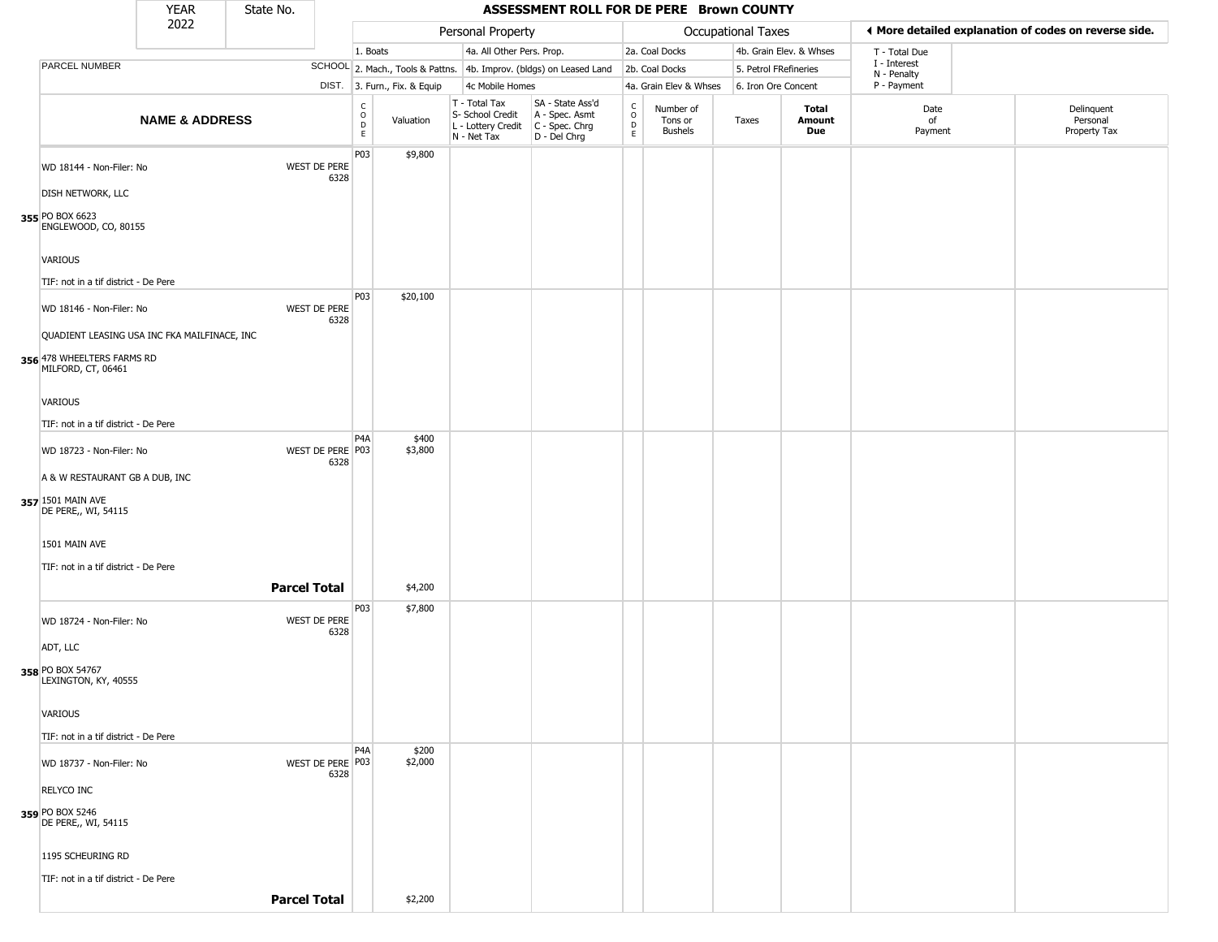# ASSESSMENT ROLL FOR DE PERE Brown COUNTY

YEAR 2022 | State No.

| | Personal Property | | | | Occupational Taxes | | | |
|---|---|---|---|---|---|---|---|---|
| | 1. Boats | 4a. All Other Pers. Prop. | | | 2a. Coal Docks | 4b. Grain Elev. & Whses | T - Total Due |
| PARCEL NUMBER / SCHOOL | 2. Mach., Tools & Pattns. | 4b. Improv. (bldgs) on Leased Land | | | 2b. Coal Docks | 5. Petrol FRefineries | I - Interest, N - Penalty |
| DIST. | 3. Furn., Fix. & Equip | 4c Mobile Homes | | | 4a. Grain Elev & Whses | 6. Iron Ore Concent | P - Payment |

◀ More detailed explanation of codes on reverse side.

| | NAME & ADDRESS | SCHOOL DIST. | CODE | Valuation | T - Total Tax / S- School Credit / L - Lottery Credit / N - Net Tax | SA - State Ass'd / A - Spec. Asmt / C - Spec. Chrg / D - Del Chrg | CODE | Number of Tons or Bushels | Taxes | Total Amount Due | Date of Payment | Delinquent Personal Property Tax |
|---|---|---|---|---|---|---|---|---|---|---|---|---|
| 355 | WD 18144 - Non-Filer: No<br>DISH NETWORK, LLC<br>PO BOX 6623<br>ENGLEWOOD, CO, 80155<br>VARIOUS<br>TIF: not in a tif district - De Pere | WEST DE PERE 6328 | P03 | $9,800 | | | | | | | | |
| 356 | WD 18146 - Non-Filer: No<br>QUADIENT LEASING USA INC FKA MAILFINACE, INC<br>478 WHEELTERS FARMS RD<br>MILFORD, CT, 06461<br>VARIOUS<br>TIF: not in a tif district - De Pere | WEST DE PERE 6328 | P03 | $20,100 | | | | | | | | |
| 357 | WD 18723 - Non-Filer: No<br>A & W RESTAURANT GB A DUB, INC<br>1501 MAIN AVE<br>DE PERE,, WI, 54115<br>1501 MAIN AVE<br>TIF: not in a tif district - De Pere | WEST DE PERE 6328 | P4A<br>P03 | $400<br>$3,800 | | | | | | | | |
| | **Parcel Total** | | | $4,200 | | | | | | | | |
| 358 | WD 18724 - Non-Filer: No<br>ADT, LLC<br>PO BOX 54767<br>LEXINGTON, KY, 40555<br>VARIOUS<br>TIF: not in a tif district - De Pere | WEST DE PERE 6328 | P03 | $7,800 | | | | | | | | |
| 359 | WD 18737 - Non-Filer: No<br>RELYCO INC<br>PO BOX 5246<br>DE PERE,, WI, 54115<br>1195 SCHEURING RD<br>TIF: not in a tif district - De Pere | WEST DE PERE 6328 | P4A<br>P03 | $200<br>$2,000 | | | | | | | | |
| | **Parcel Total** | | | $2,200 | | | | | | | | |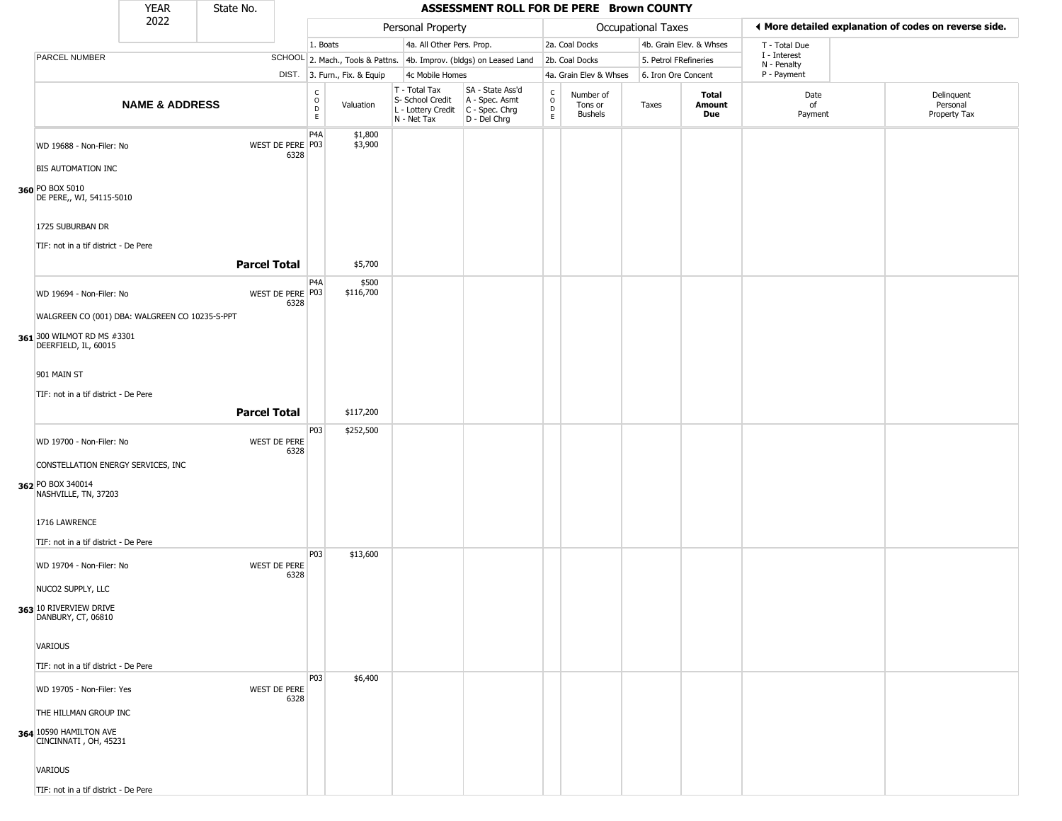| YEAR 2022 | State No. | | ASSESSMENT ROLL FOR DE PERE Brown COUNTY | | | | | | | | | | |
|---|---|---|---|---|---|---|---|---|---|---|---|---|---|
| | | | Personal Property | | | | Occupational Taxes | | | | | ◀ More detailed explanation of codes on reverse side. | |
| PARCEL NUMBER | SCHOOL DIST. | 1. Boats<br>2. Mach., Tools & Pattns.<br>3. Furn., Fix. & Equip | | 4a. All Other Pers. Prop.<br>4b. Improv. (bldgs) on Leased Land<br>4c Mobile Homes | | 2a. Coal Docks<br>2b. Coal Docks<br>4a. Grain Elev & Whses | | 4b. Grain Elev. & Whses<br>5. Petrol FRefineries<br>6. Iron Ore Concent | | | T - Total Due<br>I - Interest<br>N - Penalty<br>P - Payment | | |
| **NAME & ADDRESS** | | CODE | Valuation | T - Total Tax<br>S- School Credit<br>L - Lottery Credit<br>N - Net Tax | SA - State Ass'd<br>A - Spec. Asmt<br>C - Spec. Chrg<br>D - Del Chrg | CODE | Number of Tons or Bushels | Taxes | **Total Amount Due** | Date of Payment | Delinquent Personal Property Tax | | |
| **360** WD 19688 - Non-Filer: No<br>BIS AUTOMATION INC<br>PO BOX 5010<br>DE PERE,, WI, 54115-5010<br>1725 SUBURBAN DR<br>TIF: not in a tif district - De Pere | WEST DE PERE 6328 | P4A<br>P03 | $1,800<br>$3,900 | | | | | | | | | | |
| | **Parcel Total** | | $5,700 | | | | | | | | | | |
| **361** WD 19694 - Non-Filer: No<br>WALGREEN CO (001) DBA: WALGREEN CO 10235-S-PPT<br>300 WILMOT RD MS #3301<br>DEERFIELD, IL, 60015<br>901 MAIN ST<br>TIF: not in a tif district - De Pere | WEST DE PERE 6328 | P4A<br>P03 | $500<br>$116,700 | | | | | | | | | | |
| | **Parcel Total** | | $117,200 | | | | | | | | | | |
| **362** WD 19700 - Non-Filer: No<br>CONSTELLATION ENERGY SERVICES, INC<br>PO BOX 340014<br>NASHVILLE, TN, 37203<br>1716 LAWRENCE<br>TIF: not in a tif district - De Pere | WEST DE PERE 6328 | P03 | $252,500 | | | | | | | | | | |
| **363** WD 19704 - Non-Filer: No<br>NUCO2 SUPPLY, LLC<br>10 RIVERVIEW DRIVE<br>DANBURY, CT, 06810<br>VARIOUS<br>TIF: not in a tif district - De Pere | WEST DE PERE 6328 | P03 | $13,600 | | | | | | | | | | |
| **364** WD 19705 - Non-Filer: Yes<br>THE HILLMAN GROUP INC<br>10590 HAMILTON AVE<br>CINCINNATI , OH, 45231<br>VARIOUS<br>TIF: not in a tif district - De Pere | WEST DE PERE 6328 | P03 | $6,400 | | | | | | | | | | |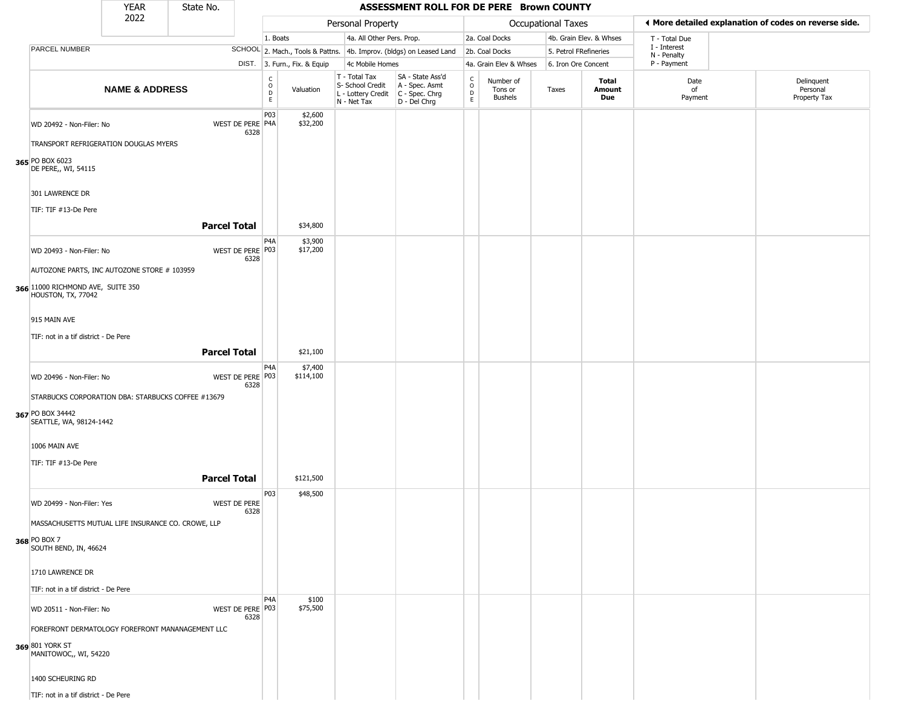# ASSESSMENT ROLL FOR DE PERE Brown COUNTY

| YEAR | State No. |
|---|---|
| 2022 | |

| | | Personal Property | | | | Occupational Taxes | | | | ◀ More detailed explanation of codes on reverse side. | |
|---|---|---|---|---|---|---|---|---|---|---|---|
| | | 1. Boats | | 4a. All Other Pers. Prop. | | 2a. Coal Docks | | 4b. Grain Elev. & Whses | | T - Total Due | |
| PARCEL NUMBER | SCHOOL | 2. Mach., Tools & Pattns. | | 4b. Improv. (bldgs) on Leased Land | | 2b. Coal Docks | | 5. Petrol FRefineries | | I - Interest<br>N - Penalty | |
| | DIST. | 3. Furn., Fix. & Equip | | 4c Mobile Homes | | 4a. Grain Elev & Whses | | 6. Iron Ore Concent | | P - Payment | |

| NAME & ADDRESS | | CODE | Valuation | T - Total Tax<br>S- School Credit<br>L - Lottery Credit<br>N - Net Tax | SA - State Ass'd<br>A - Spec. Asmt<br>C - Spec. Chrg<br>D - Del Chrg | CODE | Number of Tons or Bushels | Taxes | Total Amount Due | Date of Payment | Delinquent Personal Property Tax |
|---|---|---|---|---|---|---|---|---|---|---|---|
| WD 20492 - Non-Filer: No<br>TRANSPORT REFRIGERATION DOUGLAS MYERS<br>365 PO BOX 6023<br>DE PERE,, WI, 54115<br>301 LAWRENCE DR<br>TIF: TIF #13-De Pere | WEST DE PERE 6328 | P03<br>P4A | $2,600<br>$32,200 | | | | | | | | |
| | **Parcel Total** | | $34,800 | | | | | | | | |
| WD 20493 - Non-Filer: No<br>AUTOZONE PARTS, INC AUTOZONE STORE # 103959<br>366 11000 RICHMOND AVE, SUITE 350<br>HOUSTON, TX, 77042<br>915 MAIN AVE<br>TIF: not in a tif district - De Pere | WEST DE PERE 6328 | P4A<br>P03 | $3,900<br>$17,200 | | | | | | | | |
| | **Parcel Total** | | $21,100 | | | | | | | | |
| WD 20496 - Non-Filer: No<br>STARBUCKS CORPORATION DBA: STARBUCKS COFFEE #13679<br>367 PO BOX 34442<br>SEATTLE, WA, 98124-1442<br>1006 MAIN AVE<br>TIF: TIF #13-De Pere | WEST DE PERE 6328 | P4A<br>P03 | $7,400<br>$114,100 | | | | | | | | |
| | **Parcel Total** | | $121,500 | | | | | | | | |
| WD 20499 - Non-Filer: Yes<br>MASSACHUSETTS MUTUAL LIFE INSURANCE CO. CROWE, LLP<br>368 PO BOX 7<br>SOUTH BEND, IN, 46624<br>1710 LAWRENCE DR<br>TIF: not in a tif district - De Pere | WEST DE PERE 6328 | P03 | $48,500 | | | | | | | | |
| WD 20511 - Non-Filer: No<br>FOREFRONT DERMATOLOGY FOREFRONT MANANAGEMENT LLC<br>369 801 YORK ST<br>MANITOWOC,, WI, 54220<br>1400 SCHEURING RD<br>TIF: not in a tif district - De Pere | WEST DE PERE 6328 | P4A<br>P03 | $100<br>$75,500 | | | | | | | | |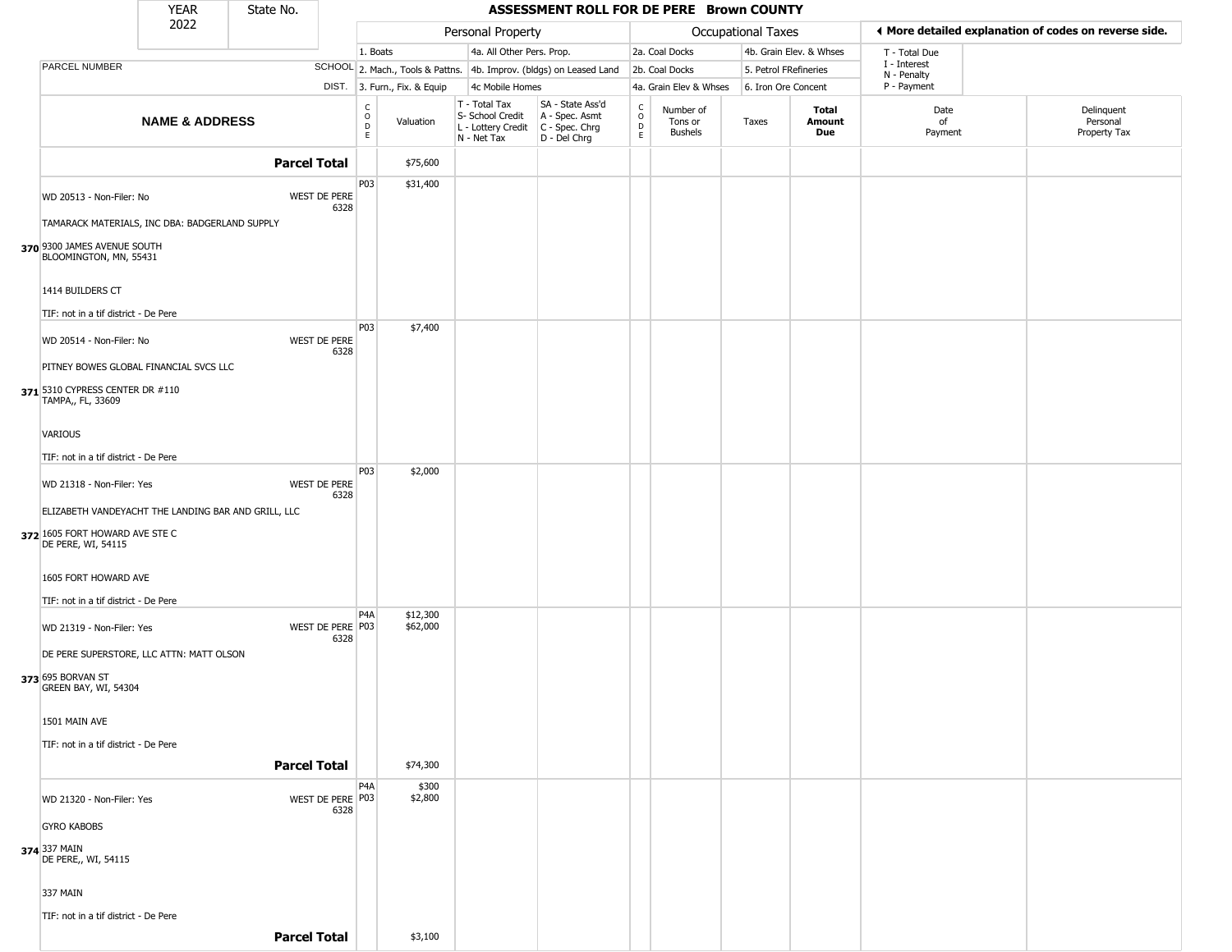| YEAR 2022 | State No. | | ASSESSMENT ROLL FOR DE PERE Brown COUNTY | | | | | | | | |
|---|---|---|---|---|---|---|---|---|---|---|---|

| | | Personal Property | | | | Occupational Taxes | | | | ◄ More detailed explanation of codes on reverse side. | |
|---|---|---|---|---|---|---|---|---|---|---|---|
| | | 1. Boats | | 4a. All Other Pers. Prop. | | 2a. Coal Docks | | 4b. Grain Elev. & Whses | | T - Total Due | |
| PARCEL NUMBER | SCHOOL | 2. Mach., Tools & Pattns. | | 4b. Improv. (bldgs) on Leased Land | | 2b. Coal Docks | | 5. Petrol FRefineries | | I - Interest, N - Penalty | |
| | DIST. | 3. Furn., Fix. & Equip | | 4c Mobile Homes | | 4a. Grain Elev & Whses | | 6. Iron Ore Concent | | P - Payment | |
| **NAME & ADDRESS** | | CODE | Valuation | T - Total Tax, S- School Credit, L - Lottery Credit, N - Net Tax | SA - State Ass'd, A - Spec. Asmt, C - Spec. Chrg, D - Del Chrg | CODE | Number of Tons or Bushels | Taxes | **Total Amount Due** | Date of Payment | Delinquent Personal Property Tax |
| **Parcel Total** | | | $75,600 | | | | | | | | |
| WD 20513 - Non-Filer: No<br>TAMARACK MATERIALS, INC DBA: BADGERLAND SUPPLY<br>**370** 9300 JAMES AVENUE SOUTH<br>BLOOMINGTON, MN, 55431<br>1414 BUILDERS CT<br>TIF: not in a tif district - De Pere | WEST DE PERE 6328 | P03 | $31,400 | | | | | | | | |
| WD 20514 - Non-Filer: No<br>PITNEY BOWES GLOBAL FINANCIAL SVCS LLC<br>**371** 5310 CYPRESS CENTER DR #110<br>TAMPA,, FL, 33609<br>VARIOUS<br>TIF: not in a tif district - De Pere | WEST DE PERE 6328 | P03 | $7,400 | | | | | | | | |
| WD 21318 - Non-Filer: Yes<br>ELIZABETH VANDEYACHT THE LANDING BAR AND GRILL, LLC<br>**372** 1605 FORT HOWARD AVE STE C<br>DE PERE, WI, 54115<br>1605 FORT HOWARD AVE<br>TIF: not in a tif district - De Pere | WEST DE PERE 6328 | P03 | $2,000 | | | | | | | | |
| WD 21319 - Non-Filer: Yes<br>DE PERE SUPERSTORE, LLC ATTN: MATT OLSON<br>**373** 695 BORVAN ST<br>GREEN BAY, WI, 54304<br>1501 MAIN AVE<br>TIF: not in a tif district - De Pere | WEST DE PERE 6328 | P4A<br>P03 | $12,300<br>$62,000 | | | | | | | | |
| **Parcel Total** | | | $74,300 | | | | | | | | |
| WD 21320 - Non-Filer: Yes<br>GYRO KABOBS<br>**374** 337 MAIN<br>DE PERE,, WI, 54115<br>337 MAIN<br>TIF: not in a tif district - De Pere | WEST DE PERE 6328 | P4A<br>P03 | $300<br>$2,800 | | | | | | | | |
| **Parcel Total** | | | $3,100 | | | | | | | | |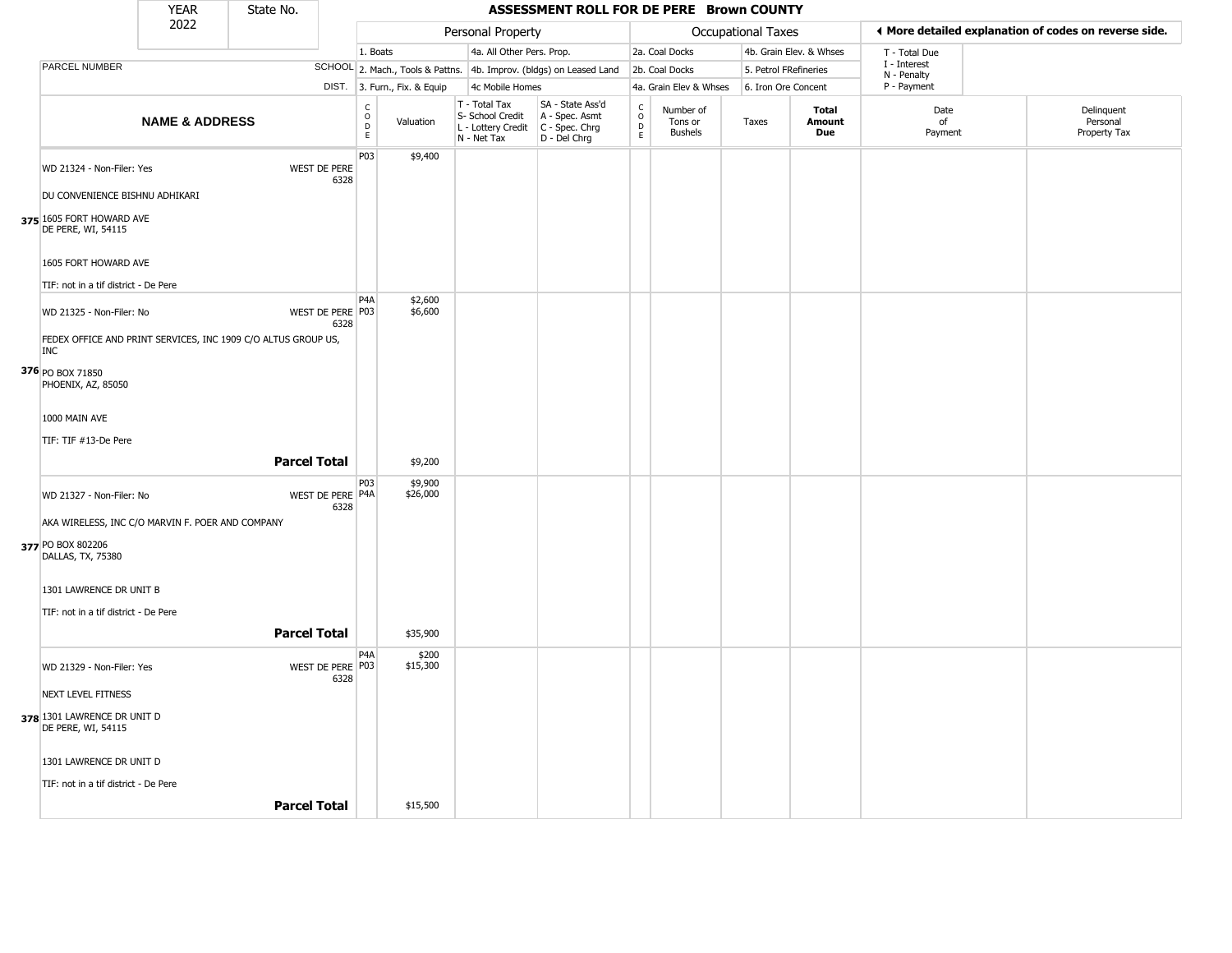| YEAR 2022 | State No. | | **ASSESSMENT ROLL FOR DE PERE Brown COUNTY** | | | | | | | | |
|---|---|---|---|---|---|---|---|---|---|---|---|

| PARCEL NUMBER | SCHOOL DIST. | Personal Property: 1. Boats; 2. Mach., Tools & Pattns.; 3. Furn., Fix. & Equip; 4a. All Other Pers. Prop.; 4b. Improv. (bldgs) on Leased Land; 4c Mobile Homes | | | | Occupational Taxes: 2a. Coal Docks; 2b. Coal Docks; 4a. Grain Elev & Whses; 4b. Grain Elev. & Whses; 5. Petrol FRefineries; 6. Iron Ore Concent | | | | ◂ More detailed explanation of codes on reverse side. T - Total Due; I - Interest; N - Penalty; P - Payment | |
|---|---|---|---|---|---|---|---|---|---|---|---|
| **NAME & ADDRESS** | | CODE | Valuation | T - Total Tax; S- School Credit; L - Lottery Credit; N - Net Tax | SA - State Ass'd; A - Spec. Asmt; C - Spec. Chrg; D - Del Chrg | CODE | Number of Tons or Bushels | Taxes | **Total Amount Due** | Date of Payment | Delinquent Personal Property Tax |
| WD 21324 - Non-Filer: Yes<br>DU CONVENIENCE BISHNU ADHIKARI<br>**375** 1605 FORT HOWARD AVE<br>DE PERE, WI, 54115<br><br>1605 FORT HOWARD AVE<br>TIF: not in a tif district - De Pere | WEST DE PERE 6328 | P03 | $9,400 | | | | | | | | |
| WD 21325 - Non-Filer: No<br>FEDEX OFFICE AND PRINT SERVICES, INC 1909 C/O ALTUS GROUP US, INC<br>**376** PO BOX 71850<br>PHOENIX, AZ, 85050<br><br>1000 MAIN AVE<br>TIF: TIF #13-De Pere | WEST DE PERE 6328 | P4A<br>P03 | $2,600<br>$6,600 | | | | | | | | |
| | **Parcel Total** | | $9,200 | | | | | | | | |
| WD 21327 - Non-Filer: No<br>AKA WIRELESS, INC C/O MARVIN F. POER AND COMPANY<br>**377** PO BOX 802206<br>DALLAS, TX, 75380<br><br>1301 LAWRENCE DR UNIT B<br>TIF: not in a tif district - De Pere | WEST DE PERE 6328 | P03<br>P4A | $9,900<br>$26,000 | | | | | | | | |
| | **Parcel Total** | | $35,900 | | | | | | | | |
| WD 21329 - Non-Filer: Yes<br>NEXT LEVEL FITNESS<br>**378** 1301 LAWRENCE DR UNIT D<br>DE PERE, WI, 54115<br><br>1301 LAWRENCE DR UNIT D<br>TIF: not in a tif district - De Pere | WEST DE PERE 6328 | P4A<br>P03 | $200<br>$15,300 | | | | | | | | |
| | **Parcel Total** | | $15,500 | | | | | | | | |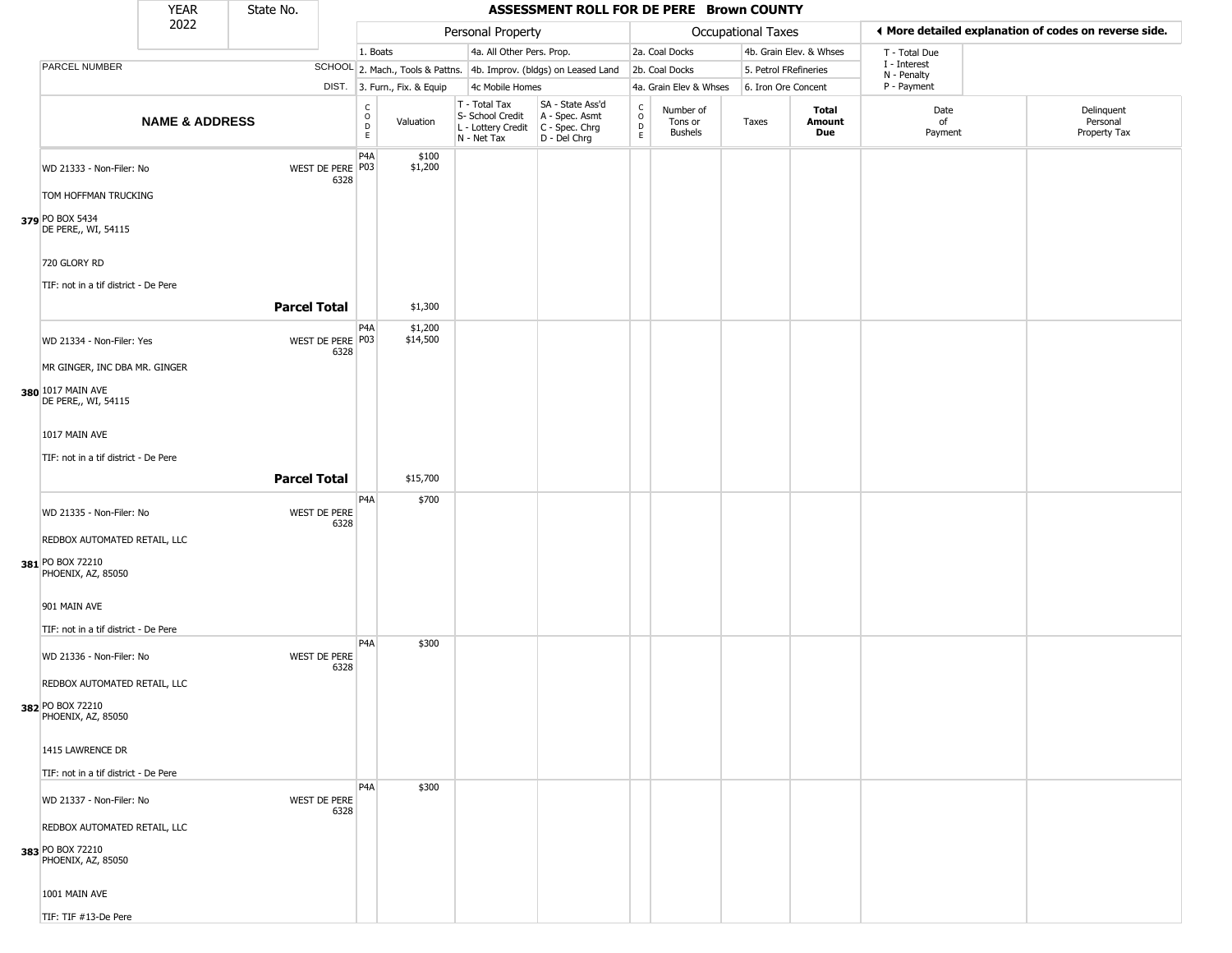| YEAR | State No. |
| --- | --- |
| 2022 | |

# ASSESSMENT ROLL FOR DE PERE Brown COUNTY

| PARCEL NUMBER / NAME & ADDRESS | SCHOOL DIST. | CODE | Valuation | T - Total Tax / S- School Credit / L - Lottery Credit / N - Net Tax | SA - State Ass'd / A - Spec. Asmt / C - Spec. Chrg / D - Del Chrg | CODE | Number of Tons or Bushels | Taxes | Total Amount Due | Date of Payment | Delinquent Personal Property Tax |
| --- | --- | --- | --- | --- | --- | --- | --- | --- | --- | --- | --- |
| | | | **Personal Property** | | | | **Occupational Taxes** | | | | |
| | | | 1. Boats / 2. Mach., Tools & Pattns. / 3. Furn., Fix. & Equip | 4a. All Other Pers. Prop. / 4b. Improv. (bldgs) on Leased Land / 4c Mobile Homes | | | 2a. Coal Docks / 2b. Coal Docks / 4a. Grain Elev & Whses | 4b. Grain Elev. & Whses / 5. Petrol FRefineries / 6. Iron Ore Concent | | T - Total Due / I - Interest / N - Penalty / P - Payment | ◄ More detailed explanation of codes on reverse side. |
| WD 21333 - Non-Filer: No<br>TOM HOFFMAN TRUCKING<br>379 PO BOX 5434<br>DE PERE,, WI, 54115<br>720 GLORY RD<br>TIF: not in a tif district - De Pere | WEST DE PERE 6328 | P4A<br>P03 | $100<br>$1,200 | | | | | | | | |
| **Parcel Total** | | | $1,300 | | | | | | | | |
| WD 21334 - Non-Filer: Yes<br>MR GINGER, INC DBA MR. GINGER<br>380 1017 MAIN AVE<br>DE PERE,, WI, 54115<br>1017 MAIN AVE<br>TIF: not in a tif district - De Pere | WEST DE PERE 6328 | P4A<br>P03 | $1,200<br>$14,500 | | | | | | | | |
| **Parcel Total** | | | $15,700 | | | | | | | | |
| WD 21335 - Non-Filer: No<br>REDBOX AUTOMATED RETAIL, LLC<br>381 PO BOX 72210<br>PHOENIX, AZ, 85050<br>901 MAIN AVE<br>TIF: not in a tif district - De Pere | WEST DE PERE 6328 | P4A | $700 | | | | | | | | |
| WD 21336 - Non-Filer: No<br>REDBOX AUTOMATED RETAIL, LLC<br>382 PO BOX 72210<br>PHOENIX, AZ, 85050<br>1415 LAWRENCE DR<br>TIF: not in a tif district - De Pere | WEST DE PERE 6328 | P4A | $300 | | | | | | | | |
| WD 21337 - Non-Filer: No<br>REDBOX AUTOMATED RETAIL, LLC<br>383 PO BOX 72210<br>PHOENIX, AZ, 85050<br>1001 MAIN AVE<br>TIF: TIF #13-De Pere | WEST DE PERE 6328 | P4A | $300 | | | | | | | | |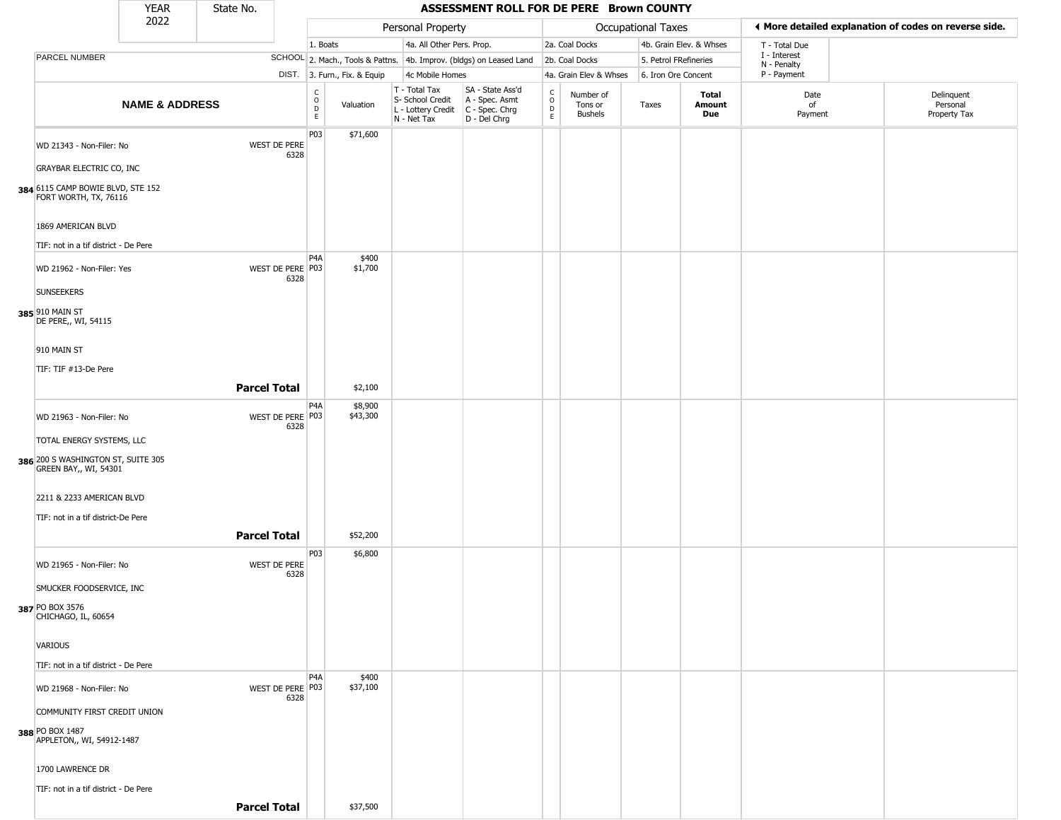| YEAR 2022 | State No. | ASSESSMENT ROLL FOR DE PERE Brown COUNTY | | | | | | | | | | |
|---|---|---|---|---|---|---|---|---|---|---|---|---|

| | | Personal Property | | | | Occupational Taxes | | | | ◀ More detailed explanation of codes on reverse side. | |
|---|---|---|---|---|---|---|---|---|---|---|---|
| PARCEL NUMBER | SCHOOL DIST. | 1. Boats<br>2. Mach., Tools & Pattns.<br>3. Furn., Fix. & Equip | | 4a. All Other Pers. Prop.<br>4b. Improv. (bldgs) on Leased Land<br>4c Mobile Homes | | 2a. Coal Docks<br>2b. Coal Docks<br>4a. Grain Elev & Whses | | 4b. Grain Elev. & Whses<br>5. Petrol FRefineries<br>6. Iron Ore Concent | | T - Total Due<br>I - Interest<br>N - Penalty<br>P - Payment | |
| **NAME & ADDRESS** | | CODE | Valuation | T - Total Tax<br>S- School Credit<br>L - Lottery Credit<br>N - Net Tax | SA - State Ass'd<br>A - Spec. Asmt<br>C - Spec. Chrg<br>D - Del Chrg | CODE | Number of Tons or Bushels | Taxes | **Total Amount Due** | Date of Payment | Delinquent Personal Property Tax |
| **384** WD 21343 - Non-Filer: No<br>GRAYBAR ELECTRIC CO, INC<br>6115 CAMP BOWIE BLVD, STE 152<br>FORT WORTH, TX, 76116<br>1869 AMERICAN BLVD<br>TIF: not in a tif district - De Pere | WEST DE PERE 6328 | P03 | $71,600 | | | | | | | | |
| **385** WD 21962 - Non-Filer: Yes<br>SUNSEEKERS<br>910 MAIN ST<br>DE PERE,, WI, 54115<br>910 MAIN ST<br>TIF: TIF #13-De Pere | WEST DE PERE 6328 | P4A<br>P03 | $400<br>$1,700 | | | | | | | | |
| | **Parcel Total** | | $2,100 | | | | | | | | |
| **386** WD 21963 - Non-Filer: No<br>TOTAL ENERGY SYSTEMS, LLC<br>200 S WASHINGTON ST, SUITE 305<br>GREEN BAY,, WI, 54301<br>2211 & 2233 AMERICAN BLVD<br>TIF: not in a tif district-De Pere | WEST DE PERE 6328 | P4A<br>P03 | $8,900<br>$43,300 | | | | | | | | |
| | **Parcel Total** | | $52,200 | | | | | | | | |
| **387** WD 21965 - Non-Filer: No<br>SMUCKER FOODSERVICE, INC<br>PO BOX 3576<br>CHICHAGO, IL, 60654<br>VARIOUS<br>TIF: not in a tif district - De Pere | WEST DE PERE 6328 | P03 | $6,800 | | | | | | | | |
| **388** WD 21968 - Non-Filer: No<br>COMMUNITY FIRST CREDIT UNION<br>PO BOX 1487<br>APPLETON,, WI, 54912-1487<br>1700 LAWRENCE DR<br>TIF: not in a tif district - De Pere | WEST DE PERE 6328 | P4A<br>P03 | $400<br>$37,100 | | | | | | | | |
| | **Parcel Total** | | $37,500 | | | | | | | | |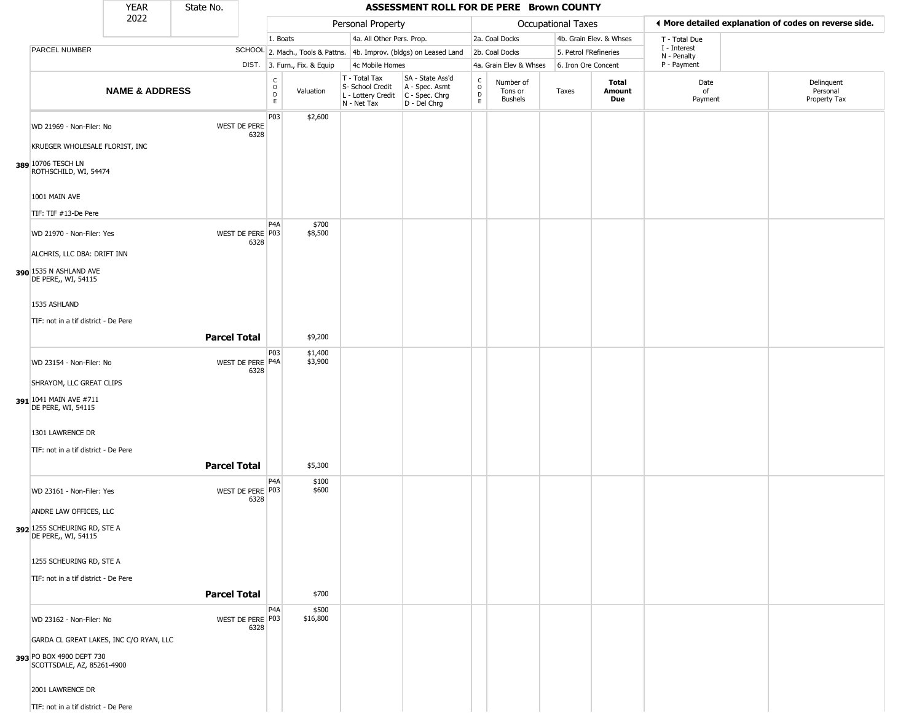# ASSESSMENT ROLL FOR DE PERE Brown COUNTY

YEAR 2022 | State No.

| Personal Property | | Occupational Taxes | | |
|---|---|---|---|---|
| 1. Boats | 4a. All Other Pers. Prop. | 2a. Coal Docks | 4b. Grain Elev. & Whses | T - Total Due |
| 2. Mach., Tools & Pattns. | 4b. Improv. (bldgs) on Leased Land | 2b. Coal Docks | 5. Petrol FRefineries | I - Interest, N - Penalty |
| 3. Furn., Fix. & Equip | 4c Mobile Homes | 4a. Grain Elev & Whses | 6. Iron Ore Concent | P - Payment |

◄ More detailed explanation of codes on reverse side.

| | NAME & ADDRESS | SCHOOL DIST. | CODE | Valuation | T - Total Tax S- School Credit L - Lottery Credit N - Net Tax | SA - State Ass'd A - Spec. Asmt C - Spec. Chrg D - Del Chrg | CODE | Number of Tons or Bushels | Taxes | Total Amount Due | Date of Payment | Delinquent Personal Property Tax |
|---|---|---|---|---|---|---|---|---|---|---|---|---|
| 389 | WD 21969 - Non-Filer: No<br>KRUEGER WHOLESALE FLORIST, INC<br>10706 TESCH LN<br>ROTHSCHILD, WI, 54474<br>1001 MAIN AVE<br>TIF: TIF #13-De Pere | WEST DE PERE 6328 | P03 | $2,600 | | | | | | | | |
| 390 | WD 21970 - Non-Filer: Yes<br>ALCHRIS, LLC DBA: DRIFT INN<br>1535 N ASHLAND AVE<br>DE PERE,, WI, 54115<br>1535 ASHLAND<br>TIF: not in a tif district - De Pere | WEST DE PERE 6328 | P4A<br>P03 | $700<br>$8,500 | | | | | | | | |
| | **Parcel Total** | | | $9,200 | | | | | | | | |
| 391 | WD 23154 - Non-Filer: No<br>SHRAYOM, LLC GREAT CLIPS<br>1041 MAIN AVE #711<br>DE PERE, WI, 54115<br>1301 LAWRENCE DR<br>TIF: not in a tif district - De Pere | WEST DE PERE 6328 | P03<br>P4A | $1,400<br>$3,900 | | | | | | | | |
| | **Parcel Total** | | | $5,300 | | | | | | | | |
| 392 | WD 23161 - Non-Filer: Yes<br>ANDRE LAW OFFICES, LLC<br>1255 SCHEURING RD, STE A<br>DE PERE,, WI, 54115<br>1255 SCHEURING RD, STE A<br>TIF: not in a tif district - De Pere | WEST DE PERE 6328 | P4A<br>P03 | $100<br>$600 | | | | | | | | |
| | **Parcel Total** | | | $700 | | | | | | | | |
| 393 | WD 23162 - Non-Filer: No<br>GARDA CL GREAT LAKES, INC C/O RYAN, LLC<br>PO BOX 4900 DEPT 730<br>SCOTTSDALE, AZ, 85261-4900<br>2001 LAWRENCE DR<br>TIF: not in a tif district - De Pere | WEST DE PERE 6328 | P4A<br>P03 | $500<br>$16,800 | | | | | | | | |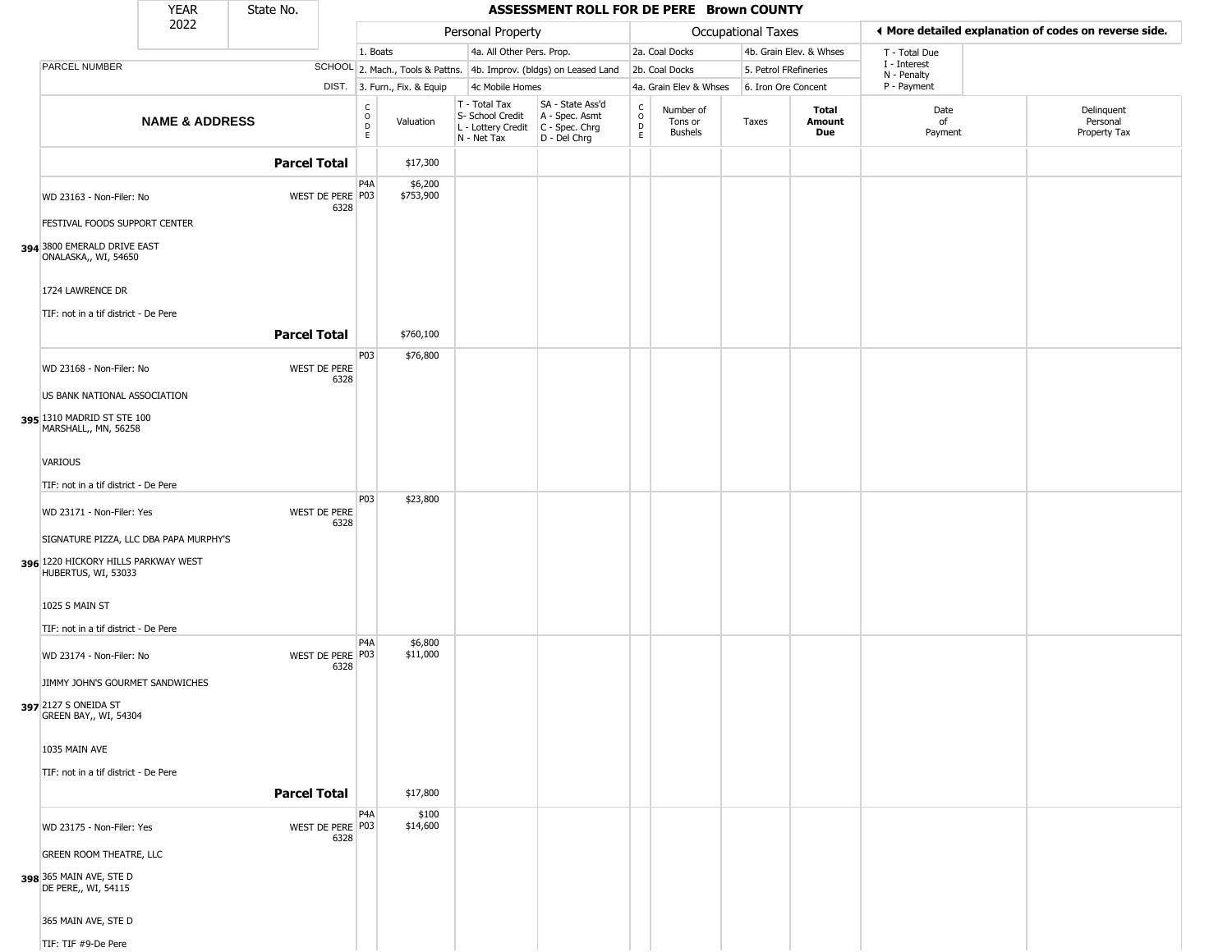| YEAR 2022 | State No. | ASSESSMENT ROLL FOR DE PERE Brown COUNTY | | | | | | | | | |
|---|---|---|---|---|---|---|---|---|---|---|---|

| PARCEL NUMBER | SCHOOL DIST. | Personal Property | | | | Occupational Taxes | | | | ◄ More detailed explanation of codes on reverse side. | |
|---|---|---|---|---|---|---|---|---|---|---|---|
| | | 1. Boats | | 4a. All Other Pers. Prop. | | 2a. Coal Docks | | 4b. Grain Elev. & Whses | | T - Total Due I - Interest N - Penalty P - Payment | |
| | | 2. Mach., Tools & Pattns. | | 4b. Improv. (bldgs) on Leased Land | | 2b. Coal Docks | | 5. Petrol FRefineries | | | |
| | | 3. Furn., Fix. & Equip | | 4c Mobile Homes | | 4a. Grain Elev & Whses | | 6. Iron Ore Concent | | | |
| **NAME & ADDRESS** | | CODE | Valuation | T - Total Tax S- School Credit L - Lottery Credit N - Net Tax | SA - State Ass'd A - Spec. Asmt C - Spec. Chrg D - Del Chrg | CODE | Number of Tons or Bushels | Taxes | **Total Amount Due** | Date of Payment | Delinquent Personal Property Tax |
| **Parcel Total** | | | $17,300 | | | | | | | | |
| WD 23163 - Non-Filer: No<br>FESTIVAL FOODS SUPPORT CENTER<br>**394** 3800 EMERALD DRIVE EAST ONALASKA,, WI, 54650<br>1724 LAWRENCE DR<br>TIF: not in a tif district - De Pere | WEST DE PERE 6328 | P4A<br>P03 | $6,200<br>$753,900 | | | | | | | | |
| **Parcel Total** | | | $760,100 | | | | | | | | |
| WD 23168 - Non-Filer: No<br>US BANK NATIONAL ASSOCIATION<br>**395** 1310 MADRID ST STE 100 MARSHALL,, MN, 56258<br>VARIOUS<br>TIF: not in a tif district - De Pere | WEST DE PERE 6328 | P03 | $76,800 | | | | | | | | |
| WD 23171 - Non-Filer: Yes<br>SIGNATURE PIZZA, LLC DBA PAPA MURPHY'S<br>**396** 1220 HICKORY HILLS PARKWAY WEST HUBERTUS, WI, 53033<br>1025 S MAIN ST<br>TIF: not in a tif district - De Pere | WEST DE PERE 6328 | P03 | $23,800 | | | | | | | | |
| WD 23174 - Non-Filer: No<br>JIMMY JOHN'S GOURMET SANDWICHES<br>**397** 2127 S ONEIDA ST GREEN BAY,, WI, 54304<br>1035 MAIN AVE<br>TIF: not in a tif district - De Pere | WEST DE PERE 6328 | P4A<br>P03 | $6,800<br>$11,000 | | | | | | | | |
| **Parcel Total** | | | $17,800 | | | | | | | | |
| WD 23175 - Non-Filer: Yes<br>GREEN ROOM THEATRE, LLC<br>**398** 365 MAIN AVE, STE D DE PERE,, WI, 54115<br>365 MAIN AVE, STE D<br>TIF: TIF #9-De Pere | WEST DE PERE 6328 | P4A<br>P03 | $100<br>$14,600 | | | | | | | | |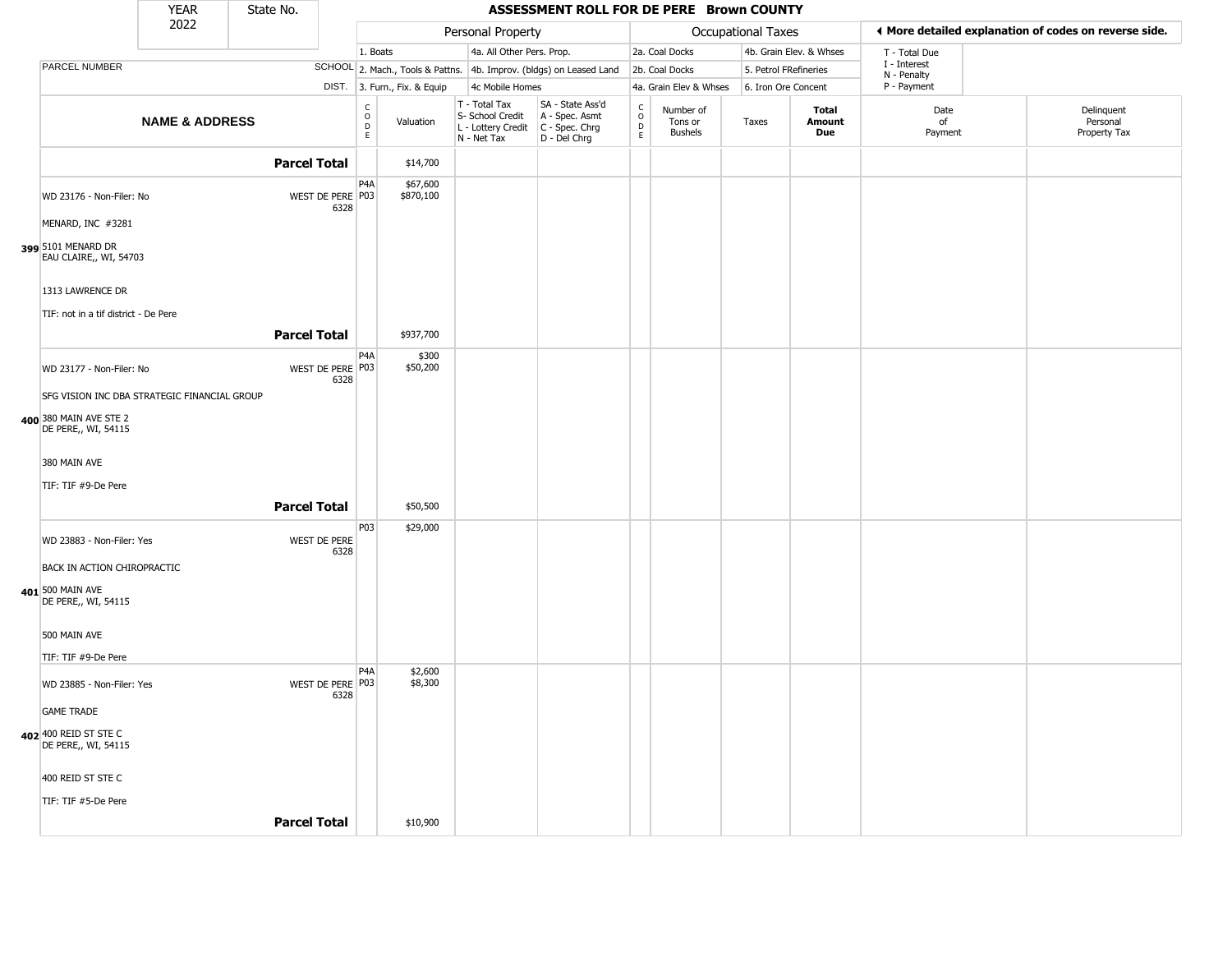| YEAR 2022 | State No. | | ASSESSMENT ROLL FOR DE PERE Brown COUNTY | | | | | | | | | |
|---|---|---|---|---|---|---|---|---|---|---|---|---|

| | | Personal Property | | | | Occupational Taxes | | | | ◄ More detailed explanation of codes on reverse side. | |
|---|---|---|---|---|---|---|---|---|---|---|---|
| | | 1. Boats | | 4a. All Other Pers. Prop. | | 2a. Coal Docks | | 4b. Grain Elev. & Whses | | T - Total Due | |
| PARCEL NUMBER | SCHOOL | 2. Mach., Tools & Pattns. | | 4b. Improv. (bldgs) on Leased Land | | 2b. Coal Docks | | 5. Petrol FRefineries | | I - Interest N - Penalty | |
| | DIST. | 3. Furn., Fix. & Equip | | 4c Mobile Homes | | 4a. Grain Elev & Whses | | 6. Iron Ore Concent | | P - Payment | |

| NAME & ADDRESS | | CODE | Valuation | T - Total Tax S- School Credit L - Lottery Credit N - Net Tax | SA - State Ass'd A - Spec. Asmt C - Spec. Chrg D - Del Chrg | CODE | Number of Tons or Bushels | Taxes | Total Amount Due | Date of Payment | Delinquent Personal Property Tax |
|---|---|---|---|---|---|---|---|---|---|---|---|
| | **Parcel Total** | | $14,700 | | | | | | | | |
| **399** WD 23176 - Non-Filer: No<br>MENARD, INC #3281<br>5101 MENARD DR<br>EAU CLAIRE,, WI, 54703<br>1313 LAWRENCE DR<br>TIF: not in a tif district - De Pere | WEST DE PERE 6328 | P4A<br>P03 | $67,600<br>$870,100 | | | | | | | | |
| | **Parcel Total** | | $937,700 | | | | | | | | |
| **400** WD 23177 - Non-Filer: No<br>SFG VISION INC DBA STRATEGIC FINANCIAL GROUP<br>380 MAIN AVE STE 2<br>DE PERE,, WI, 54115<br>380 MAIN AVE<br>TIF: TIF #9-De Pere | WEST DE PERE 6328 | P4A<br>P03 | $300<br>$50,200 | | | | | | | | |
| | **Parcel Total** | | $50,500 | | | | | | | | |
| **401** WD 23883 - Non-Filer: Yes<br>BACK IN ACTION CHIROPRACTIC<br>500 MAIN AVE<br>DE PERE,, WI, 54115<br>500 MAIN AVE<br>TIF: TIF #9-De Pere | WEST DE PERE 6328 | P03 | $29,000 | | | | | | | | |
| **402** WD 23885 - Non-Filer: Yes<br>GAME TRADE<br>400 REID ST STE C<br>DE PERE,, WI, 54115<br>400 REID ST STE C<br>TIF: TIF #5-De Pere | WEST DE PERE 6328 | P4A<br>P03 | $2,600<br>$8,300 | | | | | | | | |
| | **Parcel Total** | | $10,900 | | | | | | | | |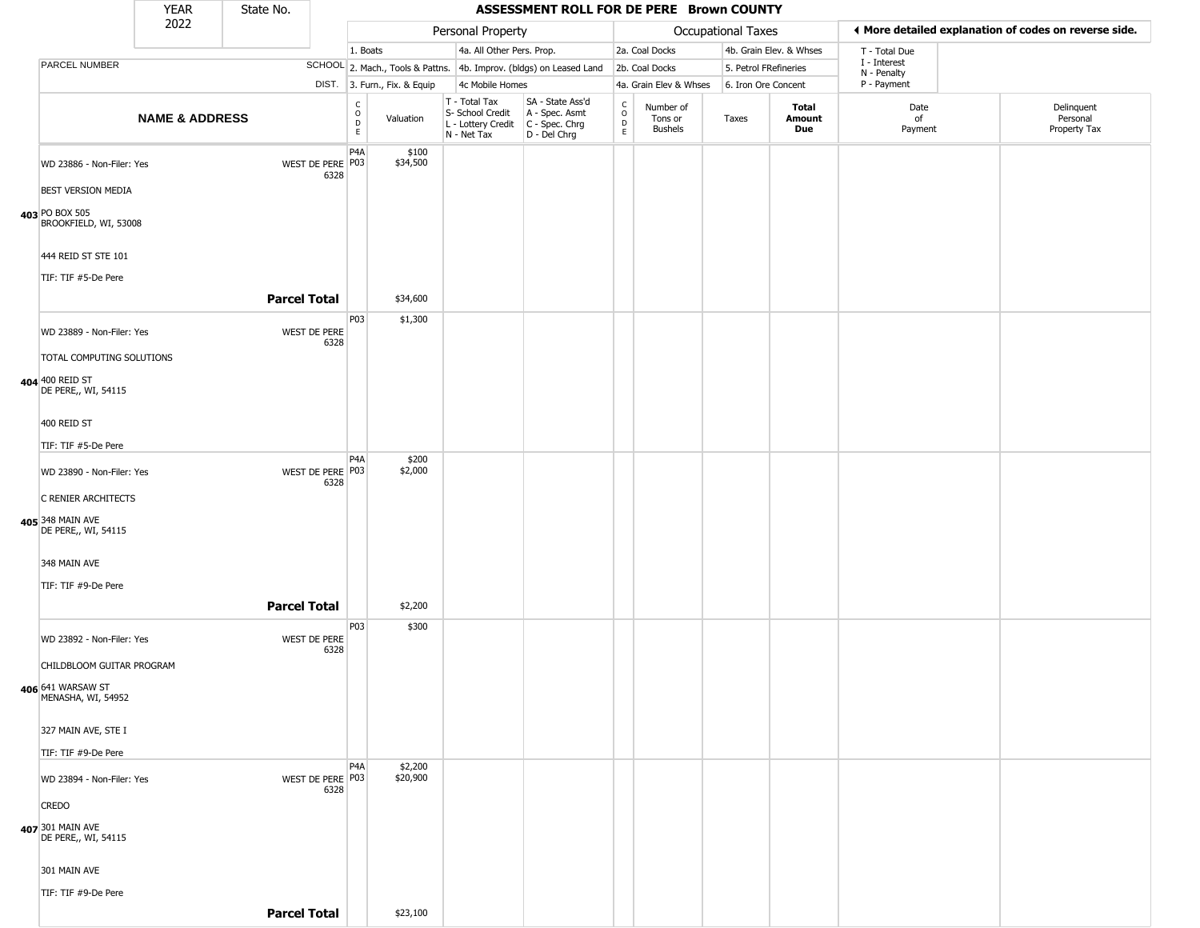# ASSESSMENT ROLL FOR DE PERE Brown COUNTY

| YEAR | State No. |
|---|---|
| 2022 | |

| Personal Property | | Occupational Taxes | | |
|---|---|---|---|---|
| 1. Boats | 4a. All Other Pers. Prop. | 2a. Coal Docks | 4b. Grain Elev. & Whses | T - Total Due |
| 2. Mach., Tools & Pattns. | 4b. Improv. (bldgs) on Leased Land | 2b. Coal Docks | 5. Petrol FRefineries | I - Interest |
| 3. Furn., Fix. & Equip | 4c Mobile Homes | 4a. Grain Elev & Whses | 6. Iron Ore Concent | N - Penalty |
| | | | | P - Payment |

◄ More detailed explanation of codes on reverse side.

| | PARCEL NUMBER / NAME & ADDRESS | SCHOOL DIST. | CODE | Valuation | T - Total Tax S- School Credit L - Lottery Credit N - Net Tax | SA - State Ass'd A - Spec. Asmt C - Spec. Chrg D - Del Chrg | CODE | Number of Tons or Bushels | Taxes | Total Amount Due | Date of Payment | Delinquent Personal Property Tax |
|---|---|---|---|---|---|---|---|---|---|---|---|---|
| 403 | WD 23886 - Non-Filer: Yes<br>BEST VERSION MEDIA<br>PO BOX 505<br>BROOKFIELD, WI, 53008<br>444 REID ST STE 101<br>TIF: TIF #5-De Pere | WEST DE PERE 6328 | P4A<br>P03 | \$100<br>\$34,500 | | | | | | | | |
| | **Parcel Total** | | | \$34,600 | | | | | | | | |
| 404 | WD 23889 - Non-Filer: Yes<br>TOTAL COMPUTING SOLUTIONS<br>400 REID ST<br>DE PERE,, WI, 54115<br>400 REID ST<br>TIF: TIF #5-De Pere | WEST DE PERE 6328 | P03 | \$1,300 | | | | | | | | |
| 405 | WD 23890 - Non-Filer: Yes<br>C RENIER ARCHITECTS<br>348 MAIN AVE<br>DE PERE,, WI, 54115<br>348 MAIN AVE<br>TIF: TIF #9-De Pere | WEST DE PERE 6328 | P4A<br>P03 | \$200<br>\$2,000 | | | | | | | | |
| | **Parcel Total** | | | \$2,200 | | | | | | | | |
| 406 | WD 23892 - Non-Filer: Yes<br>CHILDBLOOM GUITAR PROGRAM<br>641 WARSAW ST<br>MENASHA, WI, 54952<br>327 MAIN AVE, STE I<br>TIF: TIF #9-De Pere | WEST DE PERE 6328 | P03 | \$300 | | | | | | | | |
| 407 | WD 23894 - Non-Filer: Yes<br>CREDO<br>301 MAIN AVE<br>DE PERE,, WI, 54115<br>301 MAIN AVE<br>TIF: TIF #9-De Pere | WEST DE PERE 6328 | P4A<br>P03 | \$2,200<br>\$20,900 | | | | | | | | |
| | **Parcel Total** | | | \$23,100 | | | | | | | | |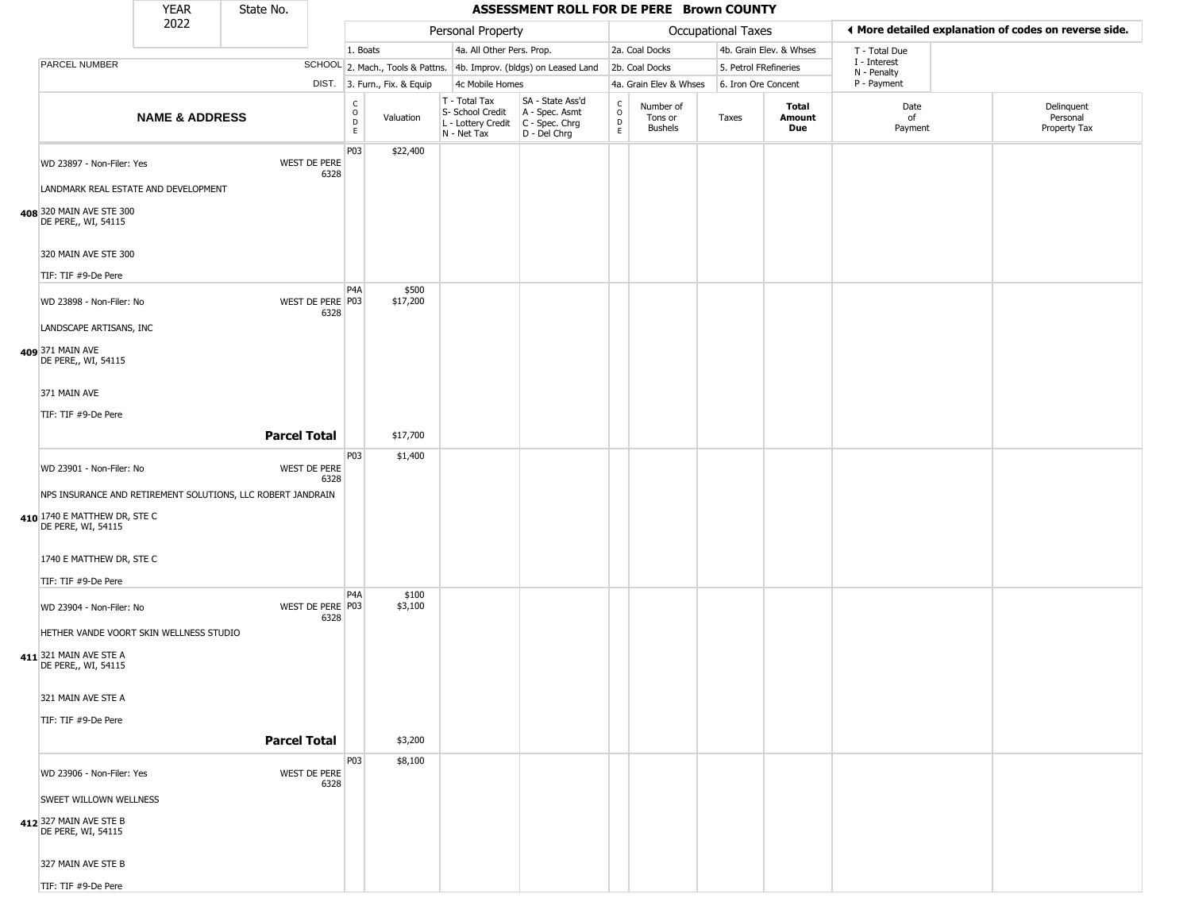# ASSESSMENT ROLL FOR DE PERE Brown COUNTY

YEAR 2022 | State No.

| PARCEL NUMBER / NAME & ADDRESS | SCHOOL DIST. | CODE | Valuation | T - Total Tax / S- School Credit / L - Lottery Credit / N - Net Tax | SA - State Ass'd / A - Spec. Asmt / C - Spec. Chrg / D - Del Chrg | CODE | Number of Tons or Bushels | Taxes | Total Amount Due | Date of Payment | Delinquent Personal Property Tax |
|---|---|---|---|---|---|---|---|---|---|---|---|
| | | | **Personal Property** | | | **Occupational Taxes** | | | | | |
| | | | 1. Boats / 2. Mach., Tools & Pattns. / 3. Furn., Fix. & Equip | 4a. All Other Pers. Prop. / 4b. Improv. (bldgs) on Leased Land / 4c Mobile Homes | | 2a. Coal Docks / 2b. Coal Docks / 4a. Grain Elev & Whses | 4b. Grain Elev. & Whses / 5. Petrol FRefineries / 6. Iron Ore Concent | | T - Total Due / I - Interest / N - Penalty / P - Payment | ◄ More detailed explanation of codes on reverse side. | |
| **408** WD 23897 - Non-Filer: Yes<br>LANDMARK REAL ESTATE AND DEVELOPMENT<br>320 MAIN AVE STE 300<br>DE PERE,, WI, 54115<br>320 MAIN AVE STE 300<br>TIF: TIF #9-De Pere | WEST DE PERE 6328 | P03 | $22,400 | | | | | | | | |
| **409** WD 23898 - Non-Filer: No<br>LANDSCAPE ARTISANS, INC<br>371 MAIN AVE<br>DE PERE,, WI, 54115<br>371 MAIN AVE<br>TIF: TIF #9-De Pere | WEST DE PERE 6328 | P4A<br>P03 | $500<br>$17,200 | | | | | | | | |
| **Parcel Total** | | | $17,700 | | | | | | | | |
| **410** WD 23901 - Non-Filer: No<br>NPS INSURANCE AND RETIREMENT SOLUTIONS, LLC ROBERT JANDRAIN<br>1740 E MATTHEW DR, STE C<br>DE PERE, WI, 54115<br>1740 E MATTHEW DR, STE C<br>TIF: TIF #9-De Pere | WEST DE PERE 6328 | P03 | $1,400 | | | | | | | | |
| **411** WD 23904 - Non-Filer: No<br>HETHER VANDE VOORT SKIN WELLNESS STUDIO<br>321 MAIN AVE STE A<br>DE PERE,, WI, 54115<br>321 MAIN AVE STE A<br>TIF: TIF #9-De Pere | WEST DE PERE 6328 | P4A<br>P03 | $100<br>$3,100 | | | | | | | | |
| **Parcel Total** | | | $3,200 | | | | | | | | |
| **412** WD 23906 - Non-Filer: Yes<br>SWEET WILLOWN WELLNESS<br>327 MAIN AVE STE B<br>DE PERE, WI, 54115<br>327 MAIN AVE STE B<br>TIF: TIF #9-De Pere | WEST DE PERE 6328 | P03 | $8,100 | | | | | | | | |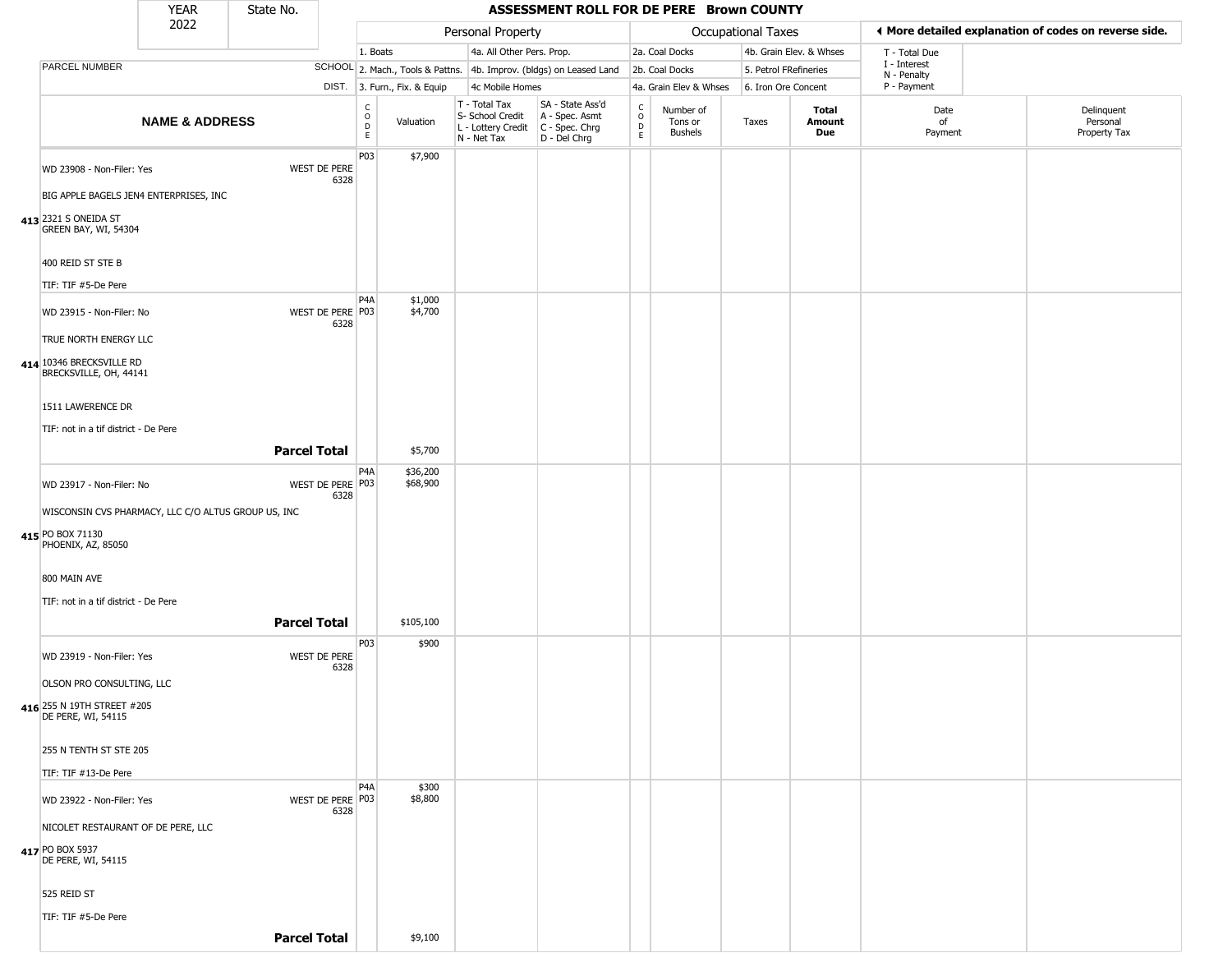# ASSESSMENT ROLL FOR DE PERE Brown COUNTY

| YEAR | State No. |
|---|---|
| 2022 | |

| | | Personal Property | | | | Occupational Taxes | | | | ◄ More detailed explanation of codes on reverse side. | |
|---|---|---|---|---|---|---|---|---|---|---|---|
| PARCEL NUMBER | SCHOOL DIST. | 1. Boats<br>2. Mach., Tools & Pattns.<br>3. Furn., Fix. & Equip | | 4a. All Other Pers. Prop.<br>4b. Improv. (bldgs) on Leased Land<br>4c Mobile Homes | | 2a. Coal Docks<br>2b. Coal Docks<br>4a. Grain Elev & Whses | | 4b. Grain Elev. & Whses<br>5. Petrol FRefineries<br>6. Iron Ore Concent | | T - Total Due<br>I - Interest<br>N - Penalty<br>P - Payment | |
| **NAME & ADDRESS** | | CODE | Valuation | T - Total Tax<br>S- School Credit<br>L - Lottery Credit<br>N - Net Tax | SA - State Ass'd<br>A - Spec. Asmt<br>C - Spec. Chrg<br>D - Del Chrg | CODE | Number of Tons or Bushels | Taxes | **Total Amount Due** | Date of Payment | Delinquent Personal Property Tax |
| 413 WD 23908 - Non-Filer: Yes<br>BIG APPLE BAGELS JEN4 ENTERPRISES, INC<br>2321 S ONEIDA ST<br>GREEN BAY, WI, 54304<br>400 REID ST STE B<br>TIF: TIF #5-De Pere | WEST DE PERE 6328 | P03 | $7,900 | | | | | | | | |
| 414 WD 23915 - Non-Filer: No<br>TRUE NORTH ENERGY LLC<br>10346 BRECKSVILLE RD<br>BRECKSVILLE, OH, 44141<br>1511 LAWERENCE DR<br>TIF: not in a tif district - De Pere | WEST DE PERE 6328 | P4A<br>P03 | $1,000<br>$4,700 | | | | | | | | |
| | **Parcel Total** | | $5,700 | | | | | | | | |
| 415 WD 23917 - Non-Filer: No<br>WISCONSIN CVS PHARMACY, LLC C/O ALTUS GROUP US, INC<br>PO BOX 71130<br>PHOENIX, AZ, 85050<br>800 MAIN AVE<br>TIF: not in a tif district - De Pere | WEST DE PERE 6328 | P4A<br>P03 | $36,200<br>$68,900 | | | | | | | | |
| | **Parcel Total** | | $105,100 | | | | | | | | |
| 416 WD 23919 - Non-Filer: Yes<br>OLSON PRO CONSULTING, LLC<br>255 N 19TH STREET #205<br>DE PERE, WI, 54115<br>255 N TENTH ST STE 205<br>TIF: TIF #13-De Pere | WEST DE PERE 6328 | P03 | $900 | | | | | | | | |
| 417 WD 23922 - Non-Filer: Yes<br>NICOLET RESTAURANT OF DE PERE, LLC<br>PO BOX 5937<br>DE PERE, WI, 54115<br>525 REID ST<br>TIF: TIF #5-De Pere | WEST DE PERE 6328 | P4A<br>P03 | $300<br>$8,800 | | | | | | | | |
| | **Parcel Total** | | $9,100 | | | | | | | | |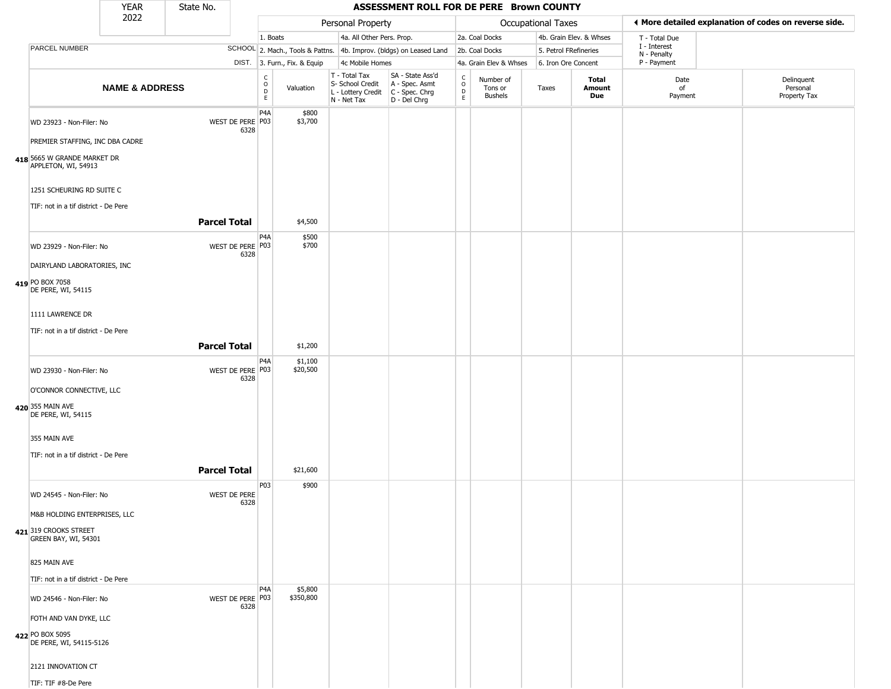# ASSESSMENT ROLL FOR DE PERE Brown COUNTY

| YEAR | State No. |
|---|---|
| 2022 | |

| | | Personal Property | | | | Occupational Taxes | | | | ◄ More detailed explanation of codes on reverse side. | |
|---|---|---|---|---|---|---|---|---|---|---|---|
| | | 1. Boats | | 4a. All Other Pers. Prop. | | 2a. Coal Docks | | 4b. Grain Elev. & Whses | | T - Total Due | |
| PARCEL NUMBER | SCHOOL | 2. Mach., Tools & Pattns. | | 4b. Improv. (bldgs) on Leased Land | | 2b. Coal Docks | | 5. Petrol FRefineries | | I - Interest<br>N - Penalty | |
| | DIST. | 3. Furn., Fix. & Equip | | 4c Mobile Homes | | 4a. Grain Elev & Whses | | 6. Iron Ore Concent | | P - Payment | |

| | NAME & ADDRESS | SCHOOL DIST. | CODE | Valuation | T - Total Tax<br>S- School Credit<br>L - Lottery Credit<br>N - Net Tax | SA - State Ass'd<br>A - Spec. Asmt<br>C - Spec. Chrg<br>D - Del Chrg | CODE | Number of Tons or Bushels | Taxes | Total Amount Due | Date of Payment | Delinquent Personal Property Tax |
|---|---|---|---|---|---|---|---|---|---|---|---|---|
| 418 | WD 23923 - Non-Filer: No<br>PREMIER STAFFING, INC DBA CADRE<br>5665 W GRANDE MARKET DR<br>APPLETON, WI, 54913<br>1251 SCHEURING RD SUITE C<br>TIF: not in a tif district - De Pere | WEST DE PERE 6328 | P4A<br>P03 | $800<br>$3,700 | | | | | | | | |
| | **Parcel Total** | | | $4,500 | | | | | | | | |
| 419 | WD 23929 - Non-Filer: No<br>DAIRYLAND LABORATORIES, INC<br>PO BOX 7058<br>DE PERE, WI, 54115<br>1111 LAWRENCE DR<br>TIF: not in a tif district - De Pere | WEST DE PERE 6328 | P4A<br>P03 | $500<br>$700 | | | | | | | | |
| | **Parcel Total** | | | $1,200 | | | | | | | | |
| 420 | WD 23930 - Non-Filer: No<br>O'CONNOR CONNECTIVE, LLC<br>355 MAIN AVE<br>DE PERE, WI, 54115<br>355 MAIN AVE<br>TIF: not in a tif district - De Pere | WEST DE PERE 6328 | P4A<br>P03 | $1,100<br>$20,500 | | | | | | | | |
| | **Parcel Total** | | | $21,600 | | | | | | | | |
| 421 | WD 24545 - Non-Filer: No<br>M&B HOLDING ENTERPRISES, LLC<br>319 CROOKS STREET<br>GREEN BAY, WI, 54301<br>825 MAIN AVE<br>TIF: not in a tif district - De Pere | WEST DE PERE 6328 | P03 | $900 | | | | | | | | |
| 422 | WD 24546 - Non-Filer: No<br>FOTH AND VAN DYKE, LLC<br>PO BOX 5095<br>DE PERE, WI, 54115-5126<br>2121 INNOVATION CT<br>TIF: TIF #8-De Pere | WEST DE PERE 6328 | P4A<br>P03 | $5,800<br>$350,800 | | | | | | | | |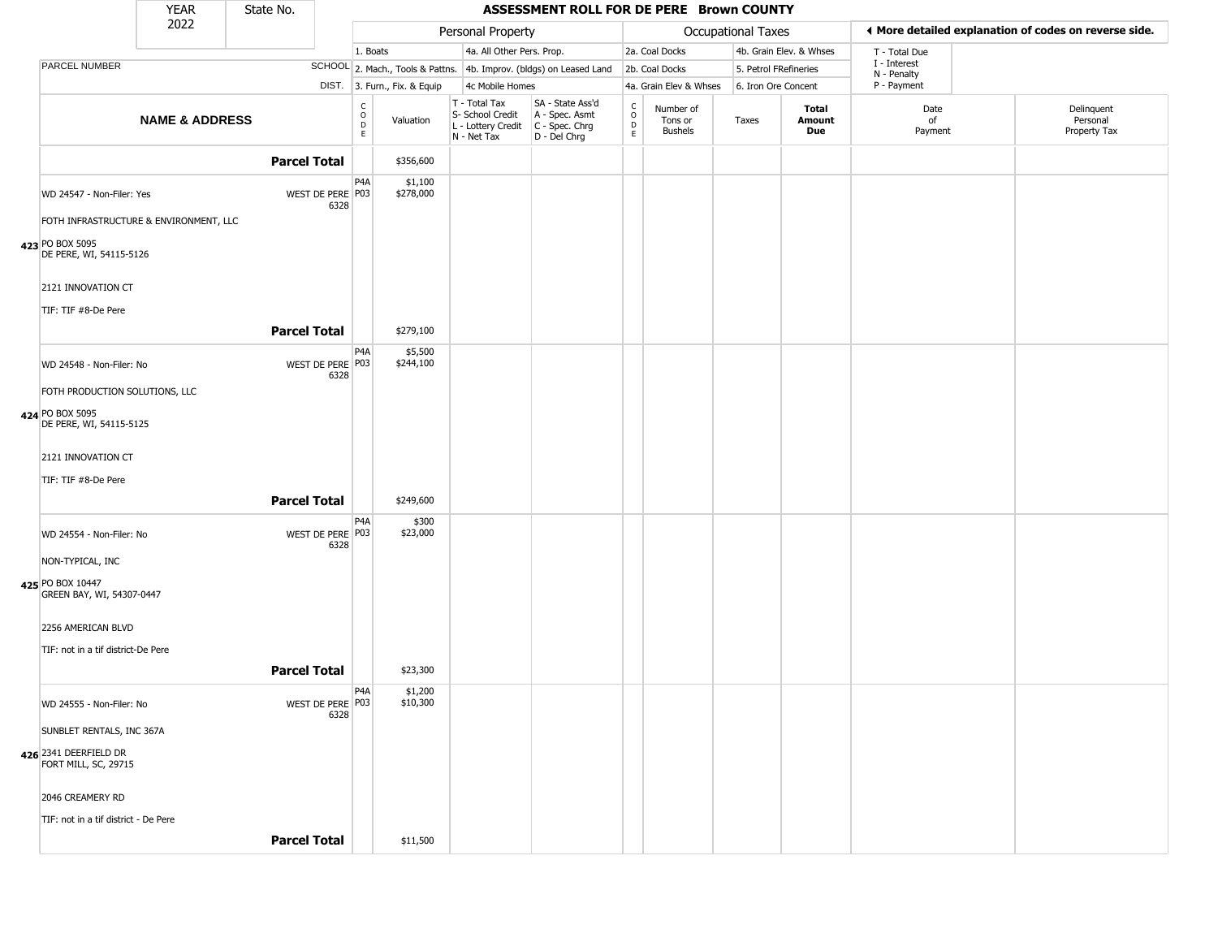| YEAR 2022 | State No. | ASSESSMENT ROLL FOR DE PERE Brown COUNTY | | | | | | | | | |
|---|---|---|---|---|---|---|---|---|---|---|---|

**Personal Property:** 1. Boats; 2. Mach., Tools & Pattns.; 3. Furn., Fix. & Equip; 4a. All Other Pers. Prop.; 4b. Improv. (bldgs) on Leased Land; 4c Mobile Homes

**Occupational Taxes:** 2a. Coal Docks; 2b. Coal Docks; 4a. Grain Elev & Whses; 4b. Grain Elev. & Whses; 5. Petrol FRefineries; 6. Iron Ore Concent

◀ More detailed explanation of codes on reverse side.

T - Total Due; I - Interest; N - Penalty; P - Payment

| | NAME & ADDRESS | PARCEL NUMBER / SCHOOL DIST. | CODE | Valuation | T - Total Tax S- School Credit L - Lottery Credit N - Net Tax | SA - State Ass'd A - Spec. Asmt C - Spec. Chrg D - Del Chrg | CODE | Number of Tons or Bushels | Taxes | Total Amount Due | Date of Payment | Delinquent Personal Property Tax |
|---|---|---|---|---|---|---|---|---|---|---|---|---|
| | | **Parcel Total** | | $356,600 | | | | | | | | |
| 423 | WD 24547 - Non-Filer: Yes<br>FOTH INFRASTRUCTURE & ENVIRONMENT, LLC<br>PO BOX 5095<br>DE PERE, WI, 54115-5126<br>2121 INNOVATION CT<br>TIF: TIF #8-De Pere | WEST DE PERE 6328 | P4A<br>P03 | $1,100<br>$278,000 | | | | | | | | |
| | | **Parcel Total** | | $279,100 | | | | | | | | |
| 424 | WD 24548 - Non-Filer: No<br>FOTH PRODUCTION SOLUTIONS, LLC<br>PO BOX 5095<br>DE PERE, WI, 54115-5125<br>2121 INNOVATION CT<br>TIF: TIF #8-De Pere | WEST DE PERE 6328 | P4A<br>P03 | $5,500<br>$244,100 | | | | | | | | |
| | | **Parcel Total** | | $249,600 | | | | | | | | |
| 425 | WD 24554 - Non-Filer: No<br>NON-TYPICAL, INC<br>PO BOX 10447<br>GREEN BAY, WI, 54307-0447<br>2256 AMERICAN BLVD<br>TIF: not in a tif district-De Pere | WEST DE PERE 6328 | P4A<br>P03 | $300<br>$23,000 | | | | | | | | |
| | | **Parcel Total** | | $23,300 | | | | | | | | |
| 426 | WD 24555 - Non-Filer: No<br>SUNBLET RENTALS, INC 367A<br>2341 DEERFIELD DR<br>FORT MILL, SC, 29715<br>2046 CREAMERY RD<br>TIF: not in a tif district - De Pere | WEST DE PERE 6328 | P4A<br>P03 | $1,200<br>$10,300 | | | | | | | | |
| | | **Parcel Total** | | $11,500 | | | | | | | | |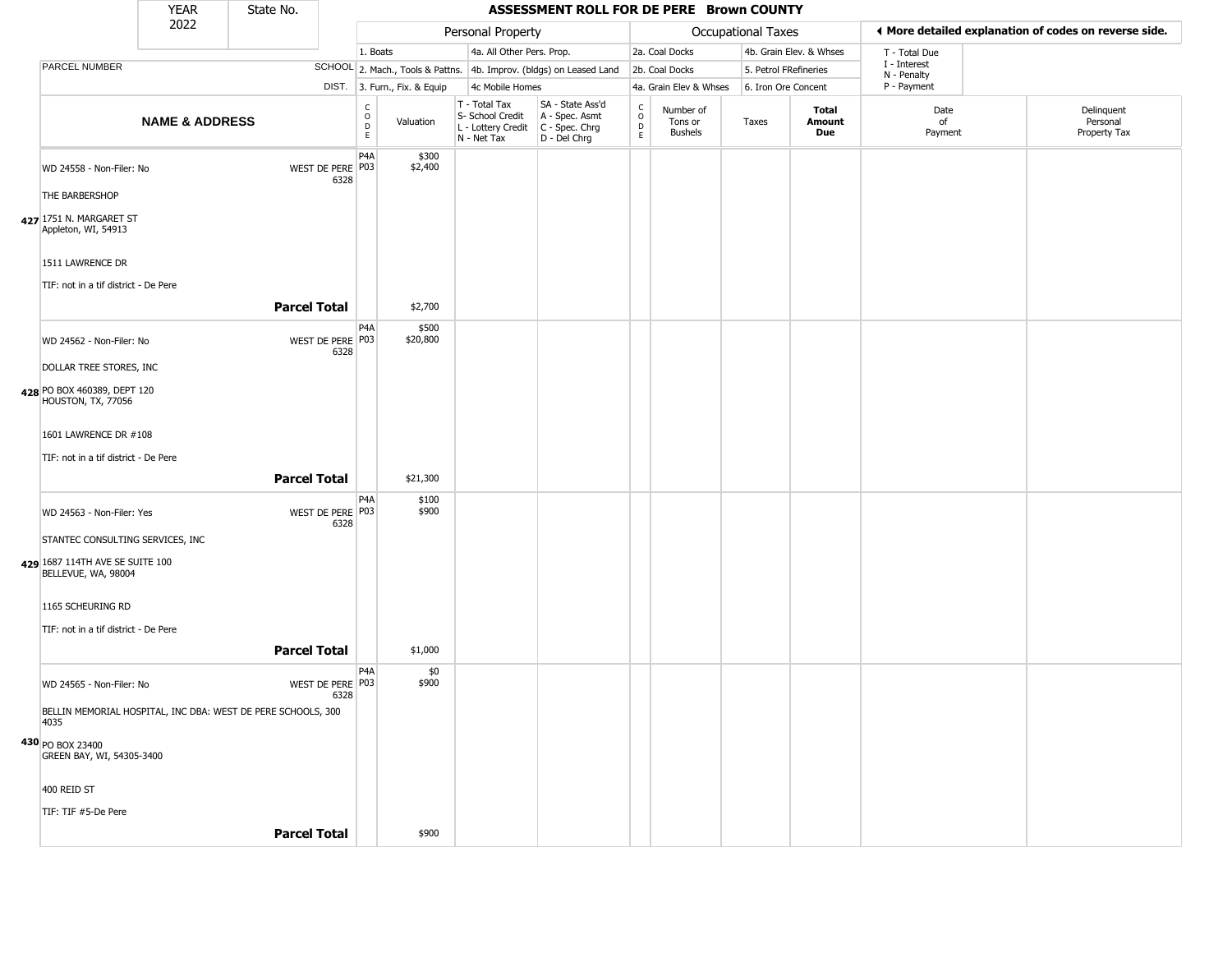| YEAR 2022 | State No. | ASSESSMENT ROLL FOR DE PERE Brown COUNTY |
|---|---|---|

| | | Personal Property | | | | Occupational Taxes | | | | ◄ More detailed explanation of codes on reverse side. | |
|---|---|---|---|---|---|---|---|---|---|---|---|
| | | 1. Boats | | 4a. All Other Pers. Prop. | | 2a. Coal Docks | | 4b. Grain Elev. & Whses | | T - Total Due | |
| PARCEL NUMBER | SCHOOL | 2. Mach., Tools & Pattns. | | 4b. Improv. (bldgs) on Leased Land | | 2b. Coal Docks | | 5. Petrol FRefineries | | I - Interest N - Penalty | |
| | DIST. | 3. Furn., Fix. & Equip | | 4c Mobile Homes | | 4a. Grain Elev & Whses | | 6. Iron Ore Concent | | P - Payment | |

| | NAME & ADDRESS | | CODE | Valuation | T - Total Tax S- School Credit L - Lottery Credit N - Net Tax | SA - State Ass'd A - Spec. Asmt C - Spec. Chrg D - Del Chrg | CODE | Number of Tons or Bushels | Taxes | Total Amount Due | Date of Payment | Delinquent Personal Property Tax |
|---|---|---|---|---|---|---|---|---|---|---|---|---|
| 427 | WD 24558 - Non-Filer: No<br>THE BARBERSHOP<br>1751 N. MARGARET ST<br>Appleton, WI, 54913<br>1511 LAWRENCE DR<br>TIF: not in a tif district - De Pere | WEST DE PERE 6328 | P4A<br>P03 | $300<br>$2,400 | | | | | | | | |
| | | **Parcel Total** | | $2,700 | | | | | | | | |
| 428 | WD 24562 - Non-Filer: No<br>DOLLAR TREE STORES, INC<br>PO BOX 460389, DEPT 120<br>HOUSTON, TX, 77056<br>1601 LAWRENCE DR #108<br>TIF: not in a tif district - De Pere | WEST DE PERE 6328 | P4A<br>P03 | $500<br>$20,800 | | | | | | | | |
| | | **Parcel Total** | | $21,300 | | | | | | | | |
| 429 | WD 24563 - Non-Filer: Yes<br>STANTEC CONSULTING SERVICES, INC<br>1687 114TH AVE SE SUITE 100<br>BELLEVUE, WA, 98004<br>1165 SCHEURING RD<br>TIF: not in a tif district - De Pere | WEST DE PERE 6328 | P4A<br>P03 | $100<br>$900 | | | | | | | | |
| | | **Parcel Total** | | $1,000 | | | | | | | | |
| 430 | WD 24565 - Non-Filer: No<br>BELLIN MEMORIAL HOSPITAL, INC DBA: WEST DE PERE SCHOOLS, 300 4035<br>PO BOX 23400<br>GREEN BAY, WI, 54305-3400<br>400 REID ST<br>TIF: TIF #5-De Pere | WEST DE PERE 6328 | P4A<br>P03 | $0<br>$900 | | | | | | | | |
| | | **Parcel Total** | | $900 | | | | | | | | |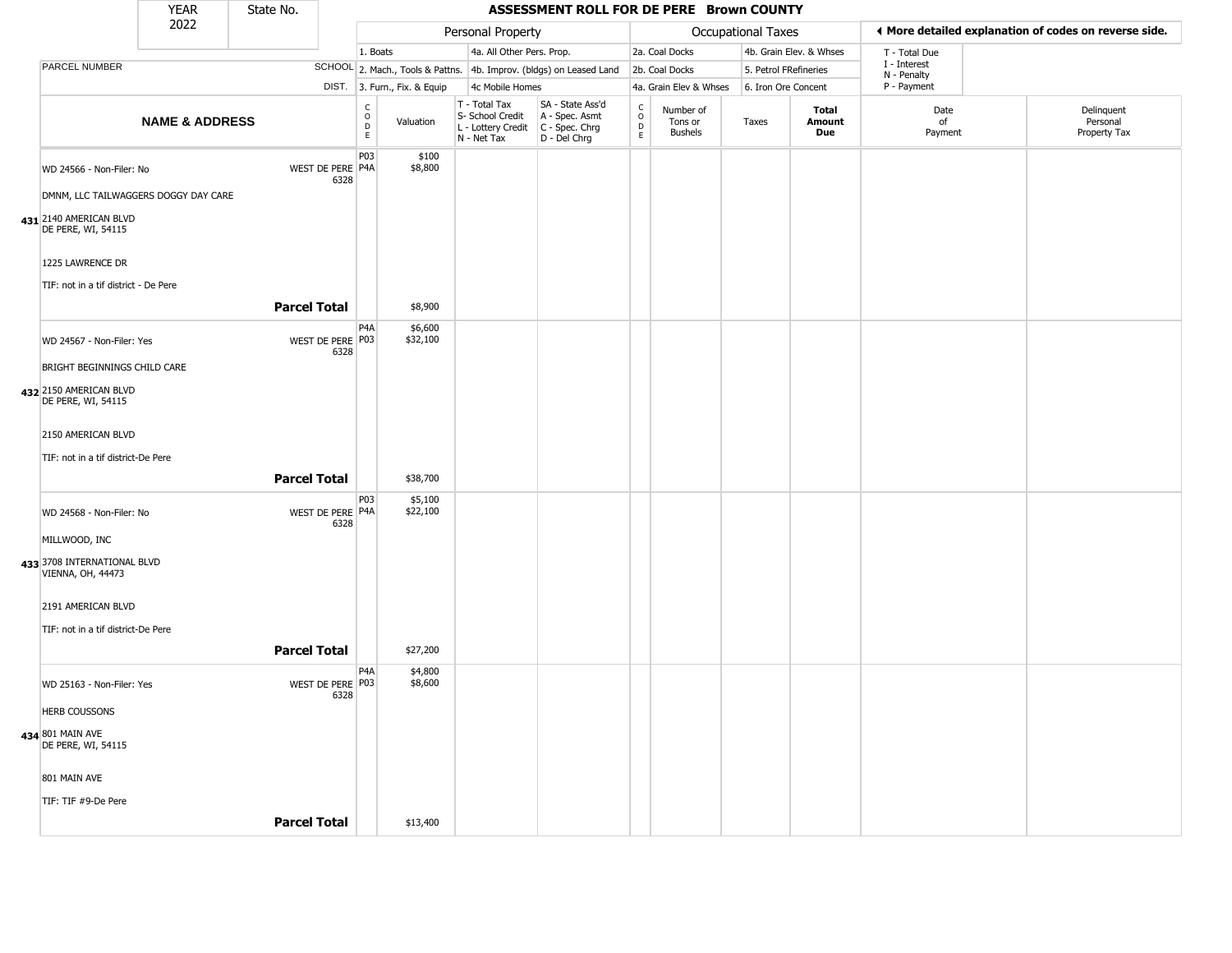| YEAR | State No. | | ASSESSMENT ROLL FOR DE PERE Brown COUNTY |
|---|---|---|---|
| 2022 | | | |

| | | Personal Property | | Occupational Taxes | | ◂ More detailed explanation of codes on reverse side. |
|---|---|---|---|---|---|---|
| | | 1. Boats | 4a. All Other Pers. Prop. | 2a. Coal Docks | 4b. Grain Elev. & Whses | T - Total Due |
| PARCEL NUMBER | SCHOOL | 2. Mach., Tools & Pattns. | 4b. Improv. (bldgs) on Leased Land | 2b. Coal Docks | 5. Petrol FRefineries | I - Interest<br>N - Penalty |
| | DIST. | 3. Furn., Fix. & Equip | 4c Mobile Homes | 4a. Grain Elev & Whses | 6. Iron Ore Concent | P - Payment |

| | NAME & ADDRESS | | CODE | Valuation | T - Total Tax<br>S- School Credit<br>L - Lottery Credit<br>N - Net Tax | SA - State Ass'd<br>A - Spec. Asmt<br>C - Spec. Chrg<br>D - Del Chrg | CODE | Number of Tons or Bushels | Taxes | Total Amount Due | Date of Payment | Delinquent Personal Property Tax |
|---|---|---|---|---|---|---|---|---|---|---|---|---|
| 431 | WD 24566 - Non-Filer: No<br>DMNM, LLC TAILWAGGERS DOGGY DAY CARE<br>2140 AMERICAN BLVD<br>DE PERE, WI, 54115<br>1225 LAWRENCE DR<br>TIF: not in a tif district - De Pere | WEST DE PERE 6328 | P03<br>P4A | $100<br>$8,800 | | | | | | | | |
| | | **Parcel Total** | | $8,900 | | | | | | | | |
| 432 | WD 24567 - Non-Filer: Yes<br>BRIGHT BEGINNINGS CHILD CARE<br>2150 AMERICAN BLVD<br>DE PERE, WI, 54115<br>2150 AMERICAN BLVD<br>TIF: not in a tif district-De Pere | WEST DE PERE 6328 | P4A<br>P03 | $6,600<br>$32,100 | | | | | | | | |
| | | **Parcel Total** | | $38,700 | | | | | | | | |
| 433 | WD 24568 - Non-Filer: No<br>MILLWOOD, INC<br>3708 INTERNATIONAL BLVD<br>VIENNA, OH, 44473<br>2191 AMERICAN BLVD<br>TIF: not in a tif district-De Pere | WEST DE PERE 6328 | P03<br>P4A | $5,100<br>$22,100 | | | | | | | | |
| | | **Parcel Total** | | $27,200 | | | | | | | | |
| 434 | WD 25163 - Non-Filer: Yes<br>HERB COUSSONS<br>801 MAIN AVE<br>DE PERE, WI, 54115<br>801 MAIN AVE<br>TIF: TIF #9-De Pere | WEST DE PERE 6328 | P4A<br>P03 | $4,800<br>$8,600 | | | | | | | | |
| | | **Parcel Total** | | $13,400 | | | | | | | | |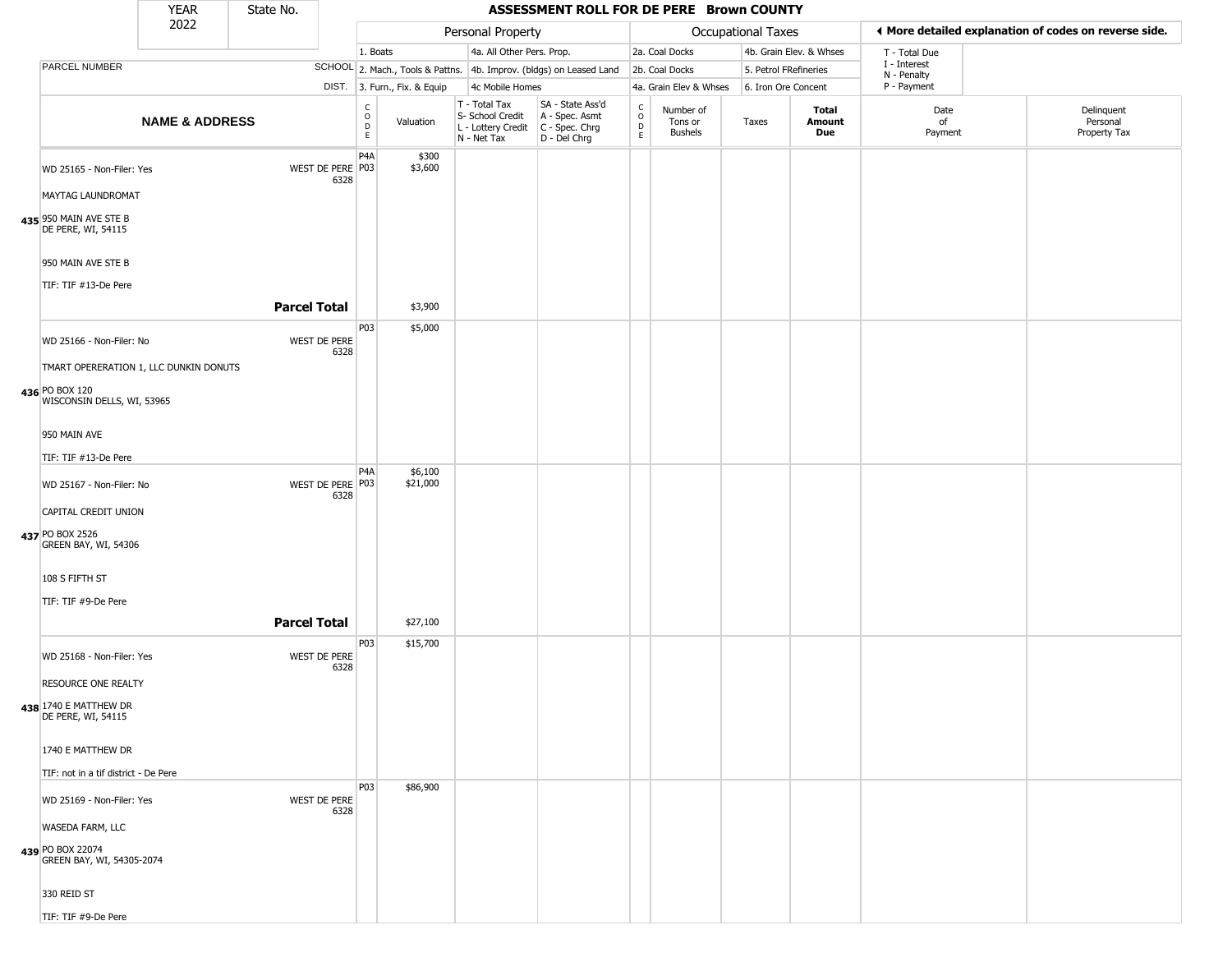| YEAR 2022 | State No. | ASSESSMENT ROLL FOR DE PERE Brown COUNTY |
|---|---|---|

| | | Personal Property | | | | Occupational Taxes | | | | ◄ More detailed explanation of codes on reverse side. | |
|---|---|---|---|---|---|---|---|---|---|---|---|
| | | 1. Boats | | 4a. All Other Pers. Prop. | | 2a. Coal Docks | | 4b. Grain Elev. & Whses | | T - Total Due | |
| PARCEL NUMBER | SCHOOL | 2. Mach., Tools & Pattns. | | 4b. Improv. (bldgs) on Leased Land | | 2b. Coal Docks | | 5. Petrol FRefineries | | I - Interest N - Penalty | |
| | DIST. | 3. Furn., Fix. & Equip | | 4c Mobile Homes | | 4a. Grain Elev & Whses | | 6. Iron Ore Concent | | P - Payment | |

| NAME & ADDRESS | | CODE | Valuation | T - Total Tax S- School Credit L - Lottery Credit N - Net Tax | SA - State Ass'd A - Spec. Asmt C - Spec. Chrg D - Del Chrg | CODE | Number of Tons or Bushels | Taxes | Total Amount Due | Date of Payment | Delinquent Personal Property Tax |
|---|---|---|---|---|---|---|---|---|---|---|---|
| 435 WD 25165 - Non-Filer: Yes<br>MAYTAG LAUNDROMAT<br>950 MAIN AVE STE B<br>DE PERE, WI, 54115<br>950 MAIN AVE STE B<br>TIF: TIF #13-De Pere | WEST DE PERE 6328 | P4A<br>P03 | $300<br>$3,600 | | | | | | | | |
| | **Parcel Total** | | $3,900 | | | | | | | | |
| 436 WD 25166 - Non-Filer: No<br>TMART OPERERATION 1, LLC DUNKIN DONUTS<br>PO BOX 120<br>WISCONSIN DELLS, WI, 53965<br>950 MAIN AVE<br>TIF: TIF #13-De Pere | WEST DE PERE 6328 | P03 | $5,000 | | | | | | | | |
| 437 WD 25167 - Non-Filer: No<br>CAPITAL CREDIT UNION<br>PO BOX 2526<br>GREEN BAY, WI, 54306<br>108 S FIFTH ST<br>TIF: TIF #9-De Pere | WEST DE PERE 6328 | P4A<br>P03 | $6,100<br>$21,000 | | | | | | | | |
| | **Parcel Total** | | $27,100 | | | | | | | | |
| 438 WD 25168 - Non-Filer: Yes<br>RESOURCE ONE REALTY<br>1740 E MATTHEW DR<br>DE PERE, WI, 54115<br>1740 E MATTHEW DR<br>TIF: not in a tif district - De Pere | WEST DE PERE 6328 | P03 | $15,700 | | | | | | | | |
| 439 WD 25169 - Non-Filer: Yes<br>WASEDA FARM, LLC<br>PO BOX 22074<br>GREEN BAY, WI, 54305-2074<br>330 REID ST<br>TIF: TIF #9-De Pere | WEST DE PERE 6328 | P03 | $86,900 | | | | | | | | |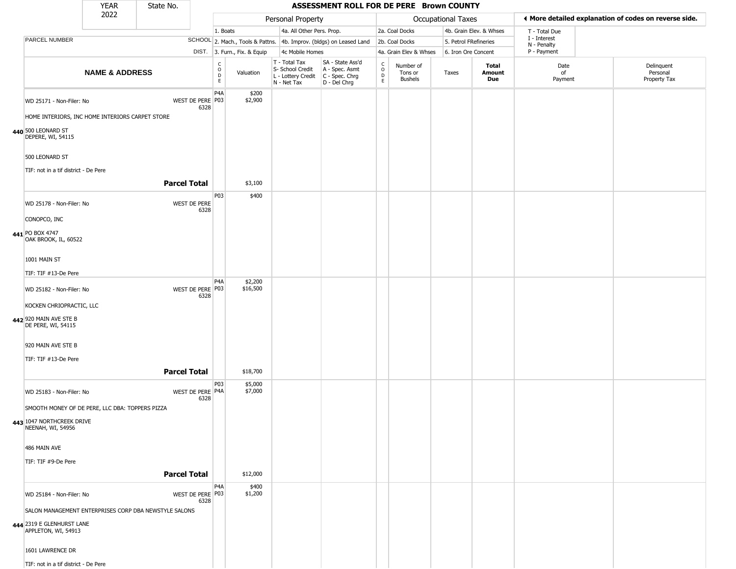| YEAR | State No. |
|---|---|
| 2022 | |

# ASSESSMENT ROLL FOR DE PERE Brown COUNTY

| | | Personal Property | | | | Occupational Taxes | | | | ◄ More detailed explanation of codes on reverse side. | |
|---|---|---|---|---|---|---|---|---|---|---|---|
| | | 1. Boats | | 4a. All Other Pers. Prop. | | 2a. Coal Docks | | 4b. Grain Elev. & Whses | | T - Total Due | |
| PARCEL NUMBER | SCHOOL | 2. Mach., Tools & Pattns. | | 4b. Improv. (bldgs) on Leased Land | | 2b. Coal Docks | | 5. Petrol FRefineries | | I - Interest N - Penalty | |
| | DIST. | 3. Furn., Fix. & Equip | | 4c Mobile Homes | | 4a. Grain Elev & Whses | | 6. Iron Ore Concent | | P - Payment | |
| NAME & ADDRESS | | CODE | Valuation | T - Total Tax S- School Credit L - Lottery Credit N - Net Tax | SA - State Ass'd A - Spec. Asmt C - Spec. Chrg D - Del Chrg | CODE | Number of Tons or Bushels | Taxes | Total Amount Due | Date of Payment | Delinquent Personal Property Tax |
| WD 25171 - Non-Filer: No | WEST DE PERE 6328 | P4A | $200 | | | | | | | | |
| | | P03 | $2,900 | | | | | | | | |
| HOME INTERIORS, INC HOME INTERIORS CARPET STORE | | | | | | | | | | | |
| 440 500 LEONARD ST DEPERE, WI, 54115 | | | | | | | | | | | |
| 500 LEONARD ST | | | | | | | | | | | |
| TIF: not in a tif district - De Pere | | | | | | | | | | | |
| | **Parcel Total** | | $3,100 | | | | | | | | |
| WD 25178 - Non-Filer: No | WEST DE PERE 6328 | P03 | $400 | | | | | | | | |
| CONOPCO, INC | | | | | | | | | | | |
| 441 PO BOX 4747 OAK BROOK, IL, 60522 | | | | | | | | | | | |
| 1001 MAIN ST | | | | | | | | | | | |
| TIF: TIF #13-De Pere | | | | | | | | | | | |
| WD 25182 - Non-Filer: No | WEST DE PERE 6328 | P4A | $2,200 | | | | | | | | |
| | | P03 | $16,500 | | | | | | | | |
| KOCKEN CHRIOPRACTIC, LLC | | | | | | | | | | | |
| 442 920 MAIN AVE STE B DE PERE, WI, 54115 | | | | | | | | | | | |
| 920 MAIN AVE STE B | | | | | | | | | | | |
| TIF: TIF #13-De Pere | | | | | | | | | | | |
| | **Parcel Total** | | $18,700 | | | | | | | | |
| WD 25183 - Non-Filer: No | WEST DE PERE 6328 | P03 | $5,000 | | | | | | | | |
| | | P4A | $7,000 | | | | | | | | |
| SMOOTH MONEY OF DE PERE, LLC DBA: TOPPERS PIZZA | | | | | | | | | | | |
| 443 1047 NORTHCREEK DRIVE NEENAH, WI, 54956 | | | | | | | | | | | |
| 486 MAIN AVE | | | | | | | | | | | |
| TIF: TIF #9-De Pere | | | | | | | | | | | |
| | **Parcel Total** | | $12,000 | | | | | | | | |
| WD 25184 - Non-Filer: No | WEST DE PERE 6328 | P4A | $400 | | | | | | | | |
| | | P03 | $1,200 | | | | | | | | |
| SALON MANAGEMENT ENTERPRISES CORP DBA NEWSTYLE SALONS | | | | | | | | | | | |
| 444 2319 E GLENHURST LANE APPLETON, WI, 54913 | | | | | | | | | | | |
| 1601 LAWRENCE DR | | | | | | | | | | | |
| TIF: not in a tif district - De Pere | | | | | | | | | | | |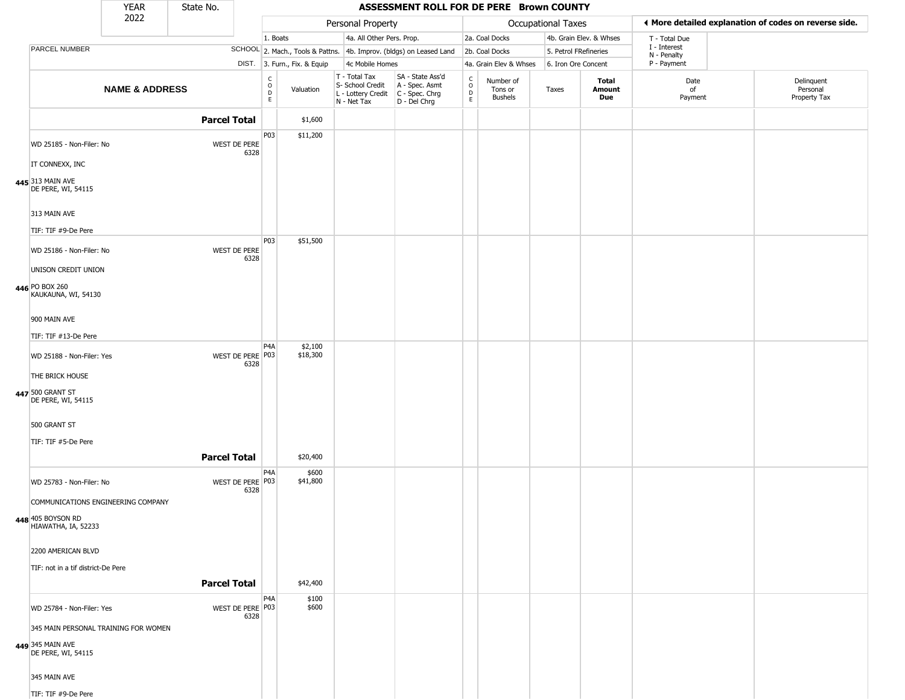# ASSESSMENT ROLL FOR DE PERE Brown COUNTY

YEAR 2022 | State No.

**Personal Property:** 1. Boats; 2. Mach., Tools & Pattns.; 3. Furn., Fix. & Equip; 4a. All Other Pers. Prop.; 4b. Improv. (bldgs) on Leased Land; 4c Mobile Homes

**Occupational Taxes:** 2a. Coal Docks; 2b. Coal Docks; 4a. Grain Elev & Whses; 4b. Grain Elev. & Whses; 5. Petrol FRefineries; 6. Iron Ore Concent

◄ More detailed explanation of codes on reverse side.

T - Total Due; I - Interest; N - Penalty; P - Payment

| | PARCEL NUMBER / NAME & ADDRESS | SCHOOL DIST. | CODE | Valuation | T - Total Tax S- School Credit L - Lottery Credit N - Net Tax | SA - State Ass'd A - Spec. Asmt C - Spec. Chrg D - Del Chrg | CODE | Number of Tons or Bushels | Taxes | Total Amount Due | Date of Payment | Delinquent Personal Property Tax |
|---|---|---|---|---|---|---|---|---|---|---|---|---|
| | **Parcel Total** | | | $1,600 | | | | | | | | |
| 445 | WD 25185 - Non-Filer: No<br>IT CONNEXX, INC<br>313 MAIN AVE<br>DE PERE, WI, 54115<br>313 MAIN AVE<br>TIF: TIF #9-De Pere | WEST DE PERE 6328 | P03 | $11,200 | | | | | | | | |
| 446 | WD 25186 - Non-Filer: No<br>UNISON CREDIT UNION<br>PO BOX 260<br>KAUKAUNA, WI, 54130<br>900 MAIN AVE<br>TIF: TIF #13-De Pere | WEST DE PERE 6328 | P03 | $51,500 | | | | | | | | |
| 447 | WD 25188 - Non-Filer: Yes<br>THE BRICK HOUSE<br>500 GRANT ST<br>DE PERE, WI, 54115<br>500 GRANT ST<br>TIF: TIF #5-De Pere | WEST DE PERE 6328 | P4A<br>P03 | $2,100<br>$18,300 | | | | | | | | |
| | **Parcel Total** | | | $20,400 | | | | | | | | |
| 448 | WD 25783 - Non-Filer: No<br>COMMUNICATIONS ENGINEERING COMPANY<br>405 BOYSON RD<br>HIAWATHA, IA, 52233<br>2200 AMERICAN BLVD<br>TIF: not in a tif district-De Pere | WEST DE PERE 6328 | P4A<br>P03 | $600<br>$41,800 | | | | | | | | |
| | **Parcel Total** | | | $42,400 | | | | | | | | |
| 449 | WD 25784 - Non-Filer: Yes<br>345 MAIN PERSONAL TRAINING FOR WOMEN<br>345 MAIN AVE<br>DE PERE, WI, 54115<br>345 MAIN AVE<br>TIF: TIF #9-De Pere | WEST DE PERE 6328 | P4A<br>P03 | $100<br>$600 | | | | | | | | |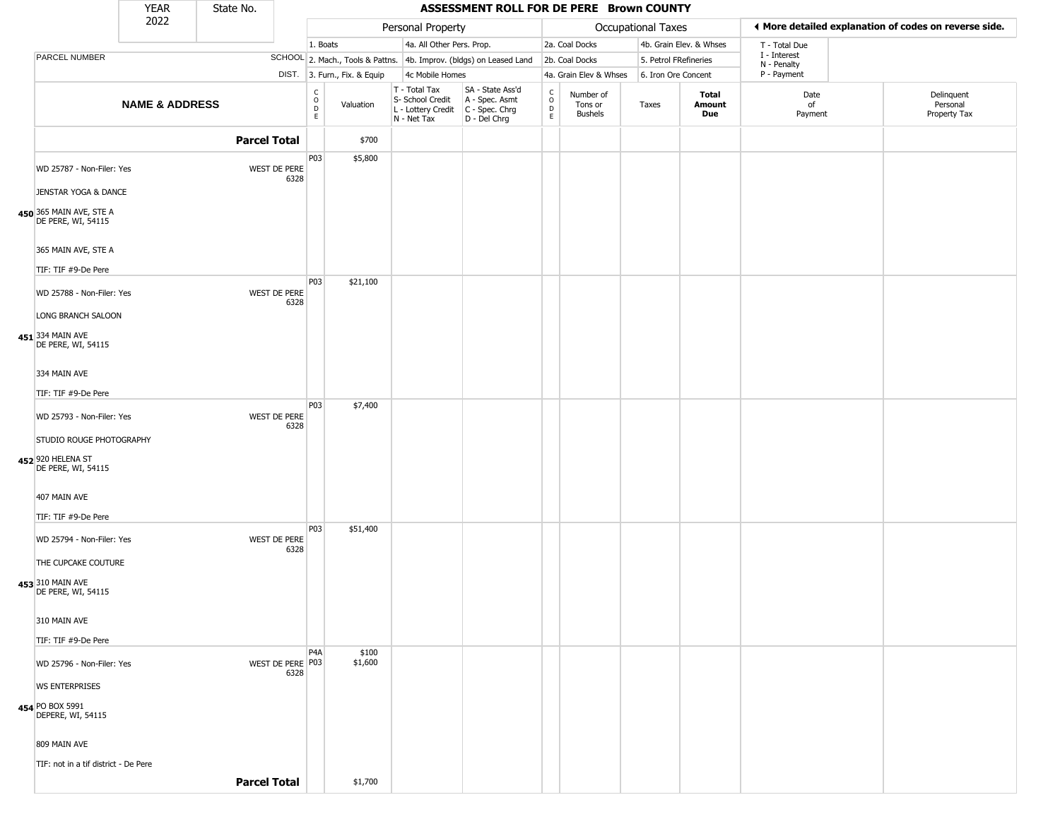| YEAR 2022 | State No. | ASSESSMENT ROLL FOR DE PERE Brown COUNTY | | | | | | | | | | |
|---|---|---|---|---|---|---|---|---|---|---|---|---|

| PARCEL NUMBER / NAME & ADDRESS | SCHOOL DIST. | CODE | Personal Property Valuation | T - Total Tax / S- School Credit / L - Lottery Credit / N - Net Tax | SA - State Ass'd / A - Spec. Asmt / C - Spec. Chrg / D - Del Chrg | CODE | Number of Tons or Bushels | Taxes | Total Amount Due | Date of Payment | Delinquent Personal Property Tax |
|---|---|---|---|---|---|---|---|---|---|---|---|
| **Parcel Total** | | | $700 | | | | | | | | |
| WD 25787 - Non-Filer: Yes<br>JENSTAR YOGA & DANCE<br>450 365 MAIN AVE, STE A<br>DE PERE, WI, 54115<br>365 MAIN AVE, STE A<br>TIF: TIF #9-De Pere | WEST DE PERE 6328 | P03 | $5,800 | | | | | | | | |
| WD 25788 - Non-Filer: Yes<br>LONG BRANCH SALOON<br>451 334 MAIN AVE<br>DE PERE, WI, 54115<br>334 MAIN AVE<br>TIF: TIF #9-De Pere | WEST DE PERE 6328 | P03 | $21,100 | | | | | | | | |
| WD 25793 - Non-Filer: Yes<br>STUDIO ROUGE PHOTOGRAPHY<br>452 920 HELENA ST<br>DE PERE, WI, 54115<br>407 MAIN AVE<br>TIF: TIF #9-De Pere | WEST DE PERE 6328 | P03 | $7,400 | | | | | | | | |
| WD 25794 - Non-Filer: Yes<br>THE CUPCAKE COUTURE<br>453 310 MAIN AVE<br>DE PERE, WI, 54115<br>310 MAIN AVE<br>TIF: TIF #9-De Pere | WEST DE PERE 6328 | P03 | $51,400 | | | | | | | | |
| WD 25796 - Non-Filer: Yes<br>WS ENTERPRISES<br>454 PO BOX 5991<br>DEPERE, WI, 54115<br>809 MAIN AVE<br>TIF: not in a tif district - De Pere | WEST DE PERE 6328 | P4A<br>P03 | $100<br>$1,600 | | | | | | | | |
| **Parcel Total** | | | $1,700 | | | | | | | | |

Personal Property codes: 1. Boats; 2. Mach., Tools & Pattns.; 3. Furn., Fix. & Equip; 4a. All Other Pers. Prop.; 4b. Improv. (bldgs) on Leased Land; 4c Mobile Homes

Occupational Taxes codes: 2a. Coal Docks; 2b. Coal Docks; 4a. Grain Elev & Whses; 4b. Grain Elev. & Whses; 5. Petrol FRefineries; 6. Iron Ore Concent

◄ More detailed explanation of codes on reverse side.

T - Total Due
I - Interest
N - Penalty
P - Payment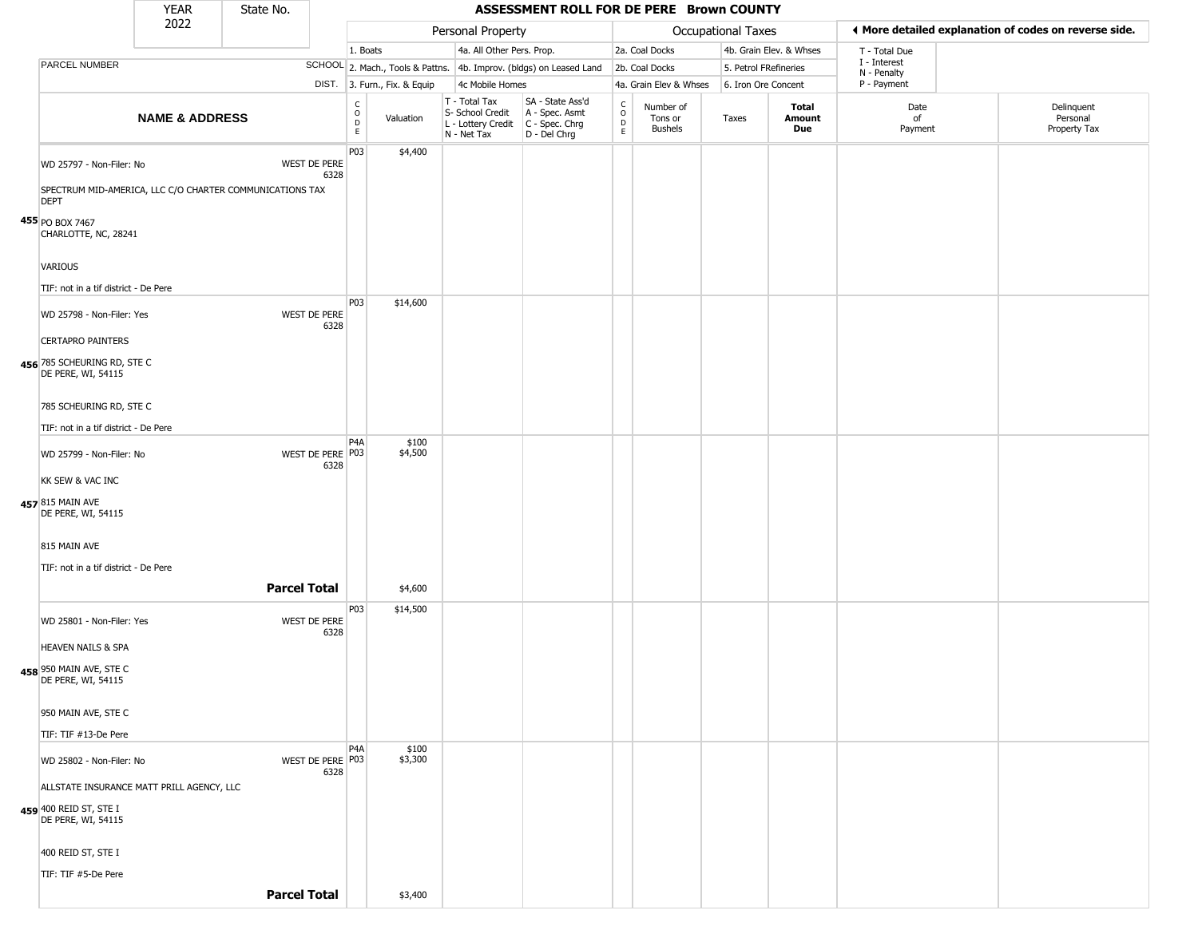# ASSESSMENT ROLL FOR DE PERE Brown COUNTY

YEAR 2022 | State No.

| PARCEL NUMBER / NAME & ADDRESS | SCHOOL DIST. | CODE | Valuation | T - Total Tax / S- School Credit / L - Lottery Credit / N - Net Tax | SA - State Ass'd / A - Spec. Asmt / C - Spec. Chrg / D - Del Chrg | CODE | Number of Tons or Bushels | Taxes | Total Amount Due | Date of Payment | Delinquent Personal Property Tax |
|---|---|---|---|---|---|---|---|---|---|---|---|
| **455** WD 25797 - Non-Filer: No<br>SPECTRUM MID-AMERICA, LLC C/O CHARTER COMMUNICATIONS TAX DEPT<br>PO BOX 7467<br>CHARLOTTE, NC, 28241<br>VARIOUS<br>TIF: not in a tif district - De Pere | WEST DE PERE 6328 | P03 | $4,400 | | | | | | | | |
| **456** WD 25798 - Non-Filer: Yes<br>CERTAPRO PAINTERS<br>785 SCHEURING RD, STE C<br>DE PERE, WI, 54115<br>785 SCHEURING RD, STE C<br>TIF: not in a tif district - De Pere | WEST DE PERE 6328 | P03 | $14,600 | | | | | | | | |
| **457** WD 25799 - Non-Filer: No<br>KK SEW & VAC INC<br>815 MAIN AVE<br>DE PERE, WI, 54115<br>815 MAIN AVE<br>TIF: not in a tif district - De Pere | WEST DE PERE 6328 | P4A<br>P03 | $100<br>$4,500 | | | | | | | | |
| **Parcel Total** | | | $4,600 | | | | | | | | |
| **458** WD 25801 - Non-Filer: Yes<br>HEAVEN NAILS & SPA<br>950 MAIN AVE, STE C<br>DE PERE, WI, 54115<br>950 MAIN AVE, STE C<br>TIF: TIF #13-De Pere | WEST DE PERE 6328 | P03 | $14,500 | | | | | | | | |
| **459** WD 25802 - Non-Filer: No<br>ALLSTATE INSURANCE MATT PRILL AGENCY, LLC<br>400 REID ST, STE I<br>DE PERE, WI, 54115<br>400 REID ST, STE I<br>TIF: TIF #5-De Pere | WEST DE PERE 6328 | P4A<br>P03 | $100<br>$3,300 | | | | | | | | |
| **Parcel Total** | | | $3,400 | | | | | | | | |

Personal Property codes: 1. Boats; 2. Mach., Tools & Pattns.; 3. Furn., Fix. & Equip; 4a. All Other Pers. Prop.; 4b. Improv. (bldgs) on Leased Land; 4c Mobile Homes

Occupational Taxes codes: 2a. Coal Docks; 2b. Coal Docks; 4a. Grain Elev & Whses; 4b. Grain Elev. & Whses; 5. Petrol FRefineries; 6. Iron Ore Concent

◄ More detailed explanation of codes on reverse side.

T - Total Due; I - Interest; N - Penalty; P - Payment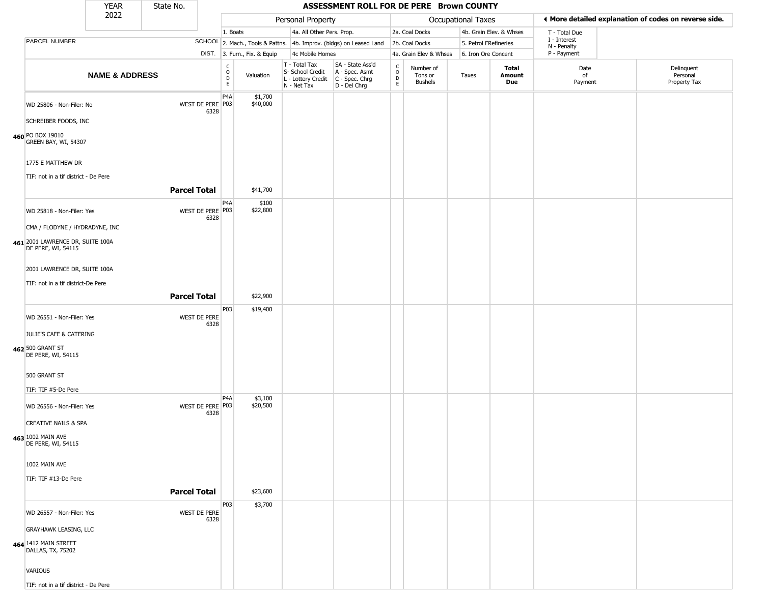| YEAR 2022 | State No. | | | | | | | | | | | |
|---|---|---|---|---|---|---|---|---|---|---|---|---|

# ASSESSMENT ROLL FOR DE PERE Brown COUNTY

| | | Personal Property | | | | Occupational Taxes | | | | ◄ More detailed explanation of codes on reverse side. | | |
|---|---|---|---|---|---|---|---|---|---|---|---|---|
| | | 1. Boats | | 4a. All Other Pers. Prop. | | 2a. Coal Docks | | 4b. Grain Elev. & Whses | | T - Total Due | | |
| PARCEL NUMBER | SCHOOL | 2. Mach., Tools & Pattns. | | 4b. Improv. (bldgs) on Leased Land | | 2b. Coal Docks | | 5. Petrol FRefineries | | I - Interest, N - Penalty | | |
| | DIST. | 3. Furn., Fix. & Equip | | 4c Mobile Homes | | 4a. Grain Elev & Whses | | 6. Iron Ore Concent | | P - Payment | | |
| NAME & ADDRESS | | CODE | Valuation | T - Total Tax, S- School Credit, L - Lottery Credit, N - Net Tax | SA - State Ass'd, A - Spec. Asmt, C - Spec. Chrg, D - Del Chrg | CODE | Number of Tons or Bushels | Taxes | Total Amount Due | Date of Payment | Delinquent Personal Property Tax | |
| **460** WD 25806 - Non-Filer: No<br>SCHREIBER FOODS, INC<br>PO BOX 19010<br>GREEN BAY, WI, 54307<br>1775 E MATTHEW DR<br>TIF: not in a tif district - De Pere | WEST DE PERE 6328 | P4A<br>P03 | $1,700<br>$40,000 | | | | | | | | | |
| | **Parcel Total** | | $41,700 | | | | | | | | | |
| **461** WD 25818 - Non-Filer: Yes<br>CMA / FLODYNE / HYDRADYNE, INC<br>2001 LAWRENCE DR, SUITE 100A<br>DE PERE, WI, 54115<br>2001 LAWRENCE DR, SUITE 100A<br>TIF: not in a tif district-De Pere | WEST DE PERE 6328 | P4A<br>P03 | $100<br>$22,800 | | | | | | | | | |
| | **Parcel Total** | | $22,900 | | | | | | | | | |
| **462** WD 26551 - Non-Filer: Yes<br>JULIE'S CAFE & CATERING<br>500 GRANT ST<br>DE PERE, WI, 54115<br>500 GRANT ST<br>TIF: TIF #5-De Pere | WEST DE PERE 6328 | P03 | $19,400 | | | | | | | | | |
| **463** WD 26556 - Non-Filer: Yes<br>CREATIVE NAILS & SPA<br>1002 MAIN AVE<br>DE PERE, WI, 54115<br>1002 MAIN AVE<br>TIF: TIF #13-De Pere | WEST DE PERE 6328 | P4A<br>P03 | $3,100<br>$20,500 | | | | | | | | | |
| | **Parcel Total** | | $23,600 | | | | | | | | | |
| **464** WD 26557 - Non-Filer: Yes<br>GRAYHAWK LEASING, LLC<br>1412 MAIN STREET<br>DALLAS, TX, 75202<br>VARIOUS<br>TIF: not in a tif district - De Pere | WEST DE PERE 6328 | P03 | $3,700 | | | | | | | | | |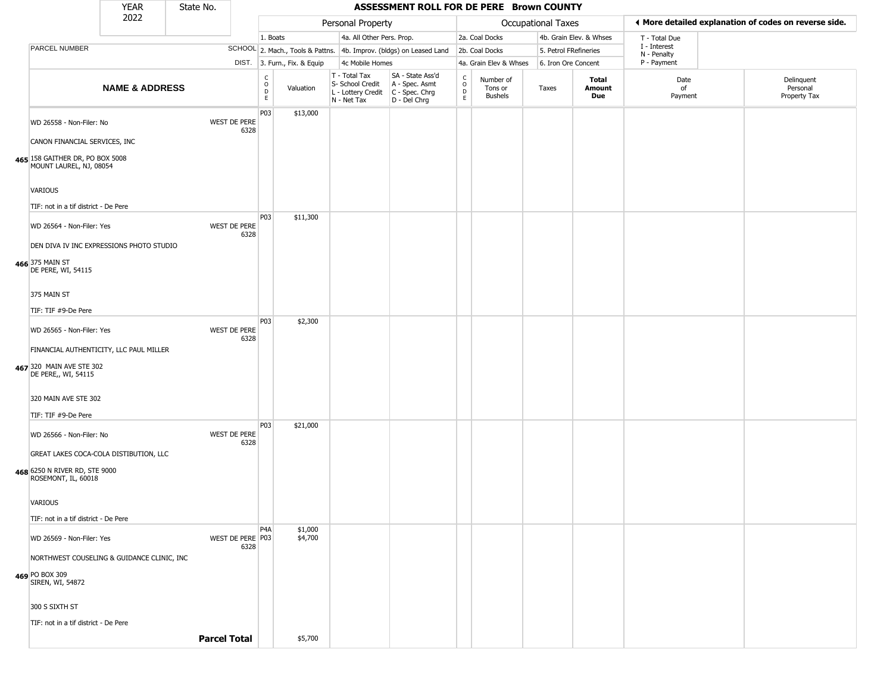# ASSESSMENT ROLL FOR DE PERE Brown COUNTY

| YEAR | State No. |
|---|---|
| 2022 | |

**Personal Property:** 1. Boats; 2. Mach., Tools & Pattns.; 3. Furn., Fix. & Equip; 4a. All Other Pers. Prop.; 4b. Improv. (bldgs) on Leased Land; 4c Mobile Homes

**Occupational Taxes:** 2a. Coal Docks; 2b. Coal Docks; 4a. Grain Elev & Whses; 4b. Grain Elev. & Whses; 5. Petrol FRefineries; 6. Iron Ore Concent

T - Total Due; I - Interest; N - Penalty; P - Payment

◄ More detailed explanation of codes on reverse side.

| | NAME & ADDRESS | SCHOOL DIST. | CODE | Valuation | T - Total Tax / S- School Credit / L - Lottery Credit / N - Net Tax | SA - State Ass'd / A - Spec. Asmt / C - Spec. Chrg / D - Del Chrg | CODE | Number of Tons or Bushels | Taxes | Total Amount Due | Date of Payment | Delinquent Personal Property Tax |
|---|---|---|---|---|---|---|---|---|---|---|---|---|
| 465 | WD 26558 - Non-Filer: No<br>CANON FINANCIAL SERVICES, INC<br>158 GAITHER DR, PO BOX 5008<br>MOUNT LAUREL, NJ, 08054<br>VARIOUS<br>TIF: not in a tif district - De Pere | WEST DE PERE 6328 | P03 | $13,000 | | | | | | | | |
| 466 | WD 26564 - Non-Filer: Yes<br>DEN DIVA IV INC EXPRESSIONS PHOTO STUDIO<br>375 MAIN ST<br>DE PERE, WI, 54115<br>375 MAIN ST<br>TIF: TIF #9-De Pere | WEST DE PERE 6328 | P03 | $11,300 | | | | | | | | |
| 467 | WD 26565 - Non-Filer: Yes<br>FINANCIAL AUTHENTICITY, LLC PAUL MILLER<br>320 MAIN AVE STE 302<br>DE PERE,, WI, 54115<br>320 MAIN AVE STE 302<br>TIF: TIF #9-De Pere | WEST DE PERE 6328 | P03 | $2,300 | | | | | | | | |
| 468 | WD 26566 - Non-Filer: No<br>GREAT LAKES COCA-COLA DISTIBUTION, LLC<br>6250 N RIVER RD, STE 9000<br>ROSEMONT, IL, 60018<br>VARIOUS<br>TIF: not in a tif district - De Pere | WEST DE PERE 6328 | P03 | $21,000 | | | | | | | | |
| 469 | WD 26569 - Non-Filer: Yes<br>NORTHWEST COUSELING & GUIDANCE CLINIC, INC<br>PO BOX 309<br>SIREN, WI, 54872<br>300 S SIXTH ST<br>TIF: not in a tif district - De Pere | WEST DE PERE 6328 | P4A<br>P03 | $1,000<br>$4,700 | | | | | | | | |
| | | **Parcel Total** | | $5,700 | | | | | | | | |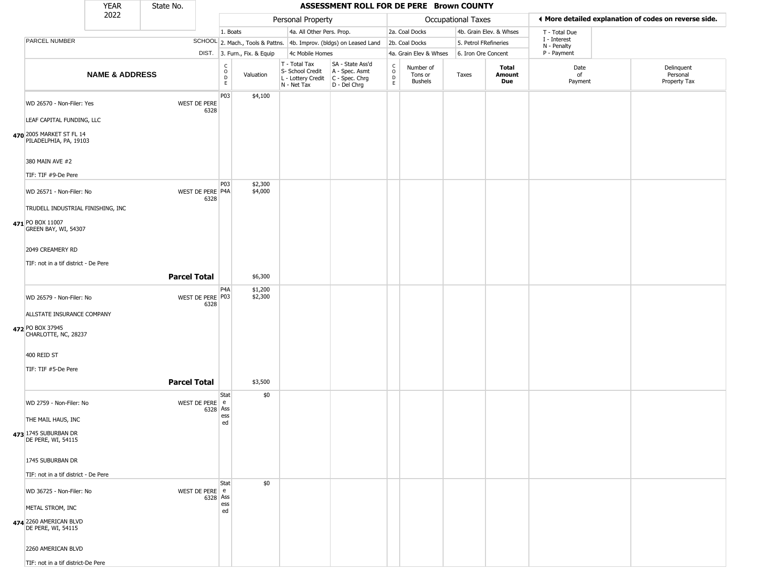# ASSESSMENT ROLL FOR DE PERE Brown COUNTY

YEAR 2022 | State No.

| PARCEL NUMBER / NAME & ADDRESS | SCHOOL DIST. | CODE | Valuation | T - Total Tax S- School Credit L - Lottery Credit N - Net Tax | SA - State Ass'd A - Spec. Asmt C - Spec. Chrg D - Del Chrg | CODE | Number of Tons or Bushels | Taxes | Total Amount Due | Date of Payment | Delinquent Personal Property Tax |
|---|---|---|---|---|---|---|---|---|---|---|---|
| **470** WD 26570 - Non-Filer: Yes<br>LEAF CAPITAL FUNDING, LLC<br>2005 MARKET ST FL 14<br>PILADELPHIA, PA, 19103<br>380 MAIN AVE #2<br>TIF: TIF #9-De Pere | WEST DE PERE 6328 | P03 | $4,100 | | | | | | | | |
| **471** WD 26571 - Non-Filer: No<br>TRUDELL INDUSTRIAL FINISHING, INC<br>PO BOX 11007<br>GREEN BAY, WI, 54307<br>2049 CREAMERY RD<br>TIF: not in a tif district - De Pere | WEST DE PERE 6328 | P03<br>P4A | $2,300<br>$4,000 | | | | | | | | |
| | **Parcel Total** | | $6,300 | | | | | | | | |
| **472** WD 26579 - Non-Filer: No<br>ALLSTATE INSURANCE COMPANY<br>PO BOX 37945<br>CHARLOTTE, NC, 28237<br>400 REID ST<br>TIF: TIF #5-De Pere | WEST DE PERE 6328 | P4A<br>P03 | $1,200<br>$2,300 | | | | | | | | |
| | **Parcel Total** | | $3,500 | | | | | | | | |
| **473** WD 2759 - Non-Filer: No<br>THE MAIL HAUS, INC<br>1745 SUBURBAN DR<br>DE PERE, WI, 54115<br>1745 SUBURBAN DR<br>TIF: not in a tif district - De Pere | WEST DE PERE 6328 | State Assessed | $0 | | | | | | | | |
| **474** WD 36725 - Non-Filer: No<br>METAL STROM, INC<br>2260 AMERICAN BLVD<br>DE PERE, WI, 54115<br>2260 AMERICAN BLVD<br>TIF: not in a tif district-De Pere | WEST DE PERE 6328 | State Assessed | $0 | | | | | | | | |

Personal Property codes: 1. Boats; 2. Mach., Tools & Pattns.; 3. Furn., Fix. & Equip; 4a. All Other Pers. Prop.; 4b. Improv. (bldgs) on Leased Land; 4c Mobile Homes

Occupational Taxes codes: 2a. Coal Docks; 2b. Coal Docks; 4a. Grain Elev & Whses; 4b. Grain Elev. & Whses; 5. Petrol FRefineries; 6. Iron Ore Concent

T - Total Due; I - Interest; N - Penalty; P - Payment

◄ More detailed explanation of codes on reverse side.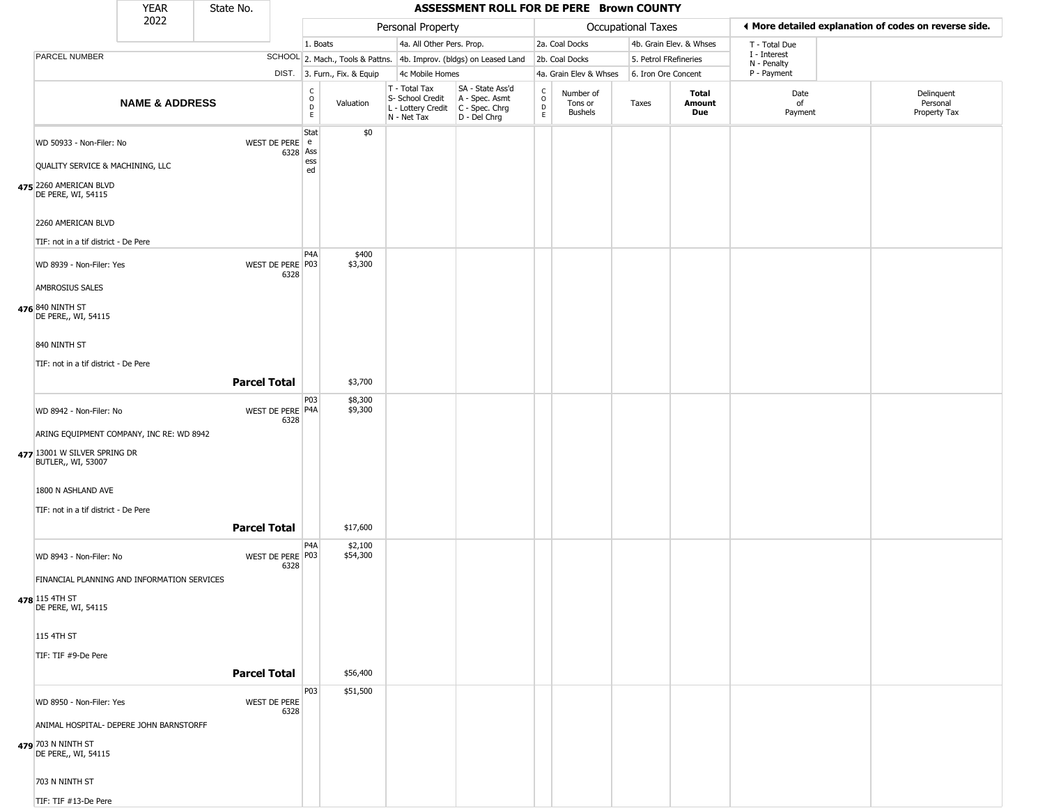| YEAR | State No. |
|---|---|
| 2022 | |

# ASSESSMENT ROLL FOR DE PERE Brown COUNTY

| | | Personal Property | | | | | Occupational Taxes | | | | ◄ More detailed explanation of codes on reverse side. | |
|---|---|---|---|---|---|---|---|---|---|---|---|---|
| PARCEL NUMBER | SCHOOL DIST. | 1. Boats<br>2. Mach., Tools & Pattns.<br>3. Furn., Fix. & Equip | | 4a. All Other Pers. Prop.<br>4b. Improv. (bldgs) on Leased Land<br>4c Mobile Homes | | | 2a. Coal Docks<br>2b. Coal Docks<br>4a. Grain Elev & Whses | | 4b. Grain Elev. & Whses<br>5. Petrol FRefineries<br>6. Iron Ore Concent | | T - Total Due<br>I - Interest<br>N - Penalty<br>P - Payment | |
| **NAME & ADDRESS** | | CODE | Valuation | T - Total Tax<br>S- School Credit<br>L - Lottery Credit<br>N - Net Tax | SA - State Ass'd<br>A - Spec. Asmt<br>C - Spec. Chrg<br>D - Del Chrg | CODE | Number of Tons or Bushels | Taxes | **Total Amount Due** | Date of Payment | Delinquent Personal Property Tax |
| 475 WD 50933 - Non-Filer: No<br>QUALITY SERVICE & MACHINING, LLC<br>2260 AMERICAN BLVD<br>DE PERE, WI, 54115<br>2260 AMERICAN BLVD<br>TIF: not in a tif district - De Pere | WEST DE PERE 6328 | State Assessed | $0 | | | | | | | | |
| 476 WD 8939 - Non-Filer: Yes<br>AMBROSIUS SALES<br>840 NINTH ST<br>DE PERE,, WI, 54115<br>840 NINTH ST<br>TIF: not in a tif district - De Pere | WEST DE PERE 6328 | P4A<br>P03 | $400<br>$3,300 | | | | | | | | |
| | **Parcel Total** | | $3,700 | | | | | | | | |
| 477 WD 8942 - Non-Filer: No<br>ARING EQUIPMENT COMPANY, INC RE: WD 8942<br>13001 W SILVER SPRING DR<br>BUTLER,, WI, 53007<br>1800 N ASHLAND AVE<br>TIF: not in a tif district - De Pere | WEST DE PERE 6328 | P03<br>P4A | $8,300<br>$9,300 | | | | | | | | |
| | **Parcel Total** | | $17,600 | | | | | | | | |
| 478 WD 8943 - Non-Filer: No<br>FINANCIAL PLANNING AND INFORMATION SERVICES<br>115 4TH ST<br>DE PERE, WI, 54115<br>115 4TH ST<br>TIF: TIF #9-De Pere | WEST DE PERE 6328 | P4A<br>P03 | $2,100<br>$54,300 | | | | | | | | |
| | **Parcel Total** | | $56,400 | | | | | | | | |
| 479 WD 8950 - Non-Filer: Yes<br>ANIMAL HOSPITAL- DEPERE JOHN BARNSTORFF<br>703 N NINTH ST<br>DE PERE,, WI, 54115<br>703 N NINTH ST<br>TIF: TIF #13-De Pere | WEST DE PERE 6328 | P03 | $51,500 | | | | | | | | |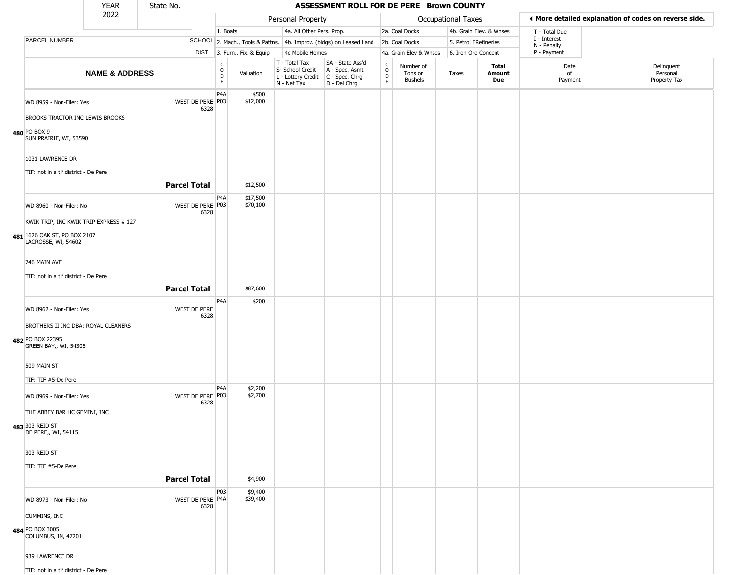| YEAR 2022 | State No. | | **ASSESSMENT ROLL FOR DE PERE Brown COUNTY** | | | | | | | | | |
|---|---|---|---|---|---|---|---|---|---|---|---|---|
| | | | Personal Property | | | | Occupational Taxes | | | | ◄ More detailed explanation of codes on reverse side. | |
| | | | 1. Boats | | 4a. All Other Pers. Prop. | | 2a. Coal Docks | | 4b. Grain Elev. & Whses | | T - Total Due | |
| PARCEL NUMBER | | SCHOOL | 2. Mach., Tools & Pattns. | | 4b. Improv. (bldgs) on Leased Land | | 2b. Coal Docks | | 5. Petrol FRefineries | | I - Interest, N - Penalty | |
| | | DIST. | 3. Furn., Fix. & Equip | | 4c Mobile Homes | | 4a. Grain Elev & Whses | | 6. Iron Ore Concent | | P - Payment | |
| **NAME & ADDRESS** | | | CODE | Valuation | T - Total Tax, S- School Credit, L - Lottery Credit, N - Net Tax | SA - State Ass'd, A - Spec. Asmt, C - Spec. Chrg, D - Del Chrg | CODE | Number of Tons or Bushels | Taxes | **Total Amount Due** | Date of Payment | Delinquent Personal Property Tax |
| 480 | WD 8959 - Non-Filer: Yes<br>BROOKS TRACTOR INC LEWIS BROOKS<br>PO BOX 9<br>SUN PRAIRIE, WI, 53590<br>1031 LAWRENCE DR<br>TIF: not in a tif district - De Pere | WEST DE PERE 6328 | P4A<br>P03 | $500<br>$12,000 | | | | | | | | |
| | **Parcel Total** | | | $12,500 | | | | | | | | |
| 481 | WD 8960 - Non-Filer: No<br>KWIK TRIP, INC KWIK TRIP EXPRESS # 127<br>1626 OAK ST, PO BOX 2107<br>LACROSSE, WI, 54602<br>746 MAIN AVE<br>TIF: not in a tif district - De Pere | WEST DE PERE 6328 | P4A<br>P03 | $17,500<br>$70,100 | | | | | | | | |
| | **Parcel Total** | | | $87,600 | | | | | | | | |
| 482 | WD 8962 - Non-Filer: Yes<br>BROTHERS II INC DBA: ROYAL CLEANERS<br>PO BOX 22395<br>GREEN BAY,, WI, 54305<br>509 MAIN ST<br>TIF: TIF #5-De Pere | WEST DE PERE 6328 | P4A | $200 | | | | | | | | |
| 483 | WD 8969 - Non-Filer: Yes<br>THE ABBEY BAR HC GEMINI, INC<br>303 REID ST<br>DE PERE,, WI, 54115<br>303 REID ST<br>TIF: TIF #5-De Pere | WEST DE PERE 6328 | P4A<br>P03 | $2,200<br>$2,700 | | | | | | | | |
| | **Parcel Total** | | | $4,900 | | | | | | | | |
| 484 | WD 8973 - Non-Filer: No<br>CUMMINS, INC<br>PO BOX 3005<br>COLUMBUS, IN, 47201<br>939 LAWRENCE DR<br>TIF: not in a tif district - De Pere | WEST DE PERE 6328 | P03<br>P4A | $9,400<br>$39,400 | | | | | | | | |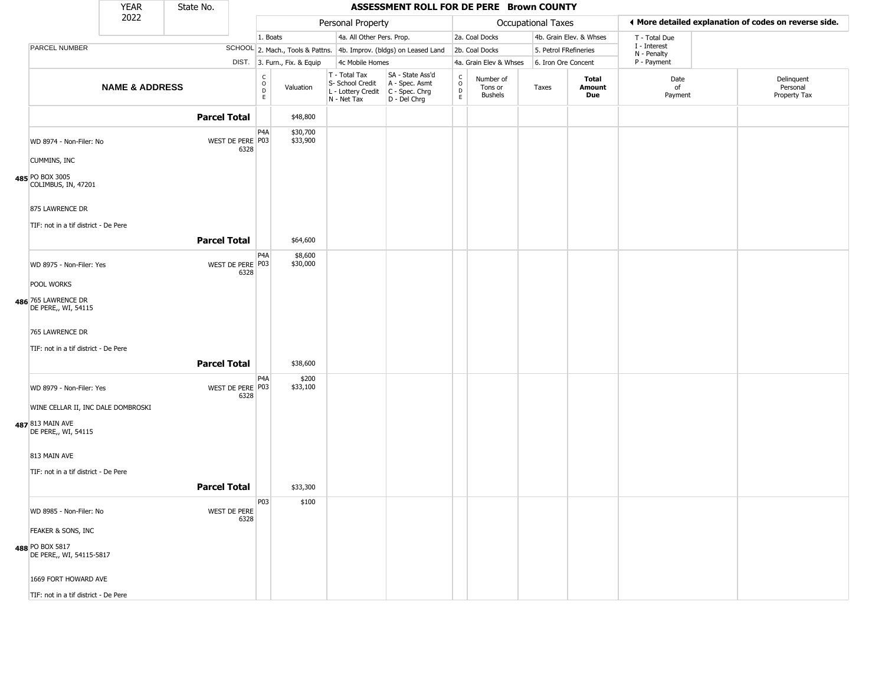| YEAR 2022 | State No. | | ASSESSMENT ROLL FOR DE PERE Brown COUNTY | | | | | | | | | | |
|---|---|---|---|---|---|---|---|---|---|---|---|---|---|

**Personal Property:** 1. Boats; 2. Mach., Tools & Pattns.; 3. Furn., Fix. & Equip; 4a. All Other Pers. Prop.; 4b. Improv. (bldgs) on Leased Land; 4c Mobile Homes

**Occupational Taxes:** 2a. Coal Docks; 2b. Coal Docks; 4a. Grain Elev & Whses; 4b. Grain Elev. & Whses; 5. Petrol FRefineries; 6. Iron Ore Concent

◄ More detailed explanation of codes on reverse side.

T - Total Due; I - Interest; N - Penalty; P - Payment

| | NAME & ADDRESS | SCHOOL DIST. | CODE | Valuation | T - Total Tax S- School Credit L - Lottery Credit N - Net Tax | SA - State Ass'd A - Spec. Asmt C - Spec. Chrg D - Del Chrg | CODE | Number of Tons or Bushels | Taxes | Total Amount Due | Date of Payment | Delinquent Personal Property Tax |
|---|---|---|---|---|---|---|---|---|---|---|---|---|
| | **Parcel Total** | | | $48,800 | | | | | | | | |
| 485 | WD 8974 - Non-Filer: No<br>CUMMINS, INC<br>PO BOX 3005<br>COLUMBUS, IN, 47201<br>875 LAWRENCE DR<br>TIF: not in a tif district - De Pere | WEST DE PERE 6328 | P4A<br>P03 | $30,700<br>$33,900 | | | | | | | | |
| | **Parcel Total** | | | $64,600 | | | | | | | | |
| 486 | WD 8975 - Non-Filer: Yes<br>POOL WORKS<br>765 LAWRENCE DR<br>DE PERE,, WI, 54115<br>765 LAWRENCE DR<br>TIF: not in a tif district - De Pere | WEST DE PERE 6328 | P4A<br>P03 | $8,600<br>$30,000 | | | | | | | | |
| | **Parcel Total** | | | $38,600 | | | | | | | | |
| 487 | WD 8979 - Non-Filer: Yes<br>WINE CELLAR II, INC DALE DOMBROSKI<br>813 MAIN AVE<br>DE PERE,, WI, 54115<br>813 MAIN AVE<br>TIF: not in a tif district - De Pere | WEST DE PERE 6328 | P4A<br>P03 | $200<br>$33,100 | | | | | | | | |
| | **Parcel Total** | | | $33,300 | | | | | | | | |
| 488 | WD 8985 - Non-Filer: No<br>FEAKER & SONS, INC<br>PO BOX 5817<br>DE PERE,, WI, 54115-5817<br>1669 FORT HOWARD AVE<br>TIF: not in a tif district - De Pere | WEST DE PERE 6328 | P03 | $100 | | | | | | | | |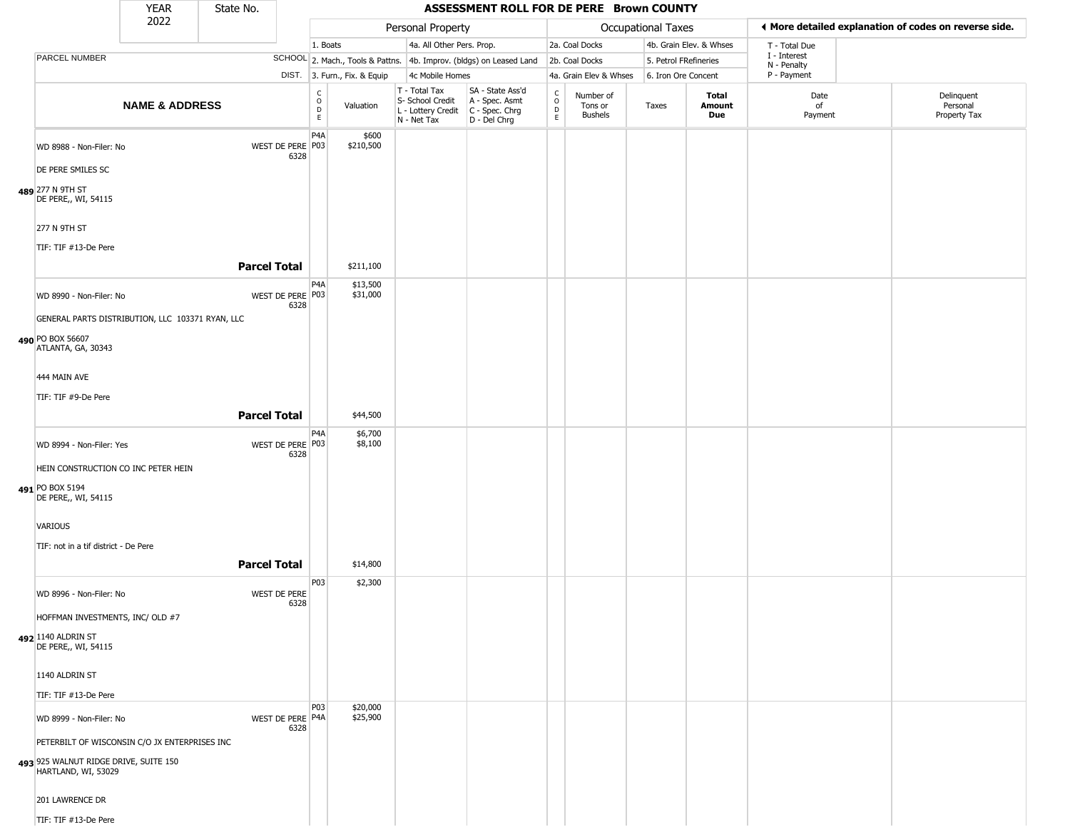# ASSESSMENT ROLL FOR DE PERE Brown COUNTY

| YEAR | State No. |
|---|---|
| 2022 | |

**Personal Property**
1. Boats
2. Mach., Tools & Pattns.
3. Furn., Fix. & Equip
4a. All Other Pers. Prop.
4b. Improv. (bldgs) on Leased Land
4c Mobile Homes

**Occupational Taxes**
2a. Coal Docks
2b. Coal Docks
4a. Grain Elev & Whses
4b. Grain Elev. & Whses
5. Petrol FRefineries
6. Iron Ore Concent

◄ More detailed explanation of codes on reverse side.

T - Total Due
I - Interest
N - Penalty
P - Payment

| | NAME & ADDRESS | SCHOOL DIST. | CODE | Valuation | T - Total Tax S- School Credit L - Lottery Credit N - Net Tax | SA - State Ass'd A - Spec. Asmt C - Spec. Chrg D - Del Chrg | CODE | Number of Tons or Bushels | Taxes | Total Amount Due | Date of Payment | Delinquent Personal Property Tax |
|---|---|---|---|---|---|---|---|---|---|---|---|---|
| 489 | WD 8988 - Non-Filer: No<br>DE PERE SMILES SC<br>277 N 9TH ST<br>DE PERE,, WI, 54115<br>277 N 9TH ST<br>TIF: TIF #13-De Pere | WEST DE PERE 6328 | P4A<br>P03 | $600<br>$210,500 | | | | | | | | |
| | **Parcel Total** | | | $211,100 | | | | | | | | |
| 490 | WD 8990 - Non-Filer: No<br>GENERAL PARTS DISTRIBUTION, LLC 103371 RYAN, LLC<br>PO BOX 56607<br>ATLANTA, GA, 30343<br>444 MAIN AVE<br>TIF: TIF #9-De Pere | WEST DE PERE 6328 | P4A<br>P03 | $13,500<br>$31,000 | | | | | | | | |
| | **Parcel Total** | | | $44,500 | | | | | | | | |
| 491 | WD 8994 - Non-Filer: Yes<br>HEIN CONSTRUCTION CO INC PETER HEIN<br>PO BOX 5194<br>DE PERE,, WI, 54115<br>VARIOUS<br>TIF: not in a tif district - De Pere | WEST DE PERE 6328 | P4A<br>P03 | $6,700<br>$8,100 | | | | | | | | |
| | **Parcel Total** | | | $14,800 | | | | | | | | |
| 492 | WD 8996 - Non-Filer: No<br>HOFFMAN INVESTMENTS, INC/ OLD #7<br>1140 ALDRIN ST<br>DE PERE,, WI, 54115<br>1140 ALDRIN ST<br>TIF: TIF #13-De Pere | WEST DE PERE 6328 | P03 | $2,300 | | | | | | | | |
| 493 | WD 8999 - Non-Filer: No<br>PETERBILT OF WISCONSIN C/O JX ENTERPRISES INC<br>925 WALNUT RIDGE DRIVE, SUITE 150<br>HARTLAND, WI, 53029<br>201 LAWRENCE DR<br>TIF: TIF #13-De Pere | WEST DE PERE 6328 | P03<br>P4A | $20,000<br>$25,900 | | | | | | | | |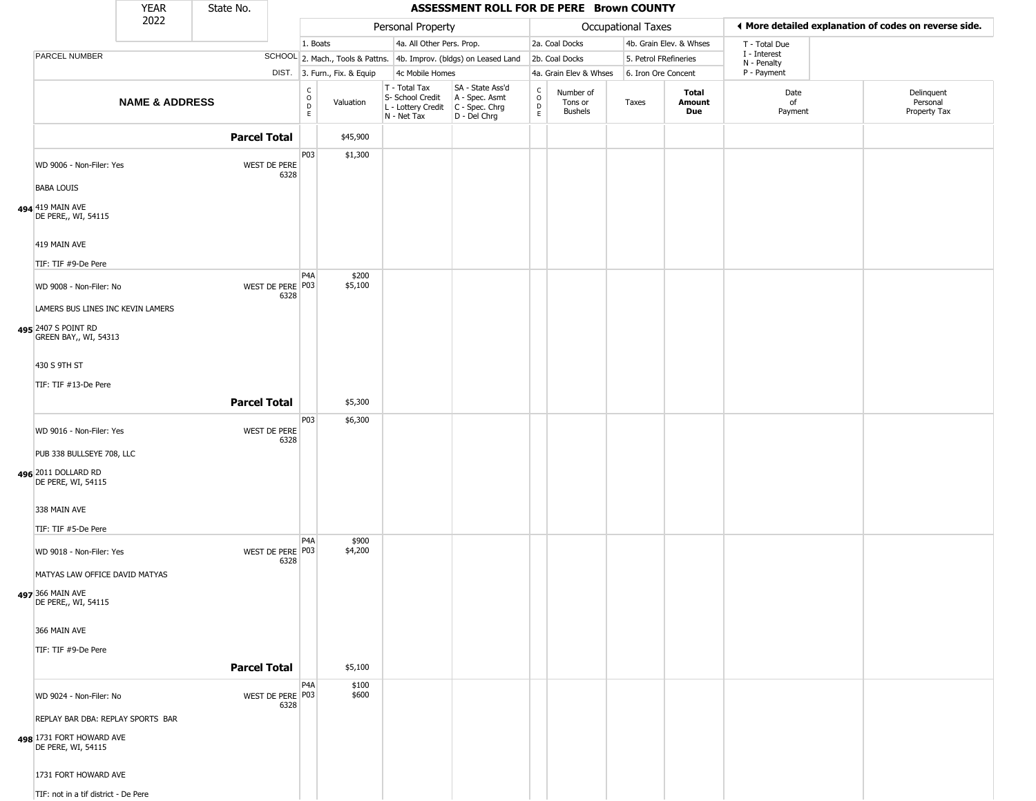# ASSESSMENT ROLL FOR DE PERE Brown COUNTY

| YEAR | State No. |
|---|---|
| 2022 | |

| | | Personal Property | | | | Occupational Taxes | | | | ◄ More detailed explanation of codes on reverse side. | |
|---|---|---|---|---|---|---|---|---|---|---|---|
| | | 1. Boats | | 4a. All Other Pers. Prop. | | 2a. Coal Docks | | 4b. Grain Elev. & Whses | | T - Total Due<br>I - Interest<br>N - Penalty<br>P - Payment | |
| PARCEL NUMBER | SCHOOL | 2. Mach., Tools & Pattns. | | 4b. Improv. (bldgs) on Leased Land | | 2b. Coal Docks | | 5. Petrol FRefineries | | | |
| | DIST. | 3. Furn., Fix. & Equip | | 4c Mobile Homes | | 4a. Grain Elev & Whses | | 6. Iron Ore Concent | | | |
| **NAME & ADDRESS** | | CODE | Valuation | T - Total Tax<br>S- School Credit<br>L - Lottery Credit<br>N - Net Tax | SA - State Ass'd<br>A - Spec. Asmt<br>C - Spec. Chrg<br>D - Del Chrg | CODE | Number of Tons or Bushels | Taxes | **Total Amount Due** | Date of Payment | Delinquent Personal Property Tax |
| **Parcel Total** | | | $45,900 | | | | | | | | |
| WD 9006 - Non-Filer: Yes<br>BABA LOUIS<br>**494** 419 MAIN AVE<br>DE PERE,, WI, 54115<br>419 MAIN AVE<br>TIF: TIF #9-De Pere | WEST DE PERE 6328 | P03 | $1,300 | | | | | | | | |
| WD 9008 - Non-Filer: No<br>LAMERS BUS LINES INC KEVIN LAMERS<br>**495** 2407 S POINT RD<br>GREEN BAY,, WI, 54313<br>430 S 9TH ST<br>TIF: TIF #13-De Pere | WEST DE PERE 6328 | P4A<br>P03 | $200<br>$5,100 | | | | | | | | |
| **Parcel Total** | | | $5,300 | | | | | | | | |
| WD 9016 - Non-Filer: Yes<br>PUB 338 BULLSEYE 708, LLC<br>**496** 2011 DOLLARD RD<br>DE PERE, WI, 54115<br>338 MAIN AVE<br>TIF: TIF #5-De Pere | WEST DE PERE 6328 | P03 | $6,300 | | | | | | | | |
| WD 9018 - Non-Filer: Yes<br>MATYAS LAW OFFICE DAVID MATYAS<br>**497** 366 MAIN AVE<br>DE PERE,, WI, 54115<br>366 MAIN AVE<br>TIF: TIF #9-De Pere | WEST DE PERE 6328 | P4A<br>P03 | $900<br>$4,200 | | | | | | | | |
| **Parcel Total** | | | $5,100 | | | | | | | | |
| WD 9024 - Non-Filer: No<br>REPLAY BAR DBA: REPLAY SPORTS BAR<br>**498** 1731 FORT HOWARD AVE<br>DE PERE, WI, 54115<br>1731 FORT HOWARD AVE<br>TIF: not in a tif district - De Pere | WEST DE PERE 6328 | P4A<br>P03 | $100<br>$600 | | | | | | | | |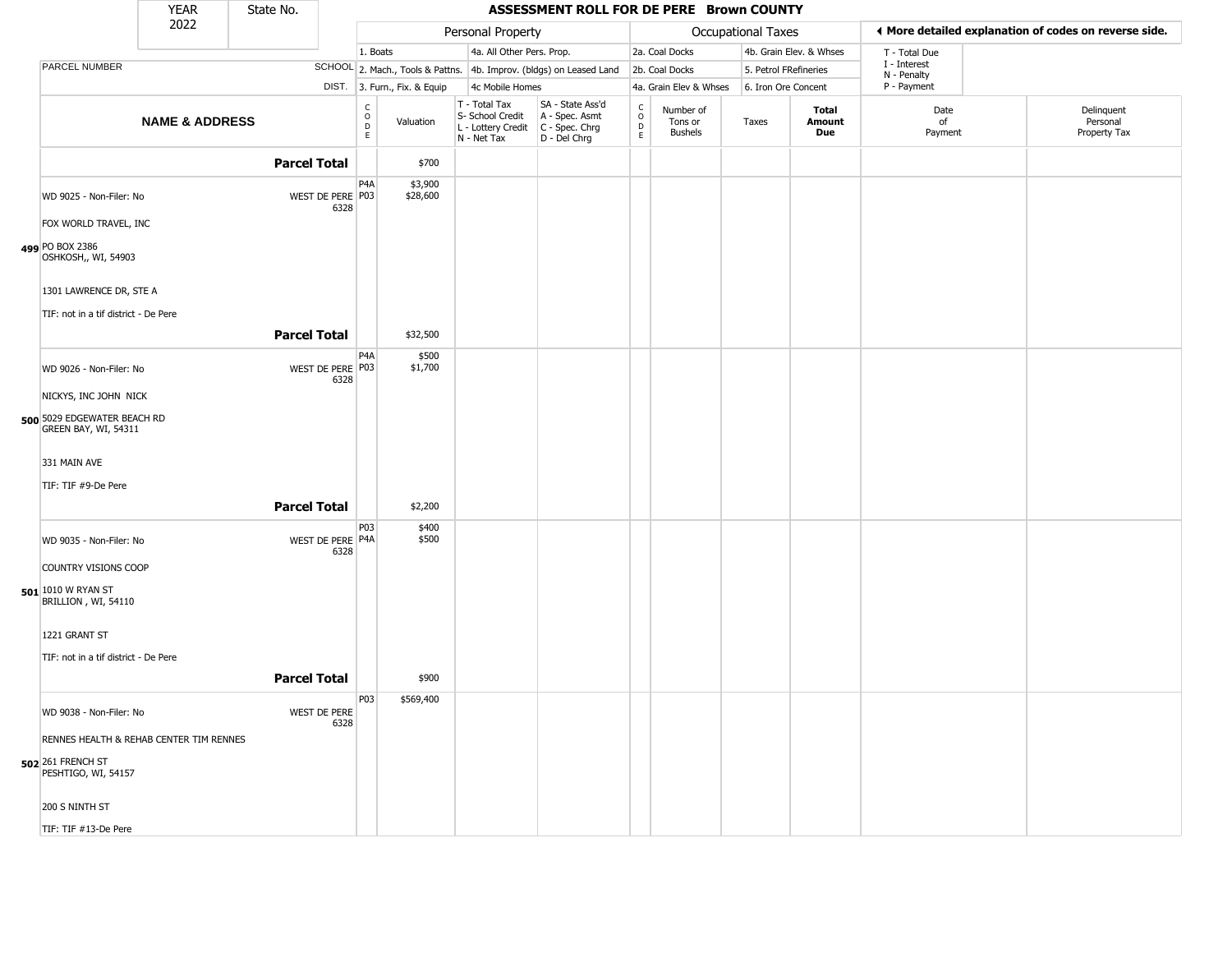# ASSESSMENT ROLL FOR DE PERE Brown COUNTY

YEAR 2022 | State No.

◄ More detailed explanation of codes on reverse side.

| | | Personal Property | | | | | Occupational Taxes | | | | |
|---|---|---|---|---|---|---|---|---|---|---|---|
| PARCEL NUMBER | SCHOOL DIST. | 1. Boats<br>2. Mach., Tools & Pattns.<br>3. Furn., Fix. & Equip | | 4a. All Other Pers. Prop.<br>4b. Improv. (bldgs) on Leased Land<br>4c Mobile Homes | | 2a. Coal Docks<br>2b. Coal Docks<br>4a. Grain Elev & Whses | | 4b. Grain Elev. & Whses<br>5. Petrol FRefineries<br>6. Iron Ore Concent | | T - Total Due<br>I - Interest<br>N - Penalty<br>P - Payment | |
| **NAME & ADDRESS** | | CODE | Valuation | T - Total Tax<br>S- School Credit<br>L - Lottery Credit<br>N - Net Tax | SA - State Ass'd<br>A - Spec. Asmt<br>C - Spec. Chrg<br>D - Del Chrg | CODE | Number of Tons or Bushels | Taxes | **Total Amount Due** | Date of Payment | Delinquent Personal Property Tax |
| **Parcel Total** | | | $700 | | | | | | | | |
| WD 9025 - Non-Filer: No<br>FOX WORLD TRAVEL, INC<br>499 PO BOX 2386<br>OSHKOSH,, WI, 54903<br>1301 LAWRENCE DR, STE A<br>TIF: not in a tif district - De Pere | WEST DE PERE 6328 | P4A<br>P03 | $3,900<br>$28,600 | | | | | | | | |
| **Parcel Total** | | | $32,500 | | | | | | | | |
| WD 9026 - Non-Filer: No<br>NICKYS, INC JOHN NICK<br>500 5029 EDGEWATER BEACH RD<br>GREEN BAY, WI, 54311<br>331 MAIN AVE<br>TIF: TIF #9-De Pere | WEST DE PERE 6328 | P4A<br>P03 | $500<br>$1,700 | | | | | | | | |
| **Parcel Total** | | | $2,200 | | | | | | | | |
| WD 9035 - Non-Filer: No<br>COUNTRY VISIONS COOP<br>501 1010 W RYAN ST<br>BRILLION , WI, 54110<br>1221 GRANT ST<br>TIF: not in a tif district - De Pere | WEST DE PERE 6328 | P03<br>P4A | $400<br>$500 | | | | | | | | |
| **Parcel Total** | | | $900 | | | | | | | | |
| WD 9038 - Non-Filer: No<br>RENNES HEALTH & REHAB CENTER TIM RENNES<br>502 261 FRENCH ST<br>PESHTIGO, WI, 54157<br>200 S NINTH ST<br>TIF: TIF #13-De Pere | WEST DE PERE 6328 | P03 | $569,400 | | | | | | | | |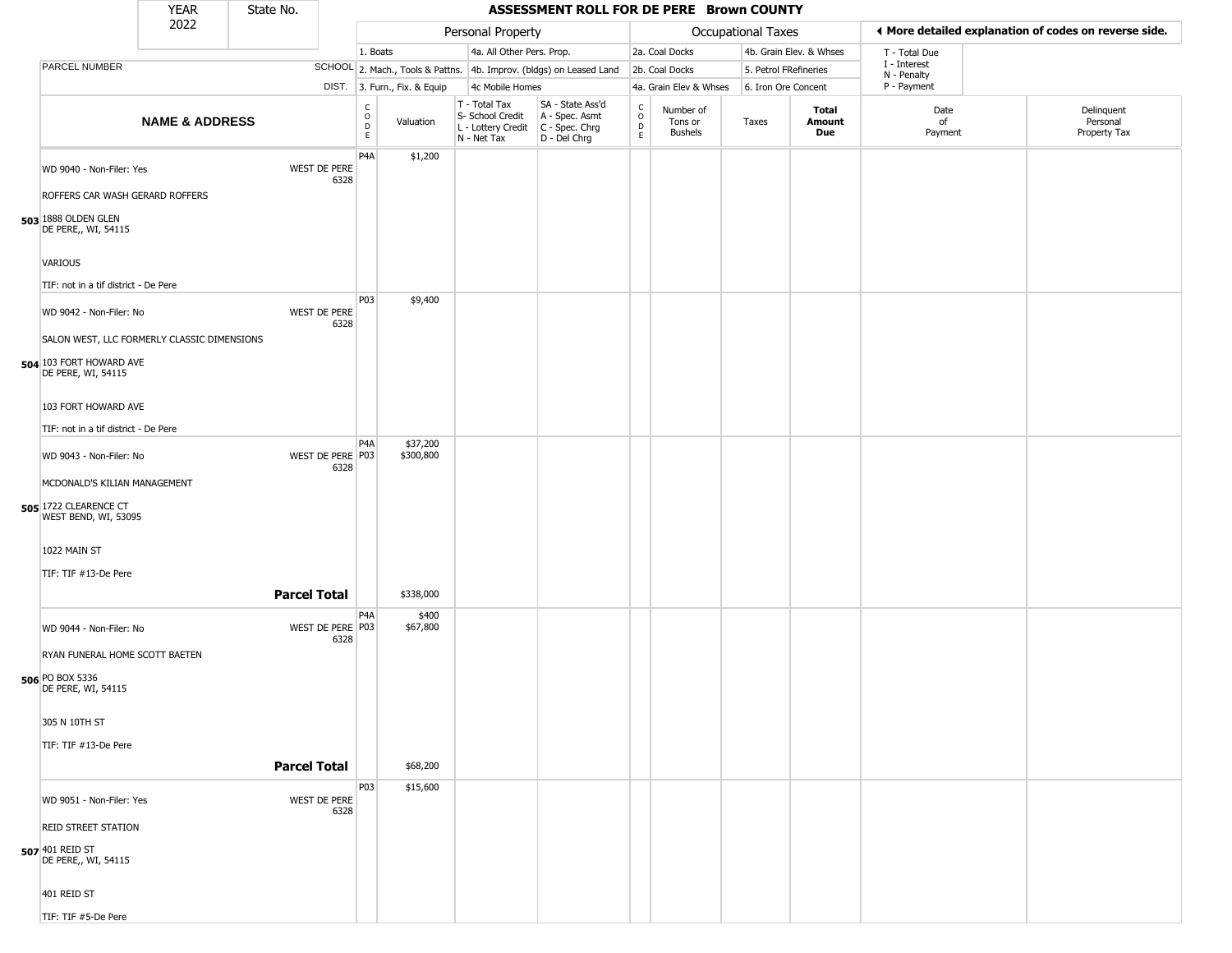# ASSESSMENT ROLL FOR DE PERE Brown COUNTY

YEAR 2022 | State No.

| | | Personal Property | | | | Occupational Taxes | | | | ◂ More detailed explanation of codes on reverse side. | |
|---|---|---|---|---|---|---|---|---|---|---|---|
| | | 1. Boats | | 4a. All Other Pers. Prop. | | 2a. Coal Docks | | 4b. Grain Elev. & Whses | | T - Total Due | |
| PARCEL NUMBER | SCHOOL | 2. Mach., Tools & Pattns. | | 4b. Improv. (bldgs) on Leased Land | | 2b. Coal Docks | | 5. Petrol FRefineries | | I - Interest, N - Penalty | |
| | DIST. | 3. Furn., Fix. & Equip | | 4c Mobile Homes | | 4a. Grain Elev & Whses | | 6. Iron Ore Concent | | P - Payment | |

| NAME & ADDRESS | SCHOOL DIST. | CODE | Valuation | T - Total Tax, S- School Credit, L - Lottery Credit, N - Net Tax | SA - State Ass'd, A - Spec. Asmt, C - Spec. Chrg, D - Del Chrg | CODE | Number of Tons or Bushels | Taxes | Total Amount Due | Date of Payment | Delinquent Personal Property Tax |
|---|---|---|---|---|---|---|---|---|---|---|---|
| 503 WD 9040 - Non-Filer: Yes<br>ROFFERS CAR WASH GERARD ROFFERS<br>1888 OLDEN GLEN<br>DE PERE,, WI, 54115<br>VARIOUS<br>TIF: not in a tif district - De Pere | WEST DE PERE 6328 | P4A | $1,200 | | | | | | | | |
| 504 WD 9042 - Non-Filer: No<br>SALON WEST, LLC FORMERLY CLASSIC DIMENSIONS<br>103 FORT HOWARD AVE<br>DE PERE, WI, 54115<br>103 FORT HOWARD AVE<br>TIF: not in a tif district - De Pere | WEST DE PERE 6328 | P03 | $9,400 | | | | | | | | |
| 505 WD 9043 - Non-Filer: No<br>MCDONALD'S KILIAN MANAGEMENT<br>1722 CLEARENCE CT<br>WEST BEND, WI, 53095<br>1022 MAIN ST<br>TIF: TIF #13-De Pere | WEST DE PERE 6328 | P4A<br>P03 | $37,200<br>$300,800 | | | | | | | | |
| | **Parcel Total** | | $338,000 | | | | | | | | |
| 506 WD 9044 - Non-Filer: No<br>RYAN FUNERAL HOME SCOTT BAETEN<br>PO BOX 5336<br>DE PERE, WI, 54115<br>305 N 10TH ST<br>TIF: TIF #13-De Pere | WEST DE PERE 6328 | P4A<br>P03 | $400<br>$67,800 | | | | | | | | |
| | **Parcel Total** | | $68,200 | | | | | | | | |
| 507 WD 9051 - Non-Filer: Yes<br>REID STREET STATION<br>401 REID ST<br>DE PERE,, WI, 54115<br>401 REID ST<br>TIF: TIF #5-De Pere | WEST DE PERE 6328 | P03 | $15,600 | | | | | | | | |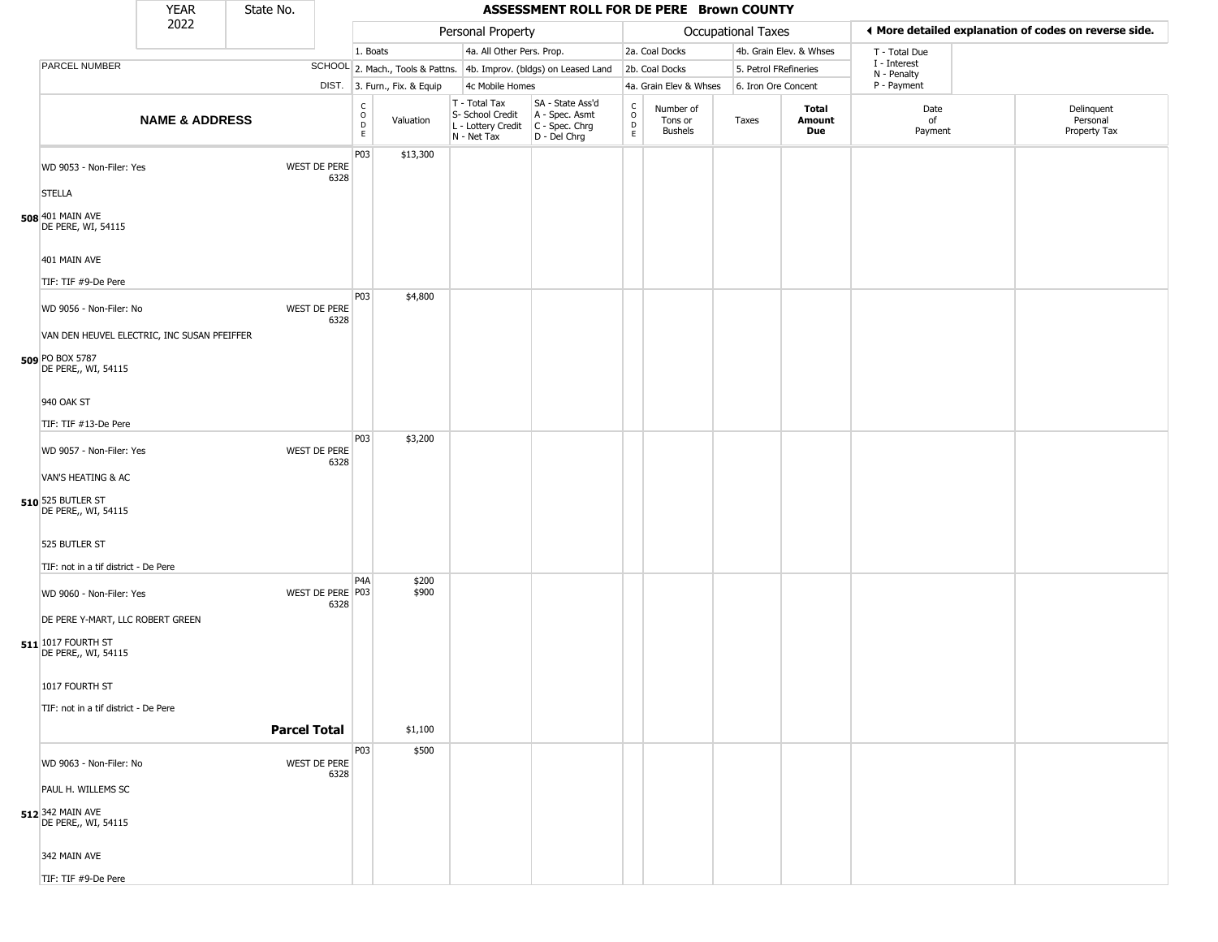# ASSESSMENT ROLL FOR DE PERE Brown COUNTY

YEAR 2022 | State No.

| | | Personal Property | | | | Occupational Taxes | | | | ◀ More detailed explanation of codes on reverse side. | |
|---|---|---|---|---|---|---|---|---|---|---|---|
| PARCEL NUMBER | SCHOOL DIST. | 1. Boats / 2. Mach., Tools & Pattns. / 3. Furn., Fix. & Equip | | 4a. All Other Pers. Prop. / 4b. Improv. (bldgs) on Leased Land / 4c Mobile Homes | | 2a. Coal Docks / 2b. Coal Docks / 4a. Grain Elev & Whses | | 4b. Grain Elev. & Whses / 5. Petrol FRefineries / 6. Iron Ore Concent | | T - Total Due / I - Interest / N - Penalty / P - Payment | |
| **NAME & ADDRESS** | | CODE | Valuation | T - Total Tax / S- School Credit / L - Lottery Credit / N - Net Tax | SA - State Ass'd / A - Spec. Asmt / C - Spec. Chrg / D - Del Chrg | CODE | Number of Tons or Bushels | Taxes | **Total Amount Due** | Date of Payment | Delinquent Personal Property Tax |
| 508 WD 9053 - Non-Filer: Yes<br>STELLA<br>401 MAIN AVE<br>DE PERE, WI, 54115<br>401 MAIN AVE<br>TIF: TIF #9-De Pere | WEST DE PERE 6328 | P03 | $13,300 | | | | | | | | |
| 509 WD 9056 - Non-Filer: No<br>VAN DEN HEUVEL ELECTRIC, INC SUSAN PFEIFFER<br>PO BOX 5787<br>DE PERE,, WI, 54115<br>940 OAK ST<br>TIF: TIF #13-De Pere | WEST DE PERE 6328 | P03 | $4,800 | | | | | | | | |
| 510 WD 9057 - Non-Filer: Yes<br>VAN'S HEATING & AC<br>525 BUTLER ST<br>DE PERE,, WI, 54115<br>525 BUTLER ST<br>TIF: not in a tif district - De Pere | WEST DE PERE 6328 | P03 | $3,200 | | | | | | | | |
| 511 WD 9060 - Non-Filer: Yes<br>DE PERE Y-MART, LLC ROBERT GREEN<br>1017 FOURTH ST<br>DE PERE,, WI, 54115<br>1017 FOURTH ST<br>TIF: not in a tif district - De Pere | WEST DE PERE 6328 | P4A<br>P03 | $200<br>$900 | | | | | | | | |
| | **Parcel Total** | | $1,100 | | | | | | | | |
| 512 WD 9063 - Non-Filer: No<br>PAUL H. WILLEMS SC<br>342 MAIN AVE<br>DE PERE,, WI, 54115<br>342 MAIN AVE<br>TIF: TIF #9-De Pere | WEST DE PERE 6328 | P03 | $500 | | | | | | | | |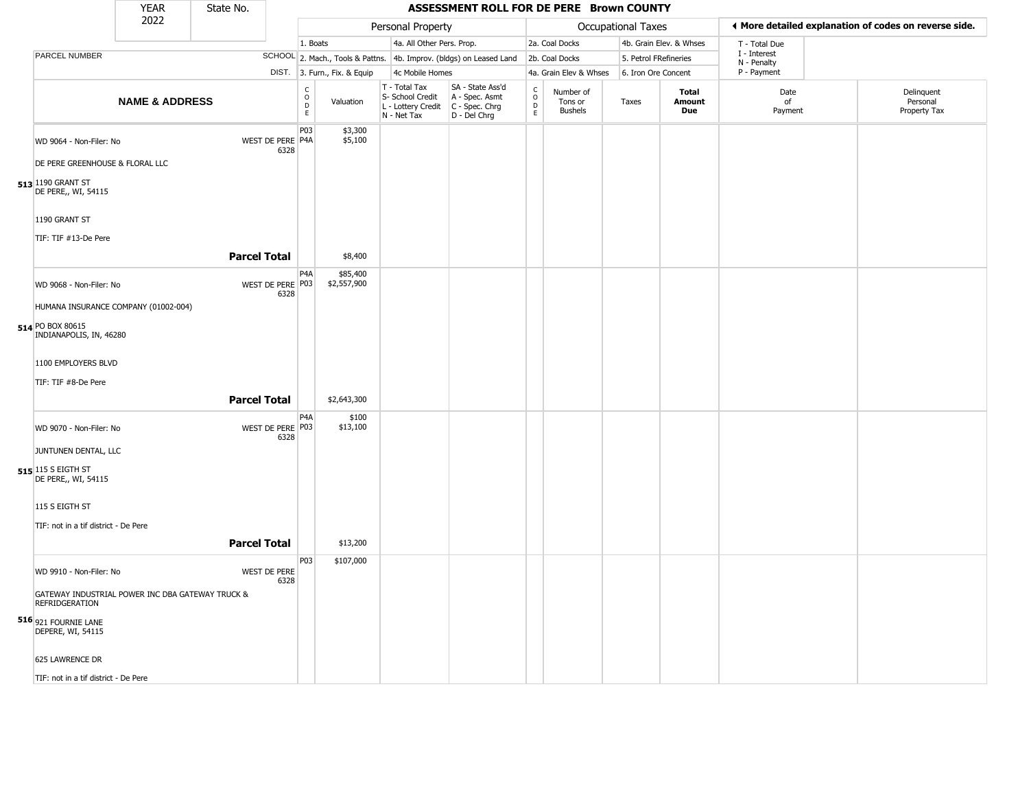| YEAR 2022 | State No. | ASSESSMENT ROLL FOR DE PERE Brown COUNTY | | | | | | | | | | |
|---|---|---|---|---|---|---|---|---|---|---|---|---|

| | | Personal Property | | | | Occupational Taxes | | | | ◄ More detailed explanation of codes on reverse side. | | |
|---|---|---|---|---|---|---|---|---|---|---|---|---|
| | | 1. Boats | | 4a. All Other Pers. Prop. | | 2a. Coal Docks | | 4b. Grain Elev. & Whses | | T - Total Due<br>I - Interest<br>N - Penalty<br>P - Payment | | |
| PARCEL NUMBER | SCHOOL | 2. Mach., Tools & Pattns. | | 4b. Improv. (bldgs) on Leased Land | | 2b. Coal Docks | | 5. Petrol FRefineries | | | | |
| | DIST. | 3. Furn., Fix. & Equip | | 4c Mobile Homes | | 4a. Grain Elev & Whses | | 6. Iron Ore Concent | | | | |
| **NAME & ADDRESS** | | CODE | Valuation | T - Total Tax<br>S- School Credit<br>L - Lottery Credit<br>N - Net Tax | SA - State Ass'd<br>A - Spec. Asmt<br>C - Spec. Chrg<br>D - Del Chrg | CODE | Number of Tons or Bushels | Taxes | **Total Amount Due** | Date of Payment | Delinquent Personal Property Tax | |
| **513** WD 9064 - Non-Filer: No<br>DE PERE GREENHOUSE & FLORAL LLC<br>1190 GRANT ST<br>DE PERE,, WI, 54115<br><br>1190 GRANT ST<br>TIF: TIF #13-De Pere | WEST DE PERE 6328 | P03<br>P4A | $3,300<br>$5,100 | | | | | | | | | |
| | **Parcel Total** | | $8,400 | | | | | | | | | |
| **514** WD 9068 - Non-Filer: No<br>HUMANA INSURANCE COMPANY (01002-004)<br>PO BOX 80615<br>INDIANAPOLIS, IN, 46280<br><br>1100 EMPLOYERS BLVD<br>TIF: TIF #8-De Pere | WEST DE PERE 6328 | P4A<br>P03 | $85,400<br>$2,557,900 | | | | | | | | | |
| | **Parcel Total** | | $2,643,300 | | | | | | | | | |
| **515** WD 9070 - Non-Filer: No<br>JUNTUNEN DENTAL, LLC<br>115 S EIGTH ST<br>DE PERE,, WI, 54115<br><br>115 S EIGTH ST<br>TIF: not in a tif district - De Pere | WEST DE PERE 6328 | P4A<br>P03 | $100<br>$13,100 | | | | | | | | | |
| | **Parcel Total** | | $13,200 | | | | | | | | | |
| **516** WD 9910 - Non-Filer: No<br>GATEWAY INDUSTRIAL POWER INC DBA GATEWAY TRUCK & REFRIDGERATION<br>921 FOURNIE LANE<br>DEPERE, WI, 54115<br><br>625 LAWRENCE DR<br>TIF: not in a tif district - De Pere | WEST DE PERE 6328 | P03 | $107,000 | | | | | | | | | |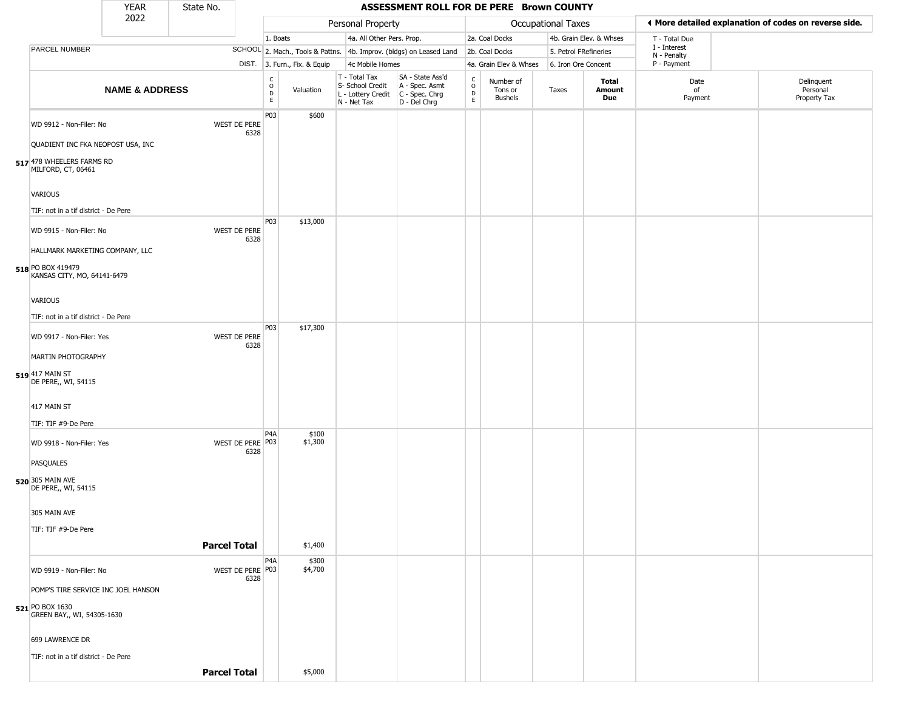| YEAR 2022 | State No. | | ASSESSMENT ROLL FOR DE PERE Brown COUNTY | | | | | | | | | | | |
|---|---|---|---|---|---|---|---|---|---|---|---|---|---|---|

**Personal Property**: 1. Boats; 2. Mach., Tools & Pattns.; 3. Furn., Fix. & Equip; 4a. All Other Pers. Prop.; 4b. Improv. (bldgs) on Leased Land; 4c Mobile Homes

**Occupational Taxes**: 2a. Coal Docks; 2b. Coal Docks; 4a. Grain Elev & Whses; 4b. Grain Elev. & Whses; 5. Petrol FRefineries; 6. Iron Ore Concent

◄ More detailed explanation of codes on reverse side.

T - Total Due; I - Interest; N - Penalty; P - Payment

| | PARCEL NUMBER / NAME & ADDRESS | SCHOOL DIST. | CODE | Valuation | T - Total Tax S- School Credit L - Lottery Credit N - Net Tax | SA - State Ass'd A - Spec. Asmt C - Spec. Chrg D - Del Chrg | CODE | Number of Tons or Bushels | Taxes | Total Amount Due | Date of Payment | Delinquent Personal Property Tax |
|---|---|---|---|---|---|---|---|---|---|---|---|---|
| 517 | WD 9912 - Non-Filer: No<br>QUADIENT INC FKA NEOPOST USA, INC<br>478 WHEELERS FARMS RD<br>MILFORD, CT, 06461<br>VARIOUS<br>TIF: not in a tif district - De Pere | WEST DE PERE 6328 | P03 | $600 | | | | | | | | |
| 518 | WD 9915 - Non-Filer: No<br>HALLMARK MARKETING COMPANY, LLC<br>PO BOX 419479<br>KANSAS CITY, MO, 64141-6479<br>VARIOUS<br>TIF: not in a tif district - De Pere | WEST DE PERE 6328 | P03 | $13,000 | | | | | | | | |
| 519 | WD 9917 - Non-Filer: Yes<br>MARTIN PHOTOGRAPHY<br>417 MAIN ST<br>DE PERE,, WI, 54115<br>417 MAIN ST<br>TIF: TIF #9-De Pere | WEST DE PERE 6328 | P03 | $17,300 | | | | | | | | |
| 520 | WD 9918 - Non-Filer: Yes<br>PASQUALES<br>305 MAIN AVE<br>DE PERE,, WI, 54115<br>305 MAIN AVE<br>TIF: TIF #9-De Pere | WEST DE PERE 6328 | P4A<br>P03 | $100<br>$1,300 | | | | | | | | |
| | **Parcel Total** | | | $1,400 | | | | | | | | |
| 521 | WD 9919 - Non-Filer: No<br>POMP'S TIRE SERVICE INC JOEL HANSON<br>PO BOX 1630<br>GREEN BAY,, WI, 54305-1630<br>699 LAWRENCE DR<br>TIF: not in a tif district - De Pere | WEST DE PERE 6328 | P4A<br>P03 | $300<br>$4,700 | | | | | | | | |
| | **Parcel Total** | | | $5,000 | | | | | | | | |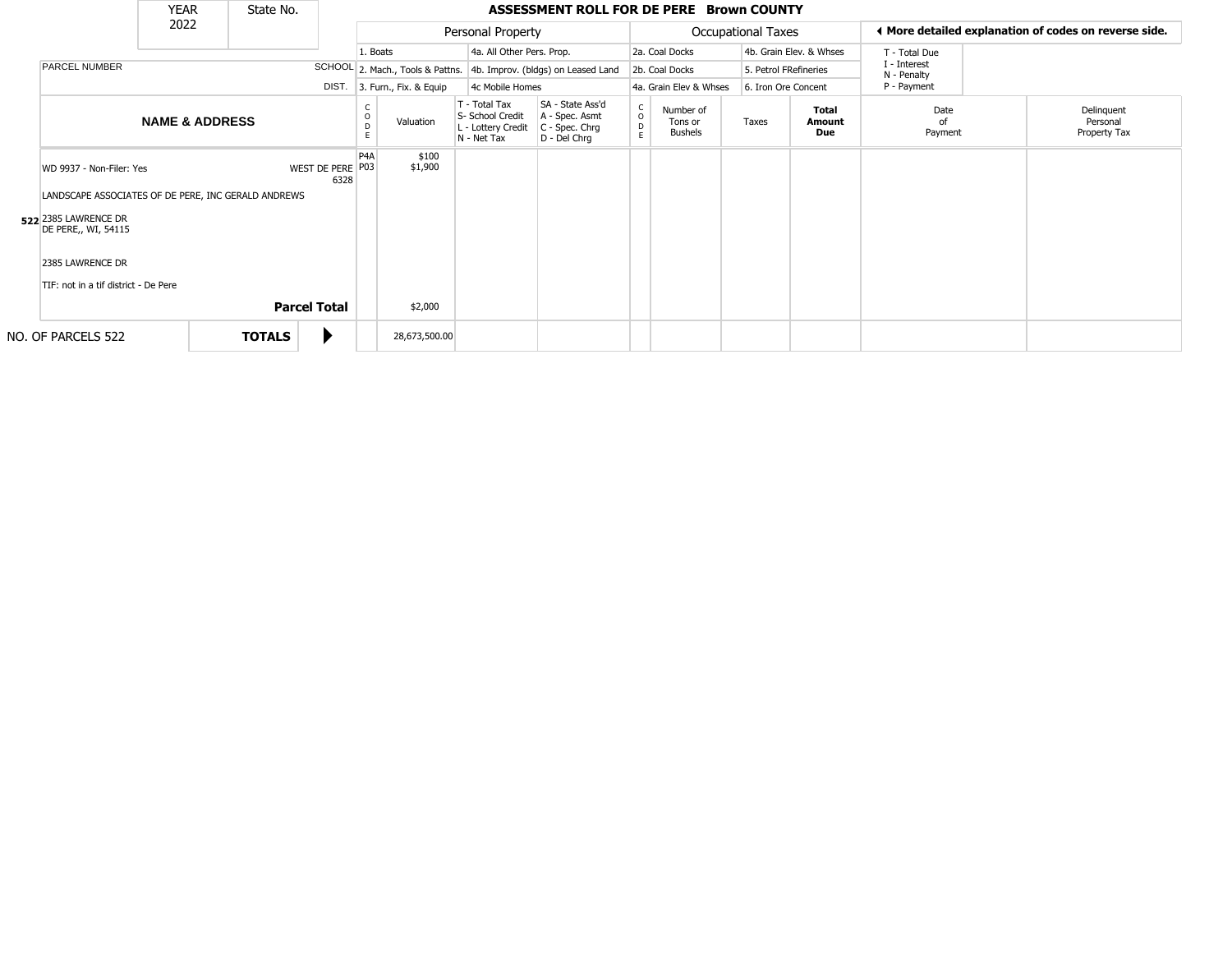| YEAR 2022 | State No. |
|---|---|

## ASSESSMENT ROLL FOR DE PERE Brown COUNTY

| Personal Property | | Occupational Taxes | | ◄ More detailed explanation of codes on reverse side. |
|---|---|---|---|---|
| 1. Boats | 4a. All Other Pers. Prop. | 2a. Coal Docks | 4b. Grain Elev. & Whses | T - Total Due |
| 2. Mach., Tools & Pattns. | 4b. Improv. (bldgs) on Leased Land | 2b. Coal Docks | 5. Petrol FRefineries | I - Interest<br>N - Penalty |
| 3. Furn., Fix. & Equip | 4c Mobile Homes | 4a. Grain Elev & Whses | 6. Iron Ore Concent | P - Payment |

| PARCEL NUMBER / NAME & ADDRESS | SCHOOL DIST. | CODE | Valuation | T - Total Tax<br>S- School Credit<br>L - Lottery Credit<br>N - Net Tax | SA - State Ass'd<br>A - Spec. Asmt<br>C - Spec. Chrg<br>D - Del Chrg | CODE | Number of Tons or Bushels | Taxes | Total Amount Due | Date of Payment | Delinquent Personal Property Tax |
|---|---|---|---|---|---|---|---|---|---|---|---|
| WD 9937 - Non-Filer: Yes<br>LANDSCAPE ASSOCIATES OF DE PERE, INC GERALD ANDREWS<br>522 2385 LAWRENCE DR<br>DE PERE,, WI, 54115<br>2385 LAWRENCE DR<br>TIF: not in a tif district - De Pere | WEST DE PERE 6328 | P4A<br>P03 | $100<br>$1,900 | | | | | | | | |
| **Parcel Total** | | | $2,000 | | | | | | | | |
| NO. OF PARCELS 522 **TOTALS** | | | 28,673,500.00 | | | | | | | | |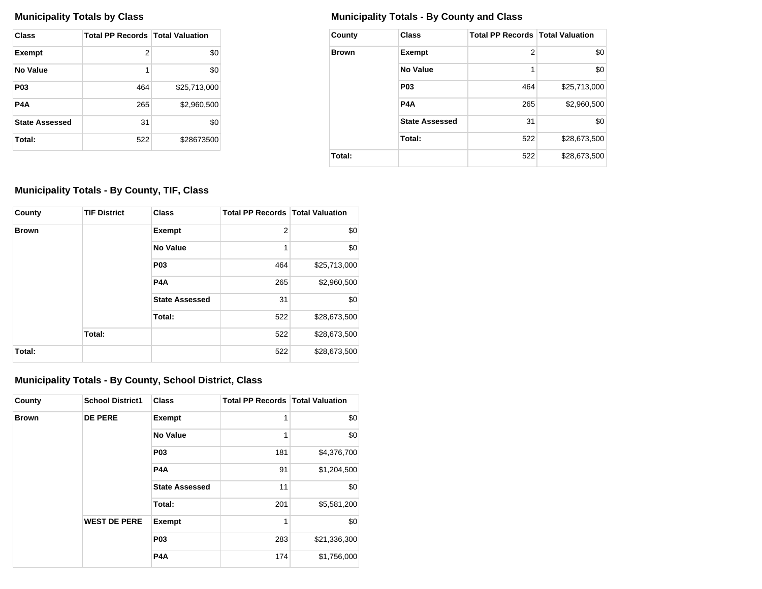### Municipality Totals by Class

| Class | Total PP Records | Total Valuation |
|---|---|---|
| Exempt | 2 | $0 |
| No Value | 1 | $0 |
| P03 | 464 | $25,713,000 |
| P4A | 265 | $2,960,500 |
| State Assessed | 31 | $0 |
| Total: | 522 | $28673500 |

### Municipality Totals - By County and Class

| County | Class | Total PP Records | Total Valuation |
|---|---|---|---|
| Brown | Exempt | 2 | $0 |
| | No Value | 1 | $0 |
| | P03 | 464 | $25,713,000 |
| | P4A | 265 | $2,960,500 |
| | State Assessed | 31 | $0 |
| | Total: | 522 | $28,673,500 |
| Total: | | 522 | $28,673,500 |

### Municipality Totals - By County, TIF, Class

| County | TIF District | Class | Total PP Records | Total Valuation |
|---|---|---|---|---|
| Brown | | Exempt | 2 | $0 |
| | | No Value | 1 | $0 |
| | | P03 | 464 | $25,713,000 |
| | | P4A | 265 | $2,960,500 |
| | | State Assessed | 31 | $0 |
| | | Total: | 522 | $28,673,500 |
| | Total: | | 522 | $28,673,500 |
| Total: | | | 522 | $28,673,500 |

### Municipality Totals - By County, School District, Class

| County | School District1 | Class | Total PP Records | Total Valuation |
|---|---|---|---|---|
| Brown | DE PERE | Exempt | 1 | $0 |
| | | No Value | 1 | $0 |
| | | P03 | 181 | $4,376,700 |
| | | P4A | 91 | $1,204,500 |
| | | State Assessed | 11 | $0 |
| | | Total: | 201 | $5,581,200 |
| | WEST DE PERE | Exempt | 1 | $0 |
| | | P03 | 283 | $21,336,300 |
| | | P4A | 174 | $1,756,000 |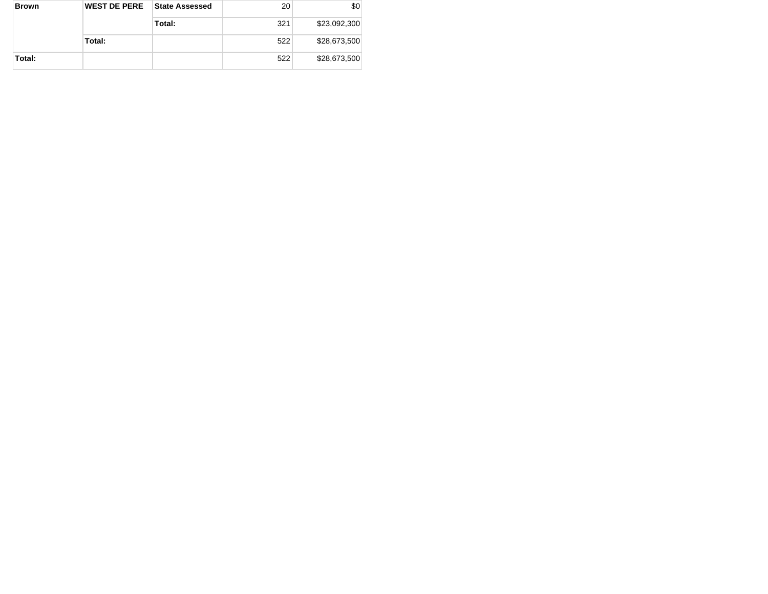| | | | | |
|---|---|---|---|---|
| **Brown** | **WEST DE PERE** | **State Assessed** | 20 | $0 |
| | | **Total:** | 321 | $23,092,300 |
| | **Total:** | | 522 | $28,673,500 |
| **Total:** | | | 522 | $28,673,500 |